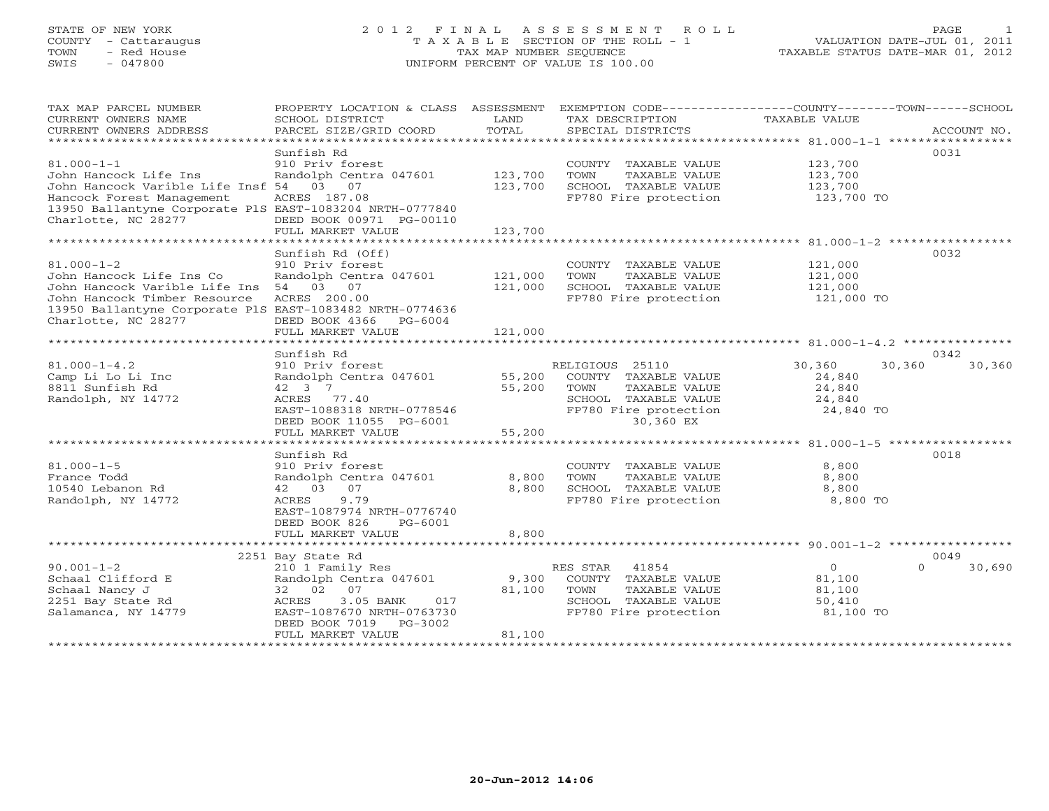STATE OF NEW YORK
COUNTY - Cattaraugus
TOWN - Red House
SWIS - 047800

# 2012 FINAL ASSESSMENT ROLL

TAXABLE SECTION OF THE ROLL - 1
TAX MAP NUMBER SEQUENCE
UNIFORM PERCENT OF VALUE IS 100.00

VALUATION DATE-JUL 01, 2011
TAXABLE STATUS DATE-MAR 01, 2012

| TAX MAP PARCEL NUMBER / CURRENT OWNERS NAME / CURRENT OWNERS ADDRESS | PROPERTY LOCATION & CLASS / SCHOOL DISTRICT / PARCEL SIZE/GRID COORD | ASSESSMENT LAND | TOTAL | EXEMPTION CODE / TAX DESCRIPTION / SPECIAL DISTRICTS | COUNTY | TOWN | SCHOOL | ACCOUNT NO. |
|---|---|---|---|---|---|---|---|---|
| **81.000-1-1** | Sunfish Rd | | | | | | | 0031 |
| 81.000-1-1 | 910 Priv forest | | | COUNTY TAXABLE VALUE | 123,700 | | | |
| John Hancock Life Ins | Randolph Centra 047601 | 123,700 | | TOWN TAXABLE VALUE | | 123,700 | | |
| John Hancock Varible Life Insf | 54 03 07 | | 123,700 | SCHOOL TAXABLE VALUE | | | 123,700 | |
| Hancock Forest Management | ACRES 187.08 | | | FP780 Fire protection | 123,700 TO | | | |
| 13950 Ballantyne Corporate PlS | EAST-1083204 NRTH-0777840 | | | | | | | |
| Charlotte, NC 28277 | DEED BOOK 00971 PG-00110 | | | | | | | |
| | FULL MARKET VALUE | | 123,700 | | | | | |
| **81.000-1-2** | Sunfish Rd (Off) | | | | | | | 0032 |
| 81.000-1-2 | 910 Priv forest | | | COUNTY TAXABLE VALUE | 121,000 | | | |
| John Hancock Life Ins Co | Randolph Centra 047601 | 121,000 | | TOWN TAXABLE VALUE | | 121,000 | | |
| John Hancock Varible Life Ins | 54 03 07 | | 121,000 | SCHOOL TAXABLE VALUE | | | 121,000 | |
| John Hancock Timber Resource | ACRES 200.00 | | | FP780 Fire protection | 121,000 TO | | | |
| 13950 Ballantyne Corporate PlS | EAST-1083482 NRTH-0774636 | | | | | | | |
| Charlotte, NC 28277 | DEED BOOK 4366 PG-6004 | | | | | | | |
| | FULL MARKET VALUE | | 121,000 | | | | | |
| **81.000-1-4.2** | Sunfish Rd | | | | | | | 0342 |
| 81.000-1-4.2 | 910 Priv forest | | | RELIGIOUS 25110 | 30,360 | 30,360 | 30,360 | |
| Camp Li Lo Li Inc | Randolph Centra 047601 | 55,200 | | COUNTY TAXABLE VALUE | 24,840 | | | |
| 8811 Sunfish Rd | 42 3 7 | | 55,200 | TOWN TAXABLE VALUE | | 24,840 | | |
| Randolph, NY 14772 | ACRES 77.40 | | | SCHOOL TAXABLE VALUE | | | 24,840 | |
| | EAST-1088318 NRTH-0778546 | | | FP780 Fire protection | 24,840 TO | | | |
| | DEED BOOK 11055 PG-6001 | | | 30,360 EX | | | | |
| | FULL MARKET VALUE | | 55,200 | | | | | |
| **81.000-1-5** | Sunfish Rd | | | | | | | 0018 |
| 81.000-1-5 | 910 Priv forest | | | COUNTY TAXABLE VALUE | 8,800 | | | |
| France Todd | Randolph Centra 047601 | 8,800 | | TOWN TAXABLE VALUE | | 8,800 | | |
| 10540 Lebanon Rd | 42 03 07 | | 8,800 | SCHOOL TAXABLE VALUE | | | 8,800 | |
| Randolph, NY 14772 | ACRES 9.79 | | | FP780 Fire protection | 8,800 TO | | | |
| | EAST-1087974 NRTH-0776740 | | | | | | | |
| | DEED BOOK 826 PG-6001 | | | | | | | |
| | FULL MARKET VALUE | | 8,800 | | | | | |
| **90.001-1-2** | 2251 Bay State Rd | | | | | | | 0049 |
| 90.001-1-2 | 210 1 Family Res | | | RES STAR 41854 | 0 | 0 | 30,690 | |
| Schaal Clifford E | Randolph Centra 047601 | 9,300 | | COUNTY TAXABLE VALUE | 81,100 | | | |
| Schaal Nancy J | 32 02 07 | | 81,100 | TOWN TAXABLE VALUE | | 81,100 | | |
| 2251 Bay State Rd | ACRES 3.05 BANK 017 | | | SCHOOL TAXABLE VALUE | | | 50,410 | |
| Salamanca, NY 14779 | EAST-1087670 NRTH-0763730 | | | FP780 Fire protection | 81,100 TO | | | |
| | DEED BOOK 7019 PG-3002 | | | | | | | |
| | FULL MARKET VALUE | | 81,100 | | | | | |

20-Jun-2012 14:06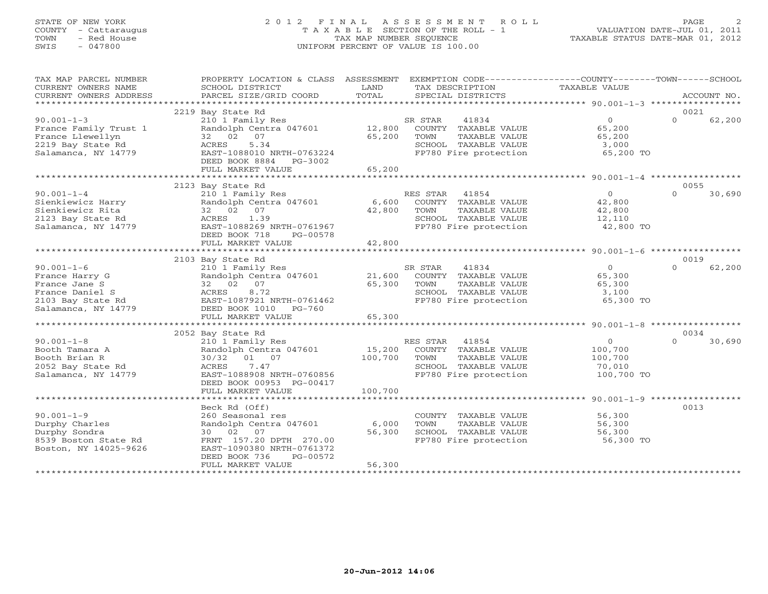STATE OF NEW YORK
COUNTY - Cattaraugus
TOWN - Red House
SWIS - 047800

# 2012 FINAL ASSESSMENT ROLL

T A X A B L E SECTION OF THE ROLL - 1
TAX MAP NUMBER SEQUENCE
UNIFORM PERCENT OF VALUE IS 100.00

VALUATION DATE-JUL 01, 2011
TAXABLE STATUS DATE-MAR 01, 2012

| TAX MAP PARCEL NUMBER / CURRENT OWNERS NAME / CURRENT OWNERS ADDRESS | PROPERTY LOCATION & CLASS / SCHOOL DISTRICT / PARCEL SIZE/GRID COORD | ASSESSMENT LAND / TOTAL | EXEMPTION CODE / TAX DESCRIPTION / SPECIAL DISTRICTS | COUNTY TAXABLE VALUE | TOWN | SCHOOL | ACCOUNT NO. |
|---|---|---|---|---|---|---|---|
| 90.001-1-3 | 2219 Bay State Rd | | | | | | 0021 |
| France Family Trust 1 | 210 1 Family Res | | SR STAR 41834 | 0 | | 0 62,200 | |
| France Llewellyn | Randolph Centra 047601 | 12,800 | COUNTY TAXABLE VALUE | 65,200 | | | |
| 2219 Bay State Rd | 32 02 07 | 65,200 | TOWN TAXABLE VALUE | 65,200 | | | |
| Salamanca, NY 14779 | ACRES 5.34 | | SCHOOL TAXABLE VALUE | 3,000 | | | |
| | EAST-1088010 NRTH-0763224 | | FP780 Fire protection | 65,200 TO | | | |
| | DEED BOOK 8884 PG-3002 | | | | | | |
| | FULL MARKET VALUE | 65,200 | | | | | |
| 90.001-1-4 | 2123 Bay State Rd | | | | | | 0055 |
| Sienkiewicz Harry | 210 1 Family Res | | RES STAR 41854 | 0 | | 0 30,690 | |
| Sienkiewicz Rita | Randolph Centra 047601 | 6,600 | COUNTY TAXABLE VALUE | 42,800 | | | |
| 2123 Bay State Rd | 32 02 07 | 42,800 | TOWN TAXABLE VALUE | 42,800 | | | |
| Salamanca, NY 14779 | ACRES 1.39 | | SCHOOL TAXABLE VALUE | 12,110 | | | |
| | EAST-1088269 NRTH-0761967 | | FP780 Fire protection | 42,800 TO | | | |
| | DEED BOOK 718 PG-00578 | | | | | | |
| | FULL MARKET VALUE | 42,800 | | | | | |
| 90.001-1-6 | 2103 Bay State Rd | | | | | | 0019 |
| France Harry G | 210 1 Family Res | | SR STAR 41834 | 0 | | 0 62,200 | |
| France Jane S | Randolph Centra 047601 | 21,600 | COUNTY TAXABLE VALUE | 65,300 | | | |
| France Daniel S | 32 02 07 | 65,300 | TOWN TAXABLE VALUE | 65,300 | | | |
| 2103 Bay State Rd | ACRES 8.72 | | SCHOOL TAXABLE VALUE | 3,100 | | | |
| Salamanca, NY 14779 | EAST-1087921 NRTH-0761462 | | FP780 Fire protection | 65,300 TO | | | |
| | DEED BOOK 1010 PG-760 | | | | | | |
| | FULL MARKET VALUE | 65,300 | | | | | |
| 90.001-1-8 | 2052 Bay State Rd | | | | | | 0034 |
| Booth Tamara A | 210 1 Family Res | | RES STAR 41854 | 0 | | 0 30,690 | |
| Booth Brian R | Randolph Centra 047601 | 15,200 | COUNTY TAXABLE VALUE | 100,700 | | | |
| 2052 Bay State Rd | 30/32 01 07 | 100,700 | TOWN TAXABLE VALUE | 100,700 | | | |
| Salamanca, NY 14779 | ACRES 7.47 | | SCHOOL TAXABLE VALUE | 70,010 | | | |
| | EAST-1088908 NRTH-0760856 | | FP780 Fire protection | 100,700 TO | | | |
| | DEED BOOK 00953 PG-00417 | | | | | | |
| | FULL MARKET VALUE | 100,700 | | | | | |
| 90.001-1-9 | Beck Rd (Off) | | | | | | 0013 |
| Durphy Charles | 260 Seasonal res | | COUNTY TAXABLE VALUE | 56,300 | | | |
| Durphy Sondra | Randolph Centra 047601 | 6,000 | TOWN TAXABLE VALUE | 56,300 | | | |
| 8539 Boston State Rd | 30 02 07 | 56,300 | SCHOOL TAXABLE VALUE | 56,300 | | | |
| Boston, NY 14025-9626 | FRNT 157.20 DPTH 270.00 | | FP780 Fire protection | 56,300 TO | | | |
| | EAST-1090380 NRTH-0761372 | | | | | | |
| | DEED BOOK 736 PG-00572 | | | | | | |
| | FULL MARKET VALUE | 56,300 | | | | | |

20-Jun-2012 14:06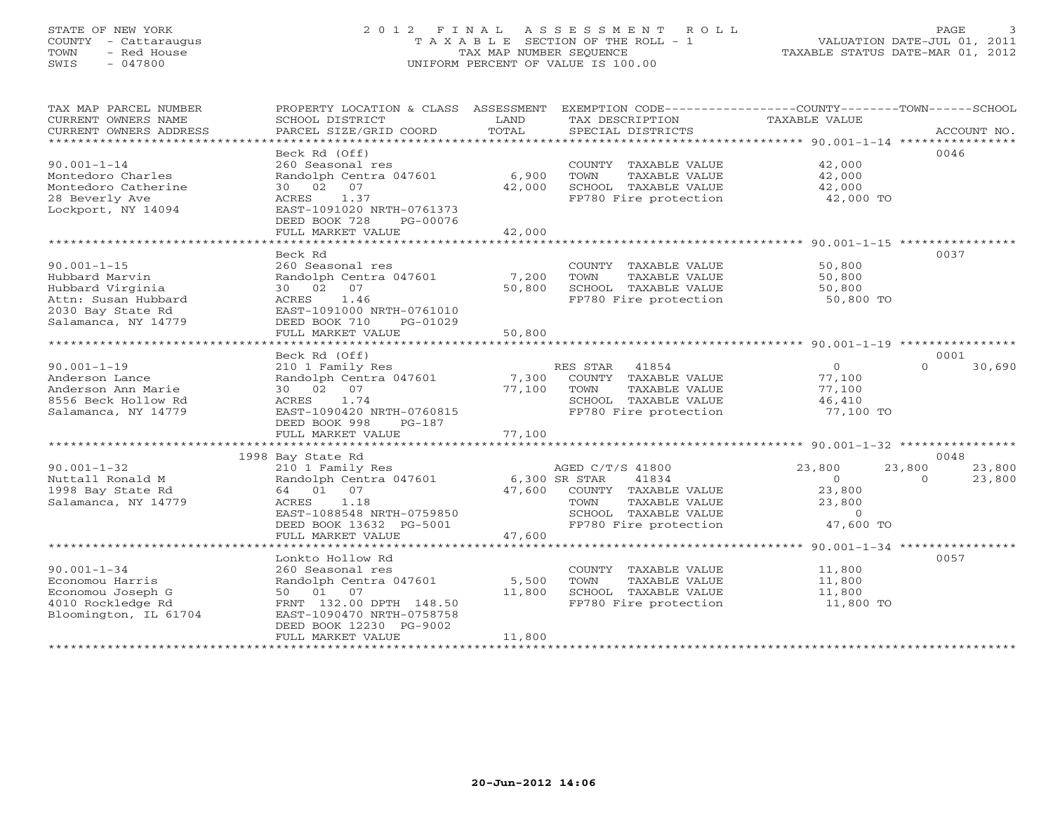STATE OF NEW YORK
COUNTY - Cattaraugus
TOWN - Red House
SWIS - 047800

# 2012 FINAL ASSESSMENT ROLL
TAXABLE SECTION OF THE ROLL - 1
TAX MAP NUMBER SEQUENCE
UNIFORM PERCENT OF VALUE IS 100.00

VALUATION DATE-JUL 01, 2011
TAXABLE STATUS DATE-MAR 01, 2012

| TAX MAP PARCEL NUMBER / CURRENT OWNERS NAME / CURRENT OWNERS ADDRESS | PROPERTY LOCATION & CLASS / SCHOOL DISTRICT / PARCEL SIZE/GRID COORD | ASSESSMENT LAND / TOTAL | EXEMPTION CODE / TAX DESCRIPTION / SPECIAL DISTRICTS | COUNTY | TOWN | SCHOOL | ACCOUNT NO. |
|---|---|---|---|---|---|---|---|
| **90.001-1-14** | Beck Rd (Off) | | | | | | 0046 |
| 90.001-1-14 | 260 Seasonal res | | COUNTY TAXABLE VALUE | 42,000 | | | |
| Montedoro Charles | Randolph Centra 047601 | 6,900 | TOWN TAXABLE VALUE | | 42,000 | | |
| Montedoro Catherine | 30 02 07 | 42,000 | SCHOOL TAXABLE VALUE | | | 42,000 | |
| 28 Beverly Ave | ACRES 1.37 | | FP780 Fire protection | 42,000 TO | | | |
| Lockport, NY 14094 | EAST-1091020 NRTH-0761373 | | | | | | |
| | DEED BOOK 728 PG-00076 | | | | | | |
| | FULL MARKET VALUE | 42,000 | | | | | |
| **90.001-1-15** | Beck Rd | | | | | | 0037 |
| 90.001-1-15 | 260 Seasonal res | | COUNTY TAXABLE VALUE | 50,800 | | | |
| Hubbard Marvin | Randolph Centra 047601 | 7,200 | TOWN TAXABLE VALUE | | 50,800 | | |
| Hubbard Virginia | 30 02 07 | 50,800 | SCHOOL TAXABLE VALUE | | | 50,800 | |
| Attn: Susan Hubbard | ACRES 1.46 | | FP780 Fire protection | 50,800 TO | | | |
| 2030 Bay State Rd | EAST-1091000 NRTH-0761010 | | | | | | |
| Salamanca, NY 14779 | DEED BOOK 710 PG-01029 | | | | | | |
| | FULL MARKET VALUE | 50,800 | | | | | |
| **90.001-1-19** | Beck Rd (Off) | | | | | | 0001 |
| 90.001-1-19 | 210 1 Family Res | | RES STAR 41854 | 0 | 0 | 30,690 | |
| Anderson Lance | Randolph Centra 047601 | 7,300 | COUNTY TAXABLE VALUE | 77,100 | | | |
| Anderson Ann Marie | 30 02 07 | 77,100 | TOWN TAXABLE VALUE | | 77,100 | | |
| 8556 Beck Hollow Rd | ACRES 1.74 | | SCHOOL TAXABLE VALUE | | | 46,410 | |
| Salamanca, NY 14779 | EAST-1090420 NRTH-0760815 | | FP780 Fire protection | 77,100 TO | | | |
| | DEED BOOK 998 PG-187 | | | | | | |
| | FULL MARKET VALUE | 77,100 | | | | | |
| **90.001-1-32** | 1998 Bay State Rd | | | | | | 0048 |
| 90.001-1-32 | 210 1 Family Res | | AGED C/T/S 41800 | 23,800 | 23,800 | 23,800 | |
| Nuttall Ronald M | Randolph Centra 047601 | 6,300 | SR STAR 41834 | 0 | 0 | 23,800 | |
| 1998 Bay State Rd | 64 01 07 | 47,600 | COUNTY TAXABLE VALUE | 23,800 | | | |
| Salamanca, NY 14779 | ACRES 1.18 | | TOWN TAXABLE VALUE | | 23,800 | | |
| | EAST-1088548 NRTH-0759850 | | SCHOOL TAXABLE VALUE | | | 0 | |
| | DEED BOOK 13632 PG-5001 | | FP780 Fire protection | 47,600 TO | | | |
| | FULL MARKET VALUE | 47,600 | | | | | |
| **90.001-1-34** | Lonkto Hollow Rd | | | | | | 0057 |
| 90.001-1-34 | 260 Seasonal res | | COUNTY TAXABLE VALUE | 11,800 | | | |
| Economou Harris | Randolph Centra 047601 | 5,500 | TOWN TAXABLE VALUE | | 11,800 | | |
| Economou Joseph G | 50 01 07 | 11,800 | SCHOOL TAXABLE VALUE | | | 11,800 | |
| 4010 Rockledge Rd | FRNT 132.00 DPTH 148.50 | | FP780 Fire protection | 11,800 TO | | | |
| Bloomington, IL 61704 | EAST-1090470 NRTH-0758758 | | | | | | |
| | DEED BOOK 12230 PG-9002 | | | | | | |
| | FULL MARKET VALUE | 11,800 | | | | | |

20-Jun-2012 14:06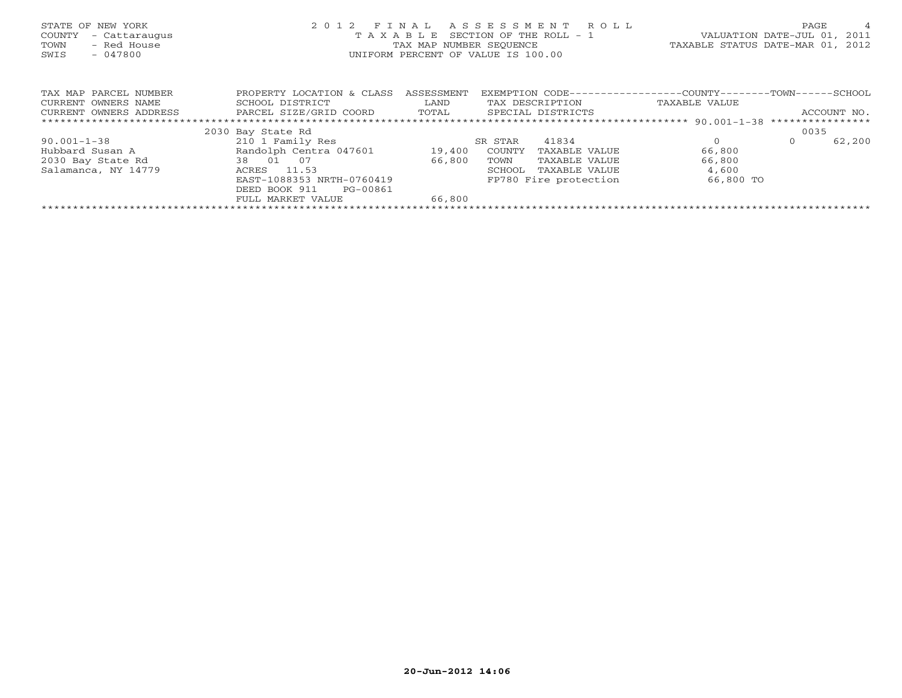STATE OF NEW YORK
COUNTY - Cattaraugus
TOWN - Red House
SWIS - 047800

2 0 1 2 F I N A L A S S E S S M E N T R O L L
T A X A B L E SECTION OF THE ROLL - 1
TAX MAP NUMBER SEQUENCE
UNIFORM PERCENT OF VALUE IS 100.00

VALUATION DATE-JUL 01, 2011
TAXABLE STATUS DATE-MAR 01, 2012

| TAX MAP PARCEL NUMBER<br>CURRENT OWNERS NAME<br>CURRENT OWNERS ADDRESS | PROPERTY LOCATION & CLASS<br>SCHOOL DISTRICT<br>PARCEL SIZE/GRID COORD | ASSESSMENT<br>LAND<br>TOTAL | EXEMPTION CODE<br>TAX DESCRIPTION<br>SPECIAL DISTRICTS | COUNTY<br>TAXABLE VALUE | TOWN | SCHOOL<br>ACCOUNT NO. |
|---|---|---|---|---|---|---|
| | 2030 Bay State Rd | | | | | 0035 |
| 90.001-1-38 | 210 1 Family Res | | SR STAR 41834 | 0 | 0 | 62,200 |
| Hubbard Susan A | Randolph Centra 047601 | 19,400 | COUNTY TAXABLE VALUE | 66,800 | | |
| 2030 Bay State Rd | 38 01 07 | 66,800 | TOWN TAXABLE VALUE | 66,800 | | |
| Salamanca, NY 14779 | ACRES 11.53 | | SCHOOL TAXABLE VALUE | 4,600 | | |
| | EAST-1088353 NRTH-0760419 | | FP780 Fire protection | 66,800 TO | | |
| | DEED BOOK 911 PG-00861 | | | | | |
| | FULL MARKET VALUE | 66,800 | | | | |

20-Jun-2012 14:06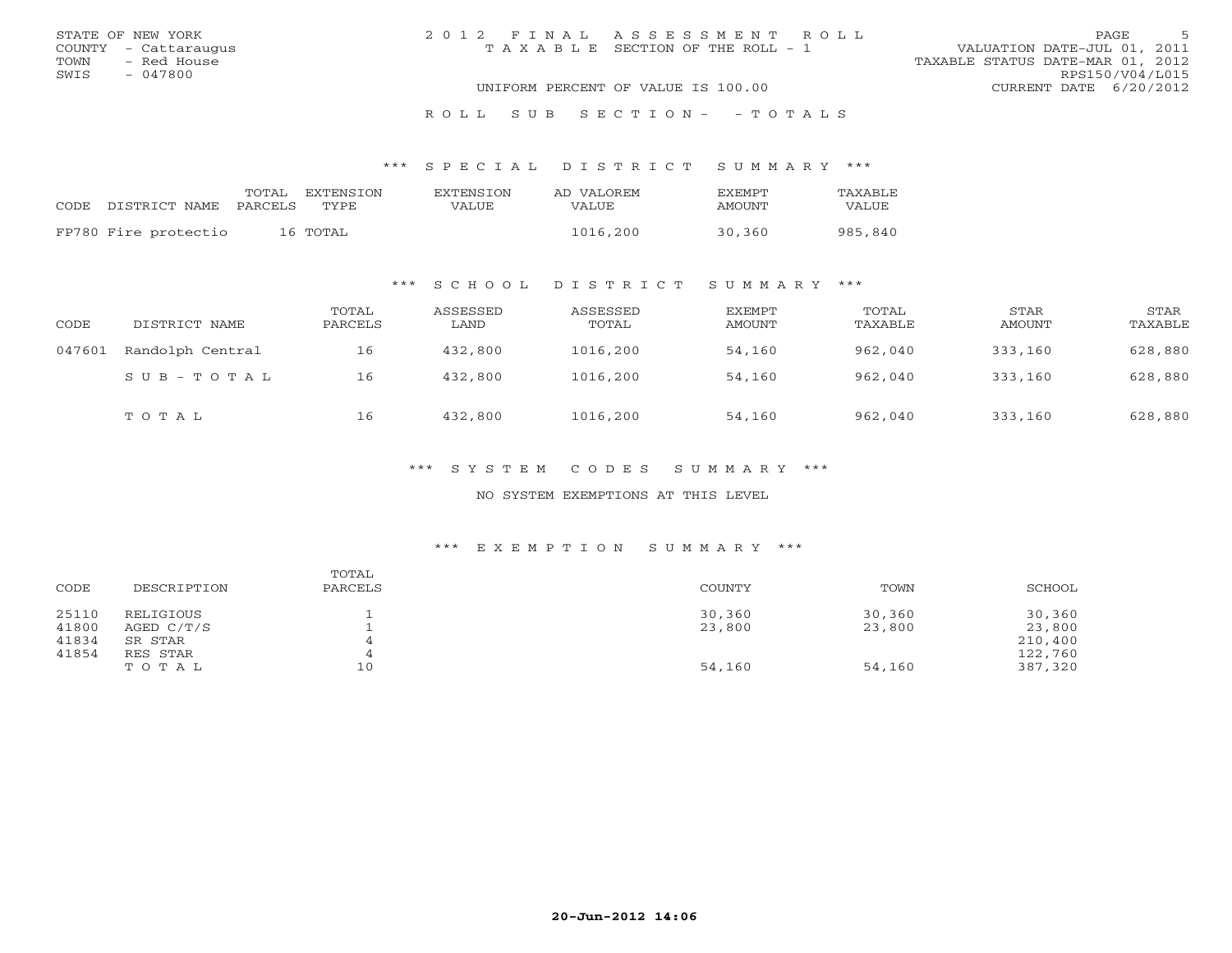STATE OF NEW YORK
COUNTY - Cattaraugus
TOWN - Red House
SWIS - 047800

2 0 1 2 F I N A L A S S E S S M E N T R O L L
T A X A B L E SECTION OF THE ROLL - 1

UNIFORM PERCENT OF VALUE IS 100.00

VALUATION DATE-JUL 01, 2011
TAXABLE STATUS DATE-MAR 01, 2012
RPS150/V04/L015
CURRENT DATE 6/20/2012

R O L L S U B S E C T I O N - - T O T A L S

### \*\*\* S P E C I A L D I S T R I C T S U M M A R Y \*\*\*

| CODE | DISTRICT NAME | TOTAL PARCELS | EXTENSION TYPE | EXTENSION VALUE | AD VALOREM VALUE | EXEMPT AMOUNT | TAXABLE VALUE |
|---|---|---|---|---|---|---|---|
| FP780 | Fire protectio | 16 | TOTAL | | 1016,200 | 30,360 | 985,840 |

### \*\*\* S C H O O L D I S T R I C T S U M M A R Y \*\*\*

| CODE | DISTRICT NAME | TOTAL PARCELS | ASSESSED LAND | ASSESSED TOTAL | EXEMPT AMOUNT | TOTAL TAXABLE | STAR AMOUNT | STAR TAXABLE |
|---|---|---|---|---|---|---|---|---|
| 047601 | Randolph Central | 16 | 432,800 | 1016,200 | 54,160 | 962,040 | 333,160 | 628,880 |
| | S U B - T O T A L | 16 | 432,800 | 1016,200 | 54,160 | 962,040 | 333,160 | 628,880 |
| | T O T A L | 16 | 432,800 | 1016,200 | 54,160 | 962,040 | 333,160 | 628,880 |

### \*\*\* S Y S T E M C O D E S S U M M A R Y \*\*\*

NO SYSTEM EXEMPTIONS AT THIS LEVEL

### \*\*\* E X E M P T I O N S U M M A R Y \*\*\*

| CODE | DESCRIPTION | TOTAL PARCELS | COUNTY | TOWN | SCHOOL |
|---|---|---|---|---|---|
| 25110 | RELIGIOUS | 1 | 30,360 | 30,360 | 30,360 |
| 41800 | AGED C/T/S | 1 | 23,800 | 23,800 | 23,800 |
| 41834 | SR STAR | 4 | | | 210,400 |
| 41854 | RES STAR | 4 | | | 122,760 |
| | T O T A L | 10 | 54,160 | 54,160 | 387,320 |

20-Jun-2012 14:06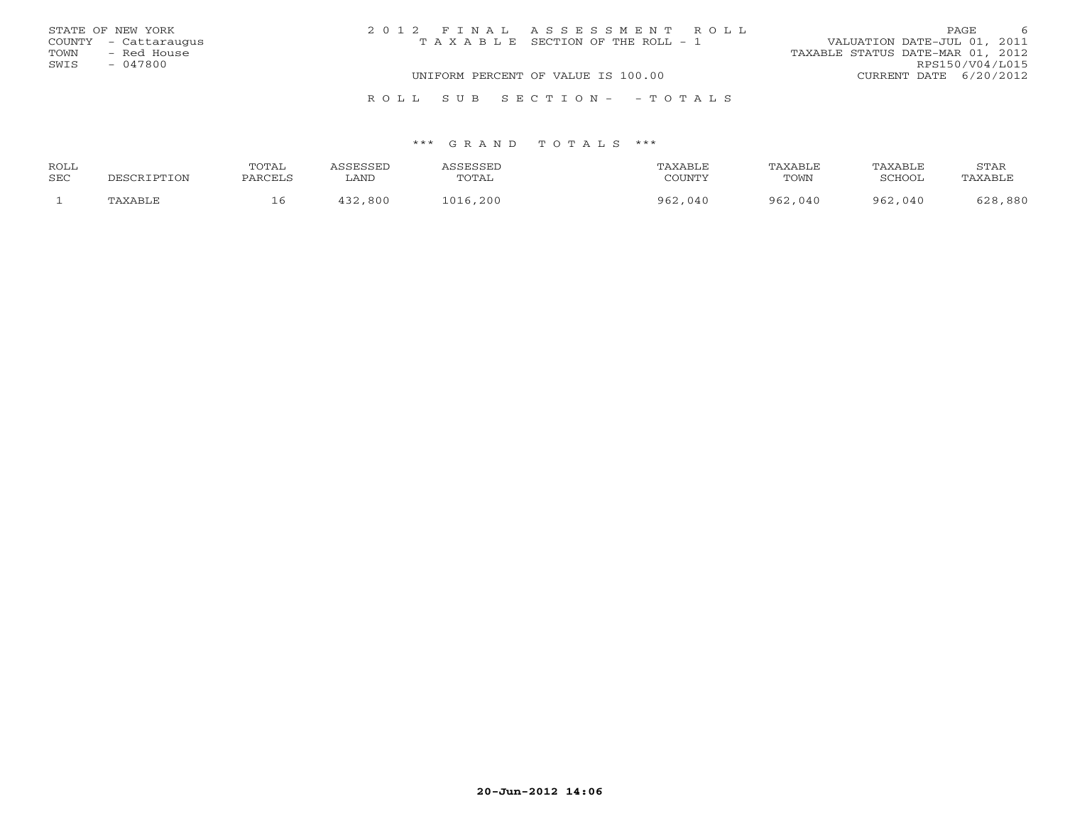STATE OF NEW YORK
COUNTY - Cattaraugus
TOWN - Red House
SWIS - 047800

2 0 1 2 F I N A L A S S E S S M E N T R O L L
T A X A B L E SECTION OF THE ROLL - 1
UNIFORM PERCENT OF VALUE IS 100.00

VALUATION DATE-JUL 01, 2011
TAXABLE STATUS DATE-MAR 01, 2012
RPS150/V04/L015
CURRENT DATE 6/20/2012

R O L L S U B S E C T I O N - - T O T A L S

*** G R A N D T O T A L S ***

| ROLL SEC | DESCRIPTION | TOTAL PARCELS | ASSESSED LAND | ASSESSED TOTAL | TAXABLE COUNTY | TAXABLE TOWN | TAXABLE SCHOOL | STAR TAXABLE |
|---|---|---|---|---|---|---|---|---|
| 1 | TAXABLE | 16 | 432,800 | 1016,200 | 962,040 | 962,040 | 962,040 | 628,880 |

20-Jun-2012 14:06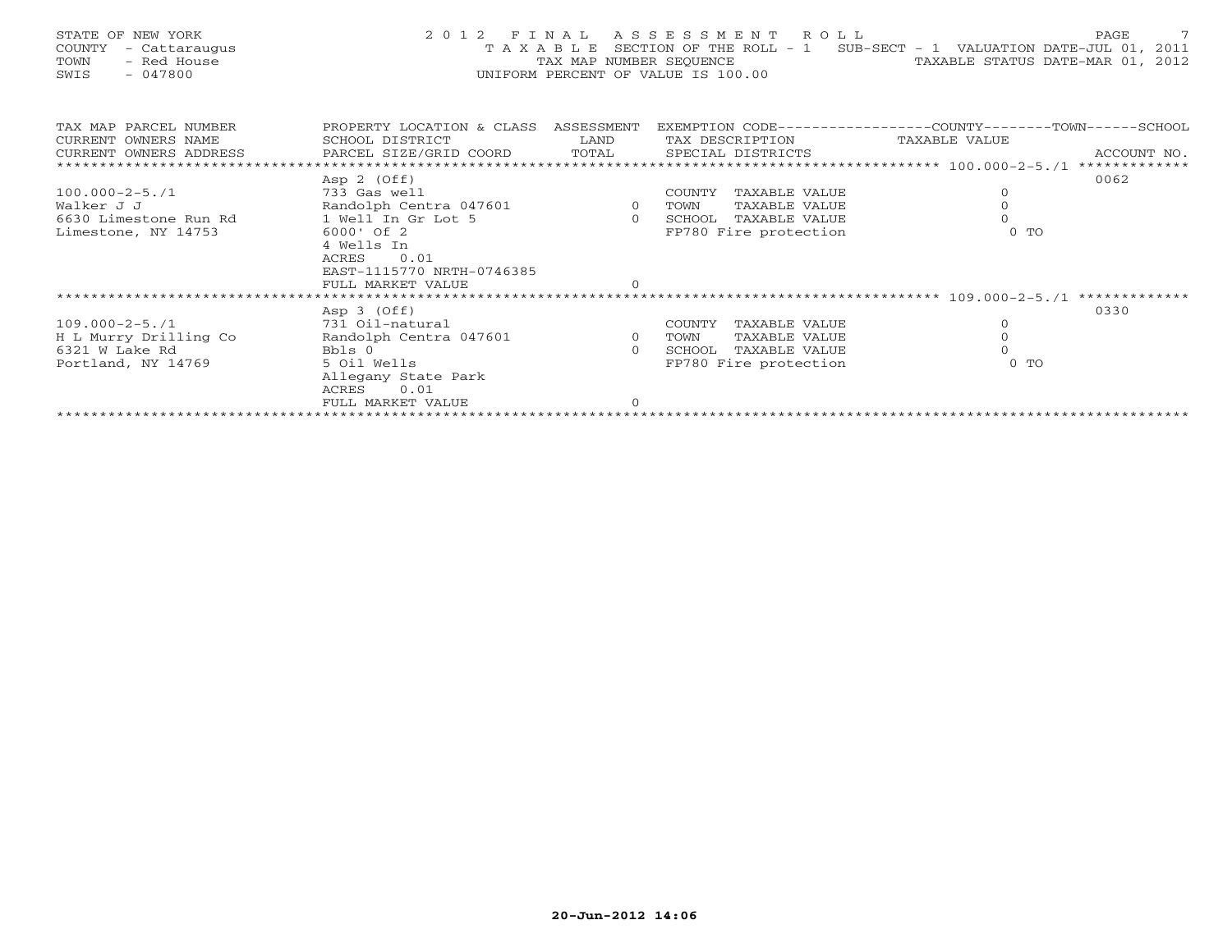STATE OF NEW YORK
COUNTY - Cattaraugus
TOWN - Red House
SWIS - 047800

# 2012 FINAL ASSESSMENT ROLL

TAXABLE SECTION OF THE ROLL - 1 SUB-SECT - 1 VALUATION DATE-JUL 01, 2011
TAX MAP NUMBER SEQUENCE TAXABLE STATUS DATE-MAR 01, 2012
UNIFORM PERCENT OF VALUE IS 100.00

| TAX MAP PARCEL NUMBER / CURRENT OWNERS NAME / CURRENT OWNERS ADDRESS | PROPERTY LOCATION & CLASS / SCHOOL DISTRICT / PARCEL SIZE/GRID COORD | ASSESSMENT LAND / TOTAL | EXEMPTION CODE / TAX DESCRIPTION / SPECIAL DISTRICTS | TAXABLE VALUE (COUNTY / TOWN / SCHOOL) | ACCOUNT NO. |
|---|---|---|---|---|---|
| 100.000-2-5./1 | Asp 2 (Off) | | | | 0062 |
| 100.000-2-5./1 | 733 Gas well | | COUNTY TAXABLE VALUE | 0 | |
| Walker J J | Randolph Centra 047601 | 0 | TOWN TAXABLE VALUE | 0 | |
| 6630 Limestone Run Rd | 1 Well In Gr Lot 5 | 0 | SCHOOL TAXABLE VALUE | 0 | |
| Limestone, NY 14753 | 6000' Of 2 | | FP780 Fire protection | 0 TO | |
| | 4 Wells In | | | | |
| | ACRES 0.01 | | | | |
| | EAST-1115770 NRTH-0746385 | | | | |
| | FULL MARKET VALUE | 0 | | | |
| 109.000-2-5./1 | Asp 3 (Off) | | | | 0330 |
| 109.000-2-5./1 | 731 Oil-natural | | COUNTY TAXABLE VALUE | 0 | |
| H L Murry Drilling Co | Randolph Centra 047601 | 0 | TOWN TAXABLE VALUE | 0 | |
| 6321 W Lake Rd | Bbls 0 | 0 | SCHOOL TAXABLE VALUE | 0 | |
| Portland, NY 14769 | 5 Oil Wells | | FP780 Fire protection | 0 TO | |
| | Allegany State Park | | | | |
| | ACRES 0.01 | | | | |
| | FULL MARKET VALUE | 0 | | | |

20-Jun-2012 14:06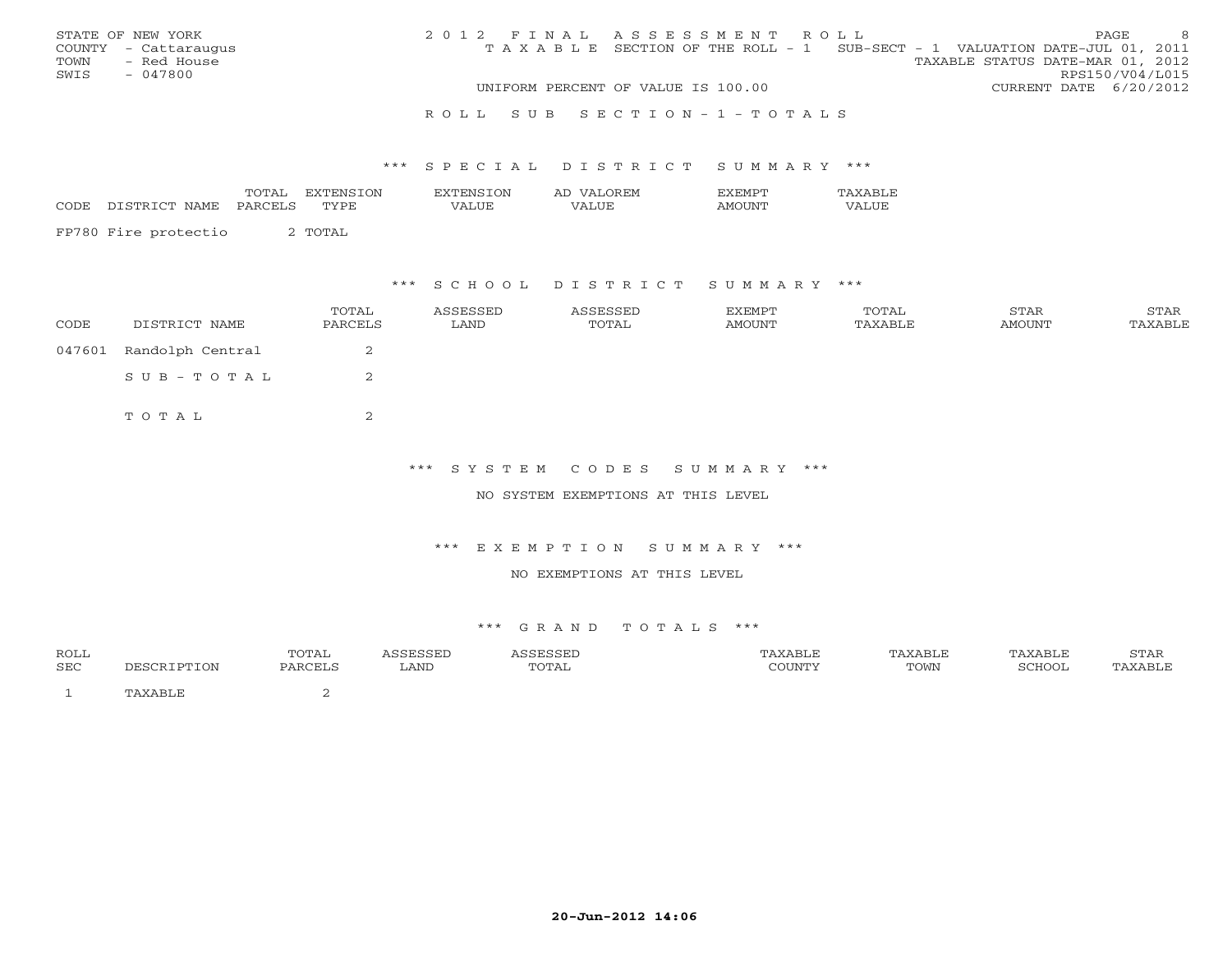STATE OF NEW YORK
COUNTY - Cattaraugus
TOWN - Red House
SWIS - 047800

# 2012 FINAL ASSESSMENT ROLL

TAXABLE SECTION OF THE ROLL - 1   SUB-SECT - 1   VALUATION DATE-JUL 01, 2011
TAXABLE STATUS DATE-MAR 01, 2012
RPS150/V04/L015
UNIFORM PERCENT OF VALUE IS 100.00
CURRENT DATE 6/20/2012

## ROLL SUB SECTION - 1 - TOTALS

### *** SPECIAL DISTRICT SUMMARY ***

| CODE | DISTRICT NAME | TOTAL PARCELS | EXTENSION TYPE | EXTENSION VALUE | AD VALOREM VALUE | EXEMPT AMOUNT | TAXABLE VALUE |
|---|---|---|---|---|---|---|---|
| FP780 | Fire protectio | 2 | TOTAL | | | | |

### *** SCHOOL DISTRICT SUMMARY ***

| CODE | DISTRICT NAME | TOTAL PARCELS | ASSESSED LAND | ASSESSED TOTAL | EXEMPT AMOUNT | TOTAL TAXABLE | STAR AMOUNT | STAR TAXABLE |
|---|---|---|---|---|---|---|---|---|
| 047601 | Randolph Central | 2 | | | | | | |
| | SUB-TOTAL | 2 | | | | | | |
| | TOTAL | 2 | | | | | | |

### *** SYSTEM CODES SUMMARY ***

NO SYSTEM EXEMPTIONS AT THIS LEVEL

### *** EXEMPTION SUMMARY ***

NO EXEMPTIONS AT THIS LEVEL

### *** GRAND TOTALS ***

| ROLL SEC | DESCRIPTION | TOTAL PARCELS | ASSESSED LAND | ASSESSED TOTAL | TAXABLE COUNTY | TAXABLE TOWN | TAXABLE SCHOOL | STAR TAXABLE |
|---|---|---|---|---|---|---|---|---|
| 1 | TAXABLE | 2 | | | | | | |

20-Jun-2012 14:06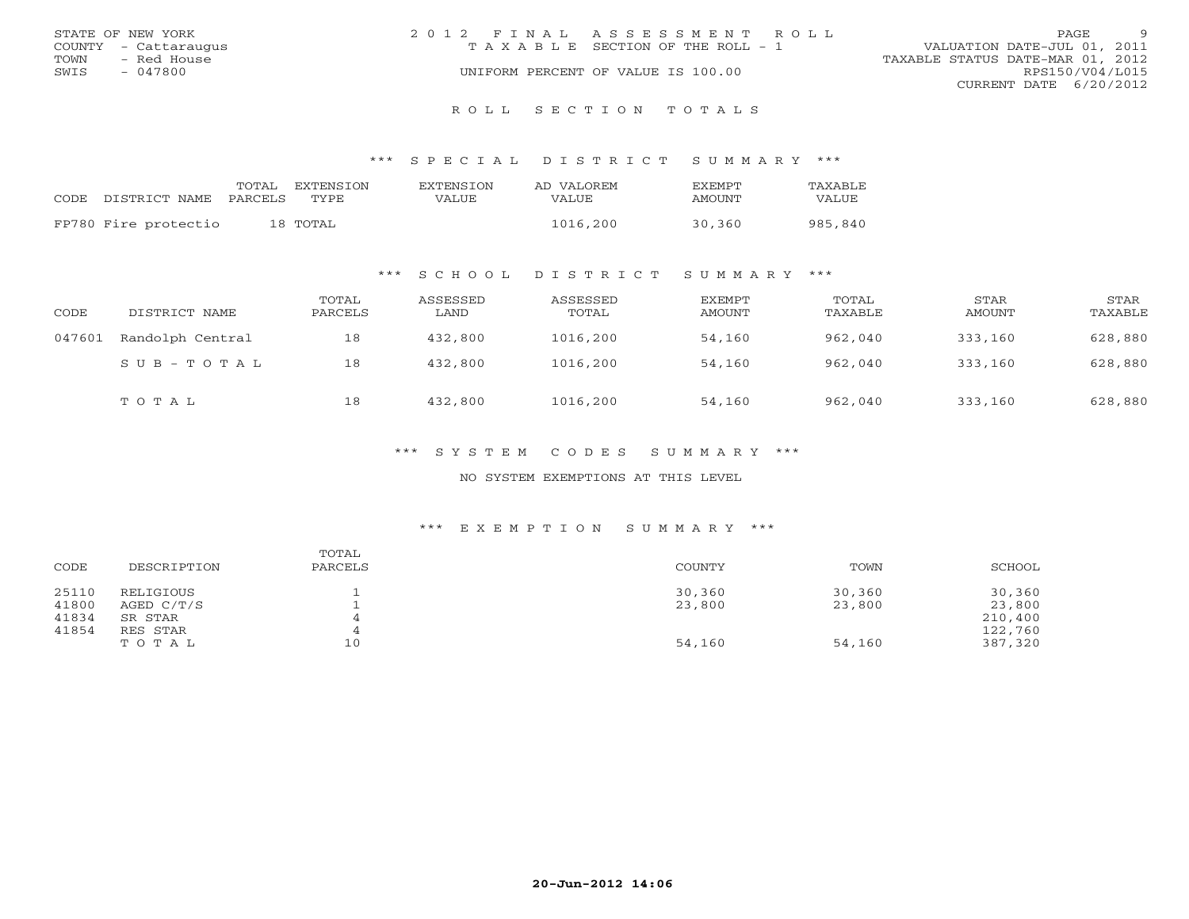STATE OF NEW YORK
COUNTY - Cattaraugus
TOWN - Red House
SWIS - 047800

2012 FINAL ASSESSMENT ROLL
TAXABLE SECTION OF THE ROLL - 1
UNIFORM PERCENT OF VALUE IS 100.00

VALUATION DATE-JUL 01, 2011
TAXABLE STATUS DATE-MAR 01, 2012
RPS150/V04/L015
CURRENT DATE 6/20/2012

## ROLL SECTION TOTALS

### *** SPECIAL DISTRICT SUMMARY ***

| CODE | DISTRICT NAME | TOTAL PARCELS | EXTENSION TYPE | EXTENSION VALUE | AD VALOREM VALUE | EXEMPT AMOUNT | TAXABLE VALUE |
|---|---|---|---|---|---|---|---|
| FP780 | Fire protectio | 18 | TOTAL | | 1016,200 | 30,360 | 985,840 |

### *** SCHOOL DISTRICT SUMMARY ***

| CODE | DISTRICT NAME | TOTAL PARCELS | ASSESSED LAND | ASSESSED TOTAL | EXEMPT AMOUNT | TOTAL TAXABLE | STAR AMOUNT | STAR TAXABLE |
|---|---|---|---|---|---|---|---|---|
| 047601 | Randolph Central | 18 | 432,800 | 1016,200 | 54,160 | 962,040 | 333,160 | 628,880 |
| | SUB-TOTAL | 18 | 432,800 | 1016,200 | 54,160 | 962,040 | 333,160 | 628,880 |
| | TOTAL | 18 | 432,800 | 1016,200 | 54,160 | 962,040 | 333,160 | 628,880 |

### *** SYSTEM CODES SUMMARY ***

NO SYSTEM EXEMPTIONS AT THIS LEVEL

### *** EXEMPTION SUMMARY ***

| CODE | DESCRIPTION | TOTAL PARCELS | COUNTY | TOWN | SCHOOL |
|---|---|---|---|---|---|
| 25110 | RELIGIOUS | 1 | 30,360 | 30,360 | 30,360 |
| 41800 | AGED C/T/S | 1 | 23,800 | 23,800 | 23,800 |
| 41834 | SR STAR | 4 | | | 210,400 |
| 41854 | RES STAR | 4 | | | 122,760 |
| | TOTAL | 10 | 54,160 | 54,160 | 387,320 |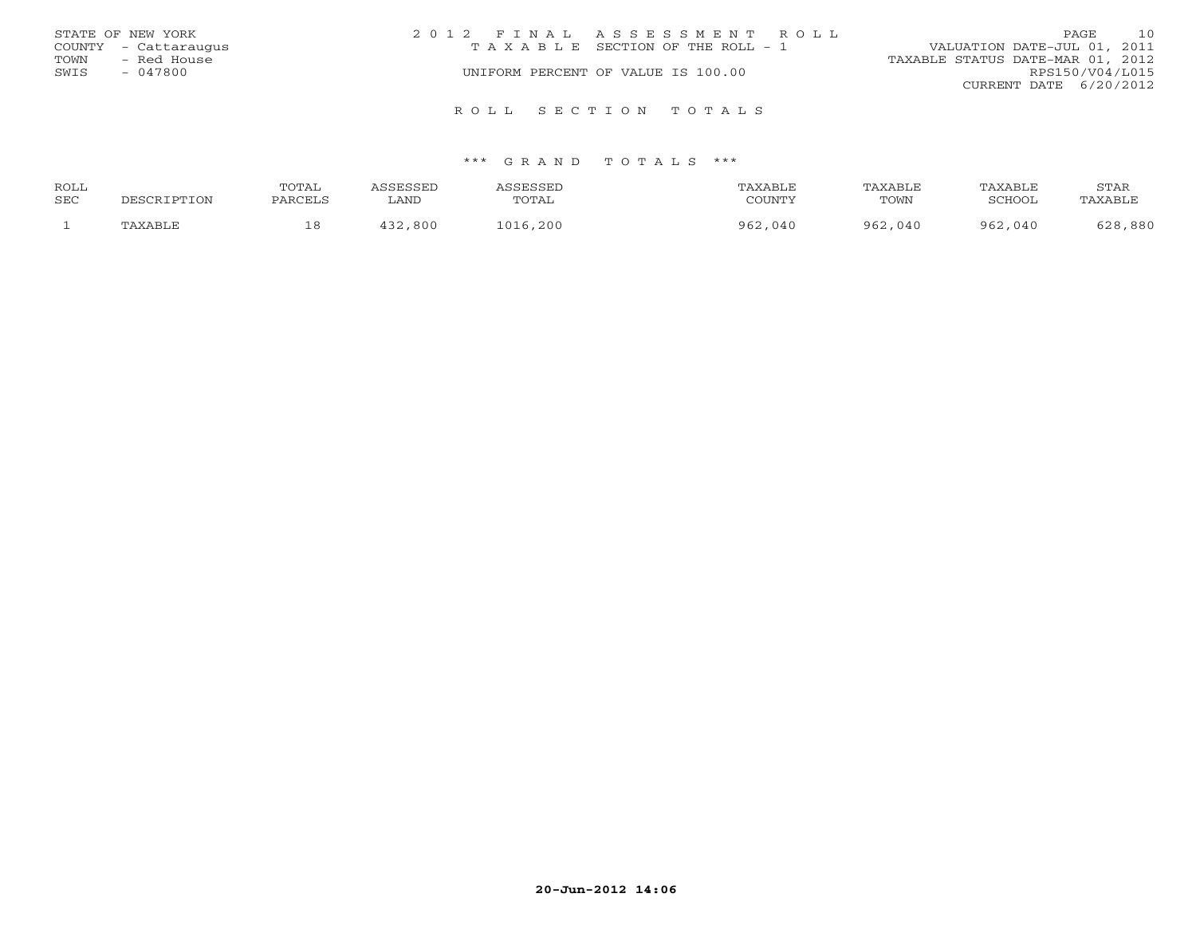STATE OF NEW YORK
COUNTY - Cattaraugus
TOWN - Red House
SWIS - 047800

2 0 1 2 F I N A L A S S E S S M E N T R O L L
T A X A B L E SECTION OF THE ROLL - 1
UNIFORM PERCENT OF VALUE IS 100.00

VALUATION DATE-JUL 01, 2011
TAXABLE STATUS DATE-MAR 01, 2012
RPS150/V04/L015
CURRENT DATE 6/20/2012

# R O L L S E C T I O N T O T A L S

## *** G R A N D T O T A L S ***

| ROLL SEC | DESCRIPTION | TOTAL PARCELS | ASSESSED LAND | ASSESSED TOTAL | TAXABLE COUNTY | TAXABLE TOWN | TAXABLE SCHOOL | STAR TAXABLE |
|---|---|---|---|---|---|---|---|---|
| 1 | TAXABLE | 18 | 432,800 | 1016,200 | 962,040 | 962,040 | 962,040 | 628,880 |

20-Jun-2012 14:06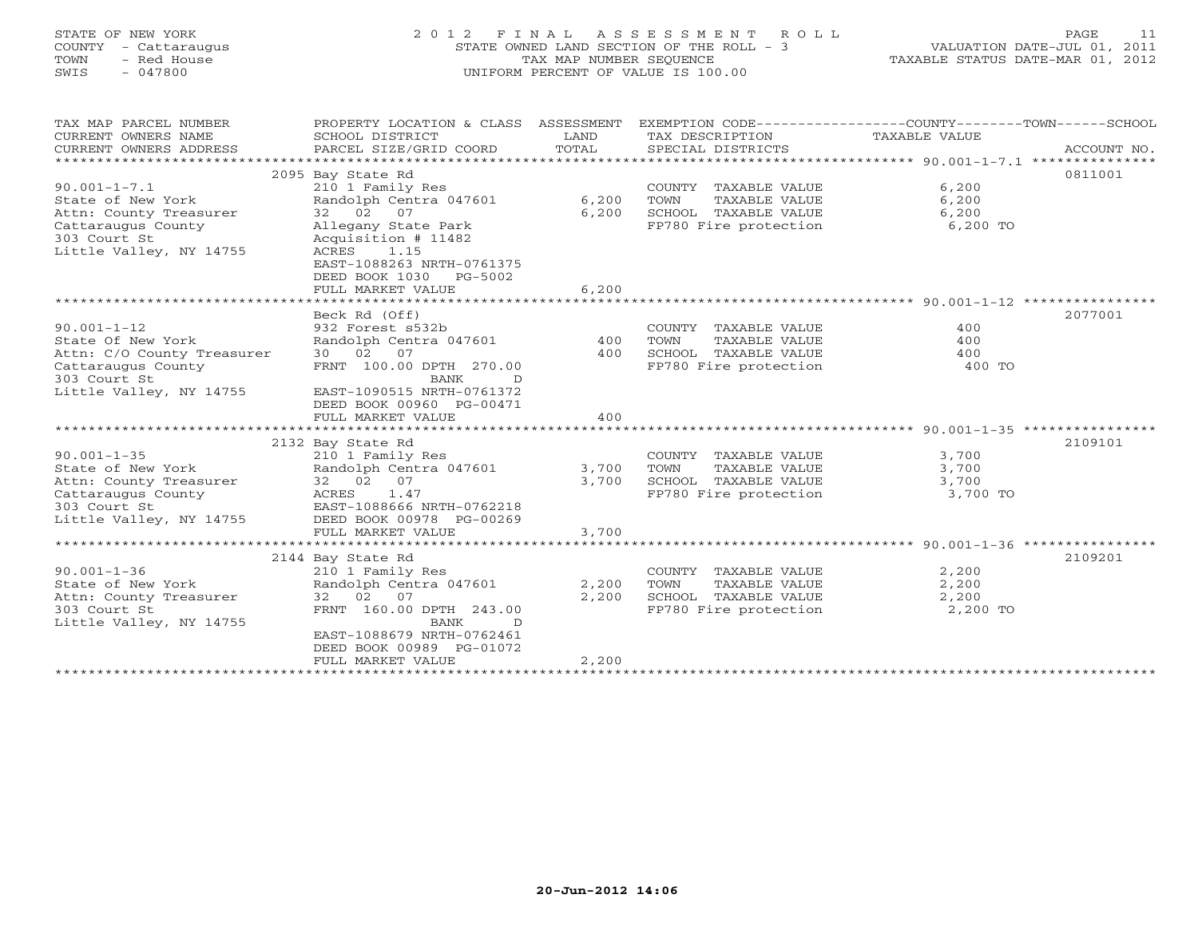STATE OF NEW YORK
COUNTY - Cattaraugus
TOWN - Red House
SWIS - 047800

# 2012 FINAL ASSESSMENT ROLL

STATE OWNED LAND SECTION OF THE ROLL - 3
TAX MAP NUMBER SEQUENCE
UNIFORM PERCENT OF VALUE IS 100.00

VALUATION DATE-JUL 01, 2011
TAXABLE STATUS DATE-MAR 01, 2012

| TAX MAP PARCEL NUMBER / CURRENT OWNERS NAME / CURRENT OWNERS ADDRESS | PROPERTY LOCATION & CLASS / SCHOOL DISTRICT / PARCEL SIZE/GRID COORD | ASSESSMENT LAND | TOTAL | EXEMPTION CODE / TAX DESCRIPTION / SPECIAL DISTRICTS | TAXABLE VALUE (COUNTY / TOWN / SCHOOL) | ACCOUNT NO. |
|---|---|---|---|---|---|---|
| 90.001-1-7.1 | 2095 Bay State Rd | | | | | 0811001 |
| State of New York | 210 1 Family Res | | | COUNTY TAXABLE VALUE | 6,200 | |
| Attn: County Treasurer | Randolph Centra 047601 | 6,200 | | TOWN TAXABLE VALUE | 6,200 | |
| Cattaraugus County | 32 02 07 | | 6,200 | SCHOOL TAXABLE VALUE | 6,200 | |
| 303 Court St | Allegany State Park | | | FP780 Fire protection | 6,200 TO | |
| Little Valley, NY 14755 | Acquisition # 11482 | | | | | |
| | ACRES 1.15 | | | | | |
| | EAST-1088263 NRTH-0761375 | | | | | |
| | DEED BOOK 1030 PG-5002 | | | | | |
| | FULL MARKET VALUE | | 6,200 | | | |
| 90.001-1-12 | Beck Rd (Off) | | | | | 2077001 |
| State Of New York | 932 Forest s532b | | | COUNTY TAXABLE VALUE | 400 | |
| Attn: C/O County Treasurer | Randolph Centra 047601 | 400 | | TOWN TAXABLE VALUE | 400 | |
| Cattaraugus County | 30 02 07 | | 400 | SCHOOL TAXABLE VALUE | 400 | |
| 303 Court St | FRNT 100.00 DPTH 270.00 | | | FP780 Fire protection | 400 TO | |
| Little Valley, NY 14755 | BANK D | | | | | |
| | EAST-1090515 NRTH-0761372 | | | | | |
| | DEED BOOK 00960 PG-00471 | | | | | |
| | FULL MARKET VALUE | | 400 | | | |
| 90.001-1-35 | 2132 Bay State Rd | | | | | 2109101 |
| State of New York | 210 1 Family Res | | | COUNTY TAXABLE VALUE | 3,700 | |
| Attn: County Treasurer | Randolph Centra 047601 | 3,700 | | TOWN TAXABLE VALUE | 3,700 | |
| Cattaraugus County | 32 02 07 | | 3,700 | SCHOOL TAXABLE VALUE | 3,700 | |
| 303 Court St | ACRES 1.47 | | | FP780 Fire protection | 3,700 TO | |
| Little Valley, NY 14755 | EAST-1088666 NRTH-0762218 | | | | | |
| | DEED BOOK 00978 PG-00269 | | | | | |
| | FULL MARKET VALUE | | 3,700 | | | |
| 90.001-1-36 | 2144 Bay State Rd | | | | | 2109201 |
| State of New York | 210 1 Family Res | | | COUNTY TAXABLE VALUE | 2,200 | |
| Attn: County Treasurer | Randolph Centra 047601 | 2,200 | | TOWN TAXABLE VALUE | 2,200 | |
| 303 Court St | 32 02 07 | | 2,200 | SCHOOL TAXABLE VALUE | 2,200 | |
| Little Valley, NY 14755 | FRNT 160.00 DPTH 243.00 | | | FP780 Fire protection | 2,200 TO | |
| | BANK D | | | | | |
| | EAST-1088679 NRTH-0762461 | | | | | |
| | DEED BOOK 00989 PG-01072 | | | | | |
| | FULL MARKET VALUE | | 2,200 | | | |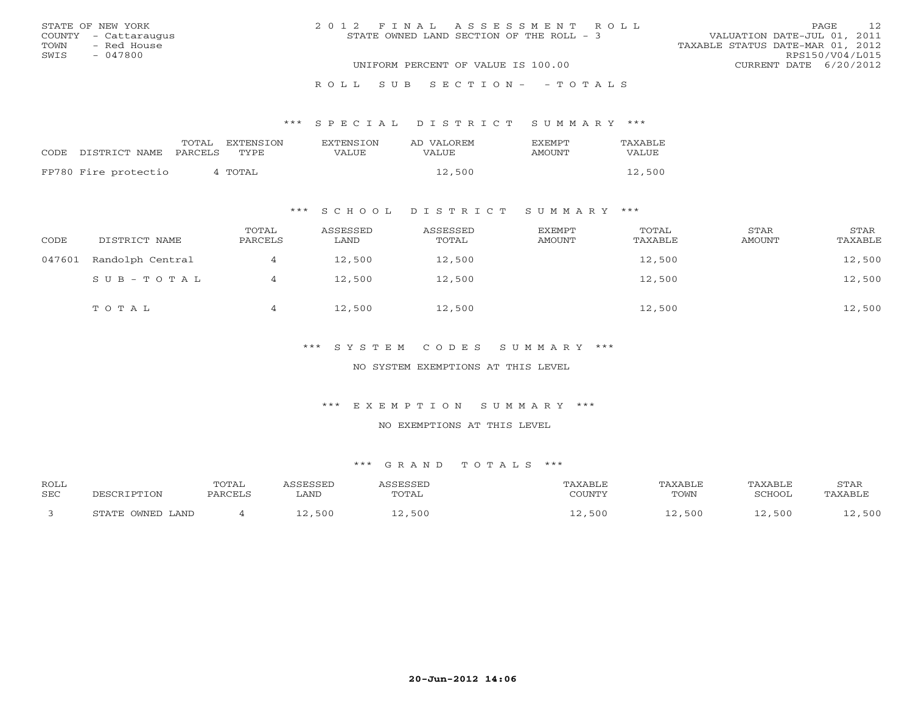STATE OF NEW YORK
COUNTY - Cattaraugus
TOWN - Red House
SWIS - 047800

# 2012 FINAL ASSESSMENT ROLL

STATE OWNED LAND SECTION OF THE ROLL - 3

VALUATION DATE-JUL 01, 2011
TAXABLE STATUS DATE-MAR 01, 2012
RPS150/V04/L015
CURRENT DATE 6/20/2012

UNIFORM PERCENT OF VALUE IS 100.00

## ROLL SUB SECTION- - TOTALS

### *** SPECIAL DISTRICT SUMMARY ***

| CODE | DISTRICT NAME | TOTAL PARCELS | EXTENSION TYPE | EXTENSION VALUE | AD VALOREM VALUE | EXEMPT AMOUNT | TAXABLE VALUE |
|---|---|---|---|---|---|---|---|
| FP780 | Fire protectio | 4 | TOTAL | | 12,500 | | 12,500 |

### *** SCHOOL DISTRICT SUMMARY ***

| CODE | DISTRICT NAME | TOTAL PARCELS | ASSESSED LAND | ASSESSED TOTAL | EXEMPT AMOUNT | TOTAL TAXABLE | STAR AMOUNT | STAR TAXABLE |
|---|---|---|---|---|---|---|---|---|
| 047601 | Randolph Central | 4 | 12,500 | 12,500 | | 12,500 | | 12,500 |
| | S U B - T O T A L | 4 | 12,500 | 12,500 | | 12,500 | | 12,500 |
| | T O T A L | 4 | 12,500 | 12,500 | | 12,500 | | 12,500 |

### *** SYSTEM CODES SUMMARY ***

NO SYSTEM EXEMPTIONS AT THIS LEVEL

### *** EXEMPTION SUMMARY ***

NO EXEMPTIONS AT THIS LEVEL

### *** GRAND TOTALS ***

| ROLL SEC | DESCRIPTION | TOTAL PARCELS | ASSESSED LAND | ASSESSED TOTAL | TAXABLE COUNTY | TAXABLE TOWN | TAXABLE SCHOOL | STAR TAXABLE |
|---|---|---|---|---|---|---|---|---|
| 3 | STATE OWNED LAND | 4 | 12,500 | 12,500 | 12,500 | 12,500 | 12,500 | 12,500 |

20-Jun-2012 14:06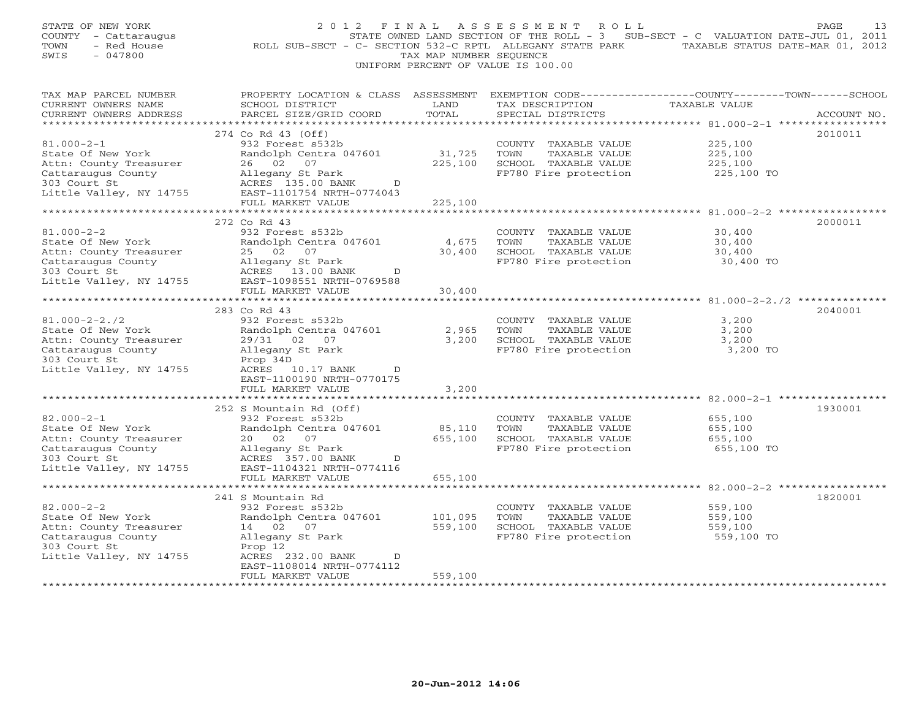STATE OF NEW YORK
COUNTY - Cattaraugus
TOWN - Red House
SWIS - 047800

2 0 1 2 F I N A L A S S E S S M E N T R O L L
STATE OWNED LAND SECTION OF THE ROLL - 3 SUB-SECT - C VALUATION DATE-JUL 01, 2011
ROLL SUB-SECT - C- SECTION 532-C RPTL ALLEGANY STATE PARK TAXABLE STATUS DATE-MAR 01, 2012
TAX MAP NUMBER SEQUENCE
UNIFORM PERCENT OF VALUE IS 100.00

| TAX MAP PARCEL NUMBER / CURRENT OWNERS NAME / CURRENT OWNERS ADDRESS | PROPERTY LOCATION & CLASS / SCHOOL DISTRICT / PARCEL SIZE/GRID COORD | ASSESSMENT LAND / TOTAL | EXEMPTION CODE / TAX DESCRIPTION / SPECIAL DISTRICTS | TAXABLE VALUE (COUNTY / TOWN / SCHOOL) | ACCOUNT NO. |
|---|---|---|---|---|---|
| 81.000-2-1 | 274 Co Rd 43 (Off) | | | | 2010011 |
| State Of New York | 932 Forest s532b | | COUNTY TAXABLE VALUE | 225,100 | |
| Attn: County Treasurer | Randolph Centra 047601 | 31,725 | TOWN TAXABLE VALUE | 225,100 | |
| Cattaraugus County | 26 02 07 | 225,100 | SCHOOL TAXABLE VALUE | 225,100 | |
| 303 Court St | Allegany St Park | | FP780 Fire protection | 225,100 TO | |
| Little Valley, NY 14755 | ACRES 135.00 BANK D | | | | |
| | EAST-1101754 NRTH-0774043 | | | | |
| | FULL MARKET VALUE | 225,100 | | | |
| 81.000-2-2 | 272 Co Rd 43 | | | | 2000011 |
| State Of New York | 932 Forest s532b | | COUNTY TAXABLE VALUE | 30,400 | |
| Attn: County Treasurer | Randolph Centra 047601 | 4,675 | TOWN TAXABLE VALUE | 30,400 | |
| Cattaraugus County | 25 02 07 | 30,400 | SCHOOL TAXABLE VALUE | 30,400 | |
| 303 Court St | Allegany St Park | | FP780 Fire protection | 30,400 TO | |
| Little Valley, NY 14755 | ACRES 13.00 BANK D | | | | |
| | EAST-1098551 NRTH-0769588 | | | | |
| | FULL MARKET VALUE | 30,400 | | | |
| 81.000-2-2./2 | 283 Co Rd 43 | | | | 2040001 |
| State Of New York | 932 Forest s532b | | COUNTY TAXABLE VALUE | 3,200 | |
| Attn: County Treasurer | Randolph Centra 047601 | 2,965 | TOWN TAXABLE VALUE | 3,200 | |
| Cattaraugus County | 29/31 02 07 | 3,200 | SCHOOL TAXABLE VALUE | 3,200 | |
| 303 Court St | Allegany St Park | | FP780 Fire protection | 3,200 TO | |
| Little Valley, NY 14755 | Prop 34D | | | | |
| | ACRES 10.17 BANK D | | | | |
| | EAST-1100190 NRTH-0770175 | | | | |
| | FULL MARKET VALUE | 3,200 | | | |
| 82.000-2-1 | 252 S Mountain Rd (Off) | | | | 1930001 |
| State Of New York | 932 Forest s532b | | COUNTY TAXABLE VALUE | 655,100 | |
| Attn: County Treasurer | Randolph Centra 047601 | 85,110 | TOWN TAXABLE VALUE | 655,100 | |
| Cattaraugus County | 20 02 07 | 655,100 | SCHOOL TAXABLE VALUE | 655,100 | |
| 303 Court St | Allegany St Park | | FP780 Fire protection | 655,100 TO | |
| Little Valley, NY 14755 | ACRES 357.00 BANK D | | | | |
| | EAST-1104321 NRTH-0774116 | | | | |
| | FULL MARKET VALUE | 655,100 | | | |
| 82.000-2-2 | 241 S Mountain Rd | | | | 1820001 |
| State Of New York | 932 Forest s532b | | COUNTY TAXABLE VALUE | 559,100 | |
| Attn: County Treasurer | Randolph Centra 047601 | 101,095 | TOWN TAXABLE VALUE | 559,100 | |
| Cattaraugus County | 14 02 07 | 559,100 | SCHOOL TAXABLE VALUE | 559,100 | |
| 303 Court St | Allegany St Park | | FP780 Fire protection | 559,100 TO | |
| Little Valley, NY 14755 | Prop 12 | | | | |
| | ACRES 232.00 BANK D | | | | |
| | EAST-1108014 NRTH-0774112 | | | | |
| | FULL MARKET VALUE | 559,100 | | | |

20-Jun-2012 14:06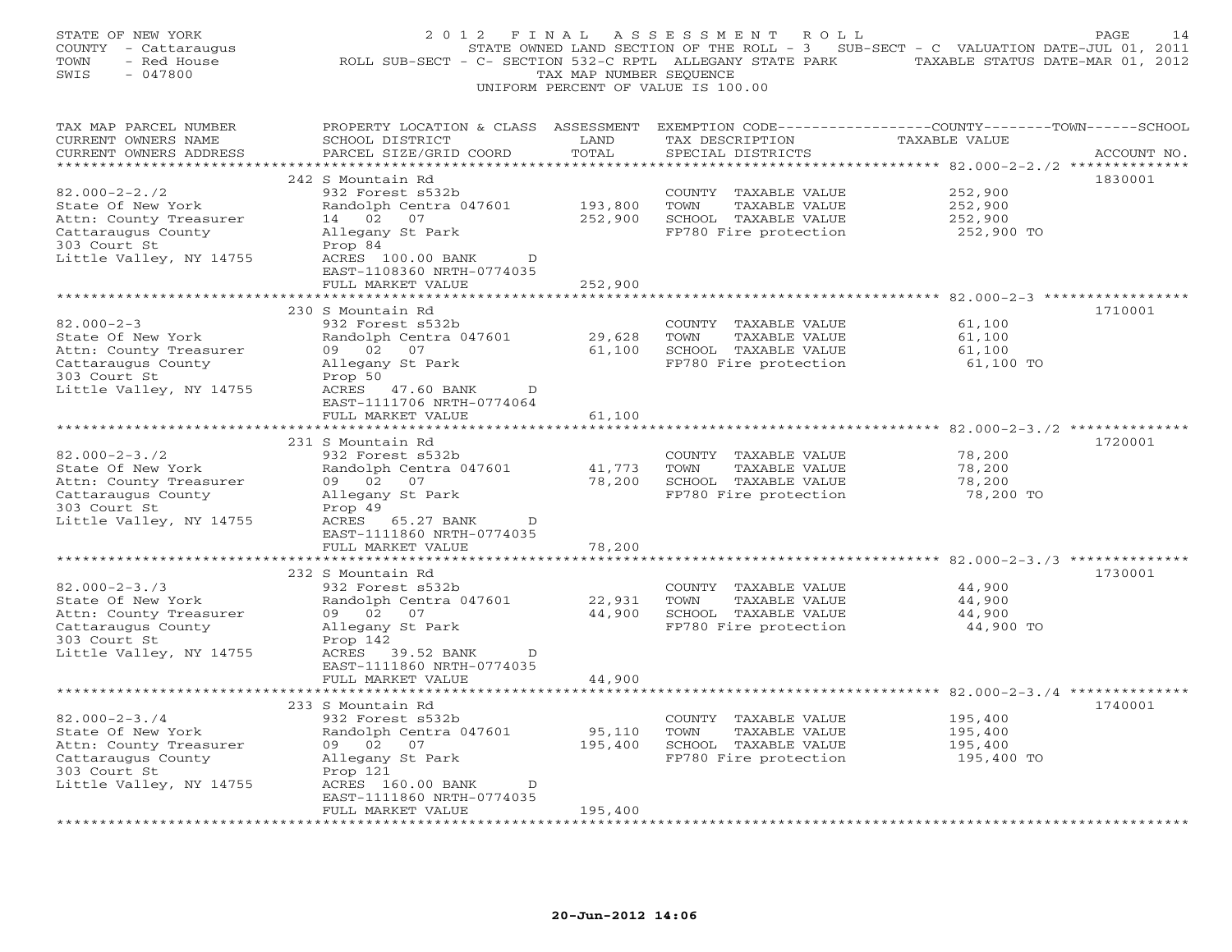STATE OF NEW YORK
COUNTY - Cattaraugus
TOWN - Red House
SWIS - 047800

2012 FINAL ASSESSMENT ROLL
STATE OWNED LAND SECTION OF THE ROLL - 3 SUB-SECT - C VALUATION DATE-JUL 01, 2011
ROLL SUB-SECT - C- SECTION 532-C RPTL ALLEGANY STATE PARK TAXABLE STATUS DATE-MAR 01, 2012
TAX MAP NUMBER SEQUENCE
UNIFORM PERCENT OF VALUE IS 100.00

| TAX MAP PARCEL NUMBER / CURRENT OWNERS NAME / CURRENT OWNERS ADDRESS | PROPERTY LOCATION & CLASS / SCHOOL DISTRICT / PARCEL SIZE/GRID COORD | ASSESSMENT LAND / TOTAL | EXEMPTION CODE / TAX DESCRIPTION / SPECIAL DISTRICTS | COUNTY--------TOWN------SCHOOL TAXABLE VALUE | ACCOUNT NO. |
|---|---|---|---|---|---|
| 82.000-2-2./2 | 242 S Mountain Rd | | | | 1830001 |
| State Of New York | 932 Forest s532b | | COUNTY TAXABLE VALUE | 252,900 | |
| Attn: County Treasurer | Randolph Centra 047601 | 193,800 | TOWN TAXABLE VALUE | 252,900 | |
| Cattaraugus County | 14 02 07 | 252,900 | SCHOOL TAXABLE VALUE | 252,900 | |
| 303 Court St | Allegany St Park | | FP780 Fire protection | 252,900 TO | |
| Little Valley, NY 14755 | Prop 84 | | | | |
| | ACRES 100.00 BANK D | | | | |
| | EAST-1108360 NRTH-0774035 | | | | |
| | FULL MARKET VALUE | 252,900 | | | |
| 82.000-2-3 | 230 S Mountain Rd | | | | 1710001 |
| State Of New York | 932 Forest s532b | | COUNTY TAXABLE VALUE | 61,100 | |
| Attn: County Treasurer | Randolph Centra 047601 | 29,628 | TOWN TAXABLE VALUE | 61,100 | |
| Cattaraugus County | 09 02 07 | 61,100 | SCHOOL TAXABLE VALUE | 61,100 | |
| 303 Court St | Allegany St Park | | FP780 Fire protection | 61,100 TO | |
| Little Valley, NY 14755 | Prop 50 | | | | |
| | ACRES 47.60 BANK D | | | | |
| | EAST-1111706 NRTH-0774064 | | | | |
| | FULL MARKET VALUE | 61,100 | | | |
| 82.000-2-3./2 | 231 S Mountain Rd | | | | 1720001 |
| State Of New York | 932 Forest s532b | | COUNTY TAXABLE VALUE | 78,200 | |
| Attn: County Treasurer | Randolph Centra 047601 | 41,773 | TOWN TAXABLE VALUE | 78,200 | |
| Cattaraugus County | 09 02 07 | 78,200 | SCHOOL TAXABLE VALUE | 78,200 | |
| 303 Court St | Allegany St Park | | FP780 Fire protection | 78,200 TO | |
| Little Valley, NY 14755 | Prop 49 | | | | |
| | ACRES 65.27 BANK D | | | | |
| | EAST-1111860 NRTH-0774035 | | | | |
| | FULL MARKET VALUE | 78,200 | | | |
| 82.000-2-3./3 | 232 S Mountain Rd | | | | 1730001 |
| State Of New York | 932 Forest s532b | | COUNTY TAXABLE VALUE | 44,900 | |
| Attn: County Treasurer | Randolph Centra 047601 | 22,931 | TOWN TAXABLE VALUE | 44,900 | |
| Cattaraugus County | 09 02 07 | 44,900 | SCHOOL TAXABLE VALUE | 44,900 | |
| 303 Court St | Allegany St Park | | FP780 Fire protection | 44,900 TO | |
| Little Valley, NY 14755 | Prop 142 | | | | |
| | ACRES 39.52 BANK D | | | | |
| | EAST-1111860 NRTH-0774035 | | | | |
| | FULL MARKET VALUE | 44,900 | | | |
| 82.000-2-3./4 | 233 S Mountain Rd | | | | 1740001 |
| State Of New York | 932 Forest s532b | | COUNTY TAXABLE VALUE | 195,400 | |
| Attn: County Treasurer | Randolph Centra 047601 | 95,110 | TOWN TAXABLE VALUE | 195,400 | |
| Cattaraugus County | 09 02 07 | 195,400 | SCHOOL TAXABLE VALUE | 195,400 | |
| 303 Court St | Allegany St Park | | FP780 Fire protection | 195,400 TO | |
| Little Valley, NY 14755 | Prop 121 | | | | |
| | ACRES 160.00 BANK D | | | | |
| | EAST-1111860 NRTH-0774035 | | | | |
| | FULL MARKET VALUE | 195,400 | | | |

20-Jun-2012 14:06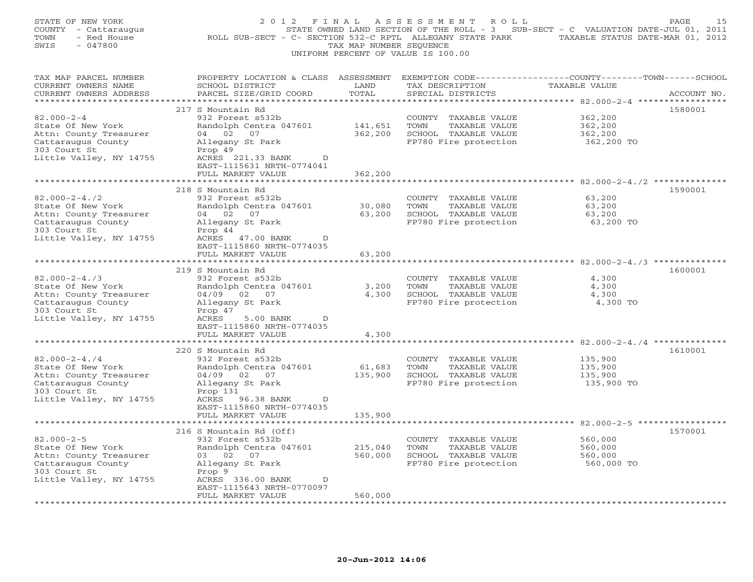STATE OF NEW YORK
COUNTY - Cattaraugus
TOWN - Red House
SWIS - 047800

2012 FINAL ASSESSMENT ROLL
STATE OWNED LAND SECTION OF THE ROLL - 3 SUB-SECT - C VALUATION DATE-JUL 01, 2011
ROLL SUB-SECT - C- SECTION 532-C RPTL ALLEGANY STATE PARK TAXABLE STATUS DATE-MAR 01, 2012
TAX MAP NUMBER SEQUENCE
UNIFORM PERCENT OF VALUE IS 100.00

| TAX MAP PARCEL NUMBER / CURRENT OWNERS NAME / CURRENT OWNERS ADDRESS | PROPERTY LOCATION & CLASS / SCHOOL DISTRICT / PARCEL SIZE/GRID COORD | ASSESSMENT LAND / TOTAL | EXEMPTION CODE / TAX DESCRIPTION / SPECIAL DISTRICTS | COUNTY / TOWN / SCHOOL TAXABLE VALUE | ACCOUNT NO. |
|---|---|---|---|---|---|
| 82.000-2-4 | 217 S Mountain Rd | | | | 1580001 |
| | 932 Forest s532b | | COUNTY TAXABLE VALUE | 362,200 | |
| State Of New York | Randolph Centra 047601 | 141,651 | TOWN TAXABLE VALUE | 362,200 | |
| Attn: County Treasurer | 04 02 07 | 362,200 | SCHOOL TAXABLE VALUE | 362,200 | |
| Cattaraugus County | Allegany St Park | | FP780 Fire protection | 362,200 TO | |
| 303 Court St | Prop 49 | | | | |
| Little Valley, NY 14755 | ACRES 221.33 BANK D | | | | |
| | EAST-1115631 NRTH-0774041 | | | | |
| | FULL MARKET VALUE | 362,200 | | | |
| 82.000-2-4./2 | 218 S Mountain Rd | | | | 1590001 |
| | 932 Forest s532b | | COUNTY TAXABLE VALUE | 63,200 | |
| State Of New York | Randolph Centra 047601 | 30,080 | TOWN TAXABLE VALUE | 63,200 | |
| Attn: County Treasurer | 04 02 07 | 63,200 | SCHOOL TAXABLE VALUE | 63,200 | |
| Cattaraugus County | Allegany St Park | | FP780 Fire protection | 63,200 TO | |
| 303 Court St | Prop 44 | | | | |
| Little Valley, NY 14755 | ACRES 47.00 BANK D | | | | |
| | EAST-1115860 NRTH-0774035 | | | | |
| | FULL MARKET VALUE | 63,200 | | | |
| 82.000-2-4./3 | 219 S Mountain Rd | | | | 1600001 |
| | 932 Forest s532b | | COUNTY TAXABLE VALUE | 4,300 | |
| State Of New York | Randolph Centra 047601 | 3,200 | TOWN TAXABLE VALUE | 4,300 | |
| Attn: County Treasurer | 04/09 02 07 | 4,300 | SCHOOL TAXABLE VALUE | 4,300 | |
| Cattaraugus County | Allegany St Park | | FP780 Fire protection | 4,300 TO | |
| 303 Court St | Prop 47 | | | | |
| Little Valley, NY 14755 | ACRES 5.00 BANK D | | | | |
| | EAST-1115860 NRTH-0774035 | | | | |
| | FULL MARKET VALUE | 4,300 | | | |
| 82.000-2-4./4 | 220 S Mountain Rd | | | | 1610001 |
| | 932 Forest s532b | | COUNTY TAXABLE VALUE | 135,900 | |
| State Of New York | Randolph Centra 047601 | 61,683 | TOWN TAXABLE VALUE | 135,900 | |
| Attn: County Treasurer | 04/09 02 07 | 135,900 | SCHOOL TAXABLE VALUE | 135,900 | |
| Cattaraugus County | Allegany St Park | | FP780 Fire protection | 135,900 TO | |
| 303 Court St | Prop 131 | | | | |
| Little Valley, NY 14755 | ACRES 96.38 BANK D | | | | |
| | EAST-1115860 NRTH-0774035 | | | | |
| | FULL MARKET VALUE | 135,900 | | | |
| 82.000-2-5 | 216 S Mountain Rd (Off) | | | | 1570001 |
| | 932 Forest s532b | | COUNTY TAXABLE VALUE | 560,000 | |
| State Of New York | Randolph Centra 047601 | 215,040 | TOWN TAXABLE VALUE | 560,000 | |
| Attn: County Treasurer | 03 02 07 | 560,000 | SCHOOL TAXABLE VALUE | 560,000 | |
| Cattaraugus County | Allegany St Park | | FP780 Fire protection | 560,000 TO | |
| 303 Court St | Prop 9 | | | | |
| Little Valley, NY 14755 | ACRES 336.00 BANK D | | | | |
| | EAST-1115643 NRTH-0770097 | | | | |
| | FULL MARKET VALUE | 560,000 | | | |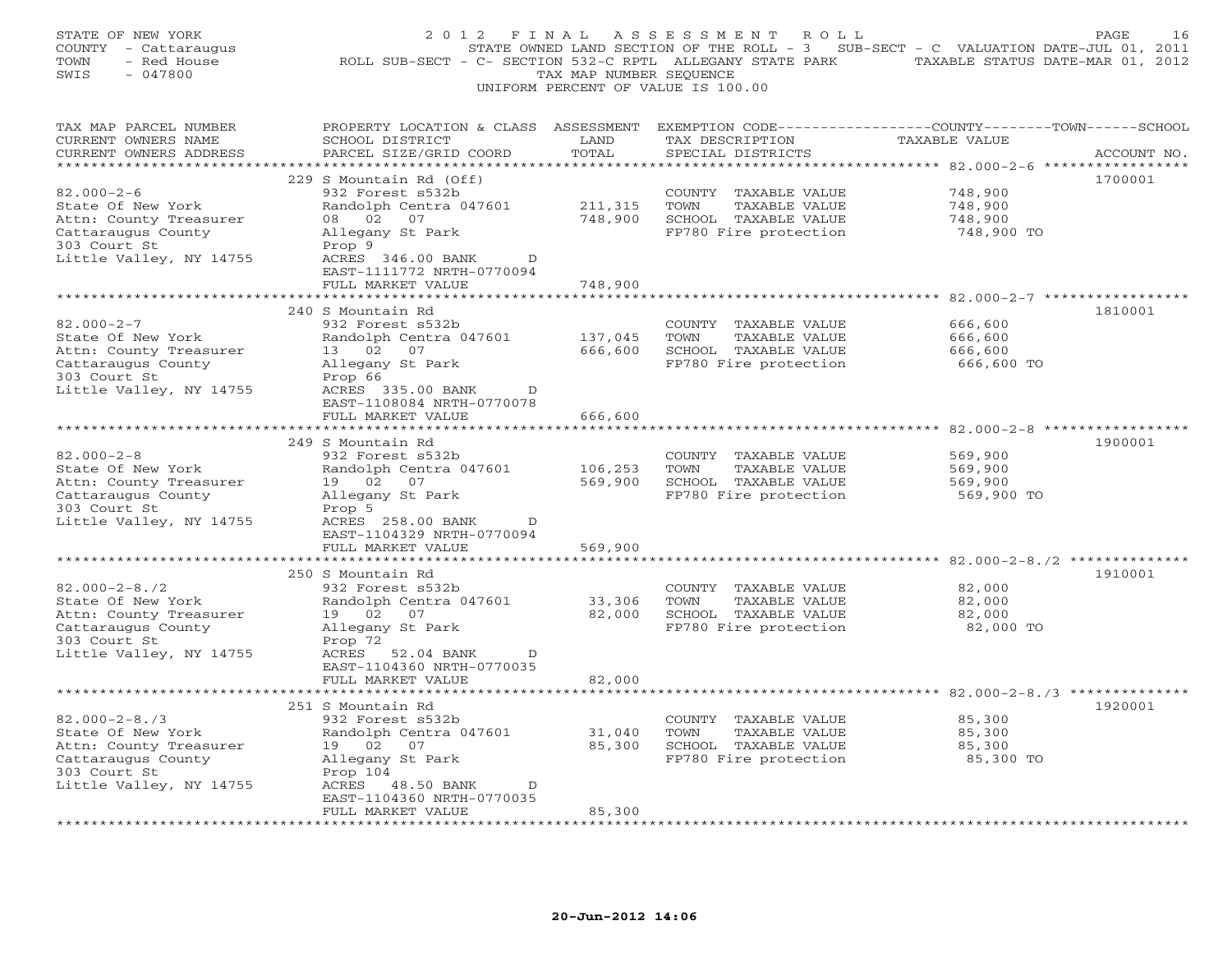STATE OF NEW YORK
COUNTY - Cattaraugus
TOWN - Red House
SWIS - 047800

# 2012 FINAL ASSESSMENT ROLL

STATE OWNED LAND SECTION OF THE ROLL - 3 SUB-SECT - C VALUATION DATE-JUL 01, 2011
ROLL SUB-SECT - C- SECTION 532-C RPTL ALLEGANY STATE PARK TAXABLE STATUS DATE-MAR 01, 2012
TAX MAP NUMBER SEQUENCE
UNIFORM PERCENT OF VALUE IS 100.00

| TAX MAP PARCEL NUMBER / CURRENT OWNERS NAME / CURRENT OWNERS ADDRESS | PROPERTY LOCATION & CLASS / SCHOOL DISTRICT / PARCEL SIZE/GRID COORD | ASSESSMENT LAND | TOTAL | EXEMPTION CODE / TAX DESCRIPTION / SPECIAL DISTRICTS | TAXABLE VALUE (COUNTY--TOWN--SCHOOL) | ACCOUNT NO. |
|---|---|---|---|---|---|---|
| 82.000-2-6 | 229 S Mountain Rd (Off) | | | | | 1700001 |
| State Of New York | 932 Forest s532b | | | COUNTY TAXABLE VALUE | 748,900 | |
| Attn: County Treasurer | Randolph Centra 047601 | 211,315 | | TOWN TAXABLE VALUE | 748,900 | |
| Cattaraugus County | 08 02 07 | | 748,900 | SCHOOL TAXABLE VALUE | 748,900 | |
| 303 Court St | Allegany St Park | | | FP780 Fire protection | 748,900 TO | |
| Little Valley, NY 14755 | Prop 9 | | | | | |
| | ACRES 346.00 BANK D | | | | | |
| | EAST-1111772 NRTH-0770094 | | | | | |
| | FULL MARKET VALUE | | 748,900 | | | |
| 82.000-2-7 | 240 S Mountain Rd | | | | | 1810001 |
| State Of New York | 932 Forest s532b | | | COUNTY TAXABLE VALUE | 666,600 | |
| Attn: County Treasurer | Randolph Centra 047601 | 137,045 | | TOWN TAXABLE VALUE | 666,600 | |
| Cattaraugus County | 13 02 07 | | 666,600 | SCHOOL TAXABLE VALUE | 666,600 | |
| 303 Court St | Allegany St Park | | | FP780 Fire protection | 666,600 TO | |
| Little Valley, NY 14755 | Prop 66 | | | | | |
| | ACRES 335.00 BANK D | | | | | |
| | EAST-1108084 NRTH-0770078 | | | | | |
| | FULL MARKET VALUE | | 666,600 | | | |
| 82.000-2-8 | 249 S Mountain Rd | | | | | 1900001 |
| State Of New York | 932 Forest s532b | | | COUNTY TAXABLE VALUE | 569,900 | |
| Attn: County Treasurer | Randolph Centra 047601 | 106,253 | | TOWN TAXABLE VALUE | 569,900 | |
| Cattaraugus County | 19 02 07 | | 569,900 | SCHOOL TAXABLE VALUE | 569,900 | |
| 303 Court St | Allegany St Park | | | FP780 Fire protection | 569,900 TO | |
| Little Valley, NY 14755 | Prop 5 | | | | | |
| | ACRES 258.00 BANK D | | | | | |
| | EAST-1104329 NRTH-0770094 | | | | | |
| | FULL MARKET VALUE | | 569,900 | | | |
| 82.000-2-8./2 | 250 S Mountain Rd | | | | | 1910001 |
| State Of New York | 932 Forest s532b | | | COUNTY TAXABLE VALUE | 82,000 | |
| Attn: County Treasurer | Randolph Centra 047601 | 33,306 | | TOWN TAXABLE VALUE | 82,000 | |
| Cattaraugus County | 19 02 07 | | 82,000 | SCHOOL TAXABLE VALUE | 82,000 | |
| 303 Court St | Allegany St Park | | | FP780 Fire protection | 82,000 TO | |
| Little Valley, NY 14755 | Prop 72 | | | | | |
| | ACRES 52.04 BANK D | | | | | |
| | EAST-1104360 NRTH-0770035 | | | | | |
| | FULL MARKET VALUE | | 82,000 | | | |
| 82.000-2-8./3 | 251 S Mountain Rd | | | | | 1920001 |
| State Of New York | 932 Forest s532b | | | COUNTY TAXABLE VALUE | 85,300 | |
| Attn: County Treasurer | Randolph Centra 047601 | 31,040 | | TOWN TAXABLE VALUE | 85,300 | |
| Cattaraugus County | 19 02 07 | | 85,300 | SCHOOL TAXABLE VALUE | 85,300 | |
| 303 Court St | Allegany St Park | | | FP780 Fire protection | 85,300 TO | |
| Little Valley, NY 14755 | Prop 104 | | | | | |
| | ACRES 48.50 BANK D | | | | | |
| | EAST-1104360 NRTH-0770035 | | | | | |
| | FULL MARKET VALUE | | 85,300 | | | |

20-Jun-2012 14:06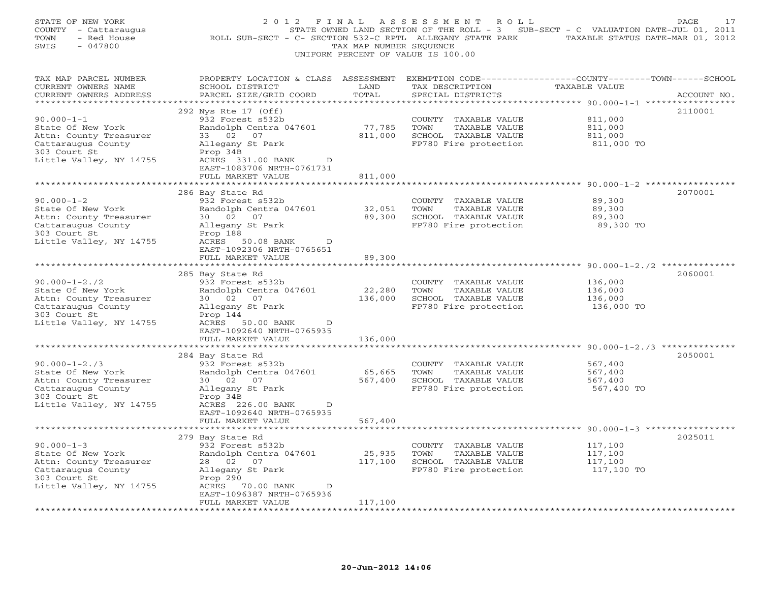STATE OF NEW YORK
COUNTY - Cattaraugus
TOWN - Red House
SWIS - 047800

# 2012 FINAL ASSESSMENT ROLL

STATE OWNED LAND SECTION OF THE ROLL - 3 SUB-SECT - C VALUATION DATE-JUL 01, 2011
ROLL SUB-SECT - C- SECTION 532-C RPTL ALLEGANY STATE PARK TAXABLE STATUS DATE-MAR 01, 2012
TAX MAP NUMBER SEQUENCE
UNIFORM PERCENT OF VALUE IS 100.00

| TAX MAP PARCEL NUMBER / CURRENT OWNERS NAME / CURRENT OWNERS ADDRESS | PROPERTY LOCATION & CLASS / SCHOOL DISTRICT / PARCEL SIZE/GRID COORD | ASSESSMENT LAND / TOTAL | EXEMPTION CODE / TAX DESCRIPTION / SPECIAL DISTRICTS | TAXABLE VALUE (COUNTY / TOWN / SCHOOL) | ACCOUNT NO. |
|---|---|---|---|---|---|
| | 292 Nys Rte 17 (Off) | | | | 2110001 |
| 90.000-1-1 | 932 Forest s532b | | COUNTY TAXABLE VALUE | 811,000 | |
| State Of New York | Randolph Centra 047601 | 77,785 | TOWN TAXABLE VALUE | 811,000 | |
| Attn: County Treasurer | 33 02 07 | 811,000 | SCHOOL TAXABLE VALUE | 811,000 | |
| Cattaraugus County | Allegany St Park | | FP780 Fire protection | 811,000 TO | |
| 303 Court St | Prop 34B | | | | |
| Little Valley, NY 14755 | ACRES 331.00 BANK D | | | | |
| | EAST-1083706 NRTH-0761731 | | | | |
| | FULL MARKET VALUE | 811,000 | | | |
| | 286 Bay State Rd | | | | 2070001 |
| 90.000-1-2 | 932 Forest s532b | | COUNTY TAXABLE VALUE | 89,300 | |
| State Of New York | Randolph Centra 047601 | 32,051 | TOWN TAXABLE VALUE | 89,300 | |
| Attn: County Treasurer | 30 02 07 | 89,300 | SCHOOL TAXABLE VALUE | 89,300 | |
| Cattaraugus County | Allegany St Park | | FP780 Fire protection | 89,300 TO | |
| 303 Court St | Prop 188 | | | | |
| Little Valley, NY 14755 | ACRES 50.08 BANK D | | | | |
| | EAST-1092306 NRTH-0765651 | | | | |
| | FULL MARKET VALUE | 89,300 | | | |
| | 285 Bay State Rd | | | | 2060001 |
| 90.000-1-2./2 | 932 Forest s532b | | COUNTY TAXABLE VALUE | 136,000 | |
| State Of New York | Randolph Centra 047601 | 22,280 | TOWN TAXABLE VALUE | 136,000 | |
| Attn: County Treasurer | 30 02 07 | 136,000 | SCHOOL TAXABLE VALUE | 136,000 | |
| Cattaraugus County | Allegany St Park | | FP780 Fire protection | 136,000 TO | |
| 303 Court St | Prop 144 | | | | |
| Little Valley, NY 14755 | ACRES 50.00 BANK D | | | | |
| | EAST-1092640 NRTH-0765935 | | | | |
| | FULL MARKET VALUE | 136,000 | | | |
| | 284 Bay State Rd | | | | 2050001 |
| 90.000-1-2./3 | 932 Forest s532b | | COUNTY TAXABLE VALUE | 567,400 | |
| State Of New York | Randolph Centra 047601 | 65,665 | TOWN TAXABLE VALUE | 567,400 | |
| Attn: County Treasurer | 30 02 07 | 567,400 | SCHOOL TAXABLE VALUE | 567,400 | |
| Cattaraugus County | Allegany St Park | | FP780 Fire protection | 567,400 TO | |
| 303 Court St | Prop 34B | | | | |
| Little Valley, NY 14755 | ACRES 226.00 BANK D | | | | |
| | EAST-1092640 NRTH-0765935 | | | | |
| | FULL MARKET VALUE | 567,400 | | | |
| | 279 Bay State Rd | | | | 2025011 |
| 90.000-1-3 | 932 Forest s532b | | COUNTY TAXABLE VALUE | 117,100 | |
| State Of New York | Randolph Centra 047601 | 25,935 | TOWN TAXABLE VALUE | 117,100 | |
| Attn: County Treasurer | 28 02 07 | 117,100 | SCHOOL TAXABLE VALUE | 117,100 | |
| Cattaraugus County | Allegany St Park | | FP780 Fire protection | 117,100 TO | |
| 303 Court St | Prop 290 | | | | |
| Little Valley, NY 14755 | ACRES 70.00 BANK D | | | | |
| | EAST-1096387 NRTH-0765936 | | | | |
| | FULL MARKET VALUE | 117,100 | | | |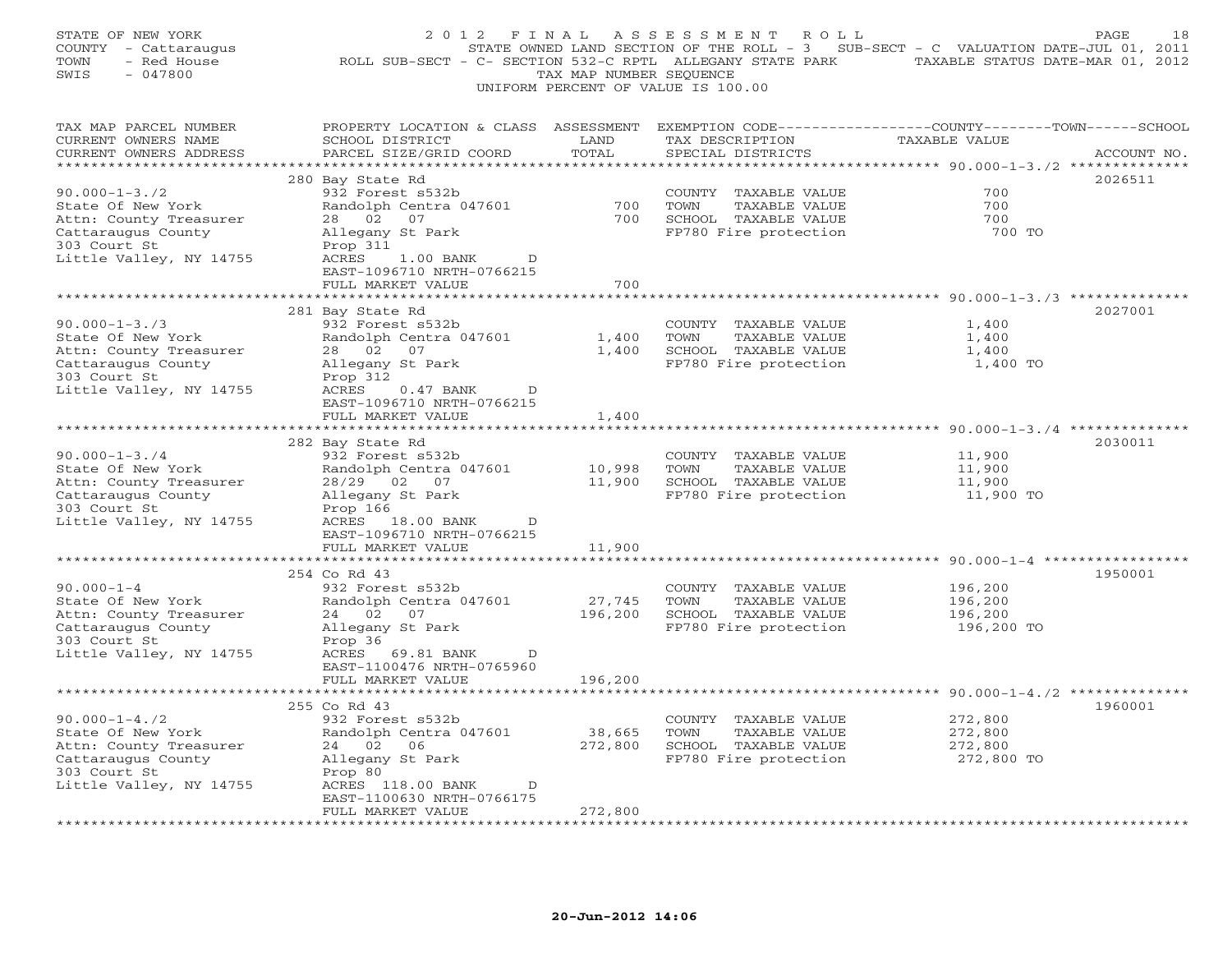STATE OF NEW YORK — 2012 FINAL ASSESSMENT ROLL
COUNTY - Cattaraugus — STATE OWNED LAND SECTION OF THE ROLL - 3 SUB-SECT - C VALUATION DATE-JUL 01, 2011
TOWN - Red House — ROLL SUB-SECT - C- SECTION 532-C RPTL ALLEGANY STATE PARK — TAXABLE STATUS DATE-MAR 01, 2012
SWIS - 047800 — TAX MAP NUMBER SEQUENCE
UNIFORM PERCENT OF VALUE IS 100.00

| TAX MAP PARCEL NUMBER / CURRENT OWNERS NAME / CURRENT OWNERS ADDRESS | PROPERTY LOCATION & CLASS / SCHOOL DISTRICT / PARCEL SIZE/GRID COORD | ASSESSMENT LAND / TOTAL | EXEMPTION CODE / TAX DESCRIPTION / SPECIAL DISTRICTS | TAXABLE VALUE (COUNTY/TOWN/SCHOOL) | ACCOUNT NO. |
|---|---|---|---|---|---|
| 90.000-1-3./2 | 280 Bay State Rd | | | | 2026511 |
| | 932 Forest s532b | | COUNTY TAXABLE VALUE | 700 | |
| State Of New York | Randolph Centra 047601 | 700 | TOWN TAXABLE VALUE | 700 | |
| Attn: County Treasurer | 28 02 07 | 700 | SCHOOL TAXABLE VALUE | 700 | |
| Cattaraugus County | Allegany St Park | | FP780 Fire protection | 700 TO | |
| 303 Court St | Prop 311 | | | | |
| Little Valley, NY 14755 | ACRES 1.00 BANK D | | | | |
| | EAST-1096710 NRTH-0766215 | | | | |
| | FULL MARKET VALUE | 700 | | | |
| 90.000-1-3./3 | 281 Bay State Rd | | | | 2027001 |
| | 932 Forest s532b | | COUNTY TAXABLE VALUE | 1,400 | |
| State Of New York | Randolph Centra 047601 | 1,400 | TOWN TAXABLE VALUE | 1,400 | |
| Attn: County Treasurer | 28 02 07 | 1,400 | SCHOOL TAXABLE VALUE | 1,400 | |
| Cattaraugus County | Allegany St Park | | FP780 Fire protection | 1,400 TO | |
| 303 Court St | Prop 312 | | | | |
| Little Valley, NY 14755 | ACRES 0.47 BANK D | | | | |
| | EAST-1096710 NRTH-0766215 | | | | |
| | FULL MARKET VALUE | 1,400 | | | |
| 90.000-1-3./4 | 282 Bay State Rd | | | | 2030011 |
| | 932 Forest s532b | | COUNTY TAXABLE VALUE | 11,900 | |
| State Of New York | Randolph Centra 047601 | 10,998 | TOWN TAXABLE VALUE | 11,900 | |
| Attn: County Treasurer | 28/29 02 07 | 11,900 | SCHOOL TAXABLE VALUE | 11,900 | |
| Cattaraugus County | Allegany St Park | | FP780 Fire protection | 11,900 TO | |
| 303 Court St | Prop 166 | | | | |
| Little Valley, NY 14755 | ACRES 18.00 BANK D | | | | |
| | EAST-1096710 NRTH-0766215 | | | | |
| | FULL MARKET VALUE | 11,900 | | | |
| 90.000-1-4 | 254 Co Rd 43 | | | | 1950001 |
| | 932 Forest s532b | | COUNTY TAXABLE VALUE | 196,200 | |
| State Of New York | Randolph Centra 047601 | 27,745 | TOWN TAXABLE VALUE | 196,200 | |
| Attn: County Treasurer | 24 02 07 | 196,200 | SCHOOL TAXABLE VALUE | 196,200 | |
| Cattaraugus County | Allegany St Park | | FP780 Fire protection | 196,200 TO | |
| 303 Court St | Prop 36 | | | | |
| Little Valley, NY 14755 | ACRES 69.81 BANK D | | | | |
| | EAST-1100476 NRTH-0765960 | | | | |
| | FULL MARKET VALUE | 196,200 | | | |
| 90.000-1-4./2 | 255 Co Rd 43 | | | | 1960001 |
| | 932 Forest s532b | | COUNTY TAXABLE VALUE | 272,800 | |
| State Of New York | Randolph Centra 047601 | 38,665 | TOWN TAXABLE VALUE | 272,800 | |
| Attn: County Treasurer | 24 02 06 | 272,800 | SCHOOL TAXABLE VALUE | 272,800 | |
| Cattaraugus County | Allegany St Park | | FP780 Fire protection | 272,800 TO | |
| 303 Court St | Prop 80 | | | | |
| Little Valley, NY 14755 | ACRES 118.00 BANK D | | | | |
| | EAST-1100630 NRTH-0766175 | | | | |
| | FULL MARKET VALUE | 272,800 | | | |

20-Jun-2012 14:06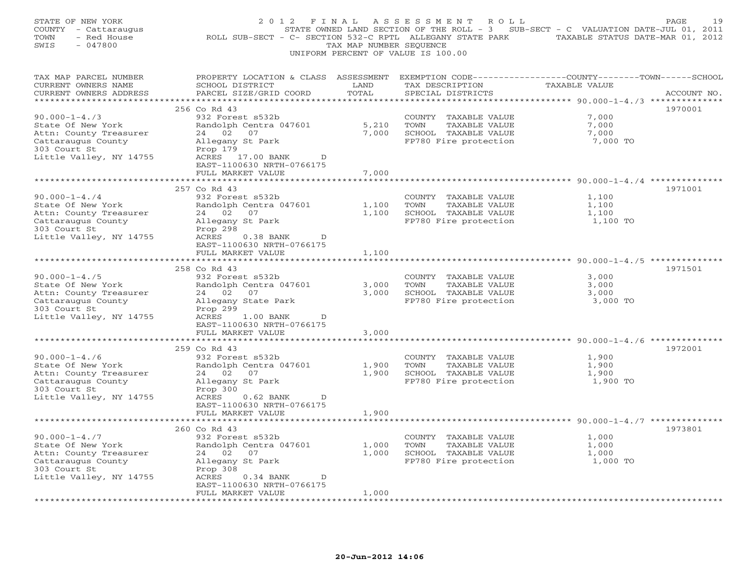STATE OF NEW YORK
COUNTY - Cattaraugus
TOWN - Red House
SWIS - 047800

2012 FINAL ASSESSMENT ROLL
STATE OWNED LAND SECTION OF THE ROLL - 3 SUB-SECT - C VALUATION DATE-JUL 01, 2011
ROLL SUB-SECT - C- SECTION 532-C RPTL ALLEGANY STATE PARK TAXABLE STATUS DATE-MAR 01, 2012
TAX MAP NUMBER SEQUENCE
UNIFORM PERCENT OF VALUE IS 100.00

| TAX MAP PARCEL NUMBER / CURRENT OWNERS NAME / CURRENT OWNERS ADDRESS | PROPERTY LOCATION & CLASS / SCHOOL DISTRICT / PARCEL SIZE/GRID COORD | ASSESSMENT LAND | TOTAL | EXEMPTION CODE / TAX DESCRIPTION / SPECIAL DISTRICTS | COUNTY--TOWN--SCHOOL TAXABLE VALUE | ACCOUNT NO. |
|---|---|---|---|---|---|---|
| 90.000-1-4./3 | 256 Co Rd 43 | | | | | 1970001 |
| State Of New York | 932 Forest s532b | | | COUNTY TAXABLE VALUE | 7,000 | |
| Attn: County Treasurer | Randolph Centra 047601 | 5,210 | | TOWN TAXABLE VALUE | 7,000 | |
| Cattaraugus County | 24 02 07 | | 7,000 | SCHOOL TAXABLE VALUE | 7,000 | |
| 303 Court St | Allegany St Park | | | FP780 Fire protection | 7,000 TO | |
| Little Valley, NY 14755 | Prop 179 | | | | | |
| | ACRES 17.00 BANK D | | | | | |
| | EAST-1100630 NRTH-0766175 | | | | | |
| | FULL MARKET VALUE | | 7,000 | | | |
| 90.000-1-4./4 | 257 Co Rd 43 | | | | | 1971001 |
| State Of New York | 932 Forest s532b | | | COUNTY TAXABLE VALUE | 1,100 | |
| Attn: County Treasurer | Randolph Centra 047601 | 1,100 | | TOWN TAXABLE VALUE | 1,100 | |
| Cattaraugus County | 24 02 07 | | 1,100 | SCHOOL TAXABLE VALUE | 1,100 | |
| 303 Court St | Allegany St Park | | | FP780 Fire protection | 1,100 TO | |
| Little Valley, NY 14755 | Prop 298 | | | | | |
| | ACRES 0.38 BANK D | | | | | |
| | EAST-1100630 NRTH-0766175 | | | | | |
| | FULL MARKET VALUE | | 1,100 | | | |
| 90.000-1-4./5 | 258 Co Rd 43 | | | | | 1971501 |
| State Of New York | 932 Forest s532b | | | COUNTY TAXABLE VALUE | 3,000 | |
| Attn: County Treasurer | Randolph Centra 047601 | 3,000 | | TOWN TAXABLE VALUE | 3,000 | |
| Cattaraugus County | 24 02 07 | | 3,000 | SCHOOL TAXABLE VALUE | 3,000 | |
| 303 Court St | Allegany State Park | | | FP780 Fire protection | 3,000 TO | |
| Little Valley, NY 14755 | Prop 299 | | | | | |
| | ACRES 1.00 BANK D | | | | | |
| | EAST-1100630 NRTH-0766175 | | | | | |
| | FULL MARKET VALUE | | 3,000 | | | |
| 90.000-1-4./6 | 259 Co Rd 43 | | | | | 1972001 |
| State Of New York | 932 Forest s532b | | | COUNTY TAXABLE VALUE | 1,900 | |
| Attn: County Treasurer | Randolph Centra 047601 | 1,900 | | TOWN TAXABLE VALUE | 1,900 | |
| Cattaraugus County | 24 02 07 | | 1,900 | SCHOOL TAXABLE VALUE | 1,900 | |
| 303 Court St | Allegany St Park | | | FP780 Fire protection | 1,900 TO | |
| Little Valley, NY 14755 | Prop 300 | | | | | |
| | ACRES 0.62 BANK D | | | | | |
| | EAST-1100630 NRTH-0766175 | | | | | |
| | FULL MARKET VALUE | | 1,900 | | | |
| 90.000-1-4./7 | 260 Co Rd 43 | | | | | 1973801 |
| State Of New York | 932 Forest s532b | | | COUNTY TAXABLE VALUE | 1,000 | |
| Attn: County Treasurer | Randolph Centra 047601 | 1,000 | | TOWN TAXABLE VALUE | 1,000 | |
| Cattaraugus County | 24 02 07 | | 1,000 | SCHOOL TAXABLE VALUE | 1,000 | |
| 303 Court St | Allegany St Park | | | FP780 Fire protection | 1,000 TO | |
| Little Valley, NY 14755 | Prop 308 | | | | | |
| | ACRES 0.34 BANK D | | | | | |
| | EAST-1100630 NRTH-0766175 | | | | | |
| | FULL MARKET VALUE | | 1,000 | | | |

20-Jun-2012 14:06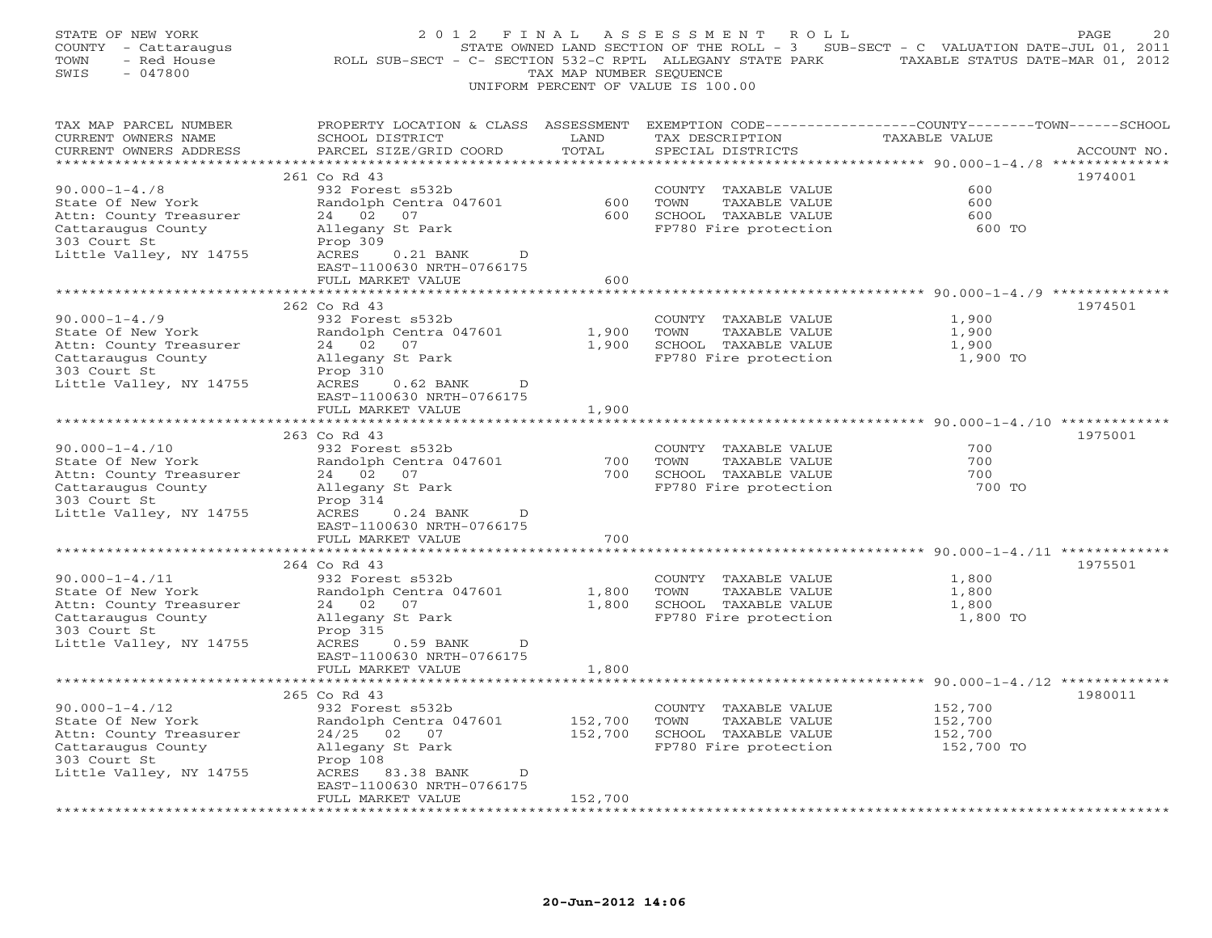STATE OF NEW YORK
COUNTY - Cattaraugus
TOWN - Red House
SWIS - 047800

2012 FINAL ASSESSMENT ROLL
STATE OWNED LAND SECTION OF THE ROLL - 3 SUB-SECT - C VALUATION DATE-JUL 01, 2011
ROLL SUB-SECT - C- SECTION 532-C RPTL ALLEGANY STATE PARK TAXABLE STATUS DATE-MAR 01, 2012
TAX MAP NUMBER SEQUENCE
UNIFORM PERCENT OF VALUE IS 100.00

| TAX MAP PARCEL NUMBER / CURRENT OWNERS NAME / CURRENT OWNERS ADDRESS | PROPERTY LOCATION & CLASS / SCHOOL DISTRICT / PARCEL SIZE/GRID COORD | ASSESSMENT LAND / TOTAL | EXEMPTION CODE / TAX DESCRIPTION / SPECIAL DISTRICTS | TAXABLE VALUE | ACCOUNT NO. |
|---|---|---|---|---|---|
| 90.000-1-4./8 | 261 Co Rd 43 | | | | 1974001 |
| State Of New York | 932 Forest s532b | | COUNTY TAXABLE VALUE | 600 | |
| Attn: County Treasurer | Randolph Centra 047601 | 600 | TOWN TAXABLE VALUE | 600 | |
| Cattaraugus County | 24 02 07 | 600 | SCHOOL TAXABLE VALUE | 600 | |
| 303 Court St | Allegany St Park | | FP780 Fire protection | 600 TO | |
| Little Valley, NY 14755 | Prop 309 | | | | |
| | ACRES 0.21 BANK D | | | | |
| | EAST-1100630 NRTH-0766175 | | | | |
| | FULL MARKET VALUE | 600 | | | |
| 90.000-1-4./9 | 262 Co Rd 43 | | | | 1974501 |
| State Of New York | 932 Forest s532b | | COUNTY TAXABLE VALUE | 1,900 | |
| Attn: County Treasurer | Randolph Centra 047601 | 1,900 | TOWN TAXABLE VALUE | 1,900 | |
| Cattaraugus County | 24 02 07 | 1,900 | SCHOOL TAXABLE VALUE | 1,900 | |
| 303 Court St | Allegany St Park | | FP780 Fire protection | 1,900 TO | |
| Little Valley, NY 14755 | Prop 310 | | | | |
| | ACRES 0.62 BANK D | | | | |
| | EAST-1100630 NRTH-0766175 | | | | |
| | FULL MARKET VALUE | 1,900 | | | |
| 90.000-1-4./10 | 263 Co Rd 43 | | | | 1975001 |
| State Of New York | 932 Forest s532b | | COUNTY TAXABLE VALUE | 700 | |
| Attn: County Treasurer | Randolph Centra 047601 | 700 | TOWN TAXABLE VALUE | 700 | |
| Cattaraugus County | 24 02 07 | 700 | SCHOOL TAXABLE VALUE | 700 | |
| 303 Court St | Allegany St Park | | FP780 Fire protection | 700 TO | |
| Little Valley, NY 14755 | Prop 314 | | | | |
| | ACRES 0.24 BANK D | | | | |
| | EAST-1100630 NRTH-0766175 | | | | |
| | FULL MARKET VALUE | 700 | | | |
| 90.000-1-4./11 | 264 Co Rd 43 | | | | 1975501 |
| State Of New York | 932 Forest s532b | | COUNTY TAXABLE VALUE | 1,800 | |
| Attn: County Treasurer | Randolph Centra 047601 | 1,800 | TOWN TAXABLE VALUE | 1,800 | |
| Cattaraugus County | 24 02 07 | 1,800 | SCHOOL TAXABLE VALUE | 1,800 | |
| 303 Court St | Allegany St Park | | FP780 Fire protection | 1,800 TO | |
| Little Valley, NY 14755 | Prop 315 | | | | |
| | ACRES 0.59 BANK D | | | | |
| | EAST-1100630 NRTH-0766175 | | | | |
| | FULL MARKET VALUE | 1,800 | | | |
| 90.000-1-4./12 | 265 Co Rd 43 | | | | 1980011 |
| State Of New York | 932 Forest s532b | | COUNTY TAXABLE VALUE | 152,700 | |
| Attn: County Treasurer | Randolph Centra 047601 | 152,700 | TOWN TAXABLE VALUE | 152,700 | |
| Cattaraugus County | 24/25 02 07 | 152,700 | SCHOOL TAXABLE VALUE | 152,700 | |
| 303 Court St | Allegany St Park | | FP780 Fire protection | 152,700 TO | |
| Little Valley, NY 14755 | Prop 108 | | | | |
| | ACRES 83.38 BANK D | | | | |
| | EAST-1100630 NRTH-0766175 | | | | |
| | FULL MARKET VALUE | 152,700 | | | |

20-Jun-2012 14:06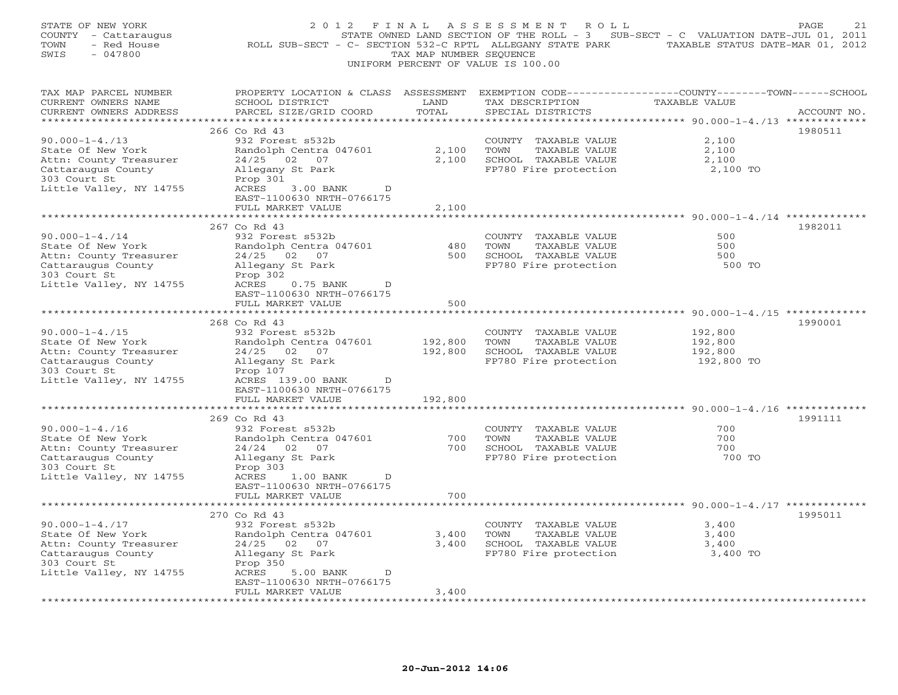STATE OF NEW YORK — 2012 FINAL ASSESSMENT ROLL
COUNTY - Cattaraugus — STATE OWNED LAND SECTION OF THE ROLL - 3 SUB-SECT - C VALUATION DATE-JUL 01, 2011
TOWN - Red House — ROLL SUB-SECT - C- SECTION 532-C RPTL ALLEGANY STATE PARK — TAXABLE STATUS DATE-MAR 01, 2012
SWIS - 047800 — TAX MAP NUMBER SEQUENCE
UNIFORM PERCENT OF VALUE IS 100.00

| TAX MAP PARCEL NUMBER / CURRENT OWNERS NAME / CURRENT OWNERS ADDRESS | PROPERTY LOCATION & CLASS / SCHOOL DISTRICT / PARCEL SIZE/GRID COORD | ASSESSMENT LAND / TOTAL | EXEMPTION CODE / TAX DESCRIPTION / SPECIAL DISTRICTS | TAXABLE VALUE (COUNTY/TOWN/SCHOOL) | ACCOUNT NO. |
|---|---|---|---|---|---|
| 90.000-1-4./13 | 266 Co Rd 43 | | | | 1980511 |
| State Of New York | 932 Forest s532b | | COUNTY TAXABLE VALUE | 2,100 | |
| Attn: County Treasurer | Randolph Centra 047601 | 2,100 | TOWN TAXABLE VALUE | 2,100 | |
| Cattaraugus County | 24/25 02 07 | 2,100 | SCHOOL TAXABLE VALUE | 2,100 | |
| 303 Court St | Allegany St Park | | FP780 Fire protection | 2,100 TO | |
| Little Valley, NY 14755 | Prop 301 | | | | |
| | ACRES 3.00 BANK D | | | | |
| | EAST-1100630 NRTH-0766175 | | | | |
| | FULL MARKET VALUE | 2,100 | | | |
| 90.000-1-4./14 | 267 Co Rd 43 | | | | 1982011 |
| State Of New York | 932 Forest s532b | | COUNTY TAXABLE VALUE | 500 | |
| Attn: County Treasurer | Randolph Centra 047601 | 480 | TOWN TAXABLE VALUE | 500 | |
| Cattaraugus County | 24/25 02 07 | 500 | SCHOOL TAXABLE VALUE | 500 | |
| 303 Court St | Allegany St Park | | FP780 Fire protection | 500 TO | |
| Little Valley, NY 14755 | Prop 302 | | | | |
| | ACRES 0.75 BANK D | | | | |
| | EAST-1100630 NRTH-0766175 | | | | |
| | FULL MARKET VALUE | 500 | | | |
| 90.000-1-4./15 | 268 Co Rd 43 | | | | 1990001 |
| State Of New York | 932 Forest s532b | | COUNTY TAXABLE VALUE | 192,800 | |
| Attn: County Treasurer | Randolph Centra 047601 | 192,800 | TOWN TAXABLE VALUE | 192,800 | |
| Cattaraugus County | 24/25 02 07 | 192,800 | SCHOOL TAXABLE VALUE | 192,800 | |
| 303 Court St | Allegany St Park | | FP780 Fire protection | 192,800 TO | |
| Little Valley, NY 14755 | Prop 107 | | | | |
| | ACRES 139.00 BANK D | | | | |
| | EAST-1100630 NRTH-0766175 | | | | |
| | FULL MARKET VALUE | 192,800 | | | |
| 90.000-1-4./16 | 269 Co Rd 43 | | | | 1991111 |
| State Of New York | 932 Forest s532b | | COUNTY TAXABLE VALUE | 700 | |
| Attn: County Treasurer | Randolph Centra 047601 | 700 | TOWN TAXABLE VALUE | 700 | |
| Cattaraugus County | 24/24 02 07 | 700 | SCHOOL TAXABLE VALUE | 700 | |
| 303 Court St | Allegany St Park | | FP780 Fire protection | 700 TO | |
| Little Valley, NY 14755 | Prop 303 | | | | |
| | ACRES 1.00 BANK D | | | | |
| | EAST-1100630 NRTH-0766175 | | | | |
| | FULL MARKET VALUE | 700 | | | |
| 90.000-1-4./17 | 270 Co Rd 43 | | | | 1995011 |
| State Of New York | 932 Forest s532b | | COUNTY TAXABLE VALUE | 3,400 | |
| Attn: County Treasurer | Randolph Centra 047601 | 3,400 | TOWN TAXABLE VALUE | 3,400 | |
| Cattaraugus County | 24/25 02 07 | 3,400 | SCHOOL TAXABLE VALUE | 3,400 | |
| 303 Court St | Allegany St Park | | FP780 Fire protection | 3,400 TO | |
| Little Valley, NY 14755 | Prop 350 | | | | |
| | ACRES 5.00 BANK D | | | | |
| | EAST-1100630 NRTH-0766175 | | | | |
| | FULL MARKET VALUE | 3,400 | | | |

20-Jun-2012 14:06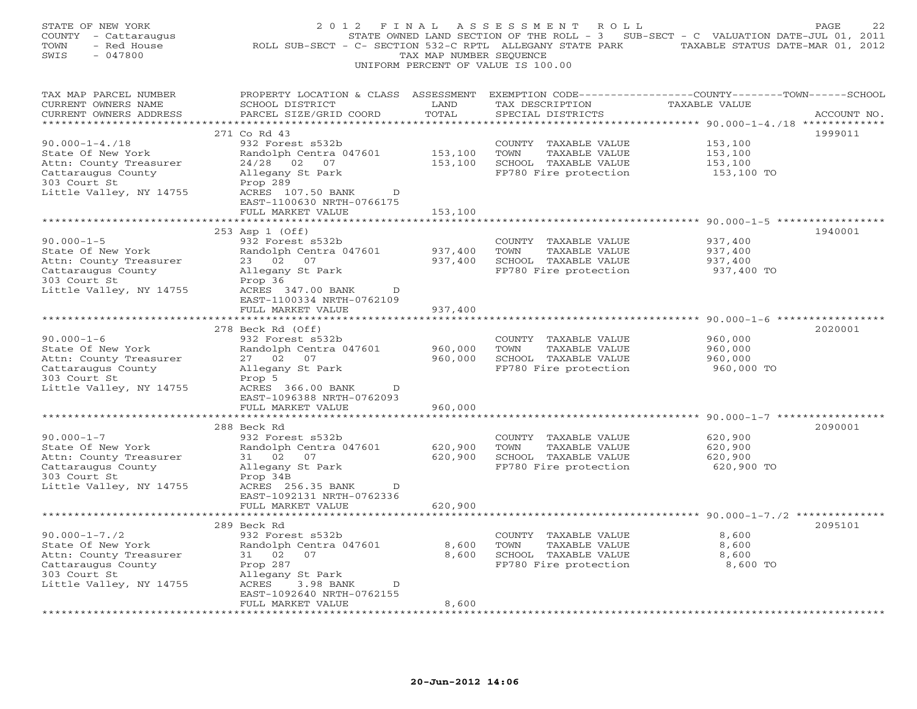STATE OF NEW YORK
COUNTY - Cattaraugus
TOWN - Red House
SWIS - 047800

# 2012 FINAL ASSESSMENT ROLL

STATE OWNED LAND SECTION OF THE ROLL - 3 SUB-SECT - C VALUATION DATE-JUL 01, 2011
ROLL SUB-SECT - C- SECTION 532-C RPTL ALLEGANY STATE PARK TAXABLE STATUS DATE-MAR 01, 2012
TAX MAP NUMBER SEQUENCE
UNIFORM PERCENT OF VALUE IS 100.00

| TAX MAP PARCEL NUMBER / CURRENT OWNERS NAME / CURRENT OWNERS ADDRESS | PROPERTY LOCATION & CLASS / SCHOOL DISTRICT / PARCEL SIZE/GRID COORD | ASSESSMENT LAND / TOTAL | EXEMPTION CODE / TAX DESCRIPTION / SPECIAL DISTRICTS | TAXABLE VALUE (COUNTY / TOWN / SCHOOL) | ACCOUNT NO. |
|---|---|---|---|---|---|
| 90.000-1-4./18 | 271 Co Rd 43 | | | | 1999011 |
| State Of New York | 932 Forest s532b | | COUNTY TAXABLE VALUE | 153,100 | |
| Attn: County Treasurer | Randolph Centra 047601 | 153,100 | TOWN TAXABLE VALUE | 153,100 | |
| Cattaraugus County | 24/28 02 07 | 153,100 | SCHOOL TAXABLE VALUE | 153,100 | |
| 303 Court St | Allegany St Park | | FP780 Fire protection | 153,100 TO | |
| Little Valley, NY 14755 | Prop 289 | | | | |
| | ACRES 107.50 BANK D | | | | |
| | EAST-1100630 NRTH-0766175 | | | | |
| | FULL MARKET VALUE | 153,100 | | | |
| 90.000-1-5 | 253 Asp 1 (Off) | | | | 1940001 |
| State Of New York | 932 Forest s532b | | COUNTY TAXABLE VALUE | 937,400 | |
| Attn: County Treasurer | Randolph Centra 047601 | 937,400 | TOWN TAXABLE VALUE | 937,400 | |
| Cattaraugus County | 23 02 07 | 937,400 | SCHOOL TAXABLE VALUE | 937,400 | |
| 303 Court St | Allegany St Park | | FP780 Fire protection | 937,400 TO | |
| Little Valley, NY 14755 | Prop 36 | | | | |
| | ACRES 347.00 BANK D | | | | |
| | EAST-1100334 NRTH-0762109 | | | | |
| | FULL MARKET VALUE | 937,400 | | | |
| 90.000-1-6 | 278 Beck Rd (Off) | | | | 2020001 |
| State Of New York | 932 Forest s532b | | COUNTY TAXABLE VALUE | 960,000 | |
| Attn: County Treasurer | Randolph Centra 047601 | 960,000 | TOWN TAXABLE VALUE | 960,000 | |
| Cattaraugus County | 27 02 07 | 960,000 | SCHOOL TAXABLE VALUE | 960,000 | |
| 303 Court St | Allegany St Park | | FP780 Fire protection | 960,000 TO | |
| Little Valley, NY 14755 | Prop 5 | | | | |
| | ACRES 366.00 BANK D | | | | |
| | EAST-1096388 NRTH-0762093 | | | | |
| | FULL MARKET VALUE | 960,000 | | | |
| 90.000-1-7 | 288 Beck Rd | | | | 2090001 |
| State Of New York | 932 Forest s532b | | COUNTY TAXABLE VALUE | 620,900 | |
| Attn: County Treasurer | Randolph Centra 047601 | 620,900 | TOWN TAXABLE VALUE | 620,900 | |
| Cattaraugus County | 31 02 07 | 620,900 | SCHOOL TAXABLE VALUE | 620,900 | |
| 303 Court St | Allegany St Park | | FP780 Fire protection | 620,900 TO | |
| Little Valley, NY 14755 | Prop 34B | | | | |
| | ACRES 256.35 BANK D | | | | |
| | EAST-1092131 NRTH-0762336 | | | | |
| | FULL MARKET VALUE | 620,900 | | | |
| 90.000-1-7./2 | 289 Beck Rd | | | | 2095101 |
| State Of New York | 932 Forest s532b | | COUNTY TAXABLE VALUE | 8,600 | |
| Attn: County Treasurer | Randolph Centra 047601 | 8,600 | TOWN TAXABLE VALUE | 8,600 | |
| Cattaraugus County | 31 02 07 | 8,600 | SCHOOL TAXABLE VALUE | 8,600 | |
| 303 Court St | Prop 287 | | FP780 Fire protection | 8,600 TO | |
| Little Valley, NY 14755 | Allegany St Park | | | | |
| | ACRES 3.98 BANK D | | | | |
| | EAST-1092640 NRTH-0762155 | | | | |
| | FULL MARKET VALUE | 8,600 | | | |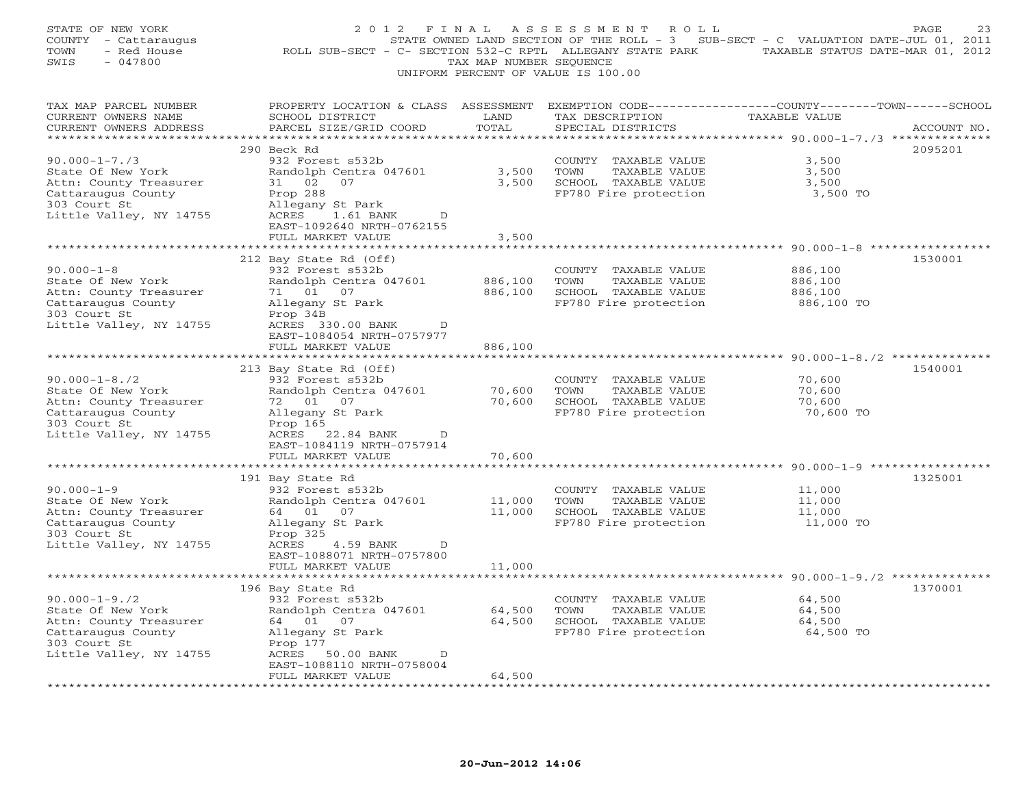STATE OF NEW YORK
COUNTY - Cattaraugus
TOWN - Red House
SWIS - 047800

# 2012 FINAL ASSESSMENT ROLL

STATE OWNED LAND SECTION OF THE ROLL - 3 SUB-SECT - C VALUATION DATE-JUL 01, 2011
ROLL SUB-SECT - C- SECTION 532-C RPTL ALLEGANY STATE PARK TAXABLE STATUS DATE-MAR 01, 2012
TAX MAP NUMBER SEQUENCE
UNIFORM PERCENT OF VALUE IS 100.00

| TAX MAP PARCEL NUMBER / CURRENT OWNERS NAME / CURRENT OWNERS ADDRESS | PROPERTY LOCATION & CLASS / SCHOOL DISTRICT / PARCEL SIZE/GRID COORD | ASSESSMENT LAND | TOTAL | EXEMPTION CODE / TAX DESCRIPTION / SPECIAL DISTRICTS | COUNTY--------TOWN------SCHOOL TAXABLE VALUE | ACCOUNT NO. |
|---|---|---|---|---|---|---|
| 90.000-1-7./3 | 290 Beck Rd | | | | | 2095201 |
| State Of New York | 932 Forest s532b | | | COUNTY TAXABLE VALUE | 3,500 | |
| Attn: County Treasurer | Randolph Centra 047601 | 3,500 | | TOWN TAXABLE VALUE | 3,500 | |
| Cattaraugus County | 31 02 07 | | 3,500 | SCHOOL TAXABLE VALUE | 3,500 | |
| 303 Court St | Prop 288 | | | FP780 Fire protection | 3,500 TO | |
| Little Valley, NY 14755 | Allegany St Park | | | | | |
| | ACRES 1.61 BANK D | | | | | |
| | EAST-1092640 NRTH-0762155 | | | | | |
| | FULL MARKET VALUE | | 3,500 | | | |
| 90.000-1-8 | 212 Bay State Rd (Off) | | | | | 1530001 |
| State Of New York | 932 Forest s532b | | | COUNTY TAXABLE VALUE | 886,100 | |
| Attn: County Treasurer | Randolph Centra 047601 | 886,100 | | TOWN TAXABLE VALUE | 886,100 | |
| Cattaraugus County | 71 01 07 | | 886,100 | SCHOOL TAXABLE VALUE | 886,100 | |
| 303 Court St | Allegany St Park | | | FP780 Fire protection | 886,100 TO | |
| Little Valley, NY 14755 | Prop 34B | | | | | |
| | ACRES 330.00 BANK D | | | | | |
| | EAST-1084054 NRTH-0757977 | | | | | |
| | FULL MARKET VALUE | | 886,100 | | | |
| 90.000-1-8./2 | 213 Bay State Rd (Off) | | | | | 1540001 |
| State Of New York | 932 Forest s532b | | | COUNTY TAXABLE VALUE | 70,600 | |
| Attn: County Treasurer | Randolph Centra 047601 | 70,600 | | TOWN TAXABLE VALUE | 70,600 | |
| Cattaraugus County | 72 01 07 | | 70,600 | SCHOOL TAXABLE VALUE | 70,600 | |
| 303 Court St | Allegany St Park | | | FP780 Fire protection | 70,600 TO | |
| Little Valley, NY 14755 | Prop 165 | | | | | |
| | ACRES 22.84 BANK D | | | | | |
| | EAST-1084119 NRTH-0757914 | | | | | |
| | FULL MARKET VALUE | | 70,600 | | | |
| 90.000-1-9 | 191 Bay State Rd | | | | | 1325001 |
| State Of New York | 932 Forest s532b | | | COUNTY TAXABLE VALUE | 11,000 | |
| Attn: County Treasurer | Randolph Centra 047601 | 11,000 | | TOWN TAXABLE VALUE | 11,000 | |
| Cattaraugus County | 64 01 07 | | 11,000 | SCHOOL TAXABLE VALUE | 11,000 | |
| 303 Court St | Allegany St Park | | | FP780 Fire protection | 11,000 TO | |
| Little Valley, NY 14755 | Prop 325 | | | | | |
| | ACRES 4.59 BANK D | | | | | |
| | EAST-1088071 NRTH-0757800 | | | | | |
| | FULL MARKET VALUE | | 11,000 | | | |
| 90.000-1-9./2 | 196 Bay State Rd | | | | | 1370001 |
| State Of New York | 932 Forest s532b | | | COUNTY TAXABLE VALUE | 64,500 | |
| Attn: County Treasurer | Randolph Centra 047601 | 64,500 | | TOWN TAXABLE VALUE | 64,500 | |
| Cattaraugus County | 64 01 07 | | 64,500 | SCHOOL TAXABLE VALUE | 64,500 | |
| 303 Court St | Allegany St Park | | | FP780 Fire protection | 64,500 TO | |
| Little Valley, NY 14755 | Prop 177 | | | | | |
| | ACRES 50.00 BANK D | | | | | |
| | EAST-1088110 NRTH-0758004 | | | | | |
| | FULL MARKET VALUE | | 64,500 | | | |

20-Jun-2012 14:06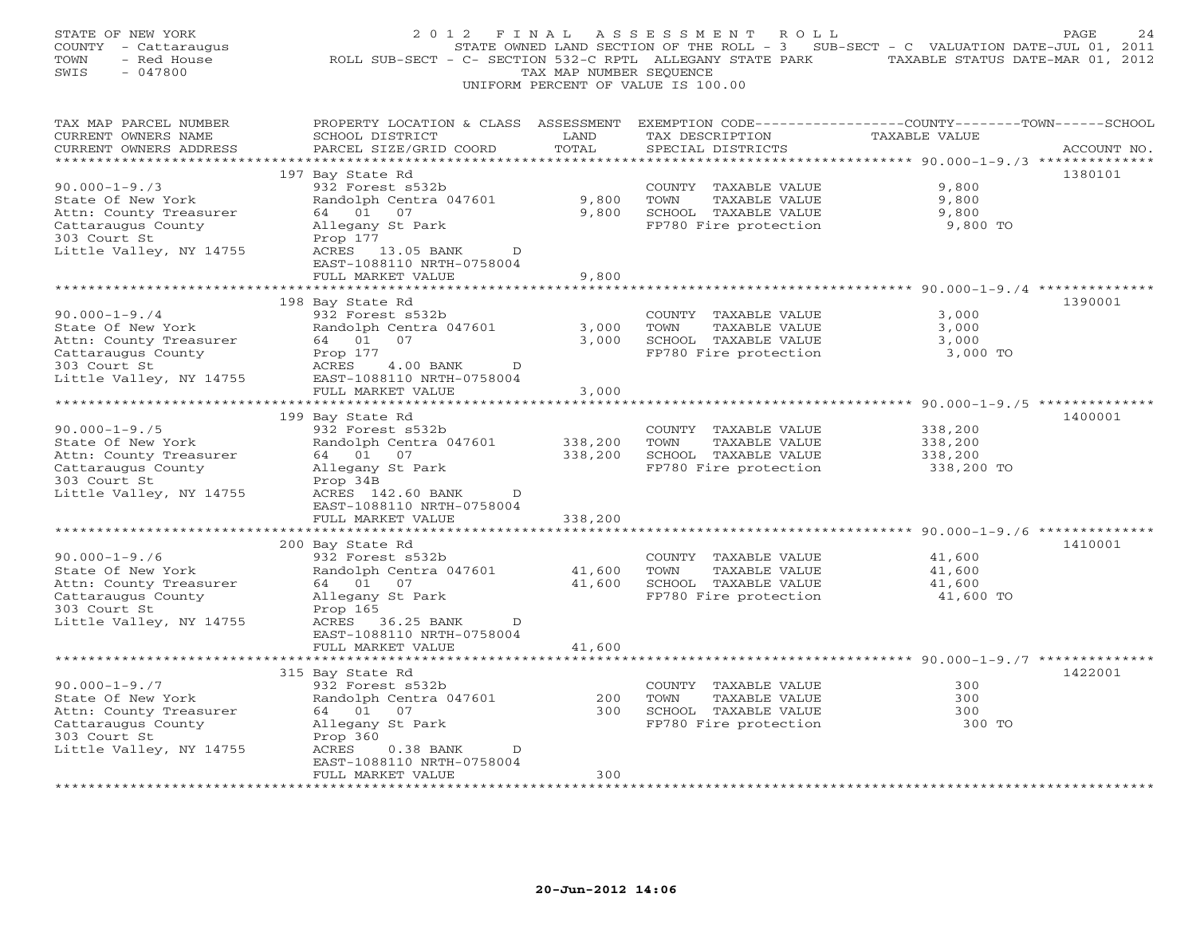STATE OF NEW YORK
COUNTY - Cattaraugus
TOWN - Red House
SWIS - 047800

2 0 1 2 F I N A L A S S E S S M E N T R O L L
STATE OWNED LAND SECTION OF THE ROLL - 3 SUB-SECT - C VALUATION DATE-JUL 01, 2011
ROLL SUB-SECT - C- SECTION 532-C RPTL ALLEGANY STATE PARK TAXABLE STATUS DATE-MAR 01, 2012
TAX MAP NUMBER SEQUENCE
UNIFORM PERCENT OF VALUE IS 100.00

| TAX MAP PARCEL NUMBER / CURRENT OWNERS NAME / CURRENT OWNERS ADDRESS | PROPERTY LOCATION & CLASS / SCHOOL DISTRICT / PARCEL SIZE/GRID COORD | ASSESSMENT LAND | ASSESSMENT TOTAL | EXEMPTION CODE / TAX DESCRIPTION / SPECIAL DISTRICTS | COUNTY--------TOWN------SCHOOL TAXABLE VALUE | ACCOUNT NO. |
|---|---|---|---|---|---|---|
| 90.000-1-9./3 | 197 Bay State Rd | | | | | 1380101 |
| State Of New York | 932 Forest s532b | | | COUNTY TAXABLE VALUE | 9,800 | |
| Attn: County Treasurer | Randolph Centra 047601 | 9,800 | | TOWN TAXABLE VALUE | 9,800 | |
| Cattaraugus County | 64 01 07 | | 9,800 | SCHOOL TAXABLE VALUE | 9,800 | |
| 303 Court St | Allegany St Park | | | FP780 Fire protection | 9,800 TO | |
| Little Valley, NY 14755 | Prop 177 | | | | | |
| | ACRES 13.05 BANK D | | | | | |
| | EAST-1088110 NRTH-0758004 | | | | | |
| | FULL MARKET VALUE | | 9,800 | | | |
| 90.000-1-9./4 | 198 Bay State Rd | | | | | 1390001 |
| State Of New York | 932 Forest s532b | | | COUNTY TAXABLE VALUE | 3,000 | |
| Attn: County Treasurer | Randolph Centra 047601 | 3,000 | | TOWN TAXABLE VALUE | 3,000 | |
| Cattaraugus County | 64 01 07 | | 3,000 | SCHOOL TAXABLE VALUE | 3,000 | |
| 303 Court St | Prop 177 | | | FP780 Fire protection | 3,000 TO | |
| Little Valley, NY 14755 | ACRES 4.00 BANK D | | | | | |
| | EAST-1088110 NRTH-0758004 | | | | | |
| | FULL MARKET VALUE | | 3,000 | | | |
| 90.000-1-9./5 | 199 Bay State Rd | | | | | 1400001 |
| State Of New York | 932 Forest s532b | | | COUNTY TAXABLE VALUE | 338,200 | |
| Attn: County Treasurer | Randolph Centra 047601 | 338,200 | | TOWN TAXABLE VALUE | 338,200 | |
| Cattaraugus County | 64 01 07 | | 338,200 | SCHOOL TAXABLE VALUE | 338,200 | |
| 303 Court St | Allegany St Park | | | FP780 Fire protection | 338,200 TO | |
| Little Valley, NY 14755 | Prop 34B | | | | | |
| | ACRES 142.60 BANK D | | | | | |
| | EAST-1088110 NRTH-0758004 | | | | | |
| | FULL MARKET VALUE | | 338,200 | | | |
| 90.000-1-9./6 | 200 Bay State Rd | | | | | 1410001 |
| State Of New York | 932 Forest s532b | | | COUNTY TAXABLE VALUE | 41,600 | |
| Attn: County Treasurer | Randolph Centra 047601 | 41,600 | | TOWN TAXABLE VALUE | 41,600 | |
| Cattaraugus County | 64 01 07 | | 41,600 | SCHOOL TAXABLE VALUE | 41,600 | |
| 303 Court St | Allegany St Park | | | FP780 Fire protection | 41,600 TO | |
| Little Valley, NY 14755 | Prop 165 | | | | | |
| | ACRES 36.25 BANK D | | | | | |
| | EAST-1088110 NRTH-0758004 | | | | | |
| | FULL MARKET VALUE | | 41,600 | | | |
| 90.000-1-9./7 | 315 Bay State Rd | | | | | 1422001 |
| State Of New York | 932 Forest s532b | | | COUNTY TAXABLE VALUE | 300 | |
| Attn: County Treasurer | Randolph Centra 047601 | 200 | | TOWN TAXABLE VALUE | 300 | |
| Cattaraugus County | 64 01 07 | | 300 | SCHOOL TAXABLE VALUE | 300 | |
| 303 Court St | Allegany St Park | | | FP780 Fire protection | 300 TO | |
| Little Valley, NY 14755 | Prop 360 | | | | | |
| | ACRES 0.38 BANK D | | | | | |
| | EAST-1088110 NRTH-0758004 | | | | | |
| | FULL MARKET VALUE | | 300 | | | |

20-Jun-2012 14:06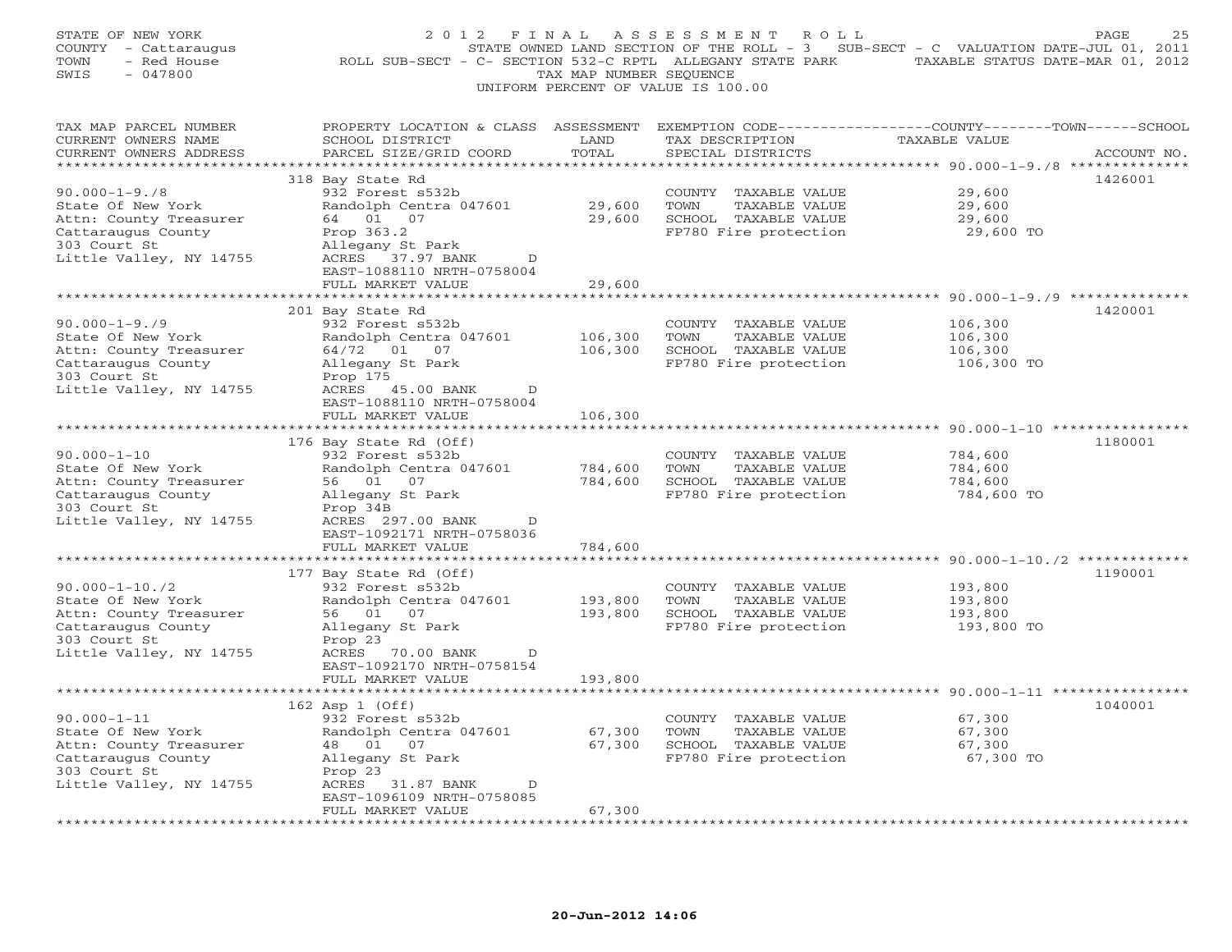STATE OF NEW YORK
COUNTY - Cattaraugus
TOWN - Red House
SWIS - 047800

2012 FINAL ASSESSMENT ROLL
STATE OWNED LAND SECTION OF THE ROLL - 3 SUB-SECT - C VALUATION DATE-JUL 01, 2011
ROLL SUB-SECT - C- SECTION 532-C RPTL ALLEGANY STATE PARK TAXABLE STATUS DATE-MAR 01, 2012
TAX MAP NUMBER SEQUENCE
UNIFORM PERCENT OF VALUE IS 100.00

| TAX MAP PARCEL NUMBER / CURRENT OWNERS NAME / CURRENT OWNERS ADDRESS | PROPERTY LOCATION & CLASS / SCHOOL DISTRICT / PARCEL SIZE/GRID COORD | ASSESSMENT LAND / TOTAL | EXEMPTION CODE / TAX DESCRIPTION / SPECIAL DISTRICTS | COUNTY--------TOWN------SCHOOL TAXABLE VALUE | ACCOUNT NO. |
|---|---|---|---|---|---|
| 90.000-1-9./8 | 318 Bay State Rd | | | | 1426001 |
| State Of New York | 932 Forest s532b | | COUNTY TAXABLE VALUE | 29,600 | |
| Attn: County Treasurer | Randolph Centra 047601 | 29,600 | TOWN TAXABLE VALUE | 29,600 | |
| Cattaraugus County | 64 01 07 | 29,600 | SCHOOL TAXABLE VALUE | 29,600 | |
| 303 Court St | Prop 363.2 | | FP780 Fire protection | 29,600 TO | |
| Little Valley, NY 14755 | Allegany St Park | | | | |
| | ACRES 37.97 BANK D | | | | |
| | EAST-1088110 NRTH-0758004 | | | | |
| | FULL MARKET VALUE | 29,600 | | | |
| 90.000-1-9./9 | 201 Bay State Rd | | | | 1420001 |
| State Of New York | 932 Forest s532b | | COUNTY TAXABLE VALUE | 106,300 | |
| Attn: County Treasurer | Randolph Centra 047601 | 106,300 | TOWN TAXABLE VALUE | 106,300 | |
| Cattaraugus County | 64/72 01 07 | 106,300 | SCHOOL TAXABLE VALUE | 106,300 | |
| 303 Court St | Allegany St Park | | FP780 Fire protection | 106,300 TO | |
| Little Valley, NY 14755 | Prop 175 | | | | |
| | ACRES 45.00 BANK D | | | | |
| | EAST-1088110 NRTH-0758004 | | | | |
| | FULL MARKET VALUE | 106,300 | | | |
| 90.000-1-10 | 176 Bay State Rd (Off) | | | | 1180001 |
| State Of New York | 932 Forest s532b | | COUNTY TAXABLE VALUE | 784,600 | |
| Attn: County Treasurer | Randolph Centra 047601 | 784,600 | TOWN TAXABLE VALUE | 784,600 | |
| Cattaraugus County | 56 01 07 | 784,600 | SCHOOL TAXABLE VALUE | 784,600 | |
| 303 Court St | Allegany St Park | | FP780 Fire protection | 784,600 TO | |
| Little Valley, NY 14755 | Prop 34B | | | | |
| | ACRES 297.00 BANK D | | | | |
| | EAST-1092171 NRTH-0758036 | | | | |
| | FULL MARKET VALUE | 784,600 | | | |
| 90.000-1-10./2 | 177 Bay State Rd (Off) | | | | 1190001 |
| State Of New York | 932 Forest s532b | | COUNTY TAXABLE VALUE | 193,800 | |
| Attn: County Treasurer | Randolph Centra 047601 | 193,800 | TOWN TAXABLE VALUE | 193,800 | |
| Cattaraugus County | 56 01 07 | 193,800 | SCHOOL TAXABLE VALUE | 193,800 | |
| 303 Court St | Allegany St Park | | FP780 Fire protection | 193,800 TO | |
| Little Valley, NY 14755 | Prop 23 | | | | |
| | ACRES 70.00 BANK D | | | | |
| | EAST-1092170 NRTH-0758154 | | | | |
| | FULL MARKET VALUE | 193,800 | | | |
| 90.000-1-11 | 162 Asp 1 (Off) | | | | 1040001 |
| State Of New York | 932 Forest s532b | | COUNTY TAXABLE VALUE | 67,300 | |
| Attn: County Treasurer | Randolph Centra 047601 | 67,300 | TOWN TAXABLE VALUE | 67,300 | |
| Cattaraugus County | 48 01 07 | 67,300 | SCHOOL TAXABLE VALUE | 67,300 | |
| 303 Court St | Allegany St Park | | FP780 Fire protection | 67,300 TO | |
| Little Valley, NY 14755 | Prop 23 | | | | |
| | ACRES 31.87 BANK D | | | | |
| | EAST-1096109 NRTH-0758085 | | | | |
| | FULL MARKET VALUE | 67,300 | | | |

20-Jun-2012 14:06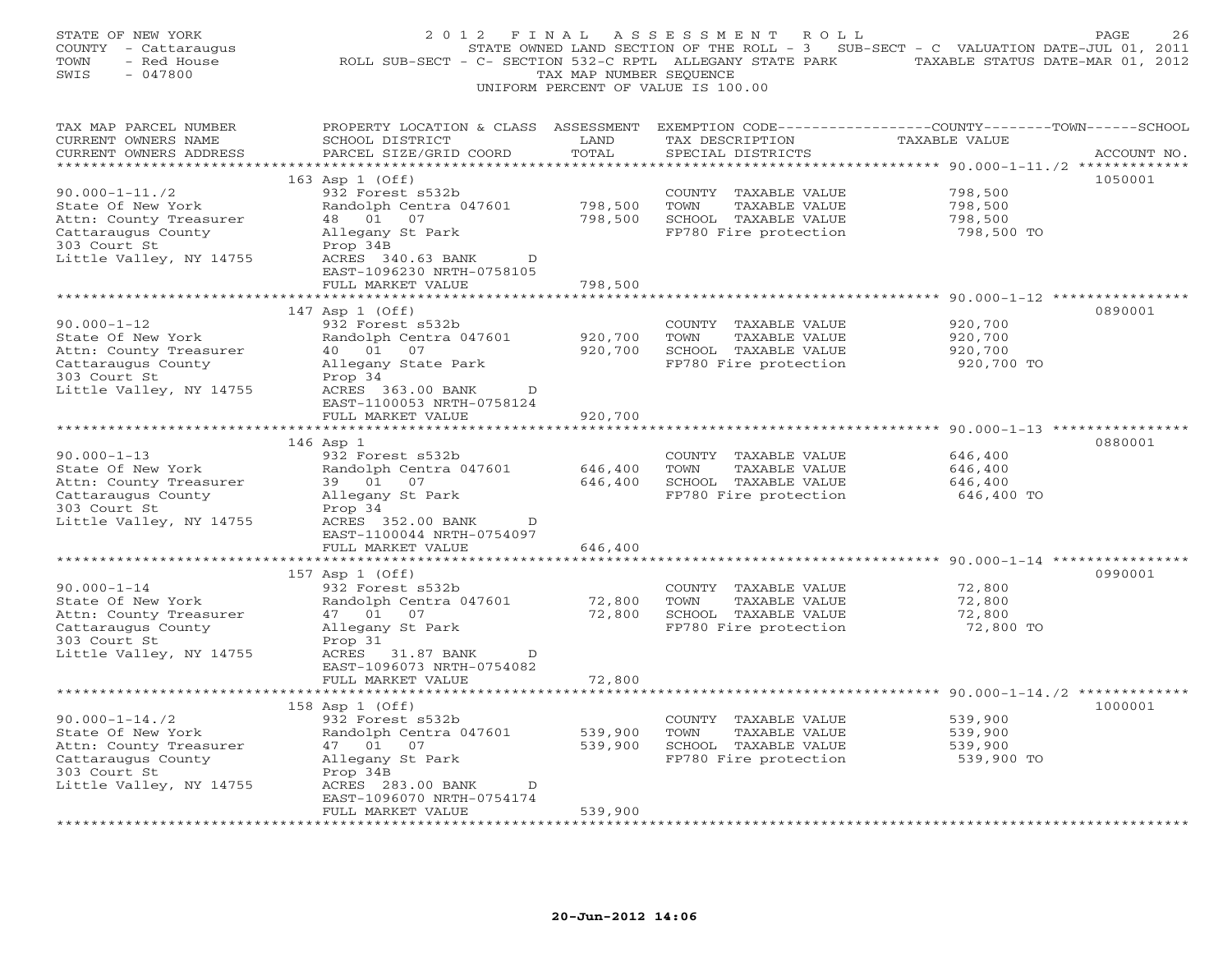STATE OF NEW YORK
COUNTY - Cattaraugus
TOWN - Red House
SWIS - 047800

2 0 1 2 F I N A L A S S E S S M E N T R O L L
STATE OWNED LAND SECTION OF THE ROLL - 3 SUB-SECT - C VALUATION DATE-JUL 01, 2011
ROLL SUB-SECT - C- SECTION 532-C RPTL ALLEGANY STATE PARK TAXABLE STATUS DATE-MAR 01, 2012
TAX MAP NUMBER SEQUENCE
UNIFORM PERCENT OF VALUE IS 100.00

| TAX MAP PARCEL NUMBER / CURRENT OWNERS NAME / CURRENT OWNERS ADDRESS | PROPERTY LOCATION & CLASS / SCHOOL DISTRICT / PARCEL SIZE/GRID COORD | ASSESSMENT LAND / TOTAL | EXEMPTION CODE / TAX DESCRIPTION / SPECIAL DISTRICTS | TAXABLE VALUE (COUNTY/TOWN/SCHOOL) | ACCOUNT NO. |
|---|---|---|---|---|---|
| 90.000-1-11./2 | 163 Asp 1 (Off) | | | | 1050001 |
| | 932 Forest s532b | | COUNTY TAXABLE VALUE | 798,500 | |
| State Of New York | Randolph Centra 047601 | 798,500 | TOWN TAXABLE VALUE | 798,500 | |
| Attn: County Treasurer | 48 01 07 | 798,500 | SCHOOL TAXABLE VALUE | 798,500 | |
| Cattaraugus County | Allegany St Park | | FP780 Fire protection | 798,500 TO | |
| 303 Court St | Prop 34B | | | | |
| Little Valley, NY 14755 | ACRES 340.63 BANK D | | | | |
| | EAST-1096230 NRTH-0758105 | | | | |
| | FULL MARKET VALUE | 798,500 | | | |
| 90.000-1-12 | 147 Asp 1 (Off) | | | | 0890001 |
| | 932 Forest s532b | | COUNTY TAXABLE VALUE | 920,700 | |
| State Of New York | Randolph Centra 047601 | 920,700 | TOWN TAXABLE VALUE | 920,700 | |
| Attn: County Treasurer | 40 01 07 | 920,700 | SCHOOL TAXABLE VALUE | 920,700 | |
| Cattaraugus County | Allegany State Park | | FP780 Fire protection | 920,700 TO | |
| 303 Court St | Prop 34 | | | | |
| Little Valley, NY 14755 | ACRES 363.00 BANK D | | | | |
| | EAST-1100053 NRTH-0758124 | | | | |
| | FULL MARKET VALUE | 920,700 | | | |
| 90.000-1-13 | 146 Asp 1 | | | | 0880001 |
| | 932 Forest s532b | | COUNTY TAXABLE VALUE | 646,400 | |
| State Of New York | Randolph Centra 047601 | 646,400 | TOWN TAXABLE VALUE | 646,400 | |
| Attn: County Treasurer | 39 01 07 | 646,400 | SCHOOL TAXABLE VALUE | 646,400 | |
| Cattaraugus County | Allegany St Park | | FP780 Fire protection | 646,400 TO | |
| 303 Court St | Prop 34 | | | | |
| Little Valley, NY 14755 | ACRES 352.00 BANK D | | | | |
| | EAST-1100044 NRTH-0754097 | | | | |
| | FULL MARKET VALUE | 646,400 | | | |
| 90.000-1-14 | 157 Asp 1 (Off) | | | | 0990001 |
| | 932 Forest s532b | | COUNTY TAXABLE VALUE | 72,800 | |
| State Of New York | Randolph Centra 047601 | 72,800 | TOWN TAXABLE VALUE | 72,800 | |
| Attn: County Treasurer | 47 01 07 | 72,800 | SCHOOL TAXABLE VALUE | 72,800 | |
| Cattaraugus County | Allegany St Park | | FP780 Fire protection | 72,800 TO | |
| 303 Court St | Prop 31 | | | | |
| Little Valley, NY 14755 | ACRES 31.87 BANK D | | | | |
| | EAST-1096073 NRTH-0754082 | | | | |
| | FULL MARKET VALUE | 72,800 | | | |
| 90.000-1-14./2 | 158 Asp 1 (Off) | | | | 1000001 |
| | 932 Forest s532b | | COUNTY TAXABLE VALUE | 539,900 | |
| State Of New York | Randolph Centra 047601 | 539,900 | TOWN TAXABLE VALUE | 539,900 | |
| Attn: County Treasurer | 47 01 07 | 539,900 | SCHOOL TAXABLE VALUE | 539,900 | |
| Cattaraugus County | Allegany St Park | | FP780 Fire protection | 539,900 TO | |
| 303 Court St | Prop 34B | | | | |
| Little Valley, NY 14755 | ACRES 283.00 BANK D | | | | |
| | EAST-1096070 NRTH-0754174 | | | | |
| | FULL MARKET VALUE | 539,900 | | | |

20-Jun-2012 14:06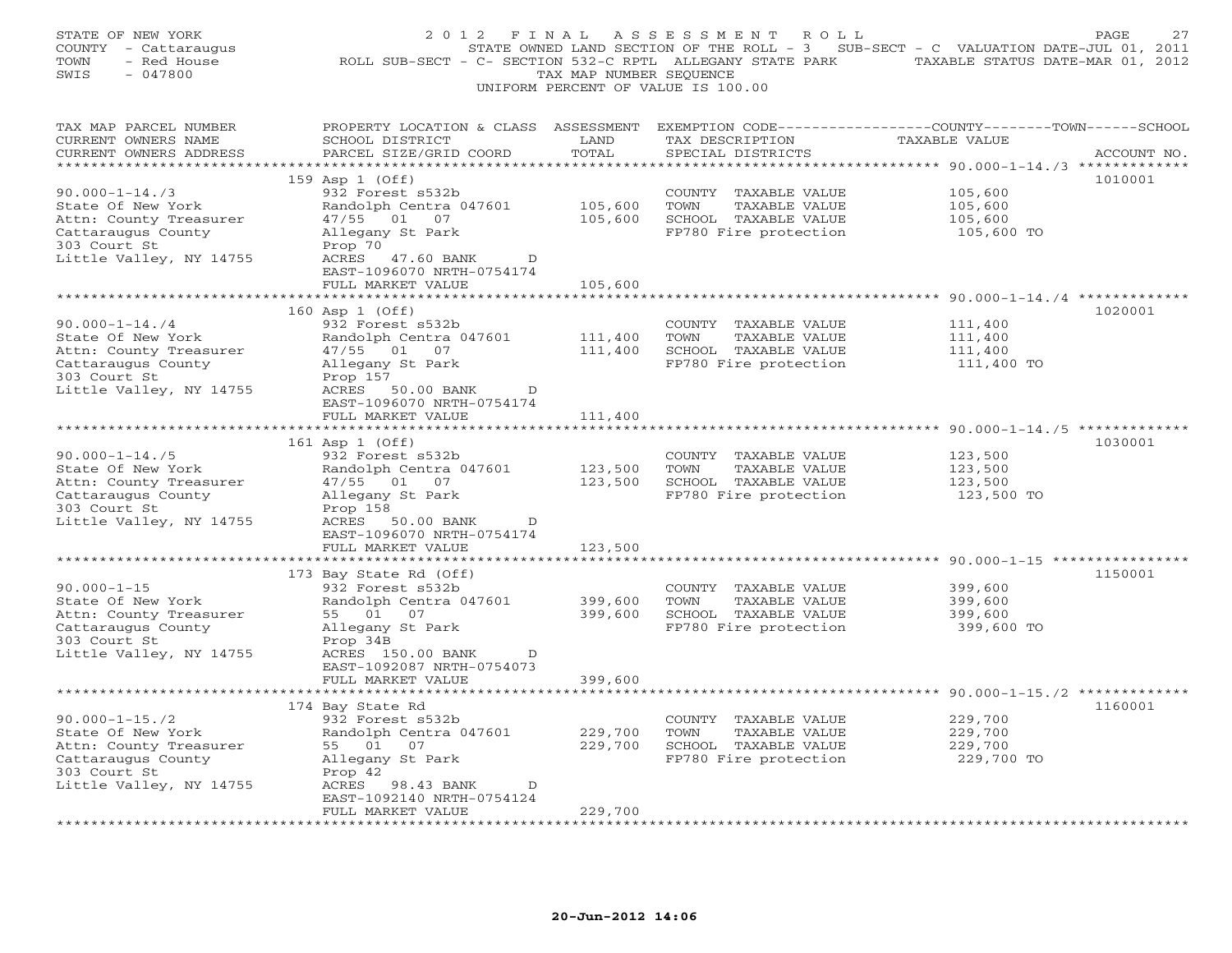STATE OF NEW YORK
COUNTY - Cattaraugus
TOWN - Red House
SWIS - 047800

2 0 1 2 F I N A L A S S E S S M E N T R O L L
STATE OWNED LAND SECTION OF THE ROLL - 3 SUB-SECT - C VALUATION DATE-JUL 01, 2011
ROLL SUB-SECT - C- SECTION 532-C RPTL ALLEGANY STATE PARK TAXABLE STATUS DATE-MAR 01, 2012
TAX MAP NUMBER SEQUENCE
UNIFORM PERCENT OF VALUE IS 100.00

| TAX MAP PARCEL NUMBER / CURRENT OWNERS NAME / CURRENT OWNERS ADDRESS | PROPERTY LOCATION & CLASS / SCHOOL DISTRICT / PARCEL SIZE/GRID COORD | ASSESSMENT LAND / TOTAL | EXEMPTION CODE / TAX DESCRIPTION / SPECIAL DISTRICTS | COUNTY--------TOWN------SCHOOL TAXABLE VALUE | ACCOUNT NO. |
|---|---|---|---|---|---|
| 90.000-1-14./3 | 159 Asp 1 (Off) | | | | 1010001 |
| | 932 Forest s532b | | COUNTY TAXABLE VALUE | 105,600 | |
| State Of New York | Randolph Centra 047601 | 105,600 | TOWN TAXABLE VALUE | 105,600 | |
| Attn: County Treasurer | 47/55 01 07 | 105,600 | SCHOOL TAXABLE VALUE | 105,600 | |
| Cattaraugus County | Allegany St Park | | FP780 Fire protection | 105,600 TO | |
| 303 Court St | Prop 70 | | | | |
| Little Valley, NY 14755 | ACRES 47.60 BANK D | | | | |
| | EAST-1096070 NRTH-0754174 | | | | |
| | FULL MARKET VALUE | 105,600 | | | |
| 90.000-1-14./4 | 160 Asp 1 (Off) | | | | 1020001 |
| | 932 Forest s532b | | COUNTY TAXABLE VALUE | 111,400 | |
| State Of New York | Randolph Centra 047601 | 111,400 | TOWN TAXABLE VALUE | 111,400 | |
| Attn: County Treasurer | 47/55 01 07 | 111,400 | SCHOOL TAXABLE VALUE | 111,400 | |
| Cattaraugus County | Allegany St Park | | FP780 Fire protection | 111,400 TO | |
| 303 Court St | Prop 157 | | | | |
| Little Valley, NY 14755 | ACRES 50.00 BANK D | | | | |
| | EAST-1096070 NRTH-0754174 | | | | |
| | FULL MARKET VALUE | 111,400 | | | |
| 90.000-1-14./5 | 161 Asp 1 (Off) | | | | 1030001 |
| | 932 Forest s532b | | COUNTY TAXABLE VALUE | 123,500 | |
| State Of New York | Randolph Centra 047601 | 123,500 | TOWN TAXABLE VALUE | 123,500 | |
| Attn: County Treasurer | 47/55 01 07 | 123,500 | SCHOOL TAXABLE VALUE | 123,500 | |
| Cattaraugus County | Allegany St Park | | FP780 Fire protection | 123,500 TO | |
| 303 Court St | Prop 158 | | | | |
| Little Valley, NY 14755 | ACRES 50.00 BANK D | | | | |
| | EAST-1096070 NRTH-0754174 | | | | |
| | FULL MARKET VALUE | 123,500 | | | |
| 90.000-1-15 | 173 Bay State Rd (Off) | | | | 1150001 |
| | 932 Forest s532b | | COUNTY TAXABLE VALUE | 399,600 | |
| State Of New York | Randolph Centra 047601 | 399,600 | TOWN TAXABLE VALUE | 399,600 | |
| Attn: County Treasurer | 55 01 07 | 399,600 | SCHOOL TAXABLE VALUE | 399,600 | |
| Cattaraugus County | Allegany St Park | | FP780 Fire protection | 399,600 TO | |
| 303 Court St | Prop 34B | | | | |
| Little Valley, NY 14755 | ACRES 150.00 BANK D | | | | |
| | EAST-1092087 NRTH-0754073 | | | | |
| | FULL MARKET VALUE | 399,600 | | | |
| 90.000-1-15./2 | 174 Bay State Rd | | | | 1160001 |
| | 932 Forest s532b | | COUNTY TAXABLE VALUE | 229,700 | |
| State Of New York | Randolph Centra 047601 | 229,700 | TOWN TAXABLE VALUE | 229,700 | |
| Attn: County Treasurer | 55 01 07 | 229,700 | SCHOOL TAXABLE VALUE | 229,700 | |
| Cattaraugus County | Allegany St Park | | FP780 Fire protection | 229,700 TO | |
| 303 Court St | Prop 42 | | | | |
| Little Valley, NY 14755 | ACRES 98.43 BANK D | | | | |
| | EAST-1092140 NRTH-0754124 | | | | |
| | FULL MARKET VALUE | 229,700 | | | |

20-Jun-2012 14:06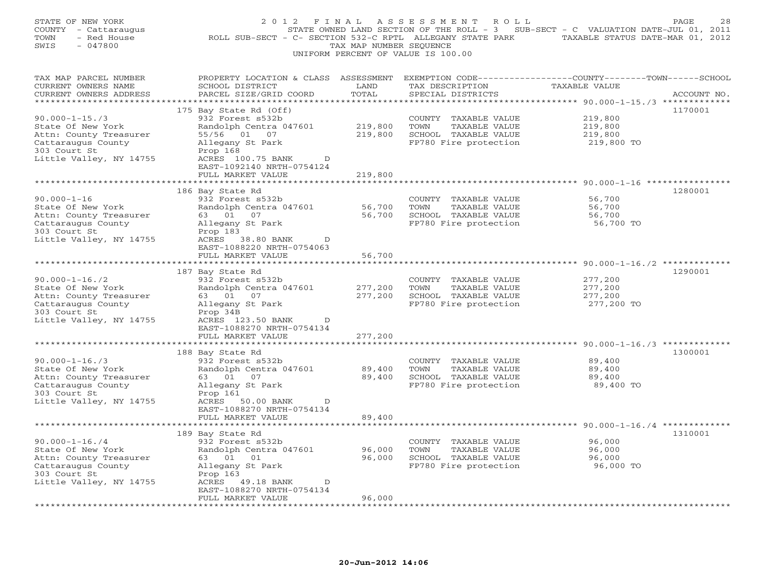STATE OF NEW YORK
COUNTY - Cattaraugus
TOWN - Red House
SWIS - 047800

2 0 1 2 F I N A L A S S E S S M E N T R O L L
STATE OWNED LAND SECTION OF THE ROLL - 3 SUB-SECT - C VALUATION DATE-JUL 01, 2011
ROLL SUB-SECT - C- SECTION 532-C RPTL ALLEGANY STATE PARK TAXABLE STATUS DATE-MAR 01, 2012
TAX MAP NUMBER SEQUENCE
UNIFORM PERCENT OF VALUE IS 100.00

| TAX MAP PARCEL NUMBER / CURRENT OWNERS NAME / CURRENT OWNERS ADDRESS | PROPERTY LOCATION & CLASS / SCHOOL DISTRICT / PARCEL SIZE/GRID COORD | ASSESSMENT LAND / TOTAL | EXEMPTION CODE / TAX DESCRIPTION / SPECIAL DISTRICTS | COUNTY--------TOWN------SCHOOL TAXABLE VALUE | ACCOUNT NO. |
|---|---|---|---|---|---|
| 90.000-1-15./3 | 175 Bay State Rd (Off) | | | | 1170001 |
| 90.000-1-15./3 | 932 Forest s532b | | COUNTY TAXABLE VALUE | 219,800 | |
| State Of New York | Randolph Centra 047601 | 219,800 | TOWN TAXABLE VALUE | 219,800 | |
| Attn: County Treasurer | 55/56 01 07 | 219,800 | SCHOOL TAXABLE VALUE | 219,800 | |
| Cattaraugus County | Allegany St Park | | FP780 Fire protection | 219,800 TO | |
| 303 Court St | Prop 168 | | | | |
| Little Valley, NY 14755 | ACRES 100.75 BANK D | | | | |
| | EAST-1092140 NRTH-0754124 | | | | |
| | FULL MARKET VALUE | 219,800 | | | |
| 90.000-1-16 | 186 Bay State Rd | | | | 1280001 |
| 90.000-1-16 | 932 Forest s532b | | COUNTY TAXABLE VALUE | 56,700 | |
| State Of New York | Randolph Centra 047601 | 56,700 | TOWN TAXABLE VALUE | 56,700 | |
| Attn: County Treasurer | 63 01 07 | 56,700 | SCHOOL TAXABLE VALUE | 56,700 | |
| Cattaraugus County | Allegany St Park | | FP780 Fire protection | 56,700 TO | |
| 303 Court St | Prop 183 | | | | |
| Little Valley, NY 14755 | ACRES 38.80 BANK D | | | | |
| | EAST-1088220 NRTH-0754063 | | | | |
| | FULL MARKET VALUE | 56,700 | | | |
| 90.000-1-16./2 | 187 Bay State Rd | | | | 1290001 |
| 90.000-1-16./2 | 932 Forest s532b | | COUNTY TAXABLE VALUE | 277,200 | |
| State Of New York | Randolph Centra 047601 | 277,200 | TOWN TAXABLE VALUE | 277,200 | |
| Attn: County Treasurer | 63 01 07 | 277,200 | SCHOOL TAXABLE VALUE | 277,200 | |
| Cattaraugus County | Allegany St Park | | FP780 Fire protection | 277,200 TO | |
| 303 Court St | Prop 34B | | | | |
| Little Valley, NY 14755 | ACRES 123.50 BANK D | | | | |
| | EAST-1088270 NRTH-0754134 | | | | |
| | FULL MARKET VALUE | 277,200 | | | |
| 90.000-1-16./3 | 188 Bay State Rd | | | | 1300001 |
| 90.000-1-16./3 | 932 Forest s532b | | COUNTY TAXABLE VALUE | 89,400 | |
| State Of New York | Randolph Centra 047601 | 89,400 | TOWN TAXABLE VALUE | 89,400 | |
| Attn: County Treasurer | 63 01 07 | 89,400 | SCHOOL TAXABLE VALUE | 89,400 | |
| Cattaraugus County | Allegany St Park | | FP780 Fire protection | 89,400 TO | |
| 303 Court St | Prop 161 | | | | |
| Little Valley, NY 14755 | ACRES 50.00 BANK D | | | | |
| | EAST-1088270 NRTH-0754134 | | | | |
| | FULL MARKET VALUE | 89,400 | | | |
| 90.000-1-16./4 | 189 Bay State Rd | | | | 1310001 |
| 90.000-1-16./4 | 932 Forest s532b | | COUNTY TAXABLE VALUE | 96,000 | |
| State Of New York | Randolph Centra 047601 | 96,000 | TOWN TAXABLE VALUE | 96,000 | |
| Attn: County Treasurer | 63 01 01 | 96,000 | SCHOOL TAXABLE VALUE | 96,000 | |
| Cattaraugus County | Allegany St Park | | FP780 Fire protection | 96,000 TO | |
| 303 Court St | Prop 163 | | | | |
| Little Valley, NY 14755 | ACRES 49.18 BANK D | | | | |
| | EAST-1088270 NRTH-0754134 | | | | |
| | FULL MARKET VALUE | 96,000 | | | |

20-Jun-2012 14:06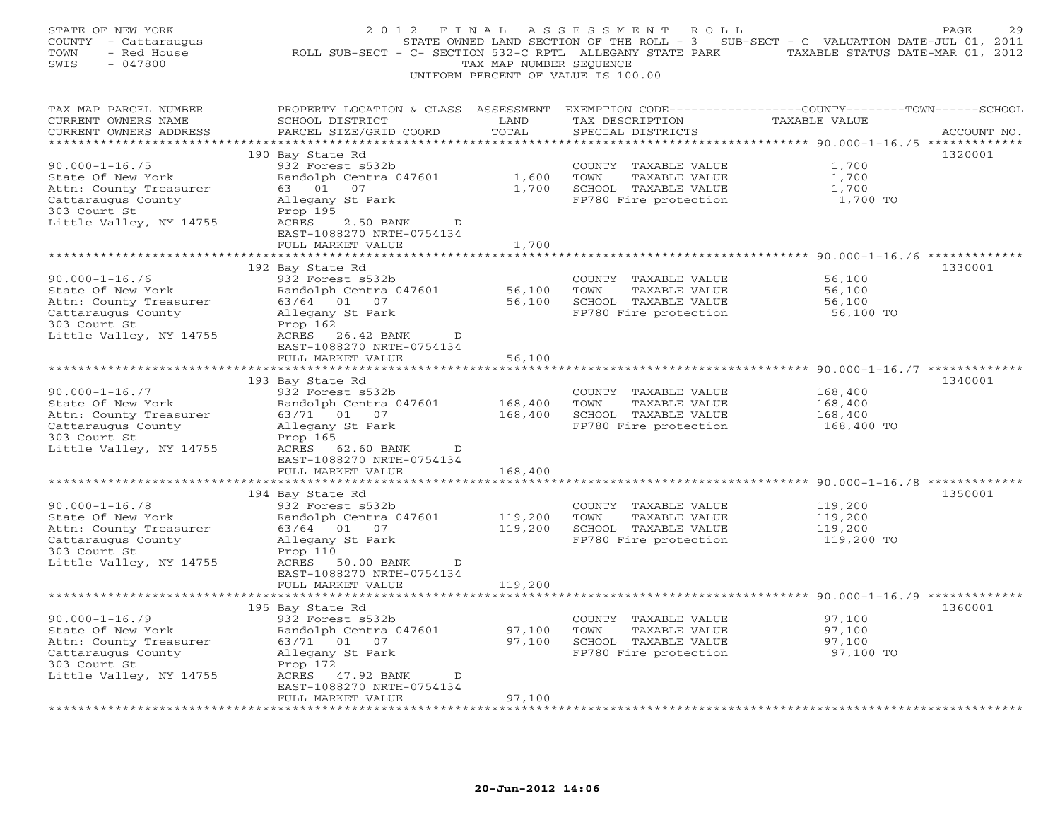STATE OF NEW YORK
COUNTY - Cattaraugus
TOWN - Red House
SWIS - 047800

2012 FINAL ASSESSMENT ROLL
STATE OWNED LAND SECTION OF THE ROLL - 3 SUB-SECT - C VALUATION DATE-JUL 01, 2011
ROLL SUB-SECT - C- SECTION 532-C RPTL ALLEGANY STATE PARK TAXABLE STATUS DATE-MAR 01, 2012
TAX MAP NUMBER SEQUENCE
UNIFORM PERCENT OF VALUE IS 100.00

| TAX MAP PARCEL NUMBER / CURRENT OWNERS NAME / CURRENT OWNERS ADDRESS | PROPERTY LOCATION & CLASS / SCHOOL DISTRICT / PARCEL SIZE/GRID COORD | ASSESSMENT LAND | TOTAL | EXEMPTION CODE / TAX DESCRIPTION / SPECIAL DISTRICTS | COUNTY--------TOWN------SCHOOL TAXABLE VALUE | ACCOUNT NO. |
|---|---|---|---|---|---|---|
| 90.000-1-16./5 | 190 Bay State Rd | | | | | 1320001 |
| State Of New York | 932 Forest s532b | | | COUNTY TAXABLE VALUE | 1,700 | |
| Attn: County Treasurer | Randolph Centra 047601 | 1,600 | | TOWN TAXABLE VALUE | 1,700 | |
| Cattaraugus County | 63 01 07 | | 1,700 | SCHOOL TAXABLE VALUE | 1,700 | |
| 303 Court St | Allegany St Park | | | FP780 Fire protection | 1,700 TO | |
| Little Valley, NY 14755 | Prop 195 | | | | | |
| | ACRES 2.50 BANK D | | | | | |
| | EAST-1088270 NRTH-0754134 | | | | | |
| | FULL MARKET VALUE | | 1,700 | | | |
| 90.000-1-16./6 | 192 Bay State Rd | | | | | 1330001 |
| State Of New York | 932 Forest s532b | | | COUNTY TAXABLE VALUE | 56,100 | |
| Attn: County Treasurer | Randolph Centra 047601 | 56,100 | | TOWN TAXABLE VALUE | 56,100 | |
| Cattaraugus County | 63/64 01 07 | | 56,100 | SCHOOL TAXABLE VALUE | 56,100 | |
| 303 Court St | Allegany St Park | | | FP780 Fire protection | 56,100 TO | |
| Little Valley, NY 14755 | Prop 162 | | | | | |
| | ACRES 26.42 BANK D | | | | | |
| | EAST-1088270 NRTH-0754134 | | | | | |
| | FULL MARKET VALUE | | 56,100 | | | |
| 90.000-1-16./7 | 193 Bay State Rd | | | | | 1340001 |
| State Of New York | 932 Forest s532b | | | COUNTY TAXABLE VALUE | 168,400 | |
| Attn: County Treasurer | Randolph Centra 047601 | 168,400 | | TOWN TAXABLE VALUE | 168,400 | |
| Cattaraugus County | 63/71 01 07 | | 168,400 | SCHOOL TAXABLE VALUE | 168,400 | |
| 303 Court St | Allegany St Park | | | FP780 Fire protection | 168,400 TO | |
| Little Valley, NY 14755 | Prop 165 | | | | | |
| | ACRES 62.60 BANK D | | | | | |
| | EAST-1088270 NRTH-0754134 | | | | | |
| | FULL MARKET VALUE | | 168,400 | | | |
| 90.000-1-16./8 | 194 Bay State Rd | | | | | 1350001 |
| State Of New York | 932 Forest s532b | | | COUNTY TAXABLE VALUE | 119,200 | |
| Attn: County Treasurer | Randolph Centra 047601 | 119,200 | | TOWN TAXABLE VALUE | 119,200 | |
| Cattaraugus County | 63/64 01 07 | | 119,200 | SCHOOL TAXABLE VALUE | 119,200 | |
| 303 Court St | Allegany St Park | | | FP780 Fire protection | 119,200 TO | |
| Little Valley, NY 14755 | Prop 110 | | | | | |
| | ACRES 50.00 BANK D | | | | | |
| | EAST-1088270 NRTH-0754134 | | | | | |
| | FULL MARKET VALUE | | 119,200 | | | |
| 90.000-1-16./9 | 195 Bay State Rd | | | | | 1360001 |
| State Of New York | 932 Forest s532b | | | COUNTY TAXABLE VALUE | 97,100 | |
| Attn: County Treasurer | Randolph Centra 047601 | 97,100 | | TOWN TAXABLE VALUE | 97,100 | |
| Cattaraugus County | 63/71 01 07 | | 97,100 | SCHOOL TAXABLE VALUE | 97,100 | |
| 303 Court St | Allegany St Park | | | FP780 Fire protection | 97,100 TO | |
| Little Valley, NY 14755 | Prop 172 | | | | | |
| | ACRES 47.92 BANK D | | | | | |
| | EAST-1088270 NRTH-0754134 | | | | | |
| | FULL MARKET VALUE | | 97,100 | | | |

20-Jun-2012 14:06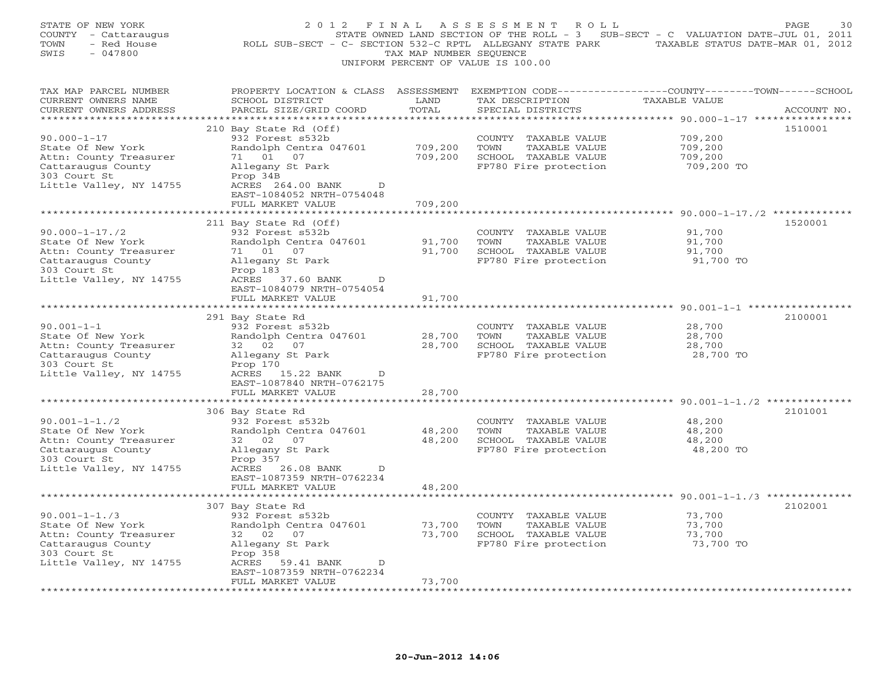STATE OF NEW YORK
COUNTY - Cattaraugus
TOWN - Red House
SWIS - 047800

2012 FINAL ASSESSMENT ROLL
STATE OWNED LAND SECTION OF THE ROLL - 3 SUB-SECT - C VALUATION DATE-JUL 01, 2011
ROLL SUB-SECT - C- SECTION 532-C RPTL ALLEGANY STATE PARK TAXABLE STATUS DATE-MAR 01, 2012
TAX MAP NUMBER SEQUENCE
UNIFORM PERCENT OF VALUE IS 100.00

| TAX MAP PARCEL NUMBER / CURRENT OWNERS NAME / CURRENT OWNERS ADDRESS | PROPERTY LOCATION & CLASS / SCHOOL DISTRICT / PARCEL SIZE/GRID COORD | ASSESSMENT LAND / TOTAL | EXEMPTION CODE / TAX DESCRIPTION / SPECIAL DISTRICTS | TAXABLE VALUE (COUNTY / TOWN / SCHOOL) | ACCOUNT NO. |
|---|---|---|---|---|---|
| 90.000-1-17 | 210 Bay State Rd (Off) | | | | 1510001 |
| State Of New York | 932 Forest s532b | | COUNTY TAXABLE VALUE | 709,200 | |
| Attn: County Treasurer | Randolph Centra 047601 | 709,200 | TOWN TAXABLE VALUE | 709,200 | |
| Cattaraugus County | 71 01 07 | 709,200 | SCHOOL TAXABLE VALUE | 709,200 | |
| 303 Court St | Allegany St Park | | FP780 Fire protection | 709,200 TO | |
| Little Valley, NY 14755 | Prop 34B | | | | |
| | ACRES 264.00 BANK D | | | | |
| | EAST-1084052 NRTH-0754048 | | | | |
| | FULL MARKET VALUE | 709,200 | | | |
| 90.000-1-17./2 | 211 Bay State Rd (Off) | | | | 1520001 |
| State Of New York | 932 Forest s532b | | COUNTY TAXABLE VALUE | 91,700 | |
| Attn: County Treasurer | Randolph Centra 047601 | 91,700 | TOWN TAXABLE VALUE | 91,700 | |
| Cattaraugus County | 71 01 07 | 91,700 | SCHOOL TAXABLE VALUE | 91,700 | |
| 303 Court St | Allegany St Park | | FP780 Fire protection | 91,700 TO | |
| Little Valley, NY 14755 | Prop 183 | | | | |
| | ACRES 37.60 BANK D | | | | |
| | EAST-1084079 NRTH-0754054 | | | | |
| | FULL MARKET VALUE | 91,700 | | | |
| 90.001-1-1 | 291 Bay State Rd | | | | 2100001 |
| State Of New York | 932 Forest s532b | | COUNTY TAXABLE VALUE | 28,700 | |
| Attn: County Treasurer | Randolph Centra 047601 | 28,700 | TOWN TAXABLE VALUE | 28,700 | |
| Cattaraugus County | 32 02 07 | 28,700 | SCHOOL TAXABLE VALUE | 28,700 | |
| 303 Court St | Allegany St Park | | FP780 Fire protection | 28,700 TO | |
| Little Valley, NY 14755 | Prop 170 | | | | |
| | ACRES 15.22 BANK D | | | | |
| | EAST-1087840 NRTH-0762175 | | | | |
| | FULL MARKET VALUE | 28,700 | | | |
| 90.001-1-1./2 | 306 Bay State Rd | | | | 2101001 |
| State Of New York | 932 Forest s532b | | COUNTY TAXABLE VALUE | 48,200 | |
| Attn: County Treasurer | Randolph Centra 047601 | 48,200 | TOWN TAXABLE VALUE | 48,200 | |
| Cattaraugus County | 32 02 07 | 48,200 | SCHOOL TAXABLE VALUE | 48,200 | |
| 303 Court St | Allegany St Park | | FP780 Fire protection | 48,200 TO | |
| Little Valley, NY 14755 | Prop 357 | | | | |
| | ACRES 26.08 BANK D | | | | |
| | EAST-1087359 NRTH-0762234 | | | | |
| | FULL MARKET VALUE | 48,200 | | | |
| 90.001-1-1./3 | 307 Bay State Rd | | | | 2102001 |
| State Of New York | 932 Forest s532b | | COUNTY TAXABLE VALUE | 73,700 | |
| Attn: County Treasurer | Randolph Centra 047601 | 73,700 | TOWN TAXABLE VALUE | 73,700 | |
| Cattaraugus County | 32 02 07 | 73,700 | SCHOOL TAXABLE VALUE | 73,700 | |
| 303 Court St | Allegany St Park | | FP780 Fire protection | 73,700 TO | |
| Little Valley, NY 14755 | Prop 358 | | | | |
| | ACRES 59.41 BANK D | | | | |
| | EAST-1087359 NRTH-0762234 | | | | |
| | FULL MARKET VALUE | 73,700 | | | |

20-Jun-2012 14:06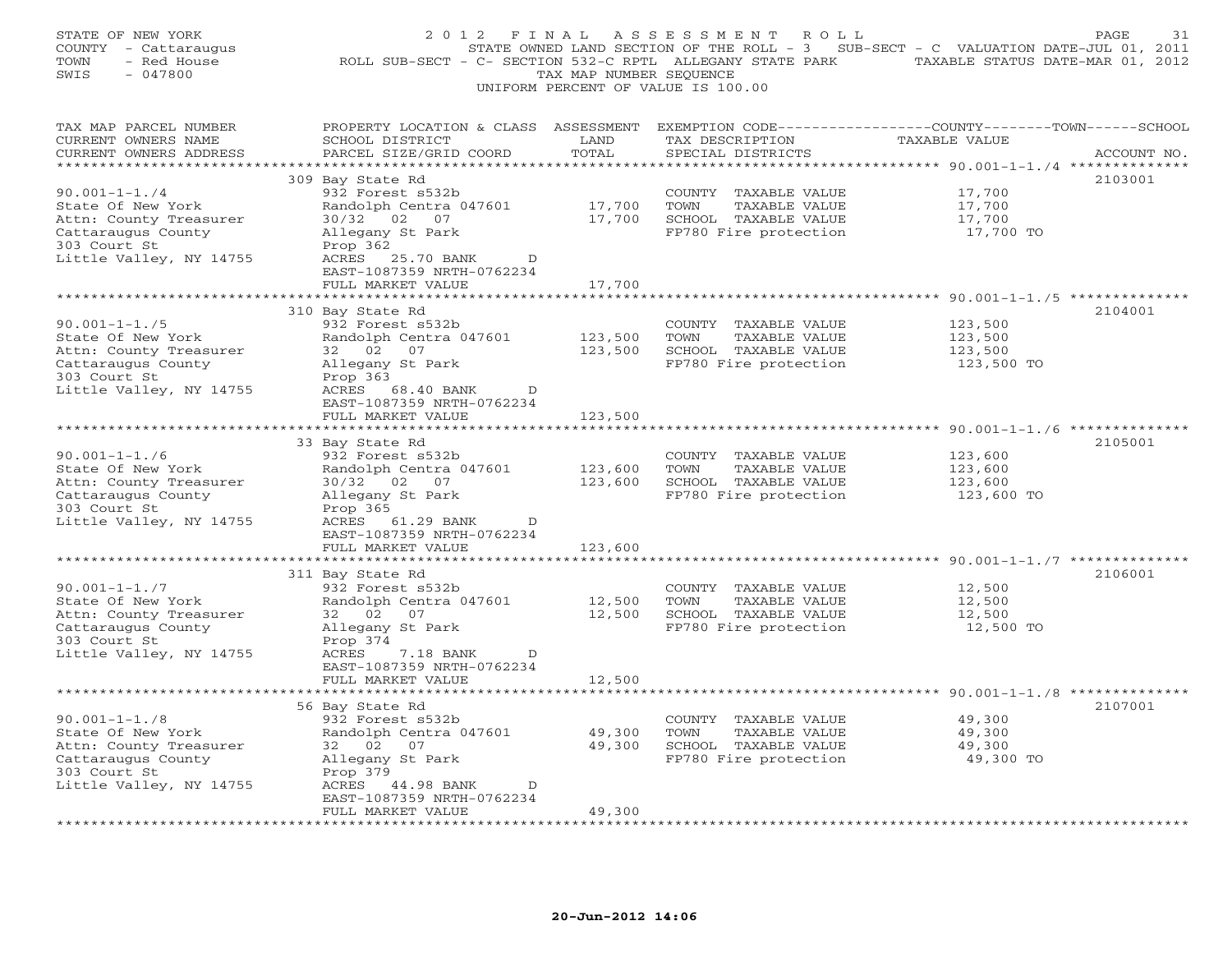STATE OF NEW YORK
COUNTY - Cattaraugus
TOWN - Red House
SWIS - 047800

2 0 1 2 F I N A L A S S E S S M E N T R O L L
STATE OWNED LAND SECTION OF THE ROLL - 3 SUB-SECT - C VALUATION DATE-JUL 01, 2011
ROLL SUB-SECT - C- SECTION 532-C RPTL ALLEGANY STATE PARK TAXABLE STATUS DATE-MAR 01, 2012
TAX MAP NUMBER SEQUENCE
UNIFORM PERCENT OF VALUE IS 100.00

| TAX MAP PARCEL NUMBER / CURRENT OWNERS NAME / CURRENT OWNERS ADDRESS | PROPERTY LOCATION & CLASS / SCHOOL DISTRICT / PARCEL SIZE/GRID COORD | ASSESSMENT LAND / TOTAL | EXEMPTION CODE / TAX DESCRIPTION / SPECIAL DISTRICTS | COUNTY--------TOWN------SCHOOL TAXABLE VALUE | ACCOUNT NO. |
|---|---|---|---|---|---|
| 90.001-1-1./4 | 309 Bay State Rd | | | | 2103001 |
| State Of New York | 932 Forest s532b | | COUNTY TAXABLE VALUE | 17,700 | |
| Attn: County Treasurer | Randolph Centra 047601 | 17,700 | TOWN TAXABLE VALUE | 17,700 | |
| Cattaraugus County | 30/32 02 07 | 17,700 | SCHOOL TAXABLE VALUE | 17,700 | |
| 303 Court St | Allegany St Park | | FP780 Fire protection | 17,700 TO | |
| Little Valley, NY 14755 | Prop 362 | | | | |
| | ACRES 25.70 BANK D | | | | |
| | EAST-1087359 NRTH-0762234 | | | | |
| | FULL MARKET VALUE | 17,700 | | | |
| 90.001-1-1./5 | 310 Bay State Rd | | | | 2104001 |
| State Of New York | 932 Forest s532b | | COUNTY TAXABLE VALUE | 123,500 | |
| Attn: County Treasurer | Randolph Centra 047601 | 123,500 | TOWN TAXABLE VALUE | 123,500 | |
| Cattaraugus County | 32 02 07 | 123,500 | SCHOOL TAXABLE VALUE | 123,500 | |
| 303 Court St | Allegany St Park | | FP780 Fire protection | 123,500 TO | |
| Little Valley, NY 14755 | Prop 363 | | | | |
| | ACRES 68.40 BANK D | | | | |
| | EAST-1087359 NRTH-0762234 | | | | |
| | FULL MARKET VALUE | 123,500 | | | |
| 90.001-1-1./6 | 33 Bay State Rd | | | | 2105001 |
| State Of New York | 932 Forest s532b | | COUNTY TAXABLE VALUE | 123,600 | |
| Attn: County Treasurer | Randolph Centra 047601 | 123,600 | TOWN TAXABLE VALUE | 123,600 | |
| Cattaraugus County | 30/32 02 07 | 123,600 | SCHOOL TAXABLE VALUE | 123,600 | |
| 303 Court St | Allegany St Park | | FP780 Fire protection | 123,600 TO | |
| Little Valley, NY 14755 | Prop 365 | | | | |
| | ACRES 61.29 BANK D | | | | |
| | EAST-1087359 NRTH-0762234 | | | | |
| | FULL MARKET VALUE | 123,600 | | | |
| 90.001-1-1./7 | 311 Bay State Rd | | | | 2106001 |
| State Of New York | 932 Forest s532b | | COUNTY TAXABLE VALUE | 12,500 | |
| Attn: County Treasurer | Randolph Centra 047601 | 12,500 | TOWN TAXABLE VALUE | 12,500 | |
| Cattaraugus County | 32 02 07 | 12,500 | SCHOOL TAXABLE VALUE | 12,500 | |
| 303 Court St | Allegany St Park | | FP780 Fire protection | 12,500 TO | |
| Little Valley, NY 14755 | Prop 374 | | | | |
| | ACRES 7.18 BANK D | | | | |
| | EAST-1087359 NRTH-0762234 | | | | |
| | FULL MARKET VALUE | 12,500 | | | |
| 90.001-1-1./8 | 56 Bay State Rd | | | | 2107001 |
| State Of New York | 932 Forest s532b | | COUNTY TAXABLE VALUE | 49,300 | |
| Attn: County Treasurer | Randolph Centra 047601 | 49,300 | TOWN TAXABLE VALUE | 49,300 | |
| Cattaraugus County | 32 02 07 | 49,300 | SCHOOL TAXABLE VALUE | 49,300 | |
| 303 Court St | Allegany St Park | | FP780 Fire protection | 49,300 TO | |
| Little Valley, NY 14755 | Prop 379 | | | | |
| | ACRES 44.98 BANK D | | | | |
| | EAST-1087359 NRTH-0762234 | | | | |
| | FULL MARKET VALUE | 49,300 | | | |

20-Jun-2012 14:06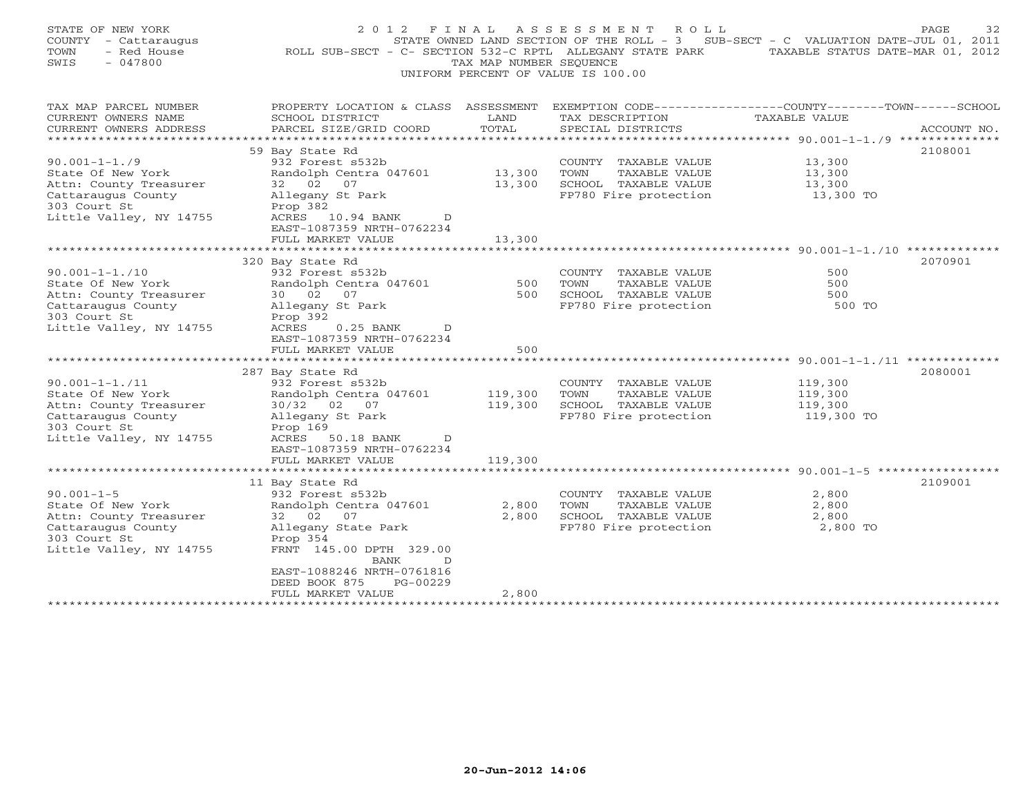STATE OF NEW YORK
COUNTY - Cattaraugus
TOWN - Red House
SWIS - 047800

# 2012 FINAL ASSESSMENT ROLL

STATE OWNED LAND SECTION OF THE ROLL - 3 SUB-SECT - C VALUATION DATE-JUL 01, 2011
ROLL SUB-SECT - C- SECTION 532-C RPTL ALLEGANY STATE PARK TAXABLE STATUS DATE-MAR 01, 2012
TAX MAP NUMBER SEQUENCE
UNIFORM PERCENT OF VALUE IS 100.00

| TAX MAP PARCEL NUMBER / CURRENT OWNERS NAME / CURRENT OWNERS ADDRESS | PROPERTY LOCATION & CLASS / SCHOOL DISTRICT / PARCEL SIZE/GRID COORD | ASSESSMENT LAND / TOTAL | EXEMPTION CODE / TAX DESCRIPTION / SPECIAL DISTRICTS | COUNTY--TOWN--SCHOOL TAXABLE VALUE | ACCOUNT NO. |
|---|---|---|---|---|---|
| 90.001-1-1./9 | 59 Bay State Rd | | | | 2108001 |
| State Of New York | 932 Forest s532b | | COUNTY TAXABLE VALUE | 13,300 | |
| Attn: County Treasurer | Randolph Centra 047601 | 13,300 | TOWN TAXABLE VALUE | 13,300 | |
| Cattaraugus County | 32 02 07 | 13,300 | SCHOOL TAXABLE VALUE | 13,300 | |
| 303 Court St | Allegany St Park | | FP780 Fire protection | 13,300 TO | |
| Little Valley, NY 14755 | Prop 382 | | | | |
| | ACRES 10.94 BANK D | | | | |
| | EAST-1087359 NRTH-0762234 | | | | |
| | FULL MARKET VALUE | 13,300 | | | |
| 90.001-1-1./10 | 320 Bay State Rd | | | | 2070901 |
| State Of New York | 932 Forest s532b | | COUNTY TAXABLE VALUE | 500 | |
| Attn: County Treasurer | Randolph Centra 047601 | 500 | TOWN TAXABLE VALUE | 500 | |
| Cattaraugus County | 30 02 07 | 500 | SCHOOL TAXABLE VALUE | 500 | |
| 303 Court St | Allegany St Park | | FP780 Fire protection | 500 TO | |
| Little Valley, NY 14755 | Prop 392 | | | | |
| | ACRES 0.25 BANK D | | | | |
| | EAST-1087359 NRTH-0762234 | | | | |
| | FULL MARKET VALUE | 500 | | | |
| 90.001-1-1./11 | 287 Bay State Rd | | | | 2080001 |
| State Of New York | 932 Forest s532b | | COUNTY TAXABLE VALUE | 119,300 | |
| Attn: County Treasurer | Randolph Centra 047601 | 119,300 | TOWN TAXABLE VALUE | 119,300 | |
| Cattaraugus County | 30/32 02 07 | 119,300 | SCHOOL TAXABLE VALUE | 119,300 | |
| 303 Court St | Allegany St Park | | FP780 Fire protection | 119,300 TO | |
| Little Valley, NY 14755 | Prop 169 | | | | |
| | ACRES 50.18 BANK D | | | | |
| | EAST-1087359 NRTH-0762234 | | | | |
| | FULL MARKET VALUE | 119,300 | | | |
| 90.001-1-5 | 11 Bay State Rd | | | | 2109001 |
| State Of New York | 932 Forest s532b | | COUNTY TAXABLE VALUE | 2,800 | |
| Attn: County Treasurer | Randolph Centra 047601 | 2,800 | TOWN TAXABLE VALUE | 2,800 | |
| Cattaraugus County | 32 02 07 | 2,800 | SCHOOL TAXABLE VALUE | 2,800 | |
| 303 Court St | Allegany State Park | | FP780 Fire protection | 2,800 TO | |
| Little Valley, NY 14755 | Prop 354 | | | | |
| | FRNT 145.00 DPTH 329.00 | | | | |
| | BANK D | | | | |
| | EAST-1088246 NRTH-0761816 | | | | |
| | DEED BOOK 875 PG-00229 | | | | |
| | FULL MARKET VALUE | 2,800 | | | |

20-Jun-2012 14:06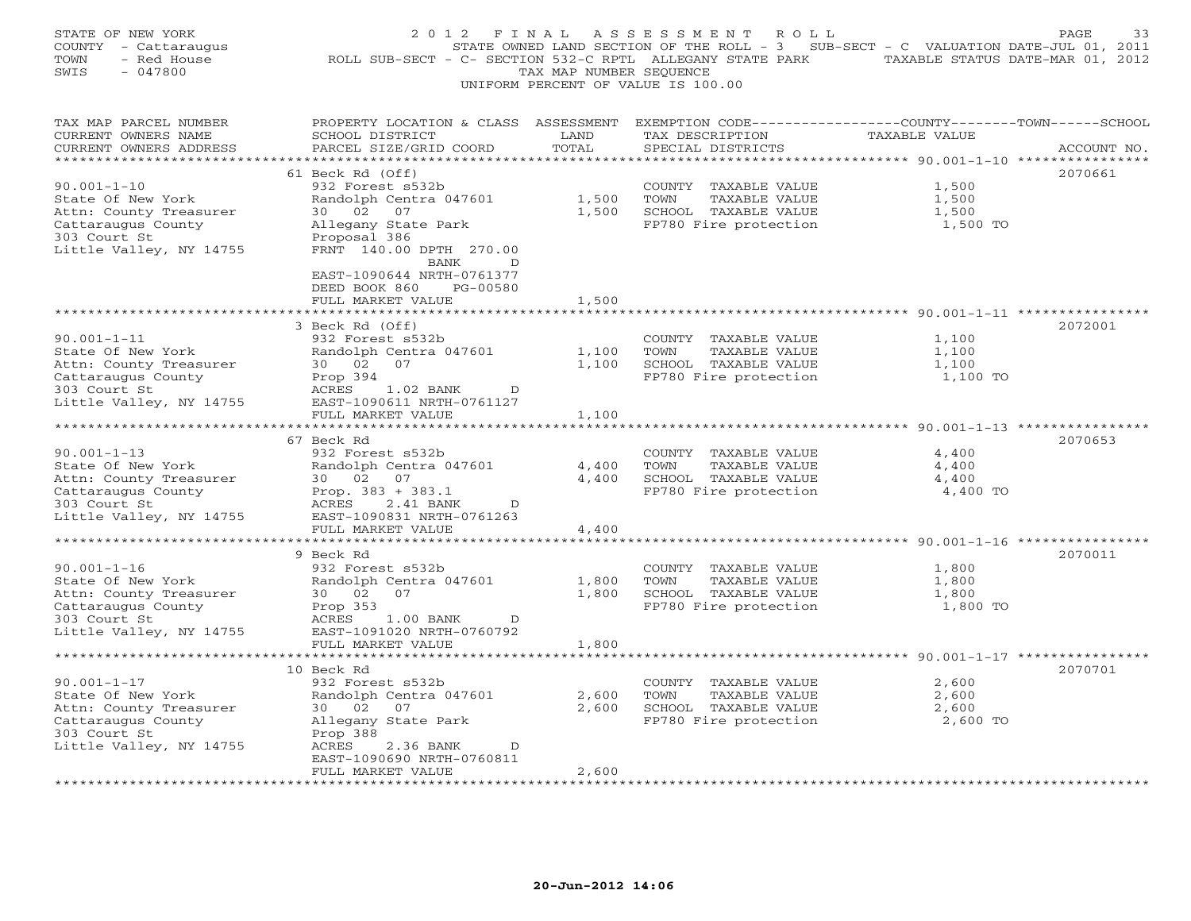STATE OF NEW YORK
COUNTY - Cattaraugus
TOWN - Red House
SWIS - 047800

2012 FINAL ASSESSMENT ROLL
STATE OWNED LAND SECTION OF THE ROLL - 3 SUB-SECT - C VALUATION DATE-JUL 01, 2011
ROLL SUB-SECT - C- SECTION 532-C RPTL ALLEGANY STATE PARK TAXABLE STATUS DATE-MAR 01, 2012
TAX MAP NUMBER SEQUENCE
UNIFORM PERCENT OF VALUE IS 100.00

| TAX MAP PARCEL NUMBER / CURRENT OWNERS NAME / CURRENT OWNERS ADDRESS | PROPERTY LOCATION & CLASS / SCHOOL DISTRICT / PARCEL SIZE/GRID COORD | ASSESSMENT LAND | TOTAL | EXEMPTION CODE / TAX DESCRIPTION / SPECIAL DISTRICTS | COUNTY--------TOWN------SCHOOL TAXABLE VALUE | ACCOUNT NO. |
|---|---|---|---|---|---|---|
| 90.001-1-10 | 61 Beck Rd (Off) | | | | | 2070661 |
| State Of New York | 932 Forest s532b | | | COUNTY TAXABLE VALUE | 1,500 | |
| Attn: County Treasurer | Randolph Centra 047601 | 1,500 | | TOWN TAXABLE VALUE | 1,500 | |
| Cattaraugus County | 30 02 07 | | 1,500 | SCHOOL TAXABLE VALUE | 1,500 | |
| 303 Court St | Allegany State Park | | | FP780 Fire protection | 1,500 TO | |
| Little Valley, NY 14755 | Proposal 386 | | | | | |
| | FRNT 140.00 DPTH 270.00 BANK D | | | | | |
| | EAST-1090644 NRTH-0761377 | | | | | |
| | DEED BOOK 860 PG-00580 | | | | | |
| | FULL MARKET VALUE | | 1,500 | | | |
| 90.001-1-11 | 3 Beck Rd (Off) | | | | | 2072001 |
| State Of New York | 932 Forest s532b | | | COUNTY TAXABLE VALUE | 1,100 | |
| Attn: County Treasurer | Randolph Centra 047601 | 1,100 | | TOWN TAXABLE VALUE | 1,100 | |
| Cattaraugus County | 30 02 07 | | 1,100 | SCHOOL TAXABLE VALUE | 1,100 | |
| 303 Court St | Prop 394 | | | FP780 Fire protection | 1,100 TO | |
| Little Valley, NY 14755 | ACRES 1.02 BANK D | | | | | |
| | EAST-1090611 NRTH-0761127 | | | | | |
| | FULL MARKET VALUE | | 1,100 | | | |
| 90.001-1-13 | 67 Beck Rd | | | | | 2070653 |
| State Of New York | 932 Forest s532b | | | COUNTY TAXABLE VALUE | 4,400 | |
| Attn: County Treasurer | Randolph Centra 047601 | 4,400 | | TOWN TAXABLE VALUE | 4,400 | |
| Cattaraugus County | 30 02 07 | | 4,400 | SCHOOL TAXABLE VALUE | 4,400 | |
| 303 Court St | Prop. 383 + 383.1 | | | FP780 Fire protection | 4,400 TO | |
| Little Valley, NY 14755 | ACRES 2.41 BANK D | | | | | |
| | EAST-1090831 NRTH-0761263 | | | | | |
| | FULL MARKET VALUE | | 4,400 | | | |
| 90.001-1-16 | 9 Beck Rd | | | | | 2070011 |
| State Of New York | 932 Forest s532b | | | COUNTY TAXABLE VALUE | 1,800 | |
| Attn: County Treasurer | Randolph Centra 047601 | 1,800 | | TOWN TAXABLE VALUE | 1,800 | |
| Cattaraugus County | 30 02 07 | | 1,800 | SCHOOL TAXABLE VALUE | 1,800 | |
| 303 Court St | Prop 353 | | | FP780 Fire protection | 1,800 TO | |
| Little Valley, NY 14755 | ACRES 1.00 BANK D | | | | | |
| | EAST-1091020 NRTH-0760792 | | | | | |
| | FULL MARKET VALUE | | 1,800 | | | |
| 90.001-1-17 | 10 Beck Rd | | | | | 2070701 |
| State Of New York | 932 Forest s532b | | | COUNTY TAXABLE VALUE | 2,600 | |
| Attn: County Treasurer | Randolph Centra 047601 | 2,600 | | TOWN TAXABLE VALUE | 2,600 | |
| Cattaraugus County | 30 02 07 | | 2,600 | SCHOOL TAXABLE VALUE | 2,600 | |
| 303 Court St | Allegany State Park | | | FP780 Fire protection | 2,600 TO | |
| Little Valley, NY 14755 | Prop 388 | | | | | |
| | ACRES 2.36 BANK D | | | | | |
| | EAST-1090690 NRTH-0760811 | | | | | |
| | FULL MARKET VALUE | | 2,600 | | | |

20-Jun-2012 14:06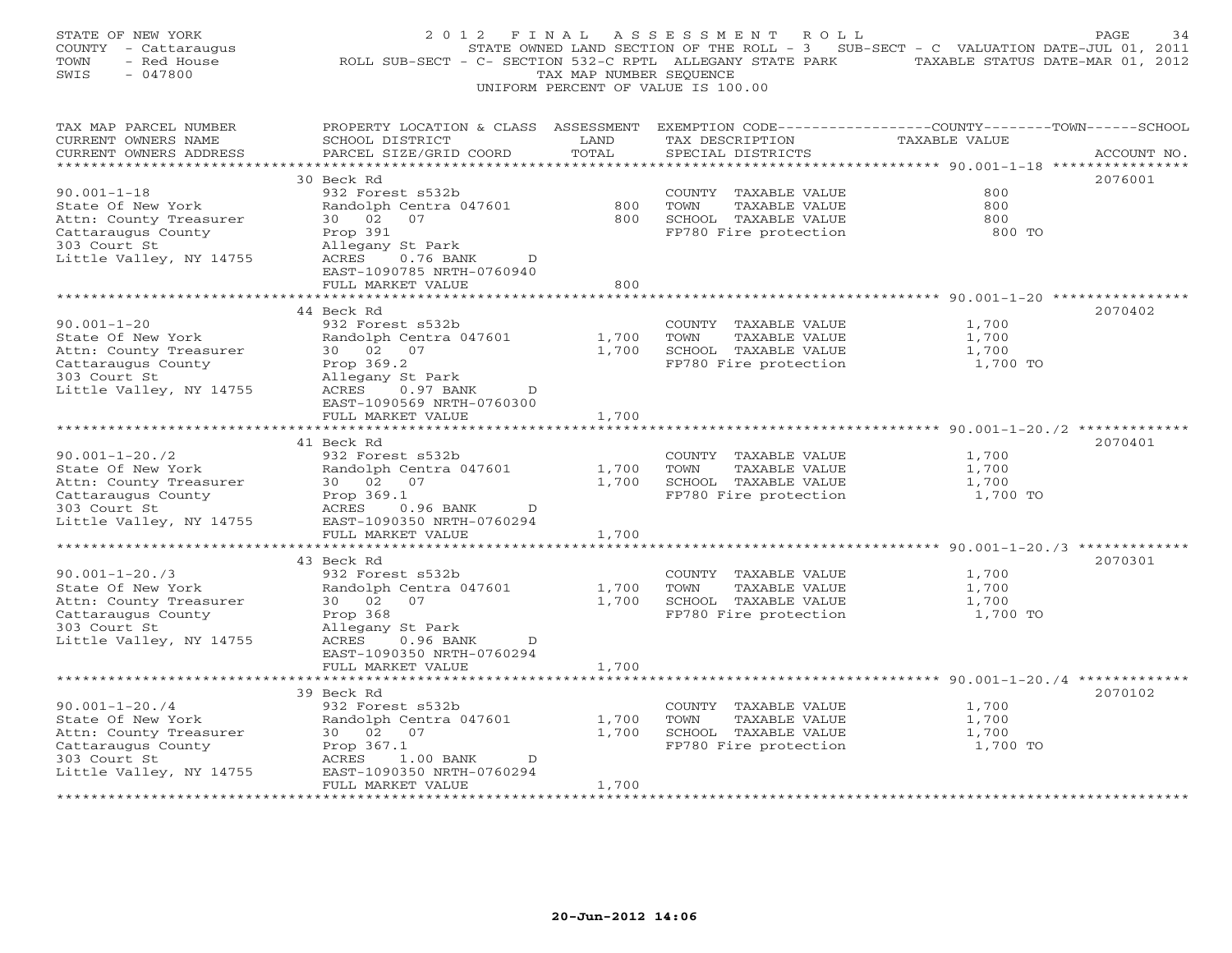STATE OF NEW YORK
COUNTY - Cattaraugus
TOWN - Red House
SWIS - 047800

# 2012 FINAL ASSESSMENT ROLL

STATE OWNED LAND SECTION OF THE ROLL - 3 SUB-SECT - C VALUATION DATE-JUL 01, 2011
ROLL SUB-SECT - C- SECTION 532-C RPTL ALLEGANY STATE PARK TAXABLE STATUS DATE-MAR 01, 2012
TAX MAP NUMBER SEQUENCE
UNIFORM PERCENT OF VALUE IS 100.00

| TAX MAP PARCEL NUMBER / CURRENT OWNERS NAME / CURRENT OWNERS ADDRESS | PROPERTY LOCATION & CLASS / SCHOOL DISTRICT / PARCEL SIZE/GRID COORD | ASSESSMENT LAND | TOTAL | EXEMPTION CODE / TAX DESCRIPTION / SPECIAL DISTRICTS | TAXABLE VALUE (COUNTY/TOWN/SCHOOL) | ACCOUNT NO. |
|---|---|---|---|---|---|---|
| 90.001-1-18 | 30 Beck Rd | | | | | 2076001 |
| State Of New York | 932 Forest s532b | | | COUNTY TAXABLE VALUE | 800 | |
| Attn: County Treasurer | Randolph Centra 047601 | 800 | | TOWN TAXABLE VALUE | 800 | |
| Cattaraugus County | 30 02 07 | | 800 | SCHOOL TAXABLE VALUE | 800 | |
| 303 Court St | Prop 391 | | | FP780 Fire protection | 800 TO | |
| Little Valley, NY 14755 | Allegany St Park | | | | | |
| | ACRES 0.76 BANK D | | | | | |
| | EAST-1090785 NRTH-0760940 | | | | | |
| | FULL MARKET VALUE | | 800 | | | |
| 90.001-1-20 | 44 Beck Rd | | | | | 2070402 |
| State Of New York | 932 Forest s532b | | | COUNTY TAXABLE VALUE | 1,700 | |
| Attn: County Treasurer | Randolph Centra 047601 | 1,700 | | TOWN TAXABLE VALUE | 1,700 | |
| Cattaraugus County | 30 02 07 | | 1,700 | SCHOOL TAXABLE VALUE | 1,700 | |
| 303 Court St | Prop 369.2 | | | FP780 Fire protection | 1,700 TO | |
| Little Valley, NY 14755 | Allegany St Park | | | | | |
| | ACRES 0.97 BANK D | | | | | |
| | EAST-1090569 NRTH-0760300 | | | | | |
| | FULL MARKET VALUE | | 1,700 | | | |
| 90.001-1-20./2 | 41 Beck Rd | | | | | 2070401 |
| State Of New York | 932 Forest s532b | | | COUNTY TAXABLE VALUE | 1,700 | |
| Attn: County Treasurer | Randolph Centra 047601 | 1,700 | | TOWN TAXABLE VALUE | 1,700 | |
| Cattaraugus County | 30 02 07 | | 1,700 | SCHOOL TAXABLE VALUE | 1,700 | |
| 303 Court St | Prop 369.1 | | | FP780 Fire protection | 1,700 TO | |
| Little Valley, NY 14755 | ACRES 0.96 BANK D | | | | | |
| | EAST-1090350 NRTH-0760294 | | | | | |
| | FULL MARKET VALUE | | 1,700 | | | |
| 90.001-1-20./3 | 43 Beck Rd | | | | | 2070301 |
| State Of New York | 932 Forest s532b | | | COUNTY TAXABLE VALUE | 1,700 | |
| Attn: County Treasurer | Randolph Centra 047601 | 1,700 | | TOWN TAXABLE VALUE | 1,700 | |
| Cattaraugus County | 30 02 07 | | 1,700 | SCHOOL TAXABLE VALUE | 1,700 | |
| 303 Court St | Prop 368 | | | FP780 Fire protection | 1,700 TO | |
| Little Valley, NY 14755 | Allegany St Park | | | | | |
| | ACRES 0.96 BANK D | | | | | |
| | EAST-1090350 NRTH-0760294 | | | | | |
| | FULL MARKET VALUE | | 1,700 | | | |
| 90.001-1-20./4 | 39 Beck Rd | | | | | 2070102 |
| State Of New York | 932 Forest s532b | | | COUNTY TAXABLE VALUE | 1,700 | |
| Attn: County Treasurer | Randolph Centra 047601 | 1,700 | | TOWN TAXABLE VALUE | 1,700 | |
| Cattaraugus County | 30 02 07 | | 1,700 | SCHOOL TAXABLE VALUE | 1,700 | |
| 303 Court St | Prop 367.1 | | | FP780 Fire protection | 1,700 TO | |
| Little Valley, NY 14755 | ACRES 1.00 BANK D | | | | | |
| | EAST-1090350 NRTH-0760294 | | | | | |
| | FULL MARKET VALUE | | 1,700 | | | |

20-Jun-2012 14:06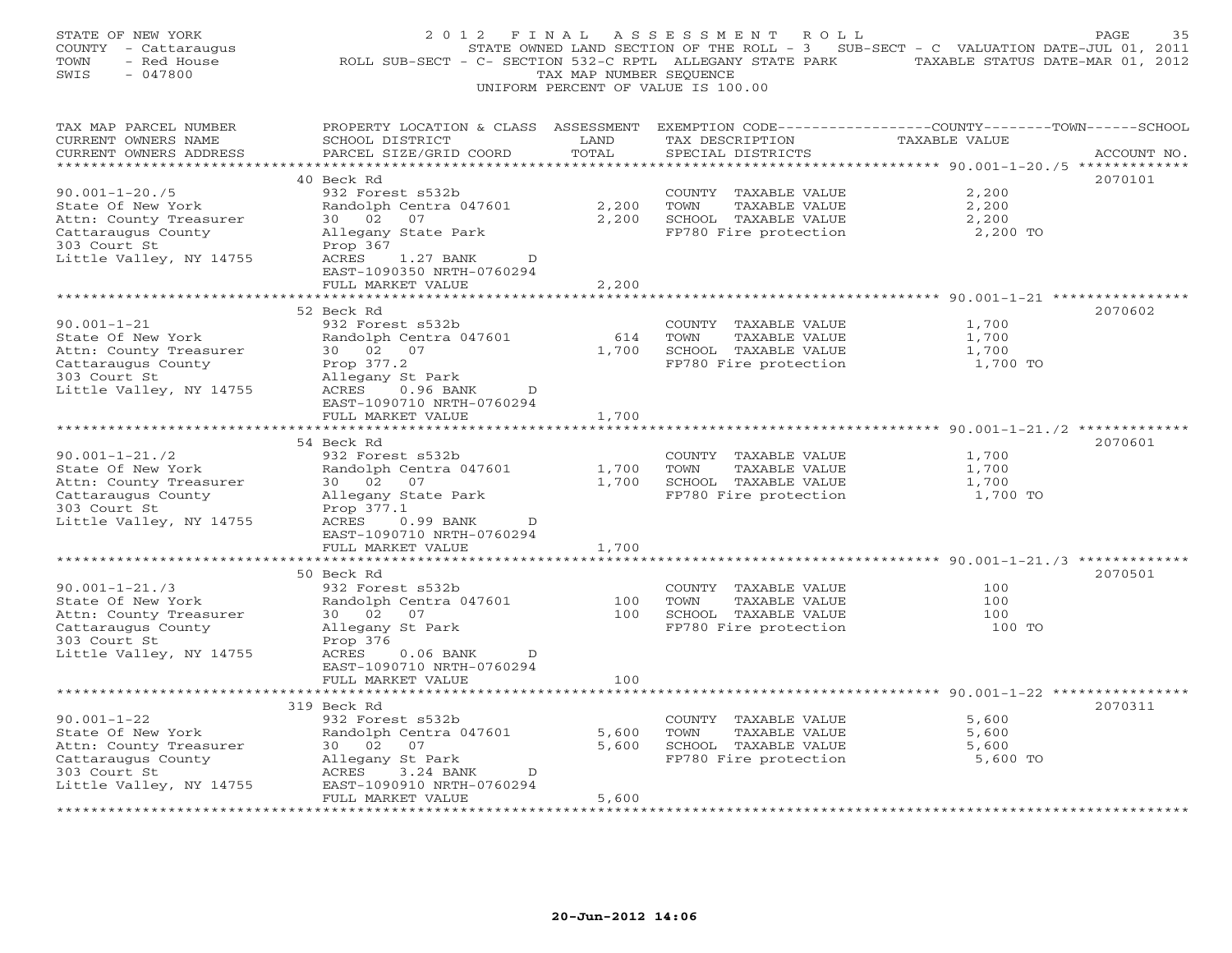STATE OF NEW YORK — 2012 FINAL ASSESSMENT ROLL
COUNTY - Cattaraugus — STATE OWNED LAND SECTION OF THE ROLL - 3 SUB-SECT - C VALUATION DATE-JUL 01, 2011
TOWN - Red House — ROLL SUB-SECT - C- SECTION 532-C RPTL ALLEGANY STATE PARK — TAXABLE STATUS DATE-MAR 01, 2012
SWIS - 047800 — TAX MAP NUMBER SEQUENCE
UNIFORM PERCENT OF VALUE IS 100.00

| TAX MAP PARCEL NUMBER / CURRENT OWNERS NAME / CURRENT OWNERS ADDRESS | PROPERTY LOCATION & CLASS / SCHOOL DISTRICT / PARCEL SIZE/GRID COORD | ASSESSMENT LAND | TOTAL | EXEMPTION CODE / TAX DESCRIPTION / SPECIAL DISTRICTS | TAXABLE VALUE | ACCOUNT NO. |
|---|---|---|---|---|---|---|
| 90.001-1-20./5 | 40 Beck Rd | | | | | 2070101 |
| State Of New York | 932 Forest s532b | | | COUNTY TAXABLE VALUE | 2,200 | |
| Attn: County Treasurer | Randolph Centra 047601 | 2,200 | | TOWN TAXABLE VALUE | 2,200 | |
| Cattaraugus County | 30 02 07 | | 2,200 | SCHOOL TAXABLE VALUE | 2,200 | |
| 303 Court St | Allegany State Park | | | FP780 Fire protection | 2,200 TO | |
| Little Valley, NY 14755 | Prop 367 | | | | | |
| | ACRES 1.27 BANK D | | | | | |
| | EAST-1090350 NRTH-0760294 | | | | | |
| | FULL MARKET VALUE | | 2,200 | | | |
| 90.001-1-21 | 52 Beck Rd | | | | | 2070602 |
| State Of New York | 932 Forest s532b | | | COUNTY TAXABLE VALUE | 1,700 | |
| Attn: County Treasurer | Randolph Centra 047601 | 614 | | TOWN TAXABLE VALUE | 1,700 | |
| Cattaraugus County | 30 02 07 | | 1,700 | SCHOOL TAXABLE VALUE | 1,700 | |
| 303 Court St | Prop 377.2 | | | FP780 Fire protection | 1,700 TO | |
| Little Valley, NY 14755 | Allegany St Park | | | | | |
| | ACRES 0.96 BANK D | | | | | |
| | EAST-1090710 NRTH-0760294 | | | | | |
| | FULL MARKET VALUE | | 1,700 | | | |
| 90.001-1-21./2 | 54 Beck Rd | | | | | 2070601 |
| State Of New York | 932 Forest s532b | | | COUNTY TAXABLE VALUE | 1,700 | |
| Attn: County Treasurer | Randolph Centra 047601 | 1,700 | | TOWN TAXABLE VALUE | 1,700 | |
| Cattaraugus County | 30 02 07 | | 1,700 | SCHOOL TAXABLE VALUE | 1,700 | |
| 303 Court St | Allegany State Park | | | FP780 Fire protection | 1,700 TO | |
| Little Valley, NY 14755 | Prop 377.1 | | | | | |
| | ACRES 0.99 BANK D | | | | | |
| | EAST-1090710 NRTH-0760294 | | | | | |
| | FULL MARKET VALUE | | 1,700 | | | |
| 90.001-1-21./3 | 50 Beck Rd | | | | | 2070501 |
| State Of New York | 932 Forest s532b | | | COUNTY TAXABLE VALUE | 100 | |
| Attn: County Treasurer | Randolph Centra 047601 | 100 | | TOWN TAXABLE VALUE | 100 | |
| Cattaraugus County | 30 02 07 | | 100 | SCHOOL TAXABLE VALUE | 100 | |
| 303 Court St | Allegany St Park | | | FP780 Fire protection | 100 TO | |
| Little Valley, NY 14755 | Prop 376 | | | | | |
| | ACRES 0.06 BANK D | | | | | |
| | EAST-1090710 NRTH-0760294 | | | | | |
| | FULL MARKET VALUE | | 100 | | | |
| 90.001-1-22 | 319 Beck Rd | | | | | 2070311 |
| State Of New York | 932 Forest s532b | | | COUNTY TAXABLE VALUE | 5,600 | |
| Attn: County Treasurer | Randolph Centra 047601 | 5,600 | | TOWN TAXABLE VALUE | 5,600 | |
| Cattaraugus County | 30 02 07 | | 5,600 | SCHOOL TAXABLE VALUE | 5,600 | |
| 303 Court St | Allegany St Park | | | FP780 Fire protection | 5,600 TO | |
| Little Valley, NY 14755 | ACRES 3.24 BANK D | | | | | |
| | EAST-1090910 NRTH-0760294 | | | | | |
| | FULL MARKET VALUE | | 5,600 | | | |

20-Jun-2012 14:06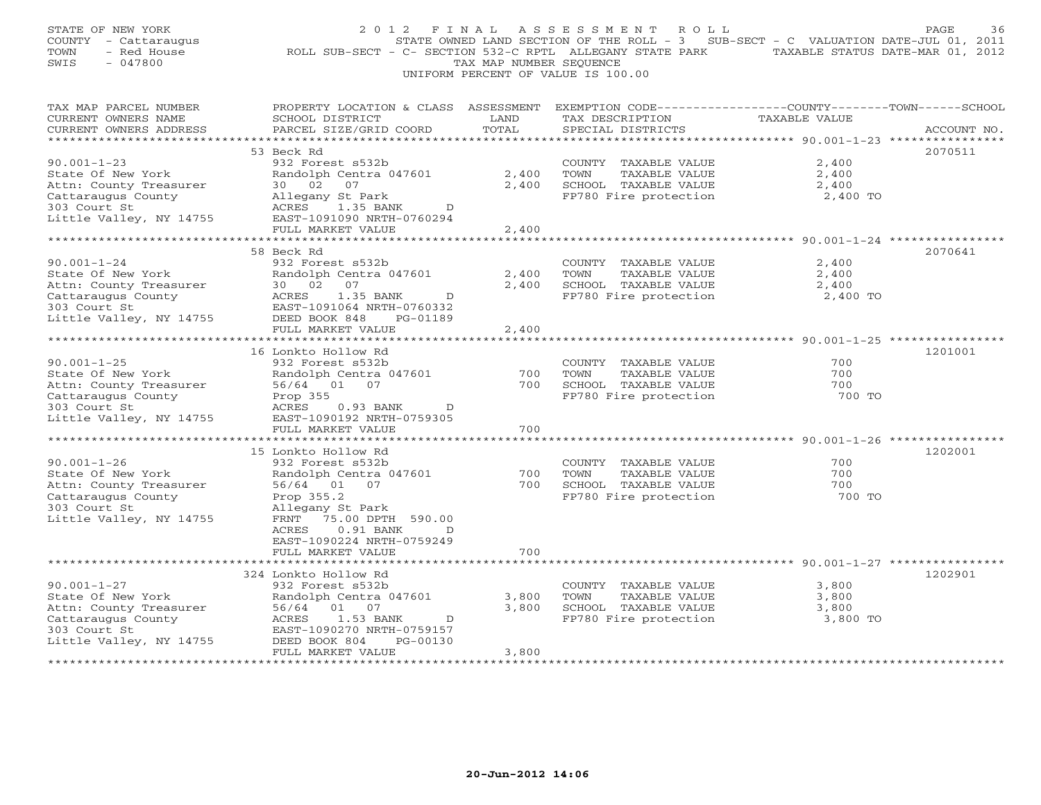STATE OF NEW YORK
COUNTY - Cattaraugus
TOWN - Red House
SWIS - 047800

# 2012 FINAL ASSESSMENT ROLL

STATE OWNED LAND SECTION OF THE ROLL - 3 SUB-SECT - C VALUATION DATE-JUL 01, 2011
ROLL SUB-SECT - C- SECTION 532-C RPTL ALLEGANY STATE PARK TAXABLE STATUS DATE-MAR 01, 2012
TAX MAP NUMBER SEQUENCE
UNIFORM PERCENT OF VALUE IS 100.00

| TAX MAP PARCEL NUMBER / CURRENT OWNERS NAME / CURRENT OWNERS ADDRESS | PROPERTY LOCATION & CLASS / SCHOOL DISTRICT / PARCEL SIZE/GRID COORD | ASSESSMENT LAND / TOTAL | EXEMPTION CODE / TAX DESCRIPTION / SPECIAL DISTRICTS | TAXABLE VALUE (COUNTY--TOWN--SCHOOL) | ACCOUNT NO. |
|---|---|---|---|---|---|
| 90.001-1-23 | 53 Beck Rd | | | | 2070511 |
| | 932 Forest s532b | | COUNTY TAXABLE VALUE | 2,400 | |
| State Of New York | Randolph Centra 047601 | 2,400 | TOWN TAXABLE VALUE | 2,400 | |
| Attn: County Treasurer | 30 02 07 | 2,400 | SCHOOL TAXABLE VALUE | 2,400 | |
| Cattaraugus County | Allegany St Park | | FP780 Fire protection | 2,400 TO | |
| 303 Court St | ACRES 1.35 BANK D | | | | |
| Little Valley, NY 14755 | EAST-1091090 NRTH-0760294 | | | | |
| | FULL MARKET VALUE | 2,400 | | | |
| 90.001-1-24 | 58 Beck Rd | | | | 2070641 |
| | 932 Forest s532b | | COUNTY TAXABLE VALUE | 2,400 | |
| State Of New York | Randolph Centra 047601 | 2,400 | TOWN TAXABLE VALUE | 2,400 | |
| Attn: County Treasurer | 30 02 07 | 2,400 | SCHOOL TAXABLE VALUE | 2,400 | |
| Cattaraugus County | ACRES 1.35 BANK D | | FP780 Fire protection | 2,400 TO | |
| 303 Court St | EAST-1091064 NRTH-0760332 | | | | |
| Little Valley, NY 14755 | DEED BOOK 848 PG-01189 | | | | |
| | FULL MARKET VALUE | 2,400 | | | |
| 90.001-1-25 | 16 Lonkto Hollow Rd | | | | 1201001 |
| | 932 Forest s532b | | COUNTY TAXABLE VALUE | 700 | |
| State Of New York | Randolph Centra 047601 | 700 | TOWN TAXABLE VALUE | 700 | |
| Attn: County Treasurer | 56/64 01 07 | 700 | SCHOOL TAXABLE VALUE | 700 | |
| Cattaraugus County | Prop 355 | | FP780 Fire protection | 700 TO | |
| 303 Court St | ACRES 0.93 BANK D | | | | |
| Little Valley, NY 14755 | EAST-1090192 NRTH-0759305 | | | | |
| | FULL MARKET VALUE | 700 | | | |
| 90.001-1-26 | 15 Lonkto Hollow Rd | | | | 1202001 |
| | 932 Forest s532b | | COUNTY TAXABLE VALUE | 700 | |
| State Of New York | Randolph Centra 047601 | 700 | TOWN TAXABLE VALUE | 700 | |
| Attn: County Treasurer | 56/64 01 07 | 700 | SCHOOL TAXABLE VALUE | 700 | |
| Cattaraugus County | Prop 355.2 | | FP780 Fire protection | 700 TO | |
| 303 Court St | Allegany St Park | | | | |
| Little Valley, NY 14755 | FRNT 75.00 DPTH 590.00 | | | | |
| | ACRES 0.91 BANK D | | | | |
| | EAST-1090224 NRTH-0759249 | | | | |
| | FULL MARKET VALUE | 700 | | | |
| 90.001-1-27 | 324 Lonkto Hollow Rd | | | | 1202901 |
| | 932 Forest s532b | | COUNTY TAXABLE VALUE | 3,800 | |
| State Of New York | Randolph Centra 047601 | 3,800 | TOWN TAXABLE VALUE | 3,800 | |
| Attn: County Treasurer | 56/64 01 07 | 3,800 | SCHOOL TAXABLE VALUE | 3,800 | |
| Cattaraugus County | ACRES 1.53 BANK D | | FP780 Fire protection | 3,800 TO | |
| 303 Court St | EAST-1090270 NRTH-0759157 | | | | |
| Little Valley, NY 14755 | DEED BOOK 804 PG-00130 | | | | |
| | FULL MARKET VALUE | 3,800 | | | |

20-Jun-2012 14:06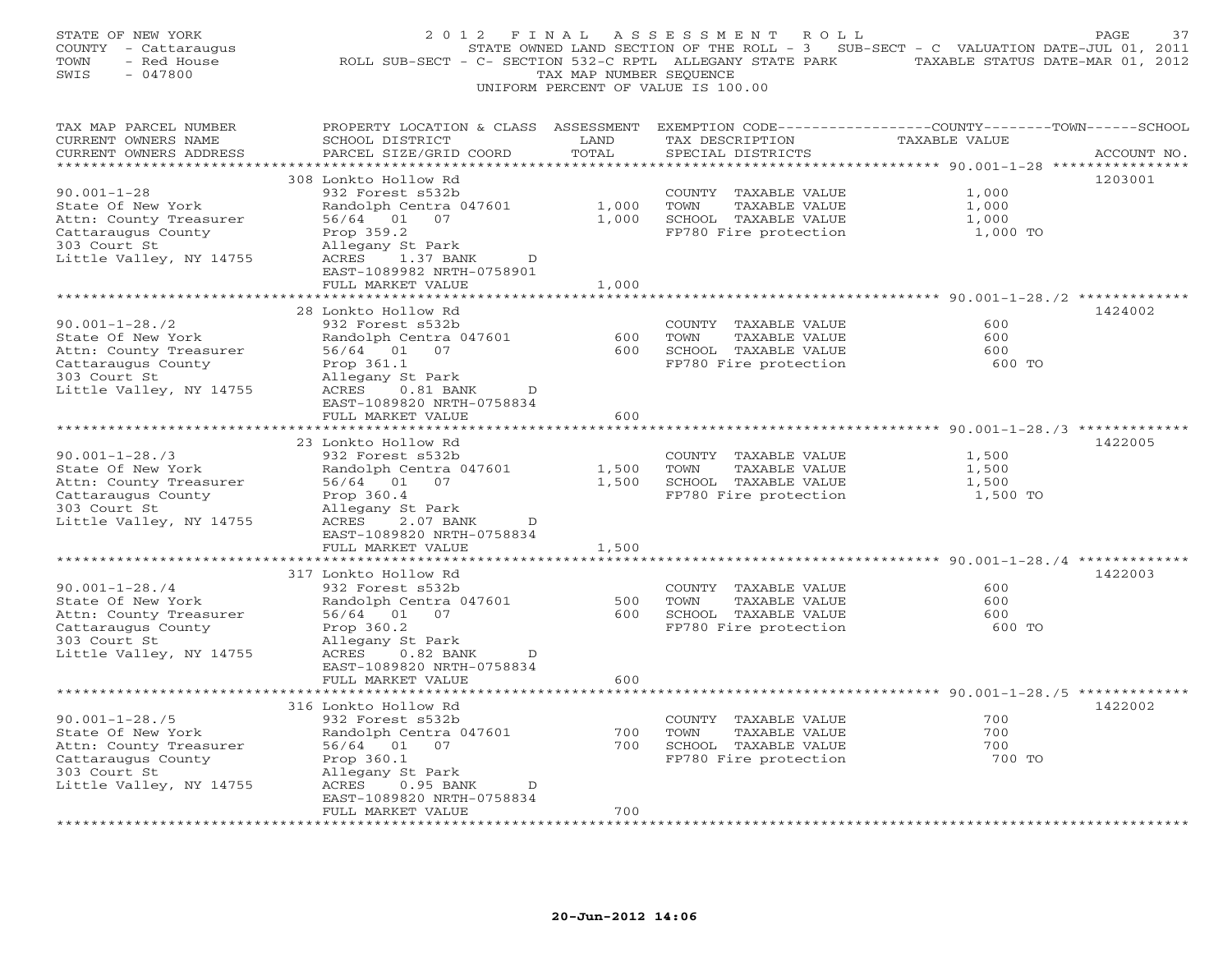STATE OF NEW YORK 2012 FINAL ASSESSMENT ROLL
COUNTY - Cattaraugus STATE OWNED LAND SECTION OF THE ROLL - 3 SUB-SECT - C VALUATION DATE-JUL 01, 2011
TOWN - Red House ROLL SUB-SECT - C- SECTION 532-C RPTL ALLEGANY STATE PARK TAXABLE STATUS DATE-MAR 01, 2012
SWIS - 047800 TAX MAP NUMBER SEQUENCE
UNIFORM PERCENT OF VALUE IS 100.00

| TAX MAP PARCEL NUMBER / CURRENT OWNERS NAME / CURRENT OWNERS ADDRESS | PROPERTY LOCATION & CLASS / SCHOOL DISTRICT / PARCEL SIZE/GRID COORD | ASSESSMENT LAND | ASSESSMENT TOTAL | EXEMPTION CODE / TAX DESCRIPTION / SPECIAL DISTRICTS | TAXABLE VALUE (COUNTY/TOWN/SCHOOL) | ACCOUNT NO. |
|---|---|---|---|---|---|---|
| 90.001-1-28 | 308 Lonkto Hollow Rd | | | | | 1203001 |
| State Of New York | 932 Forest s532b | | | COUNTY TAXABLE VALUE | 1,000 | |
| Attn: County Treasurer | Randolph Centra 047601 | 1,000 | | TOWN TAXABLE VALUE | 1,000 | |
| Cattaraugus County | 56/64 01 07 | | 1,000 | SCHOOL TAXABLE VALUE | 1,000 | |
| 303 Court St | Prop 359.2 | | | FP780 Fire protection | 1,000 TO | |
| Little Valley, NY 14755 | Allegany St Park | | | | | |
| | ACRES 1.37 BANK D | | | | | |
| | EAST-1089982 NRTH-0758901 | | | | | |
| | FULL MARKET VALUE | | 1,000 | | | |
| 90.001-1-28./2 | 28 Lonkto Hollow Rd | | | | | 1424002 |
| State Of New York | 932 Forest s532b | | | COUNTY TAXABLE VALUE | 600 | |
| Attn: County Treasurer | Randolph Centra 047601 | 600 | | TOWN TAXABLE VALUE | 600 | |
| Cattaraugus County | 56/64 01 07 | | 600 | SCHOOL TAXABLE VALUE | 600 | |
| 303 Court St | Prop 361.1 | | | FP780 Fire protection | 600 TO | |
| Little Valley, NY 14755 | Allegany St Park | | | | | |
| | ACRES 0.81 BANK D | | | | | |
| | EAST-1089820 NRTH-0758834 | | | | | |
| | FULL MARKET VALUE | | 600 | | | |
| 90.001-1-28./3 | 23 Lonkto Hollow Rd | | | | | 1422005 |
| State Of New York | 932 Forest s532b | | | COUNTY TAXABLE VALUE | 1,500 | |
| Attn: County Treasurer | Randolph Centra 047601 | 1,500 | | TOWN TAXABLE VALUE | 1,500 | |
| Cattaraugus County | 56/64 01 07 | | 1,500 | SCHOOL TAXABLE VALUE | 1,500 | |
| 303 Court St | Prop 360.4 | | | FP780 Fire protection | 1,500 TO | |
| Little Valley, NY 14755 | Allegany St Park | | | | | |
| | ACRES 2.07 BANK D | | | | | |
| | EAST-1089820 NRTH-0758834 | | | | | |
| | FULL MARKET VALUE | | 1,500 | | | |
| 90.001-1-28./4 | 317 Lonkto Hollow Rd | | | | | 1422003 |
| State Of New York | 932 Forest s532b | | | COUNTY TAXABLE VALUE | 600 | |
| Attn: County Treasurer | Randolph Centra 047601 | 500 | | TOWN TAXABLE VALUE | 600 | |
| Cattaraugus County | 56/64 01 07 | | 600 | SCHOOL TAXABLE VALUE | 600 | |
| 303 Court St | Prop 360.2 | | | FP780 Fire protection | 600 TO | |
| Little Valley, NY 14755 | Allegany St Park | | | | | |
| | ACRES 0.82 BANK D | | | | | |
| | EAST-1089820 NRTH-0758834 | | | | | |
| | FULL MARKET VALUE | | 600 | | | |
| 90.001-1-28./5 | 316 Lonkto Hollow Rd | | | | | 1422002 |
| State Of New York | 932 Forest s532b | | | COUNTY TAXABLE VALUE | 700 | |
| Attn: County Treasurer | Randolph Centra 047601 | 700 | | TOWN TAXABLE VALUE | 700 | |
| Cattaraugus County | 56/64 01 07 | | 700 | SCHOOL TAXABLE VALUE | 700 | |
| 303 Court St | Prop 360.1 | | | FP780 Fire protection | 700 TO | |
| Little Valley, NY 14755 | Allegany St Park | | | | | |
| | ACRES 0.95 BANK D | | | | | |
| | EAST-1089820 NRTH-0758834 | | | | | |
| | FULL MARKET VALUE | | 700 | | | |

20-Jun-2012 14:06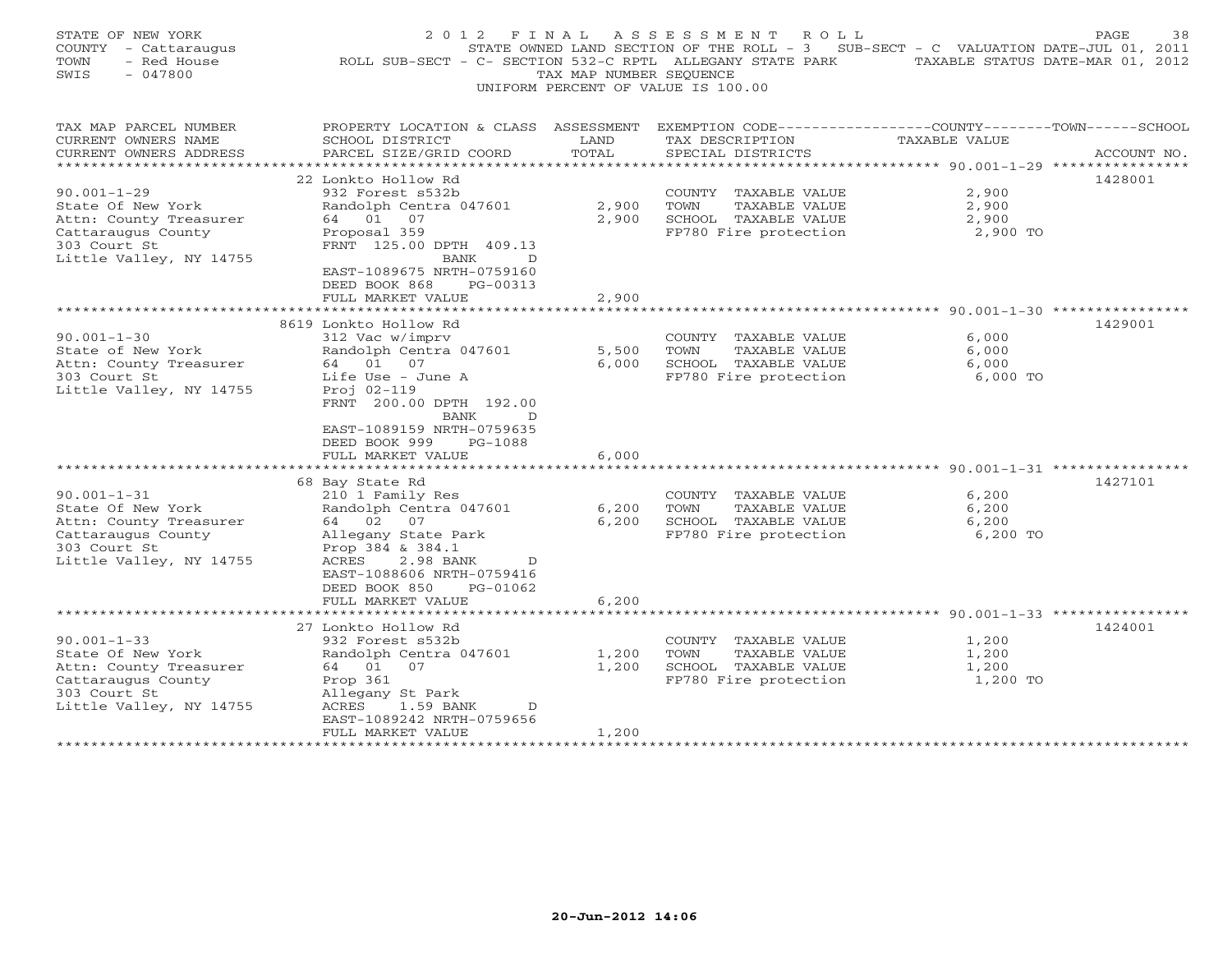STATE OF NEW YORK
COUNTY - Cattaraugus
TOWN - Red House
SWIS - 047800

# 2012 FINAL ASSESSMENT ROLL

STATE OWNED LAND SECTION OF THE ROLL - 3 SUB-SECT - C VALUATION DATE-JUL 01, 2011
ROLL SUB-SECT - C- SECTION 532-C RPTL ALLEGANY STATE PARK TAXABLE STATUS DATE-MAR 01, 2012
TAX MAP NUMBER SEQUENCE
UNIFORM PERCENT OF VALUE IS 100.00

| TAX MAP PARCEL NUMBER / CURRENT OWNERS NAME / CURRENT OWNERS ADDRESS | PROPERTY LOCATION & CLASS / SCHOOL DISTRICT / PARCEL SIZE/GRID COORD | ASSESSMENT LAND | TOTAL | EXEMPTION CODE / TAX DESCRIPTION / SPECIAL DISTRICTS | TAXABLE VALUE (COUNTY/TOWN/SCHOOL) | ACCOUNT NO. |
|---|---|---|---|---|---|---|
| 90.001-1-29 | 22 Lonkto Hollow Rd | | | | | 1428001 |
| State Of New York | 932 Forest s532b | | | COUNTY TAXABLE VALUE | 2,900 | |
| Attn: County Treasurer | Randolph Centra 047601 | 2,900 | | TOWN TAXABLE VALUE | 2,900 | |
| Cattaraugus County | 64 01 07 | | 2,900 | SCHOOL TAXABLE VALUE | 2,900 | |
| 303 Court St | Proposal 359 | | | FP780 Fire protection | 2,900 TO | |
| Little Valley, NY 14755 | FRNT 125.00 DPTH 409.13 BANK D | | | | | |
| | EAST-1089675 NRTH-0759160 | | | | | |
| | DEED BOOK 868 PG-00313 | | | | | |
| | FULL MARKET VALUE | | 2,900 | | | |
| 90.001-1-30 | 8619 Lonkto Hollow Rd | | | | | 1429001 |
| State of New York | 312 Vac w/imprv | | | COUNTY TAXABLE VALUE | 6,000 | |
| Attn: County Treasurer | Randolph Centra 047601 | 5,500 | | TOWN TAXABLE VALUE | 6,000 | |
| 303 Court St | 64 01 07 | | 6,000 | SCHOOL TAXABLE VALUE | 6,000 | |
| Little Valley, NY 14755 | Life Use - June A | | | FP780 Fire protection | 6,000 TO | |
| | Proj 02-119 | | | | | |
| | FRNT 200.00 DPTH 192.00 BANK D | | | | | |
| | EAST-1089159 NRTH-0759635 | | | | | |
| | DEED BOOK 999 PG-1088 | | | | | |
| | FULL MARKET VALUE | | 6,000 | | | |
| 90.001-1-31 | 68 Bay State Rd | | | | | 1427101 |
| State Of New York | 210 1 Family Res | | | COUNTY TAXABLE VALUE | 6,200 | |
| Attn: County Treasurer | Randolph Centra 047601 | 6,200 | | TOWN TAXABLE VALUE | 6,200 | |
| Cattaraugus County | 64 02 07 | | 6,200 | SCHOOL TAXABLE VALUE | 6,200 | |
| 303 Court St | Allegany State Park | | | FP780 Fire protection | 6,200 TO | |
| Little Valley, NY 14755 | Prop 384 & 384.1 | | | | | |
| | ACRES 2.98 BANK D | | | | | |
| | EAST-1088606 NRTH-0759416 | | | | | |
| | DEED BOOK 850 PG-01062 | | | | | |
| | FULL MARKET VALUE | | 6,200 | | | |
| 90.001-1-33 | 27 Lonkto Hollow Rd | | | | | 1424001 |
| State Of New York | 932 Forest s532b | | | COUNTY TAXABLE VALUE | 1,200 | |
| Attn: County Treasurer | Randolph Centra 047601 | 1,200 | | TOWN TAXABLE VALUE | 1,200 | |
| Cattaraugus County | 64 01 07 | | 1,200 | SCHOOL TAXABLE VALUE | 1,200 | |
| 303 Court St | Prop 361 | | | FP780 Fire protection | 1,200 TO | |
| Little Valley, NY 14755 | Allegany St Park | | | | | |
| | ACRES 1.59 BANK D | | | | | |
| | EAST-1089242 NRTH-0759656 | | | | | |
| | FULL MARKET VALUE | | 1,200 | | | |

20-Jun-2012 14:06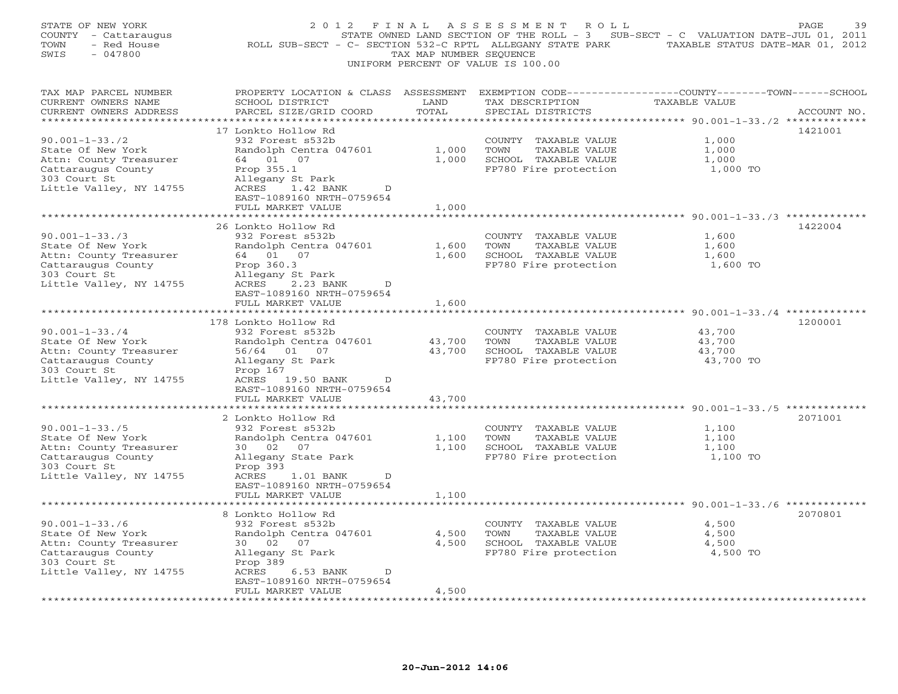STATE OF NEW YORK
COUNTY - Cattaraugus
TOWN - Red House
SWIS - 047800

# 2012 FINAL ASSESSMENT ROLL

STATE OWNED LAND SECTION OF THE ROLL - 3 SUB-SECT - C VALUATION DATE-JUL 01, 2011
ROLL SUB-SECT - C- SECTION 532-C RPTL ALLEGANY STATE PARK TAXABLE STATUS DATE-MAR 01, 2012
TAX MAP NUMBER SEQUENCE
UNIFORM PERCENT OF VALUE IS 100.00

| TAX MAP PARCEL NUMBER / CURRENT OWNERS NAME / CURRENT OWNERS ADDRESS | PROPERTY LOCATION & CLASS / SCHOOL DISTRICT / PARCEL SIZE/GRID COORD | ASSESSMENT LAND | ASSESSMENT TOTAL | EXEMPTION CODE / TAX DESCRIPTION / SPECIAL DISTRICTS | COUNTY--------TOWN------SCHOOL TAXABLE VALUE | ACCOUNT NO. |
|---|---|---|---|---|---|---|
| 90.001-1-33./2 | 17 Lonkto Hollow Rd | | | | | 1421001 |
| State Of New York | 932 Forest s532b | | | COUNTY TAXABLE VALUE | 1,000 | |
| Attn: County Treasurer | Randolph Centra 047601 | 1,000 | | TOWN TAXABLE VALUE | 1,000 | |
| Cattaraugus County | 64 01 07 | | 1,000 | SCHOOL TAXABLE VALUE | 1,000 | |
| 303 Court St | Prop 355.1 | | | FP780 Fire protection | 1,000 TO | |
| Little Valley, NY 14755 | Allegany St Park | | | | | |
| | ACRES 1.42 BANK D | | | | | |
| | EAST-1089160 NRTH-0759654 | | | | | |
| | FULL MARKET VALUE | | 1,000 | | | |
| 90.001-1-33./3 | 26 Lonkto Hollow Rd | | | | | 1422004 |
| State Of New York | 932 Forest s532b | | | COUNTY TAXABLE VALUE | 1,600 | |
| Attn: County Treasurer | Randolph Centra 047601 | 1,600 | | TOWN TAXABLE VALUE | 1,600 | |
| Cattaraugus County | 64 01 07 | | 1,600 | SCHOOL TAXABLE VALUE | 1,600 | |
| 303 Court St | Prop 360.3 | | | FP780 Fire protection | 1,600 TO | |
| Little Valley, NY 14755 | Allegany St Park | | | | | |
| | ACRES 2.23 BANK D | | | | | |
| | EAST-1089160 NRTH-0759654 | | | | | |
| | FULL MARKET VALUE | | 1,600 | | | |
| 90.001-1-33./4 | 178 Lonkto Hollow Rd | | | | | 1200001 |
| State Of New York | 932 Forest s532b | | | COUNTY TAXABLE VALUE | 43,700 | |
| Attn: County Treasurer | Randolph Centra 047601 | 43,700 | | TOWN TAXABLE VALUE | 43,700 | |
| Cattaraugus County | 56/64 01 07 | | 43,700 | SCHOOL TAXABLE VALUE | 43,700 | |
| 303 Court St | Allegany St Park | | | FP780 Fire protection | 43,700 TO | |
| Little Valley, NY 14755 | Prop 167 | | | | | |
| | ACRES 19.50 BANK D | | | | | |
| | EAST-1089160 NRTH-0759654 | | | | | |
| | FULL MARKET VALUE | | 43,700 | | | |
| 90.001-1-33./5 | 2 Lonkto Hollow Rd | | | | | 2071001 |
| State Of New York | 932 Forest s532b | | | COUNTY TAXABLE VALUE | 1,100 | |
| Attn: County Treasurer | Randolph Centra 047601 | 1,100 | | TOWN TAXABLE VALUE | 1,100 | |
| Cattaraugus County | 30 02 07 | | 1,100 | SCHOOL TAXABLE VALUE | 1,100 | |
| 303 Court St | Allegany State Park | | | FP780 Fire protection | 1,100 TO | |
| Little Valley, NY 14755 | Prop 393 | | | | | |
| | ACRES 1.01 BANK D | | | | | |
| | EAST-1089160 NRTH-0759654 | | | | | |
| | FULL MARKET VALUE | | 1,100 | | | |
| 90.001-1-33./6 | 8 Lonkto Hollow Rd | | | | | 2070801 |
| State Of New York | 932 Forest s532b | | | COUNTY TAXABLE VALUE | 4,500 | |
| Attn: County Treasurer | Randolph Centra 047601 | 4,500 | | TOWN TAXABLE VALUE | 4,500 | |
| Cattaraugus County | 30 02 07 | | 4,500 | SCHOOL TAXABLE VALUE | 4,500 | |
| 303 Court St | Allegany St Park | | | FP780 Fire protection | 4,500 TO | |
| Little Valley, NY 14755 | Prop 389 | | | | | |
| | ACRES 6.53 BANK D | | | | | |
| | EAST-1089160 NRTH-0759654 | | | | | |
| | FULL MARKET VALUE | | 4,500 | | | |

20-Jun-2012 14:06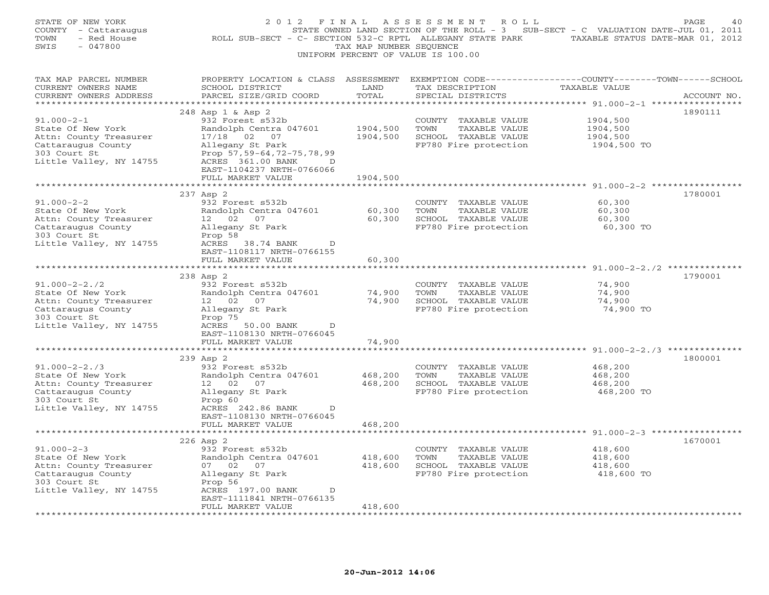STATE OF NEW YORK — 2012 FINAL ASSESSMENT ROLL
COUNTY - Cattaraugus — STATE OWNED LAND SECTION OF THE ROLL - 3 SUB-SECT - C VALUATION DATE-JUL 01, 2011
TOWN - Red House — ROLL SUB-SECT - C- SECTION 532-C RPTL ALLEGANY STATE PARK — TAXABLE STATUS DATE-MAR 01, 2012
SWIS - 047800 — TAX MAP NUMBER SEQUENCE
UNIFORM PERCENT OF VALUE IS 100.00

| TAX MAP PARCEL NUMBER / CURRENT OWNERS NAME / CURRENT OWNERS ADDRESS | PROPERTY LOCATION & CLASS / SCHOOL DISTRICT / PARCEL SIZE/GRID COORD | ASSESSMENT LAND / TOTAL | EXEMPTION CODE / TAX DESCRIPTION / SPECIAL DISTRICTS | COUNTY--------TOWN------SCHOOL TAXABLE VALUE | ACCOUNT NO. |
|---|---|---|---|---|---|
| 91.000-2-1 | 248 Asp 1 & Asp 2 | | | | 1890111 |
| State Of New York | 932 Forest s532b | | COUNTY TAXABLE VALUE | 1904,500 | |
| Attn: County Treasurer | Randolph Centra 047601 | 1904,500 | TOWN TAXABLE VALUE | 1904,500 | |
| Cattaraugus County | 17/18 02 07 | 1904,500 | SCHOOL TAXABLE VALUE | 1904,500 | |
| 303 Court St | Allegany St Park | | FP780 Fire protection | 1904,500 TO | |
| Little Valley, NY 14755 | Prop 57,59-64,72-75,78,99 | | | | |
| | ACRES 361.00 BANK D | | | | |
| | EAST-1104237 NRTH-0766066 | | | | |
| | FULL MARKET VALUE | 1904,500 | | | |
| 91.000-2-2 | 237 Asp 2 | | | | 1780001 |
| State Of New York | 932 Forest s532b | | COUNTY TAXABLE VALUE | 60,300 | |
| Attn: County Treasurer | Randolph Centra 047601 | 60,300 | TOWN TAXABLE VALUE | 60,300 | |
| Cattaraugus County | 12 02 07 | 60,300 | SCHOOL TAXABLE VALUE | 60,300 | |
| 303 Court St | Allegany St Park | | FP780 Fire protection | 60,300 TO | |
| Little Valley, NY 14755 | Prop 58 | | | | |
| | ACRES 38.74 BANK D | | | | |
| | EAST-1108117 NRTH-0766155 | | | | |
| | FULL MARKET VALUE | 60,300 | | | |
| 91.000-2-2./2 | 238 Asp 2 | | | | 1790001 |
| State Of New York | 932 Forest s532b | | COUNTY TAXABLE VALUE | 74,900 | |
| Attn: County Treasurer | Randolph Centra 047601 | 74,900 | TOWN TAXABLE VALUE | 74,900 | |
| Cattaraugus County | 12 02 07 | 74,900 | SCHOOL TAXABLE VALUE | 74,900 | |
| 303 Court St | Allegany St Park | | FP780 Fire protection | 74,900 TO | |
| Little Valley, NY 14755 | Prop 75 | | | | |
| | ACRES 50.00 BANK D | | | | |
| | EAST-1108130 NRTH-0766045 | | | | |
| | FULL MARKET VALUE | 74,900 | | | |
| 91.000-2-2./3 | 239 Asp 2 | | | | 1800001 |
| State Of New York | 932 Forest s532b | | COUNTY TAXABLE VALUE | 468,200 | |
| Attn: County Treasurer | Randolph Centra 047601 | 468,200 | TOWN TAXABLE VALUE | 468,200 | |
| Cattaraugus County | 12 02 07 | 468,200 | SCHOOL TAXABLE VALUE | 468,200 | |
| 303 Court St | Allegany St Park | | FP780 Fire protection | 468,200 TO | |
| Little Valley, NY 14755 | Prop 60 | | | | |
| | ACRES 242.86 BANK D | | | | |
| | EAST-1108130 NRTH-0766045 | | | | |
| | FULL MARKET VALUE | 468,200 | | | |
| 91.000-2-3 | 226 Asp 2 | | | | 1670001 |
| State Of New York | 932 Forest s532b | | COUNTY TAXABLE VALUE | 418,600 | |
| Attn: County Treasurer | Randolph Centra 047601 | 418,600 | TOWN TAXABLE VALUE | 418,600 | |
| Cattaraugus County | 07 02 07 | 418,600 | SCHOOL TAXABLE VALUE | 418,600 | |
| 303 Court St | Allegany St Park | | FP780 Fire protection | 418,600 TO | |
| Little Valley, NY 14755 | Prop 56 | | | | |
| | ACRES 197.00 BANK D | | | | |
| | EAST-1111841 NRTH-0766135 | | | | |
| | FULL MARKET VALUE | 418,600 | | | |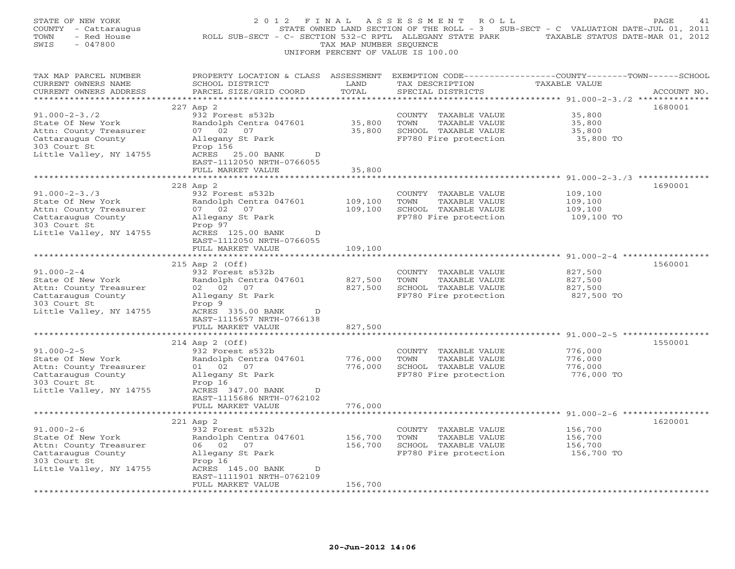STATE OF NEW YORK
COUNTY - Cattaraugus
TOWN - Red House
SWIS - 047800

# 2012 FINAL ASSESSMENT ROLL

STATE OWNED LAND SECTION OF THE ROLL - 3 SUB-SECT - C VALUATION DATE-JUL 01, 2011
ROLL SUB-SECT - C- SECTION 532-C RPTL ALLEGANY STATE PARK TAXABLE STATUS DATE-MAR 01, 2012
TAX MAP NUMBER SEQUENCE
UNIFORM PERCENT OF VALUE IS 100.00

| TAX MAP PARCEL NUMBER / CURRENT OWNERS NAME / CURRENT OWNERS ADDRESS | PROPERTY LOCATION & CLASS / SCHOOL DISTRICT / PARCEL SIZE/GRID COORD | ASSESSMENT LAND / TOTAL | EXEMPTION CODE / TAX DESCRIPTION / SPECIAL DISTRICTS | TAXABLE VALUE (COUNTY / TOWN / SCHOOL) | ACCOUNT NO. |
|---|---|---|---|---|---|
| 91.000-2-3./2 | 227 Asp 2 | | | | 1680001 |
| State Of New York | 932 Forest s532b | | COUNTY TAXABLE VALUE | 35,800 | |
| Attn: County Treasurer | Randolph Centra 047601 | 35,800 | TOWN TAXABLE VALUE | 35,800 | |
| Cattaraugus County | 07 02 07 | 35,800 | SCHOOL TAXABLE VALUE | 35,800 | |
| 303 Court St | Allegany St Park | | FP780 Fire protection | 35,800 TO | |
| Little Valley, NY 14755 | Prop 156 | | | | |
| | ACRES 25.00 BANK D | | | | |
| | EAST-1112050 NRTH-0766055 | | | | |
| | FULL MARKET VALUE | 35,800 | | | |
| 91.000-2-3./3 | 228 Asp 2 | | | | 1690001 |
| State Of New York | 932 Forest s532b | | COUNTY TAXABLE VALUE | 109,100 | |
| Attn: County Treasurer | Randolph Centra 047601 | 109,100 | TOWN TAXABLE VALUE | 109,100 | |
| Cattaraugus County | 07 02 07 | 109,100 | SCHOOL TAXABLE VALUE | 109,100 | |
| 303 Court St | Allegany St Park | | FP780 Fire protection | 109,100 TO | |
| Little Valley, NY 14755 | Prop 97 | | | | |
| | ACRES 125.00 BANK D | | | | |
| | EAST-1112050 NRTH-0766055 | | | | |
| | FULL MARKET VALUE | 109,100 | | | |
| 91.000-2-4 | 215 Asp 2 (Off) | | | | 1560001 |
| State Of New York | 932 Forest s532b | | COUNTY TAXABLE VALUE | 827,500 | |
| Attn: County Treasurer | Randolph Centra 047601 | 827,500 | TOWN TAXABLE VALUE | 827,500 | |
| Cattaraugus County | 02 02 07 | 827,500 | SCHOOL TAXABLE VALUE | 827,500 | |
| 303 Court St | Allegany St Park | | FP780 Fire protection | 827,500 TO | |
| Little Valley, NY 14755 | Prop 9 | | | | |
| | ACRES 335.00 BANK D | | | | |
| | EAST-1115657 NRTH-0766138 | | | | |
| | FULL MARKET VALUE | 827,500 | | | |
| 91.000-2-5 | 214 Asp 2 (Off) | | | | 1550001 |
| State Of New York | 932 Forest s532b | | COUNTY TAXABLE VALUE | 776,000 | |
| Attn: County Treasurer | Randolph Centra 047601 | 776,000 | TOWN TAXABLE VALUE | 776,000 | |
| Cattaraugus County | 01 02 07 | 776,000 | SCHOOL TAXABLE VALUE | 776,000 | |
| 303 Court St | Allegany St Park | | FP780 Fire protection | 776,000 TO | |
| Little Valley, NY 14755 | Prop 16 | | | | |
| | ACRES 347.00 BANK D | | | | |
| | EAST-1115686 NRTH-0762102 | | | | |
| | FULL MARKET VALUE | 776,000 | | | |
| 91.000-2-6 | 221 Asp 2 | | | | 1620001 |
| State Of New York | 932 Forest s532b | | COUNTY TAXABLE VALUE | 156,700 | |
| Attn: County Treasurer | Randolph Centra 047601 | 156,700 | TOWN TAXABLE VALUE | 156,700 | |
| Cattaraugus County | 06 02 07 | 156,700 | SCHOOL TAXABLE VALUE | 156,700 | |
| 303 Court St | Allegany St Park | | FP780 Fire protection | 156,700 TO | |
| Little Valley, NY 14755 | Prop 16 | | | | |
| | ACRES 145.00 BANK D | | | | |
| | EAST-1111901 NRTH-0762109 | | | | |
| | FULL MARKET VALUE | 156,700 | | | |

20-Jun-2012 14:06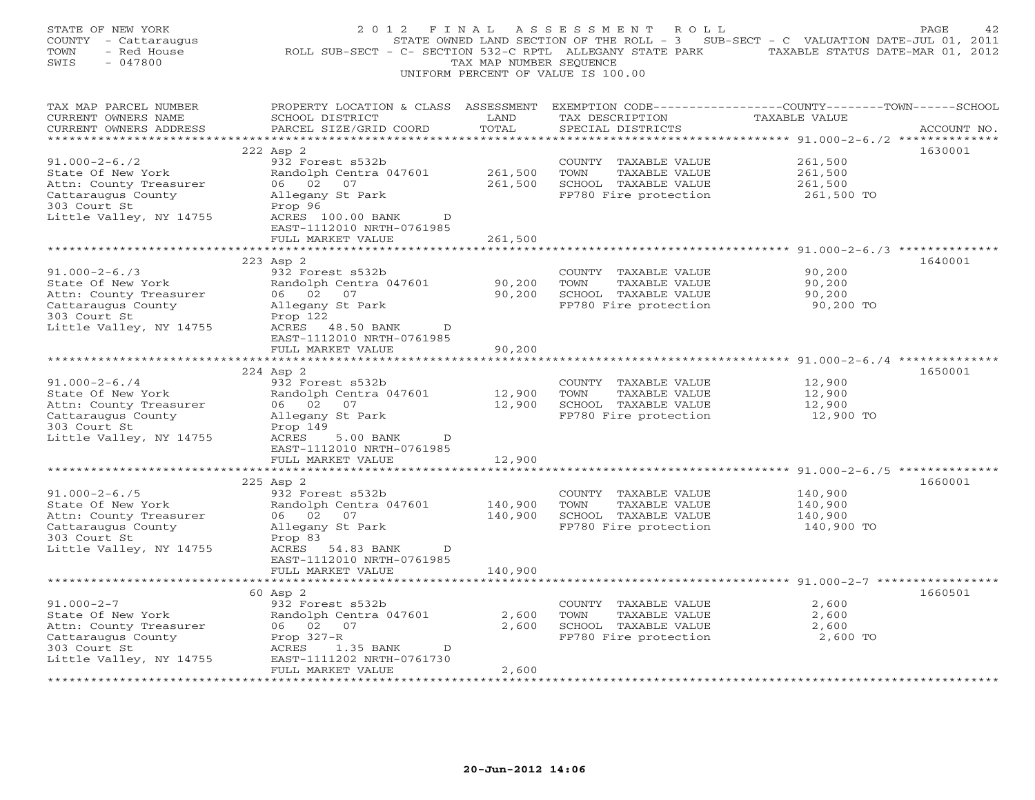STATE OF NEW YORK
COUNTY - Cattaraugus
TOWN - Red House
SWIS - 047800

2 0 1 2 F I N A L A S S E S S M E N T R O L L
STATE OWNED LAND SECTION OF THE ROLL - 3 SUB-SECT - C VALUATION DATE-JUL 01, 2011
ROLL SUB-SECT - C- SECTION 532-C RPTL ALLEGANY STATE PARK TAXABLE STATUS DATE-MAR 01, 2012
TAX MAP NUMBER SEQUENCE
UNIFORM PERCENT OF VALUE IS 100.00

| TAX MAP PARCEL NUMBER / CURRENT OWNERS NAME / CURRENT OWNERS ADDRESS | PROPERTY LOCATION & CLASS / SCHOOL DISTRICT / PARCEL SIZE/GRID COORD | ASSESSMENT LAND / TOTAL | EXEMPTION CODE / TAX DESCRIPTION / SPECIAL DISTRICTS | COUNTY--------TOWN------SCHOOL TAXABLE VALUE | ACCOUNT NO. |
|---|---|---|---|---|---|
| 91.000-2-6./2 | 222 Asp 2 | | | | 1630001 |
| State Of New York | 932 Forest s532b | | COUNTY TAXABLE VALUE | 261,500 | |
| Attn: County Treasurer | Randolph Centra 047601 | 261,500 | TOWN TAXABLE VALUE | 261,500 | |
| Cattaraugus County | 06 02 07 | 261,500 | SCHOOL TAXABLE VALUE | 261,500 | |
| 303 Court St | Allegany St Park | | FP780 Fire protection | 261,500 TO | |
| Little Valley, NY 14755 | Prop 96 | | | | |
| | ACRES 100.00 BANK D | | | | |
| | EAST-1112010 NRTH-0761985 | | | | |
| | FULL MARKET VALUE | 261,500 | | | |
| 91.000-2-6./3 | 223 Asp 2 | | | | 1640001 |
| State Of New York | 932 Forest s532b | | COUNTY TAXABLE VALUE | 90,200 | |
| Attn: County Treasurer | Randolph Centra 047601 | 90,200 | TOWN TAXABLE VALUE | 90,200 | |
| Cattaraugus County | 06 02 07 | 90,200 | SCHOOL TAXABLE VALUE | 90,200 | |
| 303 Court St | Allegany St Park | | FP780 Fire protection | 90,200 TO | |
| Little Valley, NY 14755 | Prop 122 | | | | |
| | ACRES 48.50 BANK D | | | | |
| | EAST-1112010 NRTH-0761985 | | | | |
| | FULL MARKET VALUE | 90,200 | | | |
| 91.000-2-6./4 | 224 Asp 2 | | | | 1650001 |
| State Of New York | 932 Forest s532b | | COUNTY TAXABLE VALUE | 12,900 | |
| Attn: County Treasurer | Randolph Centra 047601 | 12,900 | TOWN TAXABLE VALUE | 12,900 | |
| Cattaraugus County | 06 02 07 | 12,900 | SCHOOL TAXABLE VALUE | 12,900 | |
| 303 Court St | Allegany St Park | | FP780 Fire protection | 12,900 TO | |
| Little Valley, NY 14755 | Prop 149 | | | | |
| | ACRES 5.00 BANK D | | | | |
| | EAST-1112010 NRTH-0761985 | | | | |
| | FULL MARKET VALUE | 12,900 | | | |
| 91.000-2-6./5 | 225 Asp 2 | | | | 1660001 |
| State Of New York | 932 Forest s532b | | COUNTY TAXABLE VALUE | 140,900 | |
| Attn: County Treasurer | Randolph Centra 047601 | 140,900 | TOWN TAXABLE VALUE | 140,900 | |
| Cattaraugus County | 06 02 07 | 140,900 | SCHOOL TAXABLE VALUE | 140,900 | |
| 303 Court St | Allegany St Park | | FP780 Fire protection | 140,900 TO | |
| Little Valley, NY 14755 | Prop 83 | | | | |
| | ACRES 54.83 BANK D | | | | |
| | EAST-1112010 NRTH-0761985 | | | | |
| | FULL MARKET VALUE | 140,900 | | | |
| 91.000-2-7 | 60 Asp 2 | | | | 1660501 |
| State Of New York | 932 Forest s532b | | COUNTY TAXABLE VALUE | 2,600 | |
| Attn: County Treasurer | Randolph Centra 047601 | 2,600 | TOWN TAXABLE VALUE | 2,600 | |
| Cattaraugus County | 06 02 07 | 2,600 | SCHOOL TAXABLE VALUE | 2,600 | |
| 303 Court St | Prop 327-R | | FP780 Fire protection | 2,600 TO | |
| Little Valley, NY 14755 | ACRES 1.35 BANK D | | | | |
| | EAST-1111202 NRTH-0761730 | | | | |
| | FULL MARKET VALUE | 2,600 | | | |

20-Jun-2012 14:06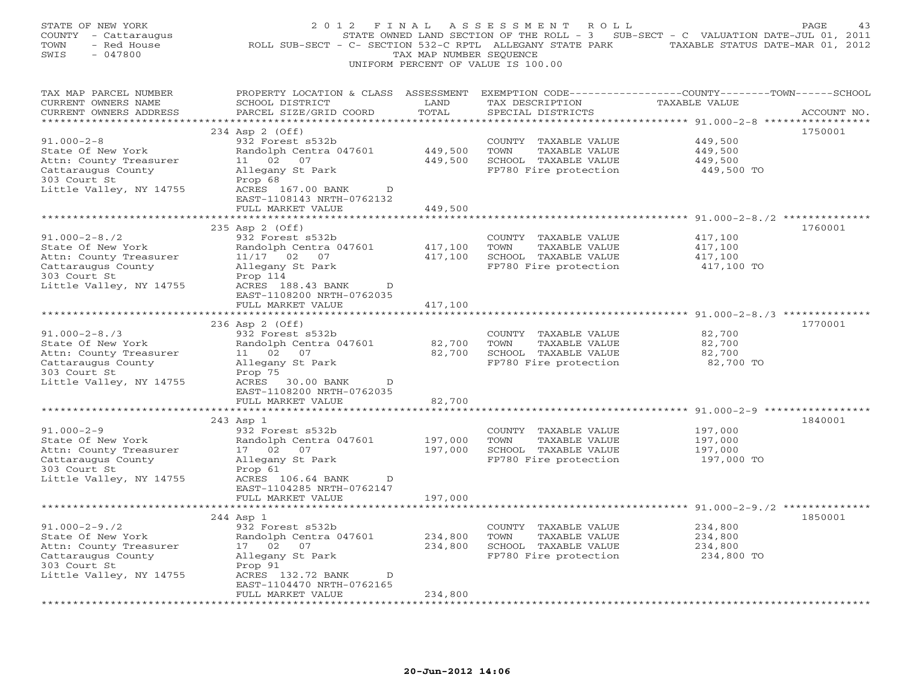STATE OF NEW YORK
COUNTY - Cattaraugus
TOWN - Red House
SWIS - 047800

2 0 1 2 F I N A L A S S E S S M E N T R O L L
STATE OWNED LAND SECTION OF THE ROLL - 3 SUB-SECT - C VALUATION DATE-JUL 01, 2011
ROLL SUB-SECT - C- SECTION 532-C RPTL ALLEGANY STATE PARK TAXABLE STATUS DATE-MAR 01, 2012
TAX MAP NUMBER SEQUENCE
UNIFORM PERCENT OF VALUE IS 100.00

| TAX MAP PARCEL NUMBER / CURRENT OWNERS NAME / CURRENT OWNERS ADDRESS | PROPERTY LOCATION & CLASS / SCHOOL DISTRICT / PARCEL SIZE/GRID COORD | ASSESSMENT LAND | TOTAL | EXEMPTION CODE / TAX DESCRIPTION / SPECIAL DISTRICTS | TAXABLE VALUE COUNTY--TOWN--SCHOOL | ACCOUNT NO. |
|---|---|---|---|---|---|---|
| **91.000-2-8** | 234 Asp 2 (Off) | | | | | 1750001 |
| 91.000-2-8 | 932 Forest s532b | | | COUNTY TAXABLE VALUE | 449,500 | |
| State Of New York | Randolph Centra 047601 | 449,500 | | TOWN TAXABLE VALUE | 449,500 | |
| Attn: County Treasurer | 11 02 07 | | 449,500 | SCHOOL TAXABLE VALUE | 449,500 | |
| Cattaraugus County | Allegany St Park | | | FP780 Fire protection | 449,500 TO | |
| 303 Court St | Prop 68 | | | | | |
| Little Valley, NY 14755 | ACRES 167.00 BANK D | | | | | |
| | EAST-1108143 NRTH-0762132 | | | | | |
| | FULL MARKET VALUE | | 449,500 | | | |
| **91.000-2-8./2** | 235 Asp 2 (Off) | | | | | 1760001 |
| 91.000-2-8./2 | 932 Forest s532b | | | COUNTY TAXABLE VALUE | 417,100 | |
| State Of New York | Randolph Centra 047601 | 417,100 | | TOWN TAXABLE VALUE | 417,100 | |
| Attn: County Treasurer | 11/17 02 07 | | 417,100 | SCHOOL TAXABLE VALUE | 417,100 | |
| Cattaraugus County | Allegany St Park | | | FP780 Fire protection | 417,100 TO | |
| 303 Court St | Prop 114 | | | | | |
| Little Valley, NY 14755 | ACRES 188.43 BANK D | | | | | |
| | EAST-1108200 NRTH-0762035 | | | | | |
| | FULL MARKET VALUE | | 417,100 | | | |
| **91.000-2-8./3** | 236 Asp 2 (Off) | | | | | 1770001 |
| 91.000-2-8./3 | 932 Forest s532b | | | COUNTY TAXABLE VALUE | 82,700 | |
| State Of New York | Randolph Centra 047601 | 82,700 | | TOWN TAXABLE VALUE | 82,700 | |
| Attn: County Treasurer | 11 02 07 | | 82,700 | SCHOOL TAXABLE VALUE | 82,700 | |
| Cattaraugus County | Allegany St Park | | | FP780 Fire protection | 82,700 TO | |
| 303 Court St | Prop 75 | | | | | |
| Little Valley, NY 14755 | ACRES 30.00 BANK D | | | | | |
| | EAST-1108200 NRTH-0762035 | | | | | |
| | FULL MARKET VALUE | | 82,700 | | | |
| **91.000-2-9** | 243 Asp 1 | | | | | 1840001 |
| 91.000-2-9 | 932 Forest s532b | | | COUNTY TAXABLE VALUE | 197,000 | |
| State Of New York | Randolph Centra 047601 | 197,000 | | TOWN TAXABLE VALUE | 197,000 | |
| Attn: County Treasurer | 17 02 07 | | 197,000 | SCHOOL TAXABLE VALUE | 197,000 | |
| Cattaraugus County | Allegany St Park | | | FP780 Fire protection | 197,000 TO | |
| 303 Court St | Prop 61 | | | | | |
| Little Valley, NY 14755 | ACRES 106.64 BANK D | | | | | |
| | EAST-1104285 NRTH-0762147 | | | | | |
| | FULL MARKET VALUE | | 197,000 | | | |
| **91.000-2-9./2** | 244 Asp 1 | | | | | 1850001 |
| 91.000-2-9./2 | 932 Forest s532b | | | COUNTY TAXABLE VALUE | 234,800 | |
| State Of New York | Randolph Centra 047601 | 234,800 | | TOWN TAXABLE VALUE | 234,800 | |
| Attn: County Treasurer | 17 02 07 | | 234,800 | SCHOOL TAXABLE VALUE | 234,800 | |
| Cattaraugus County | Allegany St Park | | | FP780 Fire protection | 234,800 TO | |
| 303 Court St | Prop 91 | | | | | |
| Little Valley, NY 14755 | ACRES 132.72 BANK D | | | | | |
| | EAST-1104470 NRTH-0762165 | | | | | |
| | FULL MARKET VALUE | | 234,800 | | | |

20-Jun-2012 14:06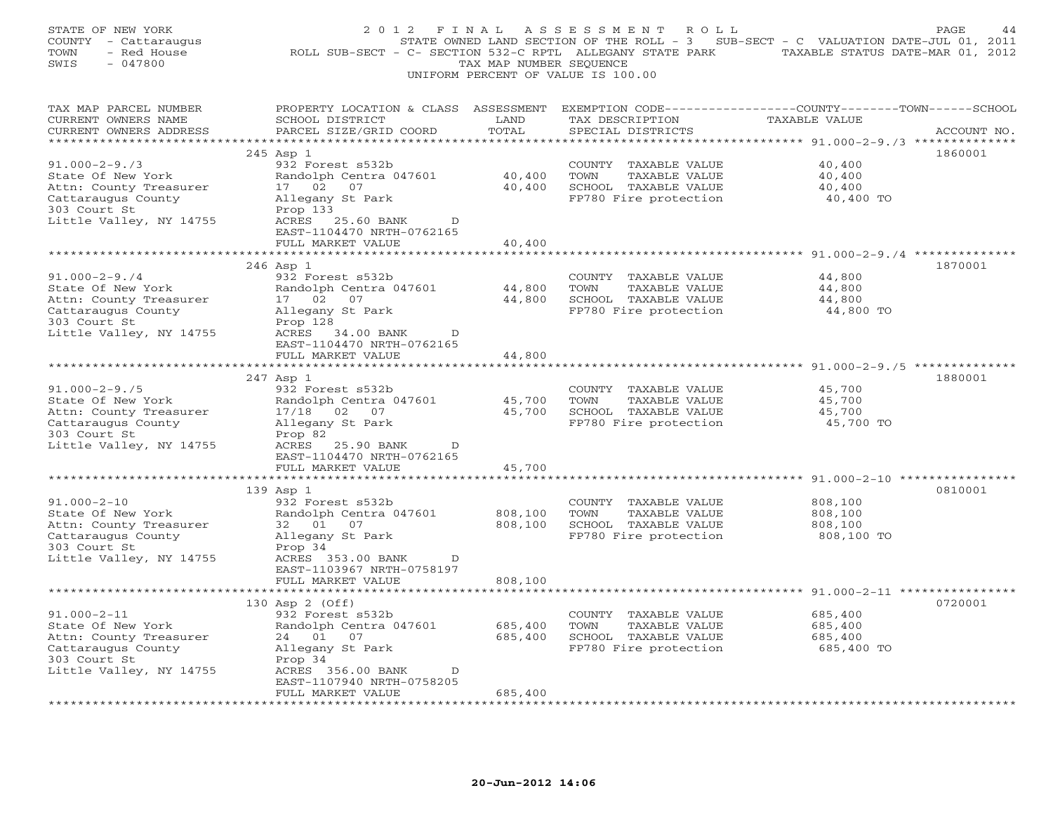STATE OF NEW YORK
COUNTY - Cattaraugus
TOWN - Red House
SWIS - 047800

2 0 1 2 F I N A L A S S E S S M E N T R O L L
STATE OWNED LAND SECTION OF THE ROLL - 3 SUB-SECT - C VALUATION DATE-JUL 01, 2011
ROLL SUB-SECT - C- SECTION 532-C RPTL ALLEGANY STATE PARK TAXABLE STATUS DATE-MAR 01, 2012
TAX MAP NUMBER SEQUENCE
UNIFORM PERCENT OF VALUE IS 100.00

| TAX MAP PARCEL NUMBER / CURRENT OWNERS NAME / CURRENT OWNERS ADDRESS | PROPERTY LOCATION & CLASS / SCHOOL DISTRICT / PARCEL SIZE/GRID COORD | ASSESSMENT LAND | ASSESSMENT TOTAL | EXEMPTION CODE / TAX DESCRIPTION / SPECIAL DISTRICTS | TAXABLE VALUE (COUNTY/TOWN/SCHOOL) | ACCOUNT NO. |
|---|---|---|---|---|---|---|
| 91.000-2-9./3 | 245 Asp 1 | | | | | 1860001 |
| 91.000-2-9./3 | 932 Forest s532b | | | COUNTY TAXABLE VALUE | 40,400 | |
| State Of New York | Randolph Centra 047601 | 40,400 | | TOWN TAXABLE VALUE | 40,400 | |
| Attn: County Treasurer | 17 02 07 | | 40,400 | SCHOOL TAXABLE VALUE | 40,400 | |
| Cattaraugus County | Allegany St Park | | | FP780 Fire protection | 40,400 TO | |
| 303 Court St | Prop 133 | | | | | |
| Little Valley, NY 14755 | ACRES 25.60 BANK D | | | | | |
| | EAST-1104470 NRTH-0762165 | | | | | |
| | FULL MARKET VALUE | | 40,400 | | | |
| 91.000-2-9./4 | 246 Asp 1 | | | | | 1870001 |
| 91.000-2-9./4 | 932 Forest s532b | | | COUNTY TAXABLE VALUE | 44,800 | |
| State Of New York | Randolph Centra 047601 | 44,800 | | TOWN TAXABLE VALUE | 44,800 | |
| Attn: County Treasurer | 17 02 07 | | 44,800 | SCHOOL TAXABLE VALUE | 44,800 | |
| Cattaraugus County | Allegany St Park | | | FP780 Fire protection | 44,800 TO | |
| 303 Court St | Prop 128 | | | | | |
| Little Valley, NY 14755 | ACRES 34.00 BANK D | | | | | |
| | EAST-1104470 NRTH-0762165 | | | | | |
| | FULL MARKET VALUE | | 44,800 | | | |
| 91.000-2-9./5 | 247 Asp 1 | | | | | 1880001 |
| 91.000-2-9./5 | 932 Forest s532b | | | COUNTY TAXABLE VALUE | 45,700 | |
| State Of New York | Randolph Centra 047601 | 45,700 | | TOWN TAXABLE VALUE | 45,700 | |
| Attn: County Treasurer | 17/18 02 07 | | 45,700 | SCHOOL TAXABLE VALUE | 45,700 | |
| Cattaraugus County | Allegany St Park | | | FP780 Fire protection | 45,700 TO | |
| 303 Court St | Prop 82 | | | | | |
| Little Valley, NY 14755 | ACRES 25.90 BANK D | | | | | |
| | EAST-1104470 NRTH-0762165 | | | | | |
| | FULL MARKET VALUE | | 45,700 | | | |
| 91.000-2-10 | 139 Asp 1 | | | | | 0810001 |
| 91.000-2-10 | 932 Forest s532b | | | COUNTY TAXABLE VALUE | 808,100 | |
| State Of New York | Randolph Centra 047601 | 808,100 | | TOWN TAXABLE VALUE | 808,100 | |
| Attn: County Treasurer | 32 01 07 | | 808,100 | SCHOOL TAXABLE VALUE | 808,100 | |
| Cattaraugus County | Allegany St Park | | | FP780 Fire protection | 808,100 TO | |
| 303 Court St | Prop 34 | | | | | |
| Little Valley, NY 14755 | ACRES 353.00 BANK D | | | | | |
| | EAST-1103967 NRTH-0758197 | | | | | |
| | FULL MARKET VALUE | | 808,100 | | | |
| 91.000-2-11 | 130 Asp 2 (Off) | | | | | 0720001 |
| 91.000-2-11 | 932 Forest s532b | | | COUNTY TAXABLE VALUE | 685,400 | |
| State Of New York | Randolph Centra 047601 | 685,400 | | TOWN TAXABLE VALUE | 685,400 | |
| Attn: County Treasurer | 24 01 07 | | 685,400 | SCHOOL TAXABLE VALUE | 685,400 | |
| Cattaraugus County | Allegany St Park | | | FP780 Fire protection | 685,400 TO | |
| 303 Court St | Prop 34 | | | | | |
| Little Valley, NY 14755 | ACRES 356.00 BANK D | | | | | |
| | EAST-1107940 NRTH-0758205 | | | | | |
| | FULL MARKET VALUE | | 685,400 | | | |

20-Jun-2012 14:06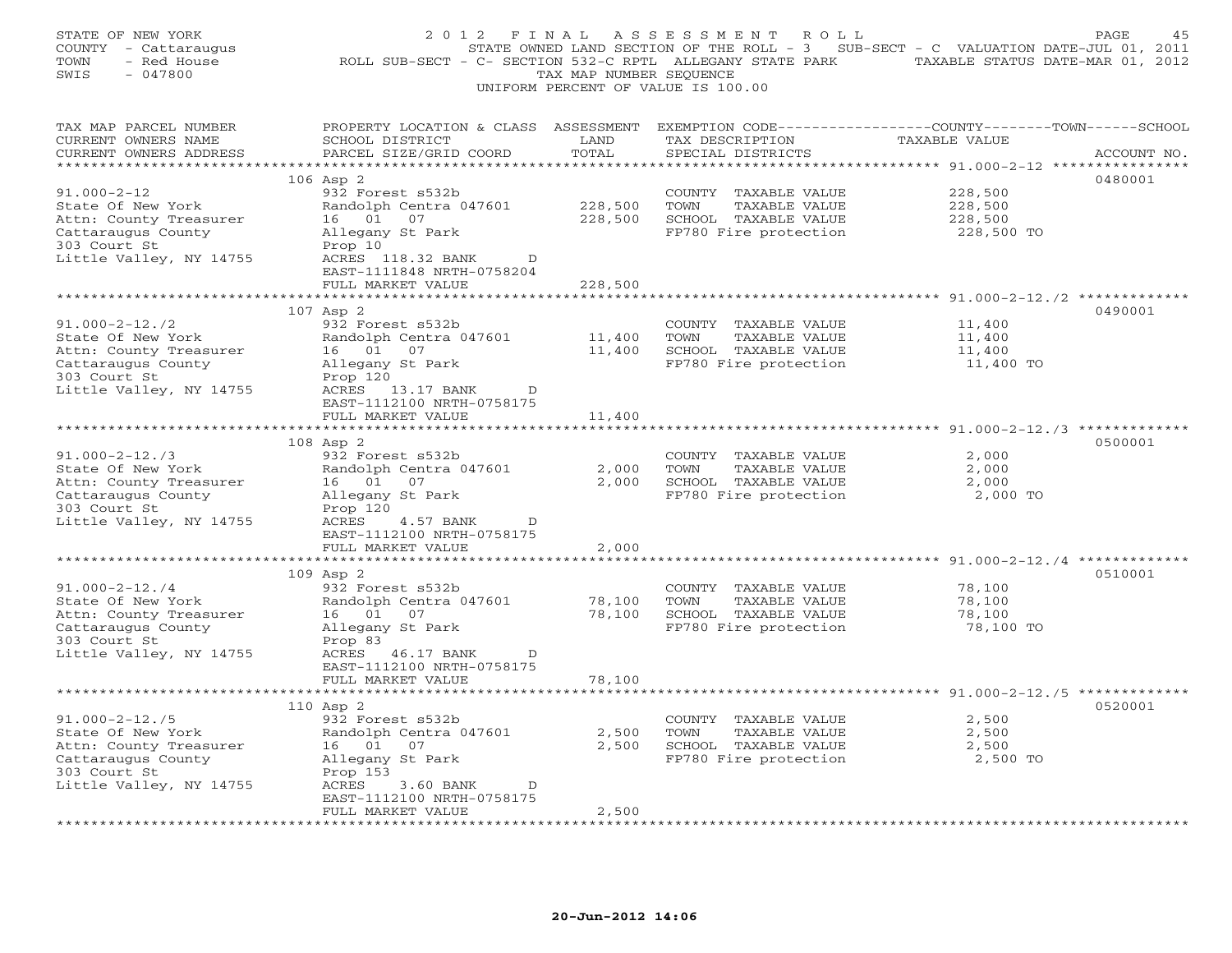STATE OF NEW YORK
COUNTY - Cattaraugus
TOWN - Red House
SWIS - 047800

2012 FINAL ASSESSMENT ROLL
STATE OWNED LAND SECTION OF THE ROLL - 3 SUB-SECT - C VALUATION DATE-JUL 01, 2011
ROLL SUB-SECT - C- SECTION 532-C RPTL ALLEGANY STATE PARK TAXABLE STATUS DATE-MAR 01, 2012
TAX MAP NUMBER SEQUENCE
UNIFORM PERCENT OF VALUE IS 100.00

| TAX MAP PARCEL NUMBER / CURRENT OWNERS NAME / CURRENT OWNERS ADDRESS | PROPERTY LOCATION & CLASS / SCHOOL DISTRICT / PARCEL SIZE/GRID COORD | ASSESSMENT LAND / TOTAL | EXEMPTION CODE / TAX DESCRIPTION / SPECIAL DISTRICTS | TAXABLE VALUE | ACCOUNT NO. |
|---|---|---|---|---|---|
| 91.000-2-12 | 106 Asp 2 | | | | 0480001 |
| State Of New York | 932 Forest s532b | | COUNTY TAXABLE VALUE | 228,500 | |
| Attn: County Treasurer | Randolph Centra 047601 | 228,500 | TOWN TAXABLE VALUE | 228,500 | |
| Cattaraugus County | 16 01 07 | 228,500 | SCHOOL TAXABLE VALUE | 228,500 | |
| 303 Court St | Allegany St Park | | FP780 Fire protection | 228,500 TO | |
| Little Valley, NY 14755 | Prop 10 | | | | |
| | ACRES 118.32 BANK D | | | | |
| | EAST-1111848 NRTH-0758204 | | | | |
| | FULL MARKET VALUE | 228,500 | | | |
| 91.000-2-12./2 | 107 Asp 2 | | | | 0490001 |
| State Of New York | 932 Forest s532b | | COUNTY TAXABLE VALUE | 11,400 | |
| Attn: County Treasurer | Randolph Centra 047601 | 11,400 | TOWN TAXABLE VALUE | 11,400 | |
| Cattaraugus County | 16 01 07 | 11,400 | SCHOOL TAXABLE VALUE | 11,400 | |
| 303 Court St | Allegany St Park | | FP780 Fire protection | 11,400 TO | |
| Little Valley, NY 14755 | Prop 120 | | | | |
| | ACRES 13.17 BANK D | | | | |
| | EAST-1112100 NRTH-0758175 | | | | |
| | FULL MARKET VALUE | 11,400 | | | |
| 91.000-2-12./3 | 108 Asp 2 | | | | 0500001 |
| State Of New York | 932 Forest s532b | | COUNTY TAXABLE VALUE | 2,000 | |
| Attn: County Treasurer | Randolph Centra 047601 | 2,000 | TOWN TAXABLE VALUE | 2,000 | |
| Cattaraugus County | 16 01 07 | 2,000 | SCHOOL TAXABLE VALUE | 2,000 | |
| 303 Court St | Allegany St Park | | FP780 Fire protection | 2,000 TO | |
| Little Valley, NY 14755 | Prop 120 | | | | |
| | ACRES 4.57 BANK D | | | | |
| | EAST-1112100 NRTH-0758175 | | | | |
| | FULL MARKET VALUE | 2,000 | | | |
| 91.000-2-12./4 | 109 Asp 2 | | | | 0510001 |
| State Of New York | 932 Forest s532b | | COUNTY TAXABLE VALUE | 78,100 | |
| Attn: County Treasurer | Randolph Centra 047601 | 78,100 | TOWN TAXABLE VALUE | 78,100 | |
| Cattaraugus County | 16 01 07 | 78,100 | SCHOOL TAXABLE VALUE | 78,100 | |
| 303 Court St | Allegany St Park | | FP780 Fire protection | 78,100 TO | |
| Little Valley, NY 14755 | Prop 83 | | | | |
| | ACRES 46.17 BANK D | | | | |
| | EAST-1112100 NRTH-0758175 | | | | |
| | FULL MARKET VALUE | 78,100 | | | |
| 91.000-2-12./5 | 110 Asp 2 | | | | 0520001 |
| State Of New York | 932 Forest s532b | | COUNTY TAXABLE VALUE | 2,500 | |
| Attn: County Treasurer | Randolph Centra 047601 | 2,500 | TOWN TAXABLE VALUE | 2,500 | |
| Cattaraugus County | 16 01 07 | 2,500 | SCHOOL TAXABLE VALUE | 2,500 | |
| 303 Court St | Allegany St Park | | FP780 Fire protection | 2,500 TO | |
| Little Valley, NY 14755 | Prop 153 | | | | |
| | ACRES 3.60 BANK D | | | | |
| | EAST-1112100 NRTH-0758175 | | | | |
| | FULL MARKET VALUE | 2,500 | | | |

20-Jun-2012 14:06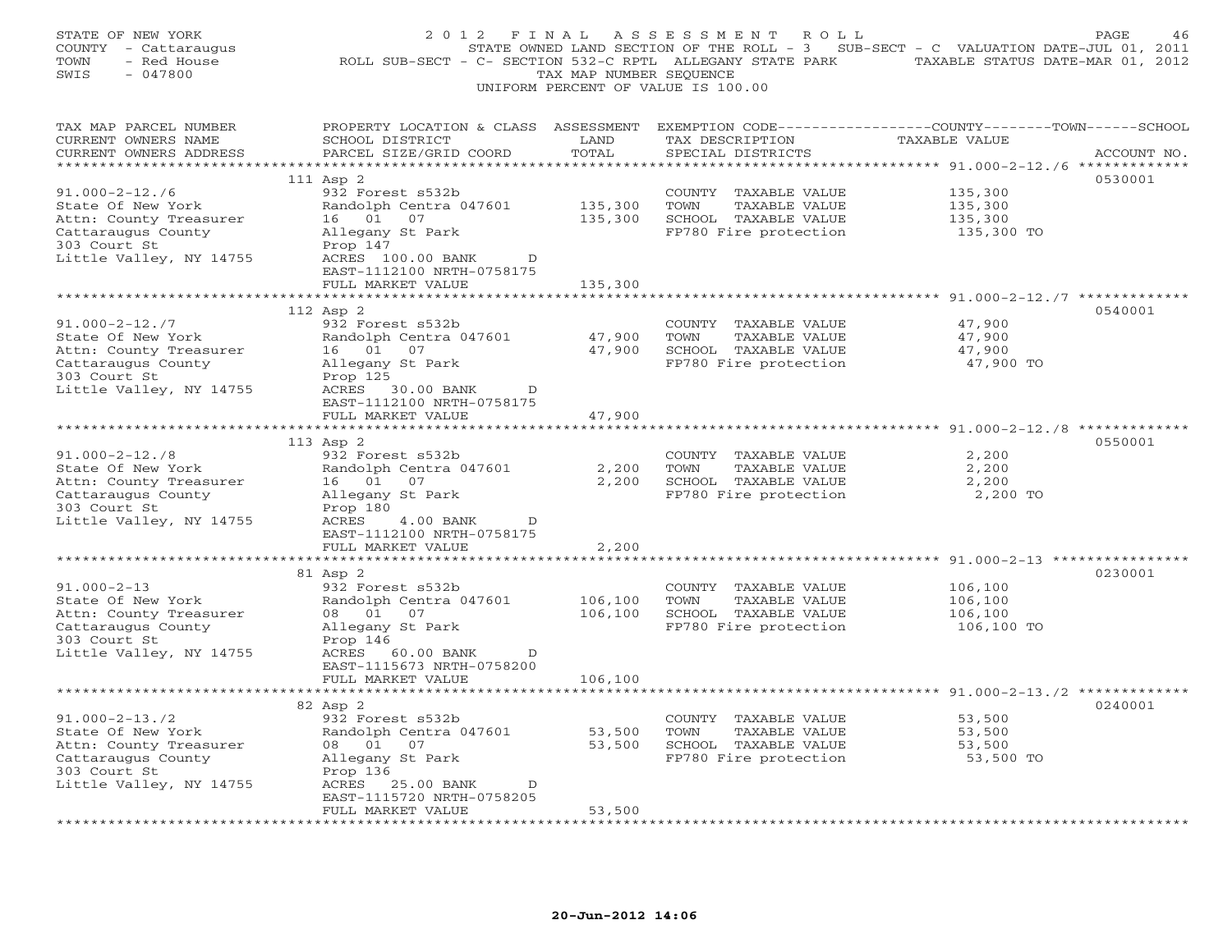STATE OF NEW YORK
COUNTY - Cattaraugus
TOWN - Red House
SWIS - 047800

2012 FINAL ASSESSMENT ROLL
STATE OWNED LAND SECTION OF THE ROLL - 3 SUB-SECT - C VALUATION DATE-JUL 01, 2011
ROLL SUB-SECT - C- SECTION 532-C RPTL ALLEGANY STATE PARK TAXABLE STATUS DATE-MAR 01, 2012
TAX MAP NUMBER SEQUENCE
UNIFORM PERCENT OF VALUE IS 100.00

| TAX MAP PARCEL NUMBER / CURRENT OWNERS NAME / CURRENT OWNERS ADDRESS | PROPERTY LOCATION & CLASS / SCHOOL DISTRICT / PARCEL SIZE/GRID COORD | ASSESSMENT LAND | TOTAL | EXEMPTION CODE / TAX DESCRIPTION / SPECIAL DISTRICTS | TAXABLE VALUE | ACCOUNT NO. |
|---|---|---|---|---|---|---|
| 91.000-2-12./6 | 111 Asp 2 | | | | | 0530001 |
| State Of New York | 932 Forest s532b | | | COUNTY TAXABLE VALUE | 135,300 | |
| Attn: County Treasurer | Randolph Centra 047601 | 135,300 | | TOWN TAXABLE VALUE | 135,300 | |
| Cattaraugus County | 16 01 07 | | 135,300 | SCHOOL TAXABLE VALUE | 135,300 | |
| 303 Court St | Allegany St Park | | | FP780 Fire protection | 135,300 TO | |
| Little Valley, NY 14755 | Prop 147 | | | | | |
| | ACRES 100.00 BANK D | | | | | |
| | EAST-1112100 NRTH-0758175 | | | | | |
| | FULL MARKET VALUE | | 135,300 | | | |
| 91.000-2-12./7 | 112 Asp 2 | | | | | 0540001 |
| State Of New York | 932 Forest s532b | | | COUNTY TAXABLE VALUE | 47,900 | |
| Attn: County Treasurer | Randolph Centra 047601 | 47,900 | | TOWN TAXABLE VALUE | 47,900 | |
| Cattaraugus County | 16 01 07 | | 47,900 | SCHOOL TAXABLE VALUE | 47,900 | |
| 303 Court St | Allegany St Park | | | FP780 Fire protection | 47,900 TO | |
| Little Valley, NY 14755 | Prop 125 | | | | | |
| | ACRES 30.00 BANK D | | | | | |
| | EAST-1112100 NRTH-0758175 | | | | | |
| | FULL MARKET VALUE | | 47,900 | | | |
| 91.000-2-12./8 | 113 Asp 2 | | | | | 0550001 |
| State Of New York | 932 Forest s532b | | | COUNTY TAXABLE VALUE | 2,200 | |
| Attn: County Treasurer | Randolph Centra 047601 | 2,200 | | TOWN TAXABLE VALUE | 2,200 | |
| Cattaraugus County | 16 01 07 | | 2,200 | SCHOOL TAXABLE VALUE | 2,200 | |
| 303 Court St | Allegany St Park | | | FP780 Fire protection | 2,200 TO | |
| Little Valley, NY 14755 | Prop 180 | | | | | |
| | ACRES 4.00 BANK D | | | | | |
| | EAST-1112100 NRTH-0758175 | | | | | |
| | FULL MARKET VALUE | | 2,200 | | | |
| 91.000-2-13 | 81 Asp 2 | | | | | 0230001 |
| State Of New York | 932 Forest s532b | | | COUNTY TAXABLE VALUE | 106,100 | |
| Attn: County Treasurer | Randolph Centra 047601 | 106,100 | | TOWN TAXABLE VALUE | 106,100 | |
| Cattaraugus County | 08 01 07 | | 106,100 | SCHOOL TAXABLE VALUE | 106,100 | |
| 303 Court St | Allegany St Park | | | FP780 Fire protection | 106,100 TO | |
| Little Valley, NY 14755 | Prop 146 | | | | | |
| | ACRES 60.00 BANK D | | | | | |
| | EAST-1115673 NRTH-0758200 | | | | | |
| | FULL MARKET VALUE | | 106,100 | | | |
| 91.000-2-13./2 | 82 Asp 2 | | | | | 0240001 |
| State Of New York | 932 Forest s532b | | | COUNTY TAXABLE VALUE | 53,500 | |
| Attn: County Treasurer | Randolph Centra 047601 | 53,500 | | TOWN TAXABLE VALUE | 53,500 | |
| Cattaraugus County | 08 01 07 | | 53,500 | SCHOOL TAXABLE VALUE | 53,500 | |
| 303 Court St | Allegany St Park | | | FP780 Fire protection | 53,500 TO | |
| Little Valley, NY 14755 | Prop 136 | | | | | |
| | ACRES 25.00 BANK D | | | | | |
| | EAST-1115720 NRTH-0758205 | | | | | |
| | FULL MARKET VALUE | | 53,500 | | | |

20-Jun-2012 14:06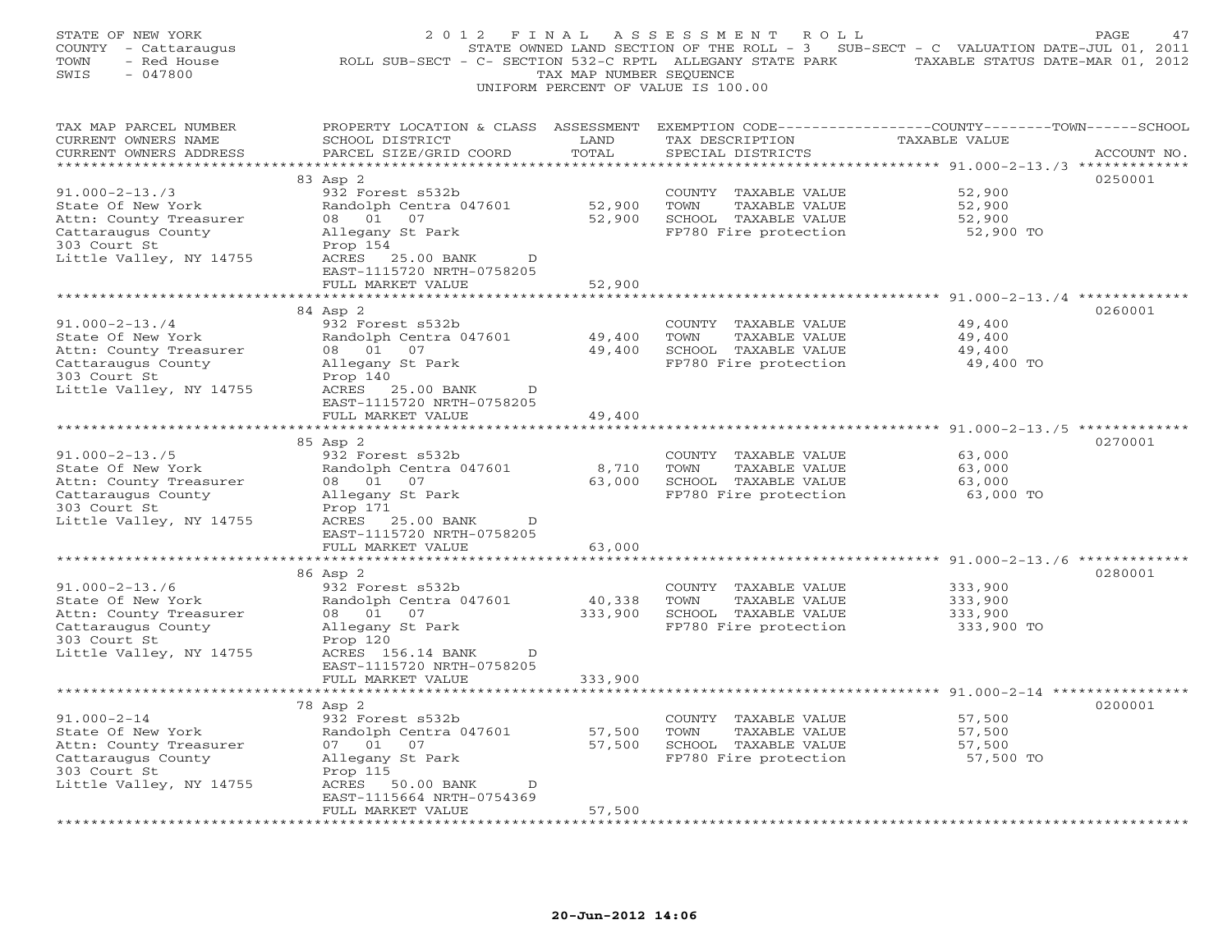STATE OF NEW YORK
COUNTY - Cattaraugus
TOWN - Red House
SWIS - 047800

2012 FINAL ASSESSMENT ROLL
STATE OWNED LAND SECTION OF THE ROLL - 3 SUB-SECT - C VALUATION DATE-JUL 01, 2011
ROLL SUB-SECT - C- SECTION 532-C RPTL ALLEGANY STATE PARK TAXABLE STATUS DATE-MAR 01, 2012
TAX MAP NUMBER SEQUENCE
UNIFORM PERCENT OF VALUE IS 100.00

| TAX MAP PARCEL NUMBER / CURRENT OWNERS NAME / CURRENT OWNERS ADDRESS | PROPERTY LOCATION & CLASS / SCHOOL DISTRICT / PARCEL SIZE/GRID COORD | ASSESSMENT LAND | TOTAL | EXEMPTION CODE / TAX DESCRIPTION / SPECIAL DISTRICTS | COUNTY--------TOWN------SCHOOL TAXABLE VALUE | ACCOUNT NO. |
|---|---|---|---|---|---|---|
| 91.000-2-13./3 | 83 Asp 2 | | | | | 0250001 |
| State Of New York | 932 Forest s532b | | | COUNTY TAXABLE VALUE | 52,900 | |
| Attn: County Treasurer | Randolph Centra 047601 | 52,900 | | TOWN TAXABLE VALUE | 52,900 | |
| Cattaraugus County | 08 01 07 | | 52,900 | SCHOOL TAXABLE VALUE | 52,900 | |
| 303 Court St | Allegany St Park | | | FP780 Fire protection | 52,900 TO | |
| Little Valley, NY 14755 | Prop 154 | | | | | |
| | ACRES 25.00 BANK D | | | | | |
| | EAST-1115720 NRTH-0758205 | | | | | |
| | FULL MARKET VALUE | | 52,900 | | | |
| 91.000-2-13./4 | 84 Asp 2 | | | | | 0260001 |
| State Of New York | 932 Forest s532b | | | COUNTY TAXABLE VALUE | 49,400 | |
| Attn: County Treasurer | Randolph Centra 047601 | 49,400 | | TOWN TAXABLE VALUE | 49,400 | |
| Cattaraugus County | 08 01 07 | | 49,400 | SCHOOL TAXABLE VALUE | 49,400 | |
| 303 Court St | Allegany St Park | | | FP780 Fire protection | 49,400 TO | |
| Little Valley, NY 14755 | Prop 140 | | | | | |
| | ACRES 25.00 BANK D | | | | | |
| | EAST-1115720 NRTH-0758205 | | | | | |
| | FULL MARKET VALUE | | 49,400 | | | |
| 91.000-2-13./5 | 85 Asp 2 | | | | | 0270001 |
| State Of New York | 932 Forest s532b | | | COUNTY TAXABLE VALUE | 63,000 | |
| Attn: County Treasurer | Randolph Centra 047601 | 8,710 | | TOWN TAXABLE VALUE | 63,000 | |
| Cattaraugus County | 08 01 07 | | 63,000 | SCHOOL TAXABLE VALUE | 63,000 | |
| 303 Court St | Allegany St Park | | | FP780 Fire protection | 63,000 TO | |
| Little Valley, NY 14755 | Prop 171 | | | | | |
| | ACRES 25.00 BANK D | | | | | |
| | EAST-1115720 NRTH-0758205 | | | | | |
| | FULL MARKET VALUE | | 63,000 | | | |
| 91.000-2-13./6 | 86 Asp 2 | | | | | 0280001 |
| State Of New York | 932 Forest s532b | | | COUNTY TAXABLE VALUE | 333,900 | |
| Attn: County Treasurer | Randolph Centra 047601 | 40,338 | | TOWN TAXABLE VALUE | 333,900 | |
| Cattaraugus County | 08 01 07 | | 333,900 | SCHOOL TAXABLE VALUE | 333,900 | |
| 303 Court St | Allegany St Park | | | FP780 Fire protection | 333,900 TO | |
| Little Valley, NY 14755 | Prop 120 | | | | | |
| | ACRES 156.14 BANK D | | | | | |
| | EAST-1115720 NRTH-0758205 | | | | | |
| | FULL MARKET VALUE | | 333,900 | | | |
| 91.000-2-14 | 78 Asp 2 | | | | | 0200001 |
| State Of New York | 932 Forest s532b | | | COUNTY TAXABLE VALUE | 57,500 | |
| Attn: County Treasurer | Randolph Centra 047601 | 57,500 | | TOWN TAXABLE VALUE | 57,500 | |
| Cattaraugus County | 07 01 07 | | 57,500 | SCHOOL TAXABLE VALUE | 57,500 | |
| 303 Court St | Allegany St Park | | | FP780 Fire protection | 57,500 TO | |
| Little Valley, NY 14755 | Prop 115 | | | | | |
| | ACRES 50.00 BANK D | | | | | |
| | EAST-1115664 NRTH-0754369 | | | | | |
| | FULL MARKET VALUE | | 57,500 | | | |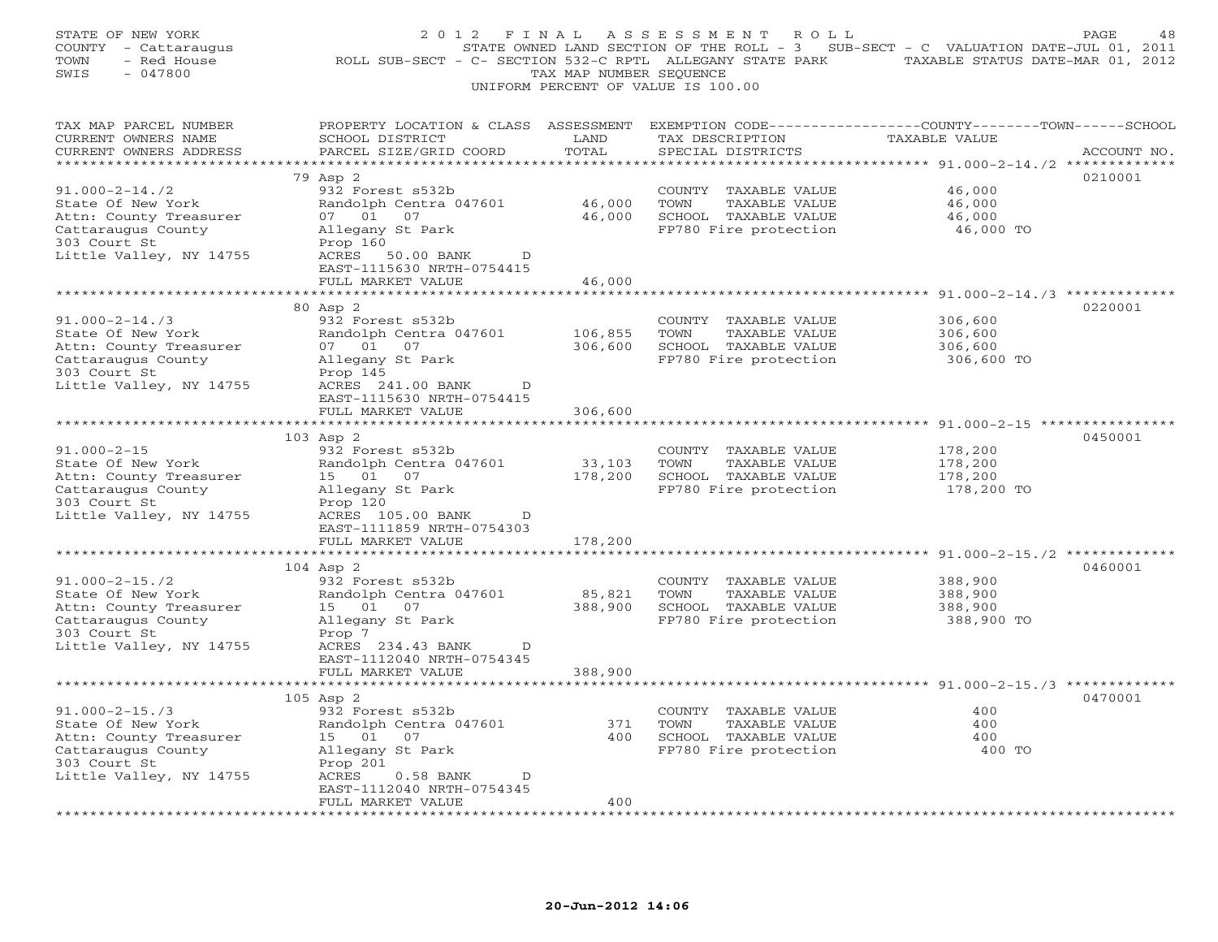STATE OF NEW YORK
COUNTY - Cattaraugus
TOWN - Red House
SWIS - 047800

2 0 1 2 F I N A L A S S E S S M E N T R O L L
STATE OWNED LAND SECTION OF THE ROLL - 3 SUB-SECT - C VALUATION DATE-JUL 01, 2011
ROLL SUB-SECT - C- SECTION 532-C RPTL ALLEGANY STATE PARK TAXABLE STATUS DATE-MAR 01, 2012
TAX MAP NUMBER SEQUENCE
UNIFORM PERCENT OF VALUE IS 100.00

| TAX MAP PARCEL NUMBER / CURRENT OWNERS NAME / CURRENT OWNERS ADDRESS | PROPERTY LOCATION & CLASS / SCHOOL DISTRICT / PARCEL SIZE/GRID COORD | ASSESSMENT LAND | TOTAL | EXEMPTION CODE / TAX DESCRIPTION / SPECIAL DISTRICTS | COUNTY--TOWN--SCHOOL TAXABLE VALUE | ACCOUNT NO. |
|---|---|---|---|---|---|---|
| 91.000-2-14./2 | 79 Asp 2 | | | | | 0210001 |
| State Of New York | 932 Forest s532b | | | COUNTY TAXABLE VALUE | 46,000 | |
| Attn: County Treasurer | Randolph Centra 047601 | 46,000 | | TOWN TAXABLE VALUE | 46,000 | |
| Cattaraugus County | 07 01 07 | | 46,000 | SCHOOL TAXABLE VALUE | 46,000 | |
| 303 Court St | Allegany St Park | | | FP780 Fire protection | 46,000 TO | |
| Little Valley, NY 14755 | Prop 160 | | | | | |
| | ACRES 50.00 BANK D | | | | | |
| | EAST-1115630 NRTH-0754415 | | | | | |
| | FULL MARKET VALUE | | 46,000 | | | |
| 91.000-2-14./3 | 80 Asp 2 | | | | | 0220001 |
| State Of New York | 932 Forest s532b | | | COUNTY TAXABLE VALUE | 306,600 | |
| Attn: County Treasurer | Randolph Centra 047601 | 106,855 | | TOWN TAXABLE VALUE | 306,600 | |
| Cattaraugus County | 07 01 07 | | 306,600 | SCHOOL TAXABLE VALUE | 306,600 | |
| 303 Court St | Allegany St Park | | | FP780 Fire protection | 306,600 TO | |
| Little Valley, NY 14755 | Prop 145 | | | | | |
| | ACRES 241.00 BANK D | | | | | |
| | EAST-1115630 NRTH-0754415 | | | | | |
| | FULL MARKET VALUE | | 306,600 | | | |
| 91.000-2-15 | 103 Asp 2 | | | | | 0450001 |
| State Of New York | 932 Forest s532b | | | COUNTY TAXABLE VALUE | 178,200 | |
| Attn: County Treasurer | Randolph Centra 047601 | 33,103 | | TOWN TAXABLE VALUE | 178,200 | |
| Cattaraugus County | 15 01 07 | | 178,200 | SCHOOL TAXABLE VALUE | 178,200 | |
| 303 Court St | Allegany St Park | | | FP780 Fire protection | 178,200 TO | |
| Little Valley, NY 14755 | Prop 120 | | | | | |
| | ACRES 105.00 BANK D | | | | | |
| | EAST-1111859 NRTH-0754303 | | | | | |
| | FULL MARKET VALUE | | 178,200 | | | |
| 91.000-2-15./2 | 104 Asp 2 | | | | | 0460001 |
| State Of New York | 932 Forest s532b | | | COUNTY TAXABLE VALUE | 388,900 | |
| Attn: County Treasurer | Randolph Centra 047601 | 85,821 | | TOWN TAXABLE VALUE | 388,900 | |
| Cattaraugus County | 15 01 07 | | 388,900 | SCHOOL TAXABLE VALUE | 388,900 | |
| 303 Court St | Allegany St Park | | | FP780 Fire protection | 388,900 TO | |
| Little Valley, NY 14755 | Prop 7 | | | | | |
| | ACRES 234.43 BANK D | | | | | |
| | EAST-1112040 NRTH-0754345 | | | | | |
| | FULL MARKET VALUE | | 388,900 | | | |
| 91.000-2-15./3 | 105 Asp 2 | | | | | 0470001 |
| State Of New York | 932 Forest s532b | | | COUNTY TAXABLE VALUE | 400 | |
| Attn: County Treasurer | Randolph Centra 047601 | 371 | | TOWN TAXABLE VALUE | 400 | |
| Cattaraugus County | 15 01 07 | | 400 | SCHOOL TAXABLE VALUE | 400 | |
| 303 Court St | Allegany St Park | | | FP780 Fire protection | 400 TO | |
| Little Valley, NY 14755 | Prop 201 | | | | | |
| | ACRES 0.58 BANK D | | | | | |
| | EAST-1112040 NRTH-0754345 | | | | | |
| | FULL MARKET VALUE | | 400 | | | |

20-Jun-2012 14:06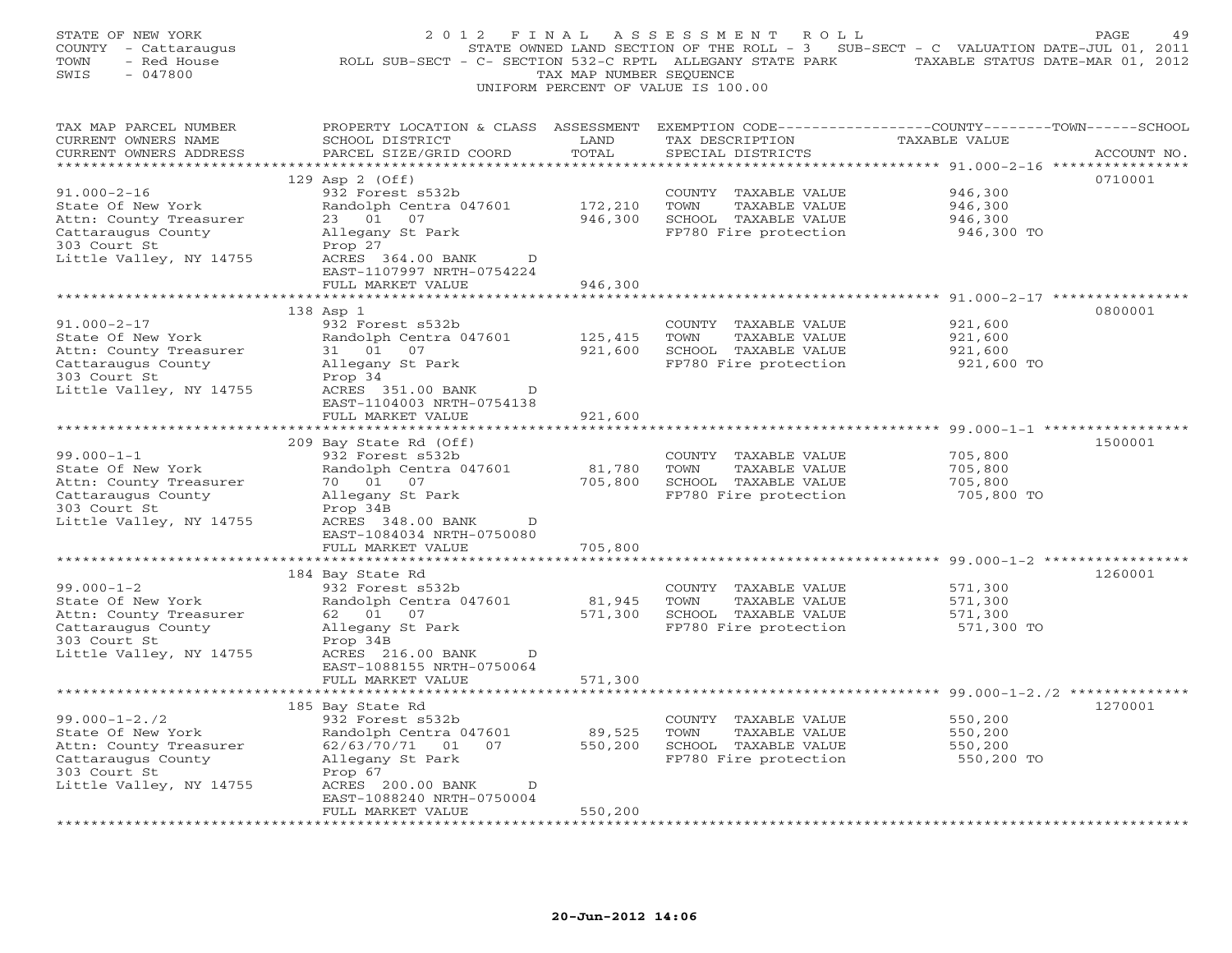STATE OF NEW YORK — 2012 FINAL ASSESSMENT ROLL
COUNTY - Cattaraugus — STATE OWNED LAND SECTION OF THE ROLL - 3 SUB-SECT - C VALUATION DATE-JUL 01, 2011
TOWN - Red House — ROLL SUB-SECT - C- SECTION 532-C RPTL ALLEGANY STATE PARK — TAXABLE STATUS DATE-MAR 01, 2012
SWIS - 047800 — TAX MAP NUMBER SEQUENCE
UNIFORM PERCENT OF VALUE IS 100.00

| TAX MAP PARCEL NUMBER / CURRENT OWNERS NAME / CURRENT OWNERS ADDRESS | PROPERTY LOCATION & CLASS / SCHOOL DISTRICT / PARCEL SIZE/GRID COORD | ASSESSMENT LAND / TOTAL | EXEMPTION CODE / TAX DESCRIPTION / SPECIAL DISTRICTS | TAXABLE VALUE (COUNTY / TOWN / SCHOOL) | ACCOUNT NO. |
|---|---|---|---|---|---|
| 91.000-2-16 | 129 Asp 2 (Off) | | | | 0710001 |
| State Of New York | 932 Forest s532b | | COUNTY TAXABLE VALUE | 946,300 | |
| Attn: County Treasurer | Randolph Centra 047601 | 172,210 | TOWN TAXABLE VALUE | 946,300 | |
| Cattaraugus County | 23 01 07 | 946,300 | SCHOOL TAXABLE VALUE | 946,300 | |
| 303 Court St | Allegany St Park | | FP780 Fire protection | 946,300 TO | |
| Little Valley, NY 14755 | Prop 27 | | | | |
| | ACRES 364.00 BANK D | | | | |
| | EAST-1107997 NRTH-0754224 | | | | |
| | FULL MARKET VALUE | 946,300 | | | |
| 91.000-2-17 | 138 Asp 1 | | | | 0800001 |
| State Of New York | 932 Forest s532b | | COUNTY TAXABLE VALUE | 921,600 | |
| Attn: County Treasurer | Randolph Centra 047601 | 125,415 | TOWN TAXABLE VALUE | 921,600 | |
| Cattaraugus County | 31 01 07 | 921,600 | SCHOOL TAXABLE VALUE | 921,600 | |
| 303 Court St | Allegany St Park | | FP780 Fire protection | 921,600 TO | |
| Little Valley, NY 14755 | Prop 34 | | | | |
| | ACRES 351.00 BANK D | | | | |
| | EAST-1104003 NRTH-0754138 | | | | |
| | FULL MARKET VALUE | 921,600 | | | |
| 99.000-1-1 | 209 Bay State Rd (Off) | | | | 1500001 |
| State Of New York | 932 Forest s532b | | COUNTY TAXABLE VALUE | 705,800 | |
| Attn: County Treasurer | Randolph Centra 047601 | 81,780 | TOWN TAXABLE VALUE | 705,800 | |
| Cattaraugus County | 70 01 07 | 705,800 | SCHOOL TAXABLE VALUE | 705,800 | |
| 303 Court St | Allegany St Park | | FP780 Fire protection | 705,800 TO | |
| Little Valley, NY 14755 | Prop 34B | | | | |
| | ACRES 348.00 BANK D | | | | |
| | EAST-1084034 NRTH-0750080 | | | | |
| | FULL MARKET VALUE | 705,800 | | | |
| 99.000-1-2 | 184 Bay State Rd | | | | 1260001 |
| State Of New York | 932 Forest s532b | | COUNTY TAXABLE VALUE | 571,300 | |
| Attn: County Treasurer | Randolph Centra 047601 | 81,945 | TOWN TAXABLE VALUE | 571,300 | |
| Cattaraugus County | 62 01 07 | 571,300 | SCHOOL TAXABLE VALUE | 571,300 | |
| 303 Court St | Allegany St Park | | FP780 Fire protection | 571,300 TO | |
| Little Valley, NY 14755 | Prop 34B | | | | |
| | ACRES 216.00 BANK D | | | | |
| | EAST-1088155 NRTH-0750064 | | | | |
| | FULL MARKET VALUE | 571,300 | | | |
| 99.000-1-2./2 | 185 Bay State Rd | | | | 1270001 |
| State Of New York | 932 Forest s532b | | COUNTY TAXABLE VALUE | 550,200 | |
| Attn: County Treasurer | Randolph Centra 047601 | 89,525 | TOWN TAXABLE VALUE | 550,200 | |
| Cattaraugus County | 62/63/70/71 01 07 | 550,200 | SCHOOL TAXABLE VALUE | 550,200 | |
| 303 Court St | Allegany St Park | | FP780 Fire protection | 550,200 TO | |
| Little Valley, NY 14755 | Prop 67 | | | | |
| | ACRES 200.00 BANK D | | | | |
| | EAST-1088240 NRTH-0750004 | | | | |
| | FULL MARKET VALUE | 550,200 | | | |

20-Jun-2012 14:06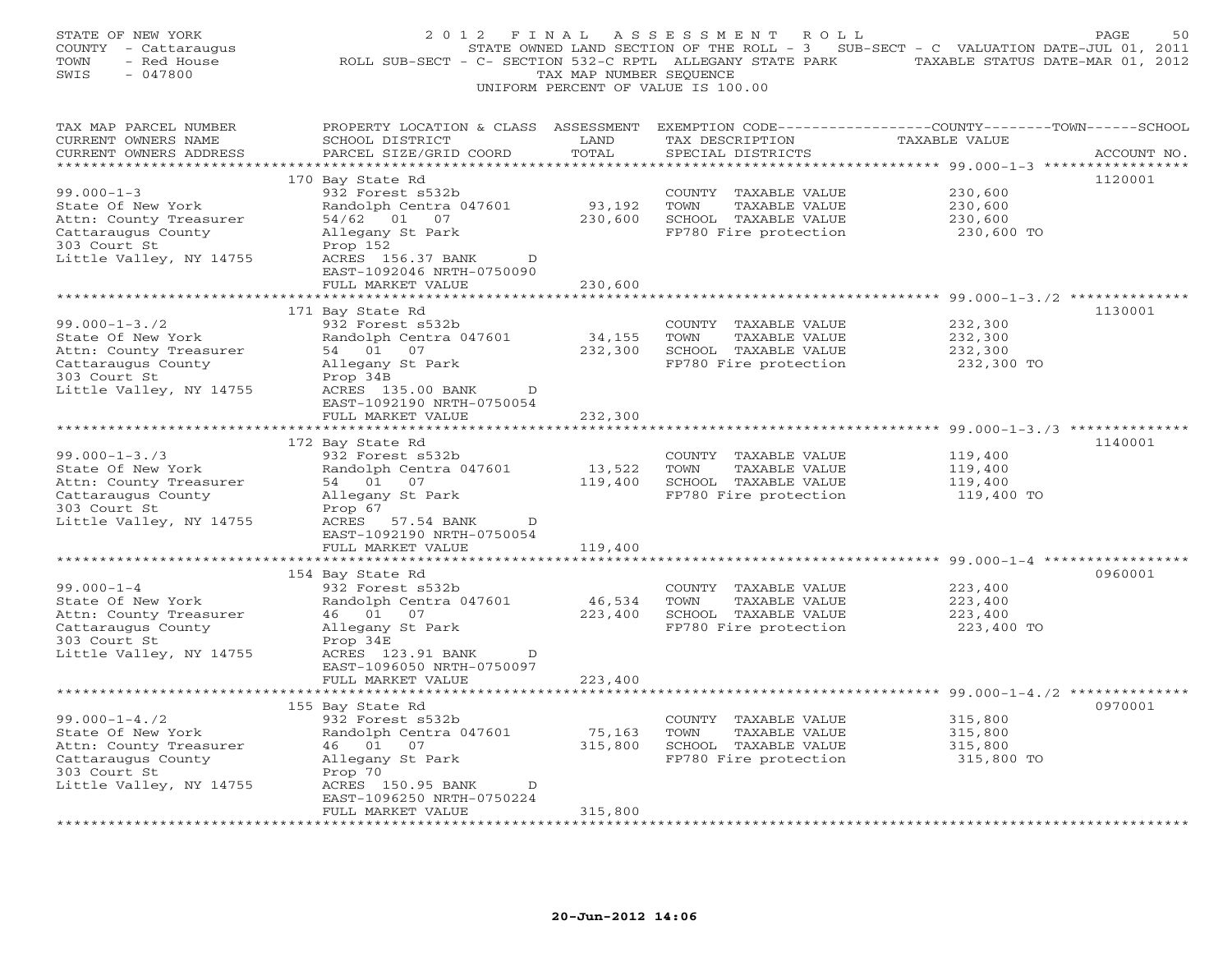STATE OF NEW YORK
COUNTY - Cattaraugus
TOWN - Red House
SWIS - 047800

2012 FINAL ASSESSMENT ROLL
STATE OWNED LAND SECTION OF THE ROLL - 3 SUB-SECT - C VALUATION DATE-JUL 01, 2011
ROLL SUB-SECT - C- SECTION 532-C RPTL ALLEGANY STATE PARK TAXABLE STATUS DATE-MAR 01, 2012
TAX MAP NUMBER SEQUENCE
UNIFORM PERCENT OF VALUE IS 100.00

| TAX MAP PARCEL NUMBER / CURRENT OWNERS NAME / CURRENT OWNERS ADDRESS | PROPERTY LOCATION & CLASS / SCHOOL DISTRICT / PARCEL SIZE/GRID COORD | ASSESSMENT LAND / TOTAL | EXEMPTION CODE / TAX DESCRIPTION / SPECIAL DISTRICTS | TAXABLE VALUE (COUNTY / TOWN / SCHOOL) | ACCOUNT NO. |
|---|---|---|---|---|---|
| 99.000-1-3 | 170 Bay State Rd | | | | 1120001 |
| | 932 Forest s532b | | COUNTY TAXABLE VALUE | 230,600 | |
| State Of New York | Randolph Centra 047601 | 93,192 | TOWN TAXABLE VALUE | 230,600 | |
| Attn: County Treasurer | 54/62 01 07 | 230,600 | SCHOOL TAXABLE VALUE | 230,600 | |
| Cattaraugus County | Allegany St Park | | FP780 Fire protection | 230,600 TO | |
| 303 Court St | Prop 152 | | | | |
| Little Valley, NY 14755 | ACRES 156.37 BANK D | | | | |
| | EAST-1092046 NRTH-0750090 | | | | |
| | FULL MARKET VALUE | 230,600 | | | |
| 99.000-1-3./2 | 171 Bay State Rd | | | | 1130001 |
| | 932 Forest s532b | | COUNTY TAXABLE VALUE | 232,300 | |
| State Of New York | Randolph Centra 047601 | 34,155 | TOWN TAXABLE VALUE | 232,300 | |
| Attn: County Treasurer | 54 01 07 | 232,300 | SCHOOL TAXABLE VALUE | 232,300 | |
| Cattaraugus County | Allegany St Park | | FP780 Fire protection | 232,300 TO | |
| 303 Court St | Prop 34B | | | | |
| Little Valley, NY 14755 | ACRES 135.00 BANK D | | | | |
| | EAST-1092190 NRTH-0750054 | | | | |
| | FULL MARKET VALUE | 232,300 | | | |
| 99.000-1-3./3 | 172 Bay State Rd | | | | 1140001 |
| | 932 Forest s532b | | COUNTY TAXABLE VALUE | 119,400 | |
| State Of New York | Randolph Centra 047601 | 13,522 | TOWN TAXABLE VALUE | 119,400 | |
| Attn: County Treasurer | 54 01 07 | 119,400 | SCHOOL TAXABLE VALUE | 119,400 | |
| Cattaraugus County | Allegany St Park | | FP780 Fire protection | 119,400 TO | |
| 303 Court St | Prop 67 | | | | |
| Little Valley, NY 14755 | ACRES 57.54 BANK D | | | | |
| | EAST-1092190 NRTH-0750054 | | | | |
| | FULL MARKET VALUE | 119,400 | | | |
| 99.000-1-4 | 154 Bay State Rd | | | | 0960001 |
| | 932 Forest s532b | | COUNTY TAXABLE VALUE | 223,400 | |
| State Of New York | Randolph Centra 047601 | 46,534 | TOWN TAXABLE VALUE | 223,400 | |
| Attn: County Treasurer | 46 01 07 | 223,400 | SCHOOL TAXABLE VALUE | 223,400 | |
| Cattaraugus County | Allegany St Park | | FP780 Fire protection | 223,400 TO | |
| 303 Court St | Prop 34E | | | | |
| Little Valley, NY 14755 | ACRES 123.91 BANK D | | | | |
| | EAST-1096050 NRTH-0750097 | | | | |
| | FULL MARKET VALUE | 223,400 | | | |
| 99.000-1-4./2 | 155 Bay State Rd | | | | 0970001 |
| | 932 Forest s532b | | COUNTY TAXABLE VALUE | 315,800 | |
| State Of New York | Randolph Centra 047601 | 75,163 | TOWN TAXABLE VALUE | 315,800 | |
| Attn: County Treasurer | 46 01 07 | 315,800 | SCHOOL TAXABLE VALUE | 315,800 | |
| Cattaraugus County | Allegany St Park | | FP780 Fire protection | 315,800 TO | |
| 303 Court St | Prop 70 | | | | |
| Little Valley, NY 14755 | ACRES 150.95 BANK D | | | | |
| | EAST-1096250 NRTH-0750224 | | | | |
| | FULL MARKET VALUE | 315,800 | | | |

20-Jun-2012 14:06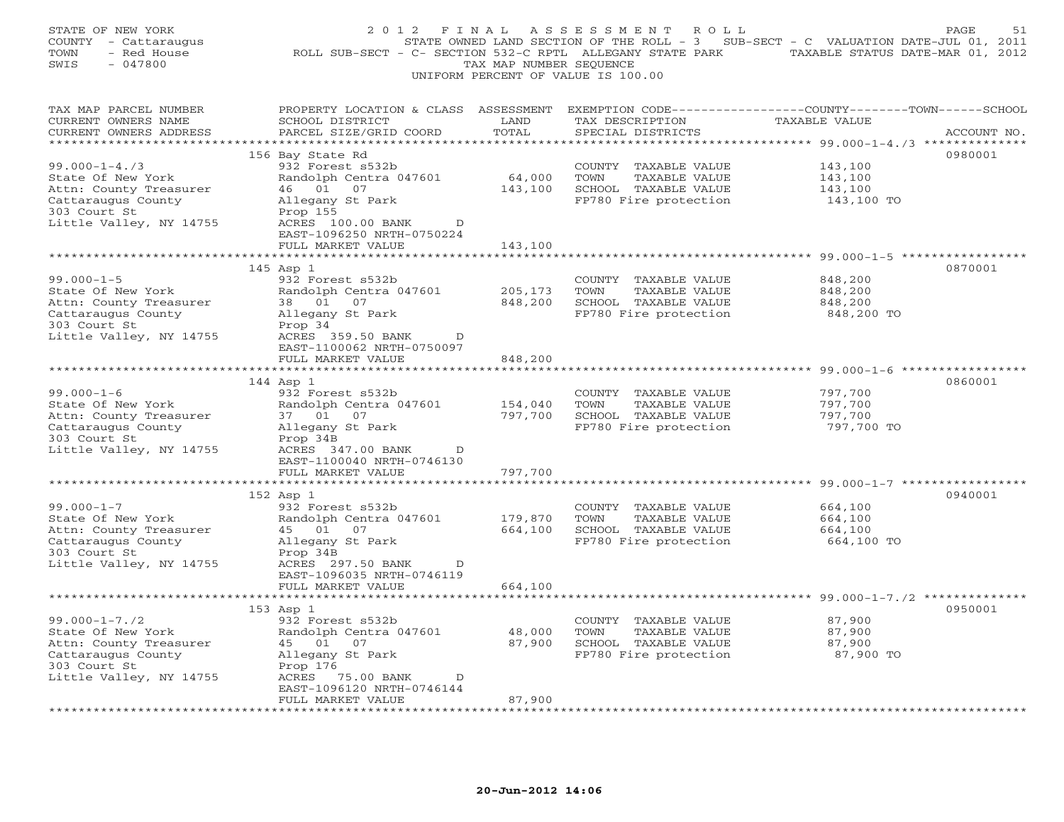STATE OF NEW YORK
COUNTY - Cattaraugus
TOWN - Red House
SWIS - 047800

# 2012 FINAL ASSESSMENT ROLL

STATE OWNED LAND SECTION OF THE ROLL - 3 SUB-SECT - C VALUATION DATE-JUL 01, 2011
ROLL SUB-SECT - C- SECTION 532-C RPTL ALLEGANY STATE PARK TAXABLE STATUS DATE-MAR 01, 2012
TAX MAP NUMBER SEQUENCE
UNIFORM PERCENT OF VALUE IS 100.00

| TAX MAP PARCEL NUMBER / CURRENT OWNERS NAME / CURRENT OWNERS ADDRESS | PROPERTY LOCATION & CLASS / SCHOOL DISTRICT / PARCEL SIZE/GRID COORD | ASSESSMENT LAND / TOTAL | EXEMPTION CODE / TAX DESCRIPTION / SPECIAL DISTRICTS | COUNTY--------TOWN------SCHOOL TAXABLE VALUE | ACCOUNT NO. |
|---|---|---|---|---|---|
| 99.000-1-4./3 | 156 Bay State Rd | | | | 0980001 |
| State Of New York | 932 Forest s532b | | COUNTY TAXABLE VALUE | 143,100 | |
| Attn: County Treasurer | Randolph Centra 047601 | 64,000 | TOWN TAXABLE VALUE | 143,100 | |
| Cattaraugus County | 46 01 07 | 143,100 | SCHOOL TAXABLE VALUE | 143,100 | |
| 303 Court St | Allegany St Park | | FP780 Fire protection | 143,100 TO | |
| Little Valley, NY 14755 | Prop 155 | | | | |
| | ACRES 100.00 BANK D | | | | |
| | EAST-1096250 NRTH-0750224 | | | | |
| | FULL MARKET VALUE | 143,100 | | | |
| 99.000-1-5 | 145 Asp 1 | | | | 0870001 |
| State Of New York | 932 Forest s532b | | COUNTY TAXABLE VALUE | 848,200 | |
| Attn: County Treasurer | Randolph Centra 047601 | 205,173 | TOWN TAXABLE VALUE | 848,200 | |
| Cattaraugus County | 38 01 07 | 848,200 | SCHOOL TAXABLE VALUE | 848,200 | |
| 303 Court St | Allegany St Park | | FP780 Fire protection | 848,200 TO | |
| Little Valley, NY 14755 | Prop 34 | | | | |
| | ACRES 359.50 BANK D | | | | |
| | EAST-1100062 NRTH-0750097 | | | | |
| | FULL MARKET VALUE | 848,200 | | | |
| 99.000-1-6 | 144 Asp 1 | | | | 0860001 |
| State Of New York | 932 Forest s532b | | COUNTY TAXABLE VALUE | 797,700 | |
| Attn: County Treasurer | Randolph Centra 047601 | 154,040 | TOWN TAXABLE VALUE | 797,700 | |
| Cattaraugus County | 37 01 07 | 797,700 | SCHOOL TAXABLE VALUE | 797,700 | |
| 303 Court St | Allegany St Park | | FP780 Fire protection | 797,700 TO | |
| Little Valley, NY 14755 | Prop 34B | | | | |
| | ACRES 347.00 BANK D | | | | |
| | EAST-1100040 NRTH-0746130 | | | | |
| | FULL MARKET VALUE | 797,700 | | | |
| 99.000-1-7 | 152 Asp 1 | | | | 0940001 |
| State Of New York | 932 Forest s532b | | COUNTY TAXABLE VALUE | 664,100 | |
| Attn: County Treasurer | Randolph Centra 047601 | 179,870 | TOWN TAXABLE VALUE | 664,100 | |
| Cattaraugus County | 45 01 07 | 664,100 | SCHOOL TAXABLE VALUE | 664,100 | |
| 303 Court St | Allegany St Park | | FP780 Fire protection | 664,100 TO | |
| Little Valley, NY 14755 | Prop 34B | | | | |
| | ACRES 297.50 BANK D | | | | |
| | EAST-1096035 NRTH-0746119 | | | | |
| | FULL MARKET VALUE | 664,100 | | | |
| 99.000-1-7./2 | 153 Asp 1 | | | | 0950001 |
| State Of New York | 932 Forest s532b | | COUNTY TAXABLE VALUE | 87,900 | |
| Attn: County Treasurer | Randolph Centra 047601 | 48,000 | TOWN TAXABLE VALUE | 87,900 | |
| Cattaraugus County | 45 01 07 | 87,900 | SCHOOL TAXABLE VALUE | 87,900 | |
| 303 Court St | Allegany St Park | | FP780 Fire protection | 87,900 TO | |
| Little Valley, NY 14755 | Prop 176 | | | | |
| | ACRES 75.00 BANK D | | | | |
| | EAST-1096120 NRTH-0746144 | | | | |
| | FULL MARKET VALUE | 87,900 | | | |

20-Jun-2012 14:06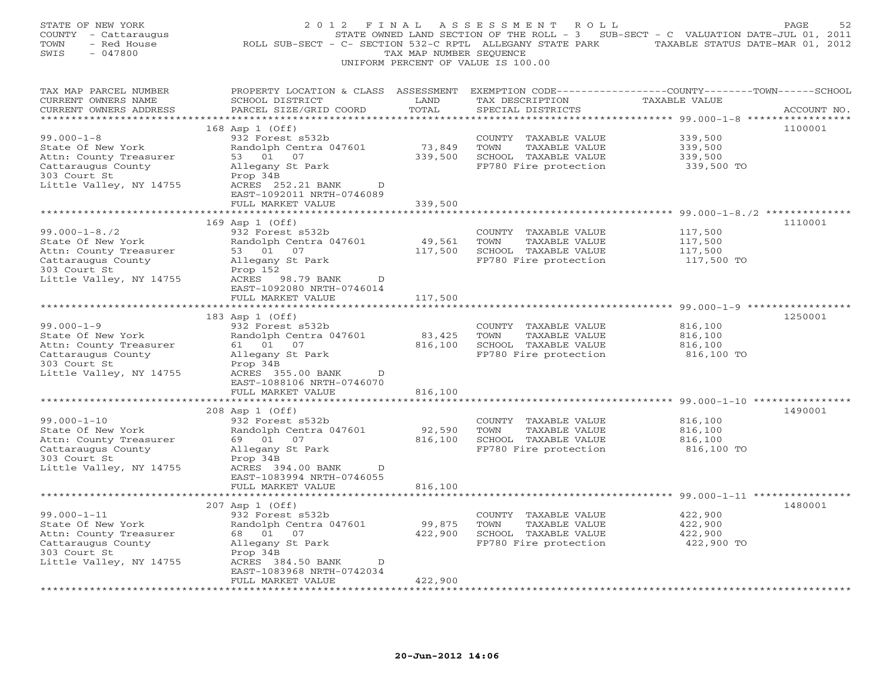STATE OF NEW YORK
COUNTY - Cattaraugus
TOWN - Red House
SWIS - 047800

# 2012 FINAL ASSESSMENT ROLL

STATE OWNED LAND SECTION OF THE ROLL - 3 SUB-SECT - C VALUATION DATE-JUL 01, 2011
ROLL SUB-SECT - C- SECTION 532-C RPTL ALLEGANY STATE PARK TAXABLE STATUS DATE-MAR 01, 2012
TAX MAP NUMBER SEQUENCE
UNIFORM PERCENT OF VALUE IS 100.00

| TAX MAP PARCEL NUMBER / CURRENT OWNERS NAME / CURRENT OWNERS ADDRESS | PROPERTY LOCATION & CLASS / SCHOOL DISTRICT / PARCEL SIZE/GRID COORD | ASSESSMENT LAND | TOTAL | EXEMPTION CODE / TAX DESCRIPTION / SPECIAL DISTRICTS | TAXABLE VALUE (COUNTY / TOWN / SCHOOL) | ACCOUNT NO. |
|---|---|---|---|---|---|---|
| 99.000-1-8 | 168 Asp 1 (Off) | | | | | 1100001 |
| State Of New York | 932 Forest s532b | | | COUNTY TAXABLE VALUE | 339,500 | |
| Attn: County Treasurer | Randolph Centra 047601 | 73,849 | | TOWN TAXABLE VALUE | 339,500 | |
| Cattaraugus County | 53 01 07 | | 339,500 | SCHOOL TAXABLE VALUE | 339,500 | |
| 303 Court St | Allegany St Park | | | FP780 Fire protection | 339,500 TO | |
| Little Valley, NY 14755 | Prop 34B | | | | | |
| | ACRES 252.21 BANK D | | | | | |
| | EAST-1092011 NRTH-0746089 | | | | | |
| | FULL MARKET VALUE | | 339,500 | | | |
| 99.000-1-8./2 | 169 Asp 1 (Off) | | | | | 1110001 |
| State Of New York | 932 Forest s532b | | | COUNTY TAXABLE VALUE | 117,500 | |
| Attn: County Treasurer | Randolph Centra 047601 | 49,561 | | TOWN TAXABLE VALUE | 117,500 | |
| Cattaraugus County | 53 01 07 | | 117,500 | SCHOOL TAXABLE VALUE | 117,500 | |
| 303 Court St | Allegany St Park | | | FP780 Fire protection | 117,500 TO | |
| Little Valley, NY 14755 | Prop 152 | | | | | |
| | ACRES 98.79 BANK D | | | | | |
| | EAST-1092080 NRTH-0746014 | | | | | |
| | FULL MARKET VALUE | | 117,500 | | | |
| 99.000-1-9 | 183 Asp 1 (Off) | | | | | 1250001 |
| State Of New York | 932 Forest s532b | | | COUNTY TAXABLE VALUE | 816,100 | |
| Attn: County Treasurer | Randolph Centra 047601 | 83,425 | | TOWN TAXABLE VALUE | 816,100 | |
| Cattaraugus County | 61 01 07 | | 816,100 | SCHOOL TAXABLE VALUE | 816,100 | |
| 303 Court St | Allegany St Park | | | FP780 Fire protection | 816,100 TO | |
| Little Valley, NY 14755 | Prop 34B | | | | | |
| | ACRES 355.00 BANK D | | | | | |
| | EAST-1088106 NRTH-0746070 | | | | | |
| | FULL MARKET VALUE | | 816,100 | | | |
| 99.000-1-10 | 208 Asp 1 (Off) | | | | | 1490001 |
| State Of New York | 932 Forest s532b | | | COUNTY TAXABLE VALUE | 816,100 | |
| Attn: County Treasurer | Randolph Centra 047601 | 92,590 | | TOWN TAXABLE VALUE | 816,100 | |
| Cattaraugus County | 69 01 07 | | 816,100 | SCHOOL TAXABLE VALUE | 816,100 | |
| 303 Court St | Allegany St Park | | | FP780 Fire protection | 816,100 TO | |
| Little Valley, NY 14755 | Prop 34B | | | | | |
| | ACRES 394.00 BANK D | | | | | |
| | EAST-1083994 NRTH-0746055 | | | | | |
| | FULL MARKET VALUE | | 816,100 | | | |
| 99.000-1-11 | 207 Asp 1 (Off) | | | | | 1480001 |
| State Of New York | 932 Forest s532b | | | COUNTY TAXABLE VALUE | 422,900 | |
| Attn: County Treasurer | Randolph Centra 047601 | 99,875 | | TOWN TAXABLE VALUE | 422,900 | |
| Cattaraugus County | 68 01 07 | | 422,900 | SCHOOL TAXABLE VALUE | 422,900 | |
| 303 Court St | Allegany St Park | | | FP780 Fire protection | 422,900 TO | |
| Little Valley, NY 14755 | Prop 34B | | | | | |
| | ACRES 384.50 BANK D | | | | | |
| | EAST-1083968 NRTH-0742034 | | | | | |
| | FULL MARKET VALUE | | 422,900 | | | |

20-Jun-2012 14:06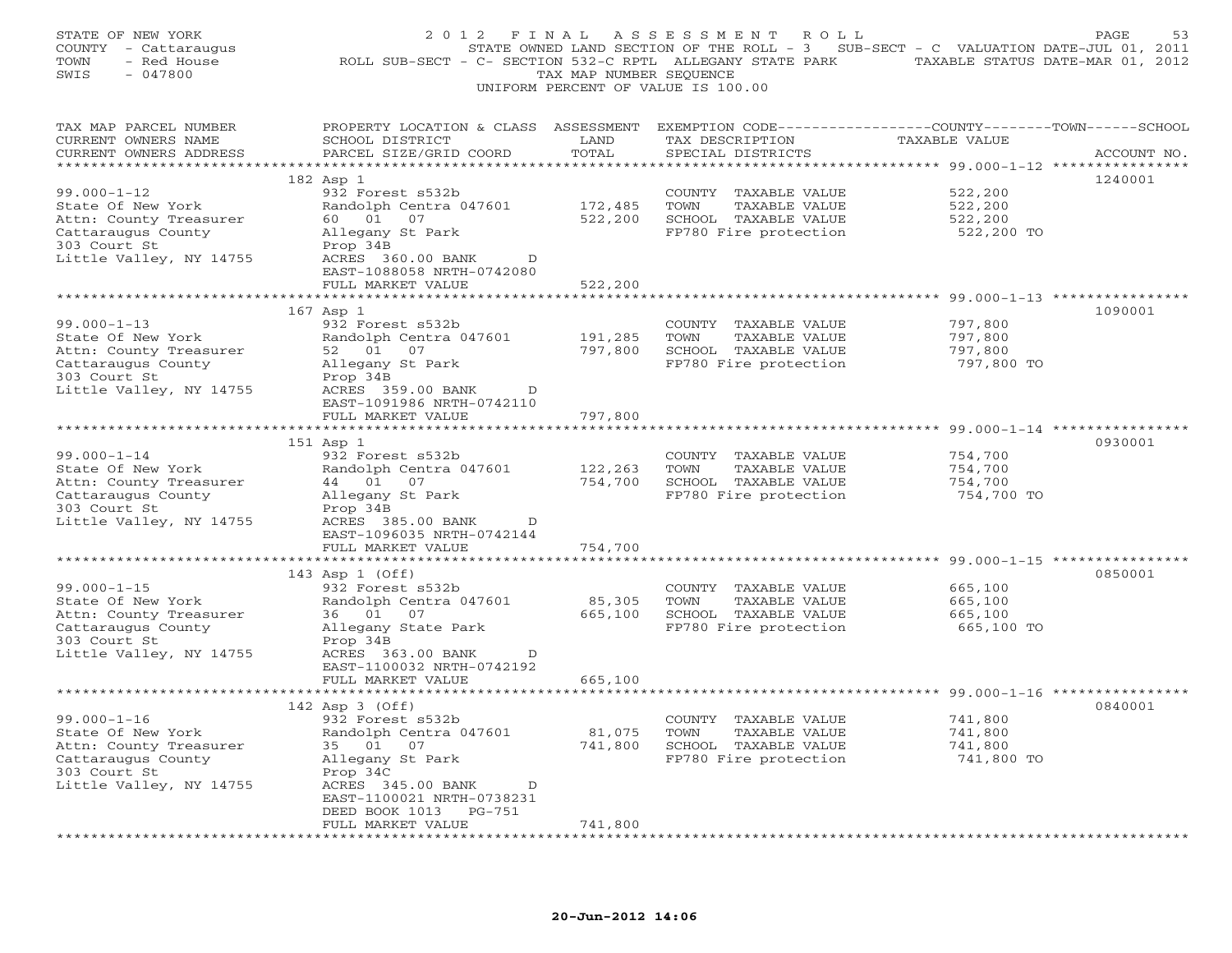STATE OF NEW YORK
COUNTY - Cattaraugus
TOWN - Red House
SWIS - 047800

# 2012 FINAL ASSESSMENT ROLL

STATE OWNED LAND SECTION OF THE ROLL - 3 SUB-SECT - C VALUATION DATE-JUL 01, 2011
ROLL SUB-SECT - C- SECTION 532-C RPTL ALLEGANY STATE PARK TAXABLE STATUS DATE-MAR 01, 2012
TAX MAP NUMBER SEQUENCE
UNIFORM PERCENT OF VALUE IS 100.00

| TAX MAP PARCEL NUMBER / CURRENT OWNERS NAME / CURRENT OWNERS ADDRESS | PROPERTY LOCATION & CLASS / SCHOOL DISTRICT / PARCEL SIZE/GRID COORD | ASSESSMENT LAND / TOTAL | EXEMPTION CODE / TAX DESCRIPTION / SPECIAL DISTRICTS | TAXABLE VALUE | ACCOUNT NO. |
|---|---|---|---|---|---|
| 99.000-1-12 | 182 Asp 1 | | | | 1240001 |
| State Of New York | 932 Forest s532b | | COUNTY TAXABLE VALUE | 522,200 | |
| Attn: County Treasurer | Randolph Centra 047601 | 172,485 | TOWN TAXABLE VALUE | 522,200 | |
| Cattaraugus County | 60 01 07 | 522,200 | SCHOOL TAXABLE VALUE | 522,200 | |
| 303 Court St | Allegany St Park | | FP780 Fire protection | 522,200 TO | |
| Little Valley, NY 14755 | Prop 34B | | | | |
| | ACRES 360.00 BANK D | | | | |
| | EAST-1088058 NRTH-0742080 | | | | |
| | FULL MARKET VALUE | 522,200 | | | |
| 99.000-1-13 | 167 Asp 1 | | | | 1090001 |
| State Of New York | 932 Forest s532b | | COUNTY TAXABLE VALUE | 797,800 | |
| Attn: County Treasurer | Randolph Centra 047601 | 191,285 | TOWN TAXABLE VALUE | 797,800 | |
| Cattaraugus County | 52 01 07 | 797,800 | SCHOOL TAXABLE VALUE | 797,800 | |
| 303 Court St | Allegany St Park | | FP780 Fire protection | 797,800 TO | |
| Little Valley, NY 14755 | Prop 34B | | | | |
| | ACRES 359.00 BANK D | | | | |
| | EAST-1091986 NRTH-0742110 | | | | |
| | FULL MARKET VALUE | 797,800 | | | |
| 99.000-1-14 | 151 Asp 1 | | | | 0930001 |
| State Of New York | 932 Forest s532b | | COUNTY TAXABLE VALUE | 754,700 | |
| Attn: County Treasurer | Randolph Centra 047601 | 122,263 | TOWN TAXABLE VALUE | 754,700 | |
| Cattaraugus County | 44 01 07 | 754,700 | SCHOOL TAXABLE VALUE | 754,700 | |
| 303 Court St | Allegany St Park | | FP780 Fire protection | 754,700 TO | |
| Little Valley, NY 14755 | Prop 34B | | | | |
| | ACRES 385.00 BANK D | | | | |
| | EAST-1096035 NRTH-0742144 | | | | |
| | FULL MARKET VALUE | 754,700 | | | |
| 99.000-1-15 | 143 Asp 1 (Off) | | | | 0850001 |
| State Of New York | 932 Forest s532b | | COUNTY TAXABLE VALUE | 665,100 | |
| Attn: County Treasurer | Randolph Centra 047601 | 85,305 | TOWN TAXABLE VALUE | 665,100 | |
| Cattaraugus County | 36 01 07 | 665,100 | SCHOOL TAXABLE VALUE | 665,100 | |
| 303 Court St | Allegany State Park | | FP780 Fire protection | 665,100 TO | |
| Little Valley, NY 14755 | Prop 34B | | | | |
| | ACRES 363.00 BANK D | | | | |
| | EAST-1100032 NRTH-0742192 | | | | |
| | FULL MARKET VALUE | 665,100 | | | |
| 99.000-1-16 | 142 Asp 3 (Off) | | | | 0840001 |
| State Of New York | 932 Forest s532b | | COUNTY TAXABLE VALUE | 741,800 | |
| Attn: County Treasurer | Randolph Centra 047601 | 81,075 | TOWN TAXABLE VALUE | 741,800 | |
| Cattaraugus County | 35 01 07 | 741,800 | SCHOOL TAXABLE VALUE | 741,800 | |
| 303 Court St | Allegany St Park | | FP780 Fire protection | 741,800 TO | |
| Little Valley, NY 14755 | Prop 34C | | | | |
| | ACRES 345.00 BANK D | | | | |
| | EAST-1100021 NRTH-0738231 | | | | |
| | DEED BOOK 1013 PG-751 | | | | |
| | FULL MARKET VALUE | 741,800 | | | |

20-Jun-2012 14:06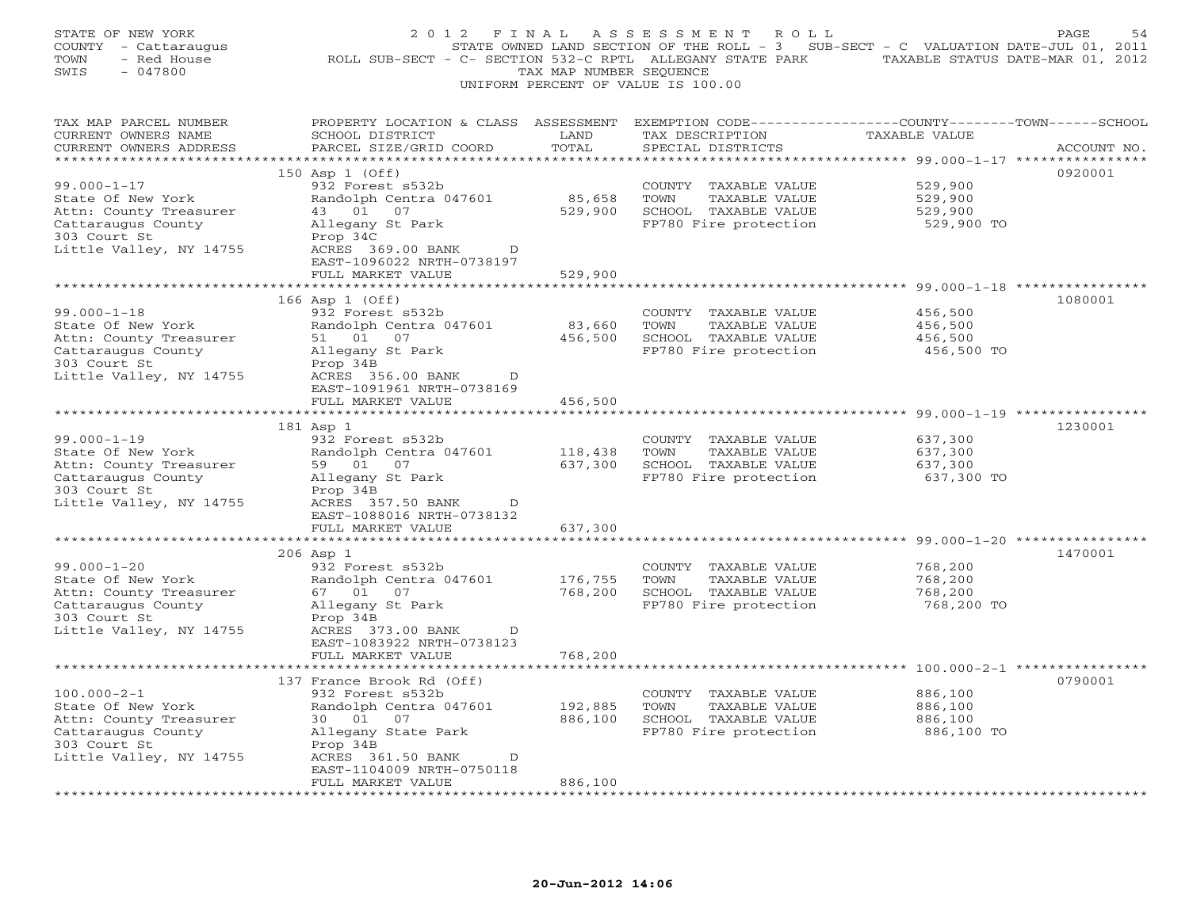STATE OF NEW YORK
COUNTY - Cattaraugus
TOWN - Red House
SWIS - 047800

# 2012 FINAL ASSESSMENT ROLL

STATE OWNED LAND SECTION OF THE ROLL - 3 SUB-SECT - C VALUATION DATE-JUL 01, 2011
ROLL SUB-SECT - C- SECTION 532-C RPTL ALLEGANY STATE PARK TAXABLE STATUS DATE-MAR 01, 2012
TAX MAP NUMBER SEQUENCE
UNIFORM PERCENT OF VALUE IS 100.00

| TAX MAP PARCEL NUMBER / CURRENT OWNERS NAME / CURRENT OWNERS ADDRESS | PROPERTY LOCATION & CLASS / SCHOOL DISTRICT / PARCEL SIZE/GRID COORD | ASSESSMENT LAND | TOTAL | EXEMPTION CODE / TAX DESCRIPTION / SPECIAL DISTRICTS | TAXABLE VALUE | ACCOUNT NO. |
|---|---|---|---|---|---|---|
| 99.000-1-17 | 150 Asp 1 (Off) | | | | | 0920001 |
| State Of New York | 932 Forest s532b | | | COUNTY TAXABLE VALUE | 529,900 | |
| Attn: County Treasurer | Randolph Centra 047601 | 85,658 | | TOWN TAXABLE VALUE | 529,900 | |
| Cattaraugus County | 43 01 07 | | 529,900 | SCHOOL TAXABLE VALUE | 529,900 | |
| 303 Court St | Allegany St Park | | | FP780 Fire protection | 529,900 TO | |
| Little Valley, NY 14755 | Prop 34C | | | | | |
| | ACRES 369.00 BANK D | | | | | |
| | EAST-1096022 NRTH-0738197 | | | | | |
| | FULL MARKET VALUE | | 529,900 | | | |
| 99.000-1-18 | 166 Asp 1 (Off) | | | | | 1080001 |
| State Of New York | 932 Forest s532b | | | COUNTY TAXABLE VALUE | 456,500 | |
| Attn: County Treasurer | Randolph Centra 047601 | 83,660 | | TOWN TAXABLE VALUE | 456,500 | |
| Cattaraugus County | 51 01 07 | | 456,500 | SCHOOL TAXABLE VALUE | 456,500 | |
| 303 Court St | Allegany St Park | | | FP780 Fire protection | 456,500 TO | |
| Little Valley, NY 14755 | Prop 34B | | | | | |
| | ACRES 356.00 BANK D | | | | | |
| | EAST-1091961 NRTH-0738169 | | | | | |
| | FULL MARKET VALUE | | 456,500 | | | |
| 99.000-1-19 | 181 Asp 1 | | | | | 1230001 |
| State Of New York | 932 Forest s532b | | | COUNTY TAXABLE VALUE | 637,300 | |
| Attn: County Treasurer | Randolph Centra 047601 | 118,438 | | TOWN TAXABLE VALUE | 637,300 | |
| Cattaraugus County | 59 01 07 | | 637,300 | SCHOOL TAXABLE VALUE | 637,300 | |
| 303 Court St | Allegany St Park | | | FP780 Fire protection | 637,300 TO | |
| Little Valley, NY 14755 | Prop 34B | | | | | |
| | ACRES 357.50 BANK D | | | | | |
| | EAST-1088016 NRTH-0738132 | | | | | |
| | FULL MARKET VALUE | | 637,300 | | | |
| 99.000-1-20 | 206 Asp 1 | | | | | 1470001 |
| State Of New York | 932 Forest s532b | | | COUNTY TAXABLE VALUE | 768,200 | |
| Attn: County Treasurer | Randolph Centra 047601 | 176,755 | | TOWN TAXABLE VALUE | 768,200 | |
| Cattaraugus County | 67 01 07 | | 768,200 | SCHOOL TAXABLE VALUE | 768,200 | |
| 303 Court St | Allegany St Park | | | FP780 Fire protection | 768,200 TO | |
| Little Valley, NY 14755 | Prop 34B | | | | | |
| | ACRES 373.00 BANK D | | | | | |
| | EAST-1083922 NRTH-0738123 | | | | | |
| | FULL MARKET VALUE | | 768,200 | | | |
| 100.000-2-1 | 137 France Brook Rd (Off) | | | | | 0790001 |
| State Of New York | 932 Forest s532b | | | COUNTY TAXABLE VALUE | 886,100 | |
| Attn: County Treasurer | Randolph Centra 047601 | 192,885 | | TOWN TAXABLE VALUE | 886,100 | |
| Cattaraugus County | 30 01 07 | | 886,100 | SCHOOL TAXABLE VALUE | 886,100 | |
| 303 Court St | Allegany State Park | | | FP780 Fire protection | 886,100 TO | |
| Little Valley, NY 14755 | Prop 34B | | | | | |
| | ACRES 361.50 BANK D | | | | | |
| | EAST-1104009 NRTH-0750118 | | | | | |
| | FULL MARKET VALUE | | 886,100 | | | |

20-Jun-2012 14:06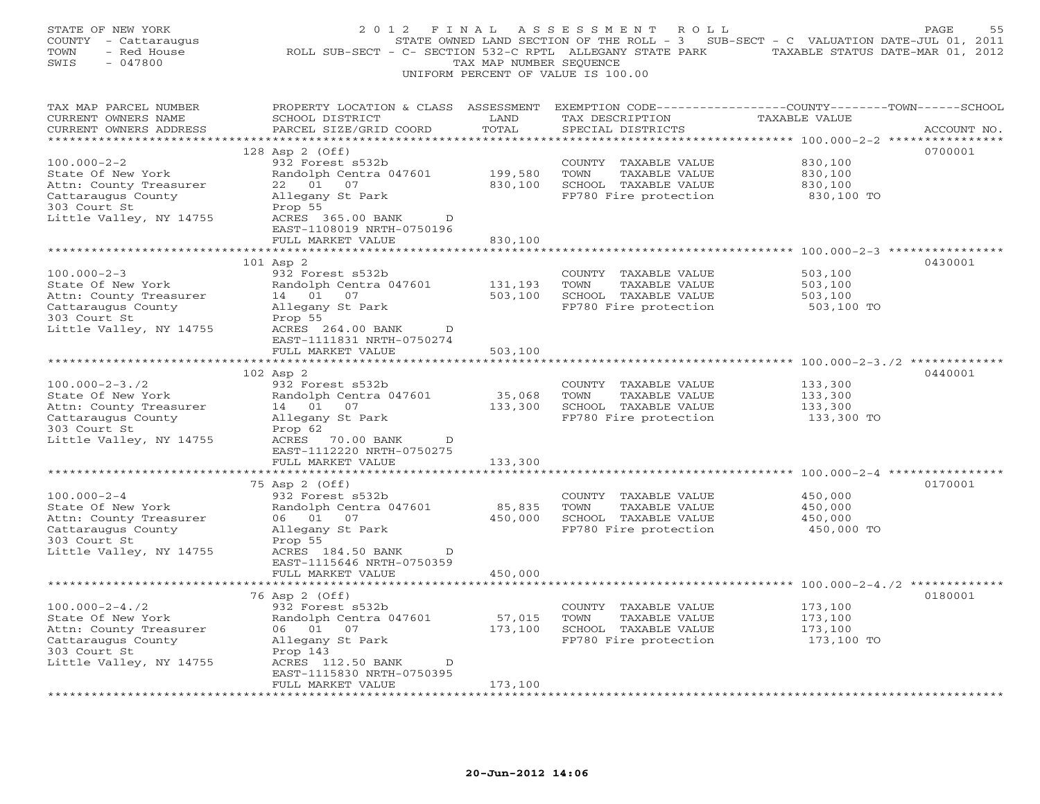STATE OF NEW YORK
COUNTY - Cattaraugus
TOWN - Red House
SWIS - 047800

2 0 1 2 F I N A L A S S E S S M E N T R O L L
STATE OWNED LAND SECTION OF THE ROLL - 3 SUB-SECT - C VALUATION DATE-JUL 01, 2011
ROLL SUB-SECT - C- SECTION 532-C RPTL ALLEGANY STATE PARK TAXABLE STATUS DATE-MAR 01, 2012
TAX MAP NUMBER SEQUENCE
UNIFORM PERCENT OF VALUE IS 100.00

| TAX MAP PARCEL NUMBER / CURRENT OWNERS NAME / CURRENT OWNERS ADDRESS | PROPERTY LOCATION & CLASS / SCHOOL DISTRICT / PARCEL SIZE/GRID COORD | ASSESSMENT LAND / TOTAL | EXEMPTION CODE / TAX DESCRIPTION / SPECIAL DISTRICTS | COUNTY--------TOWN------SCHOOL TAXABLE VALUE | ACCOUNT NO. |
|---|---|---|---|---|---|
| 100.000-2-2 | 128 Asp 2 (Off) | | | | 0700001 |
| | 932 Forest s532b | | COUNTY TAXABLE VALUE | 830,100 | |
| State Of New York | Randolph Centra 047601 | 199,580 | TOWN TAXABLE VALUE | 830,100 | |
| Attn: County Treasurer | 22 01 07 | 830,100 | SCHOOL TAXABLE VALUE | 830,100 | |
| Cattaraugus County | Allegany St Park | | FP780 Fire protection | 830,100 TO | |
| 303 Court St | Prop 55 | | | | |
| Little Valley, NY 14755 | ACRES 365.00 BANK D | | | | |
| | EAST-1108019 NRTH-0750196 | | | | |
| | FULL MARKET VALUE | 830,100 | | | |
| 100.000-2-3 | 101 Asp 2 | | | | 0430001 |
| | 932 Forest s532b | | COUNTY TAXABLE VALUE | 503,100 | |
| State Of New York | Randolph Centra 047601 | 131,193 | TOWN TAXABLE VALUE | 503,100 | |
| Attn: County Treasurer | 14 01 07 | 503,100 | SCHOOL TAXABLE VALUE | 503,100 | |
| Cattaraugus County | Allegany St Park | | FP780 Fire protection | 503,100 TO | |
| 303 Court St | Prop 55 | | | | |
| Little Valley, NY 14755 | ACRES 264.00 BANK D | | | | |
| | EAST-1111831 NRTH-0750274 | | | | |
| | FULL MARKET VALUE | 503,100 | | | |
| 100.000-2-3./2 | 102 Asp 2 | | | | 0440001 |
| | 932 Forest s532b | | COUNTY TAXABLE VALUE | 133,300 | |
| State Of New York | Randolph Centra 047601 | 35,068 | TOWN TAXABLE VALUE | 133,300 | |
| Attn: County Treasurer | 14 01 07 | 133,300 | SCHOOL TAXABLE VALUE | 133,300 | |
| Cattaraugus County | Allegany St Park | | FP780 Fire protection | 133,300 TO | |
| 303 Court St | Prop 62 | | | | |
| Little Valley, NY 14755 | ACRES 70.00 BANK D | | | | |
| | EAST-1112220 NRTH-0750275 | | | | |
| | FULL MARKET VALUE | 133,300 | | | |
| 100.000-2-4 | 75 Asp 2 (Off) | | | | 0170001 |
| | 932 Forest s532b | | COUNTY TAXABLE VALUE | 450,000 | |
| State Of New York | Randolph Centra 047601 | 85,835 | TOWN TAXABLE VALUE | 450,000 | |
| Attn: County Treasurer | 06 01 07 | 450,000 | SCHOOL TAXABLE VALUE | 450,000 | |
| Cattaraugus County | Allegany St Park | | FP780 Fire protection | 450,000 TO | |
| 303 Court St | Prop 55 | | | | |
| Little Valley, NY 14755 | ACRES 184.50 BANK D | | | | |
| | EAST-1115646 NRTH-0750359 | | | | |
| | FULL MARKET VALUE | 450,000 | | | |
| 100.000-2-4./2 | 76 Asp 2 (Off) | | | | 0180001 |
| | 932 Forest s532b | | COUNTY TAXABLE VALUE | 173,100 | |
| State Of New York | Randolph Centra 047601 | 57,015 | TOWN TAXABLE VALUE | 173,100 | |
| Attn: County Treasurer | 06 01 07 | 173,100 | SCHOOL TAXABLE VALUE | 173,100 | |
| Cattaraugus County | Allegany St Park | | FP780 Fire protection | 173,100 TO | |
| 303 Court St | Prop 143 | | | | |
| Little Valley, NY 14755 | ACRES 112.50 BANK D | | | | |
| | EAST-1115830 NRTH-0750395 | | | | |
| | FULL MARKET VALUE | 173,100 | | | |

20-Jun-2012 14:06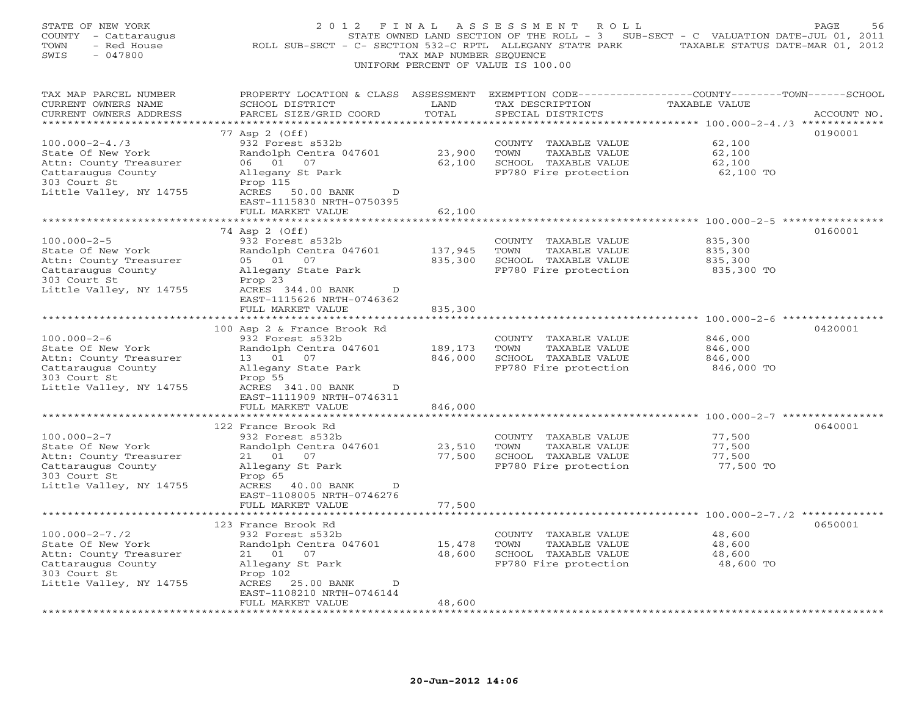STATE OF NEW YORK
COUNTY - Cattaraugus
TOWN - Red House
SWIS - 047800

2 0 1 2 F I N A L A S S E S S M E N T R O L L
STATE OWNED LAND SECTION OF THE ROLL - 3 SUB-SECT - C VALUATION DATE-JUL 01, 2011
ROLL SUB-SECT - C- SECTION 532-C RPTL ALLEGANY STATE PARK TAXABLE STATUS DATE-MAR 01, 2012
TAX MAP NUMBER SEQUENCE
UNIFORM PERCENT OF VALUE IS 100.00

| TAX MAP PARCEL NUMBER / CURRENT OWNERS NAME / CURRENT OWNERS ADDRESS | PROPERTY LOCATION & CLASS / SCHOOL DISTRICT / PARCEL SIZE/GRID COORD | ASSESSMENT LAND / TOTAL | EXEMPTION CODE / TAX DESCRIPTION / SPECIAL DISTRICTS | COUNTY--------TOWN------SCHOOL TAXABLE VALUE | ACCOUNT NO. |
|---|---|---|---|---|---|
| 100.000-2-4./3 | 77 Asp 2 (Off) | | | | 0190001 |
| 100.000-2-4./3 | 932 Forest s532b | | COUNTY TAXABLE VALUE | 62,100 | |
| State Of New York | Randolph Centra 047601 | 23,900 | TOWN TAXABLE VALUE | 62,100 | |
| Attn: County Treasurer | 06 01 07 | 62,100 | SCHOOL TAXABLE VALUE | 62,100 | |
| Cattaraugus County | Allegany St Park | | FP780 Fire protection | 62,100 TO | |
| 303 Court St | Prop 115 | | | | |
| Little Valley, NY 14755 | ACRES 50.00 BANK D | | | | |
| | EAST-1115830 NRTH-0750395 | | | | |
| | FULL MARKET VALUE | 62,100 | | | |
| 100.000-2-5 | 74 Asp 2 (Off) | | | | 0160001 |
| 100.000-2-5 | 932 Forest s532b | | COUNTY TAXABLE VALUE | 835,300 | |
| State Of New York | Randolph Centra 047601 | 137,945 | TOWN TAXABLE VALUE | 835,300 | |
| Attn: County Treasurer | 05 01 07 | 835,300 | SCHOOL TAXABLE VALUE | 835,300 | |
| Cattaraugus County | Allegany State Park | | FP780 Fire protection | 835,300 TO | |
| 303 Court St | Prop 23 | | | | |
| Little Valley, NY 14755 | ACRES 344.00 BANK D | | | | |
| | EAST-1115626 NRTH-0746362 | | | | |
| | FULL MARKET VALUE | 835,300 | | | |
| 100.000-2-6 | 100 Asp 2 & France Brook Rd | | | | 0420001 |
| 100.000-2-6 | 932 Forest s532b | | COUNTY TAXABLE VALUE | 846,000 | |
| State Of New York | Randolph Centra 047601 | 189,173 | TOWN TAXABLE VALUE | 846,000 | |
| Attn: County Treasurer | 13 01 07 | 846,000 | SCHOOL TAXABLE VALUE | 846,000 | |
| Cattaraugus County | Allegany State Park | | FP780 Fire protection | 846,000 TO | |
| 303 Court St | Prop 55 | | | | |
| Little Valley, NY 14755 | ACRES 341.00 BANK D | | | | |
| | EAST-1111909 NRTH-0746311 | | | | |
| | FULL MARKET VALUE | 846,000 | | | |
| 100.000-2-7 | 122 France Brook Rd | | | | 0640001 |
| 100.000-2-7 | 932 Forest s532b | | COUNTY TAXABLE VALUE | 77,500 | |
| State Of New York | Randolph Centra 047601 | 23,510 | TOWN TAXABLE VALUE | 77,500 | |
| Attn: County Treasurer | 21 01 07 | 77,500 | SCHOOL TAXABLE VALUE | 77,500 | |
| Cattaraugus County | Allegany St Park | | FP780 Fire protection | 77,500 TO | |
| 303 Court St | Prop 65 | | | | |
| Little Valley, NY 14755 | ACRES 40.00 BANK D | | | | |
| | EAST-1108005 NRTH-0746276 | | | | |
| | FULL MARKET VALUE | 77,500 | | | |
| 100.000-2-7./2 | 123 France Brook Rd | | | | 0650001 |
| 100.000-2-7./2 | 932 Forest s532b | | COUNTY TAXABLE VALUE | 48,600 | |
| State Of New York | Randolph Centra 047601 | 15,478 | TOWN TAXABLE VALUE | 48,600 | |
| Attn: County Treasurer | 21 01 07 | 48,600 | SCHOOL TAXABLE VALUE | 48,600 | |
| Cattaraugus County | Allegany St Park | | FP780 Fire protection | 48,600 TO | |
| 303 Court St | Prop 102 | | | | |
| Little Valley, NY 14755 | ACRES 25.00 BANK D | | | | |
| | EAST-1108210 NRTH-0746144 | | | | |
| | FULL MARKET VALUE | 48,600 | | | |

20-Jun-2012 14:06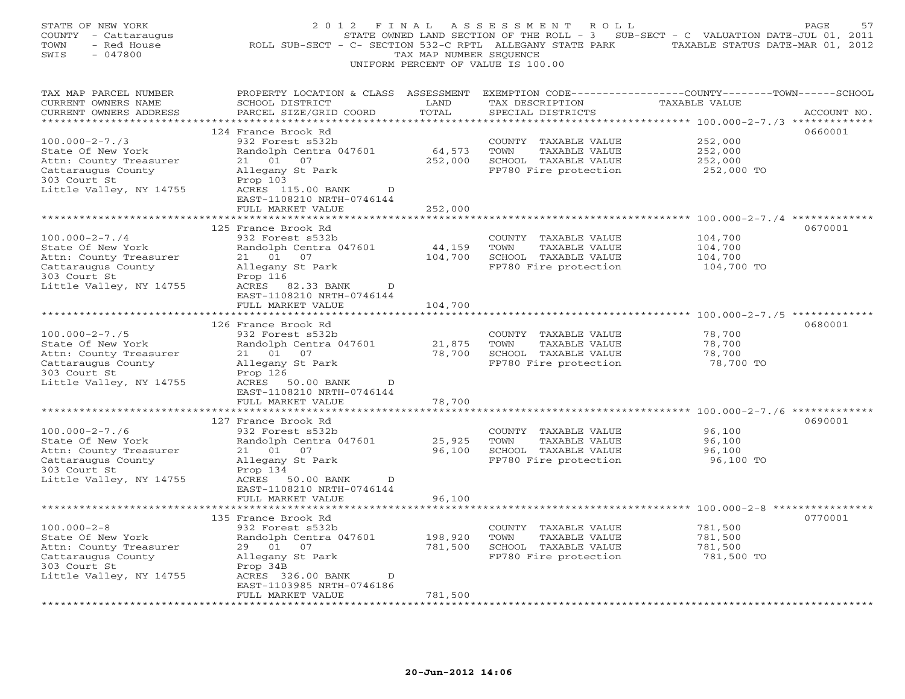STATE OF NEW YORK
COUNTY - Cattaraugus
TOWN - Red House
SWIS - 047800

# 2012 FINAL ASSESSMENT ROLL

STATE OWNED LAND SECTION OF THE ROLL - 3 SUB-SECT - C VALUATION DATE-JUL 01, 2011
ROLL SUB-SECT - C- SECTION 532-C RPTL ALLEGANY STATE PARK TAXABLE STATUS DATE-MAR 01, 2012
TAX MAP NUMBER SEQUENCE
UNIFORM PERCENT OF VALUE IS 100.00

| TAX MAP PARCEL NUMBER / CURRENT OWNERS NAME / CURRENT OWNERS ADDRESS | PROPERTY LOCATION & CLASS / SCHOOL DISTRICT / PARCEL SIZE/GRID COORD | ASSESSMENT LAND | TOTAL | EXEMPTION CODE / TAX DESCRIPTION / SPECIAL DISTRICTS | TAXABLE VALUE | ACCOUNT NO. |
|---|---|---|---|---|---|---|
| 100.000-2-7./3 | 124 France Brook Rd | | | | | 0660001 |
| | 932 Forest s532b | | | COUNTY TAXABLE VALUE | 252,000 | |
| State Of New York | Randolph Centra 047601 | 64,573 | | TOWN TAXABLE VALUE | 252,000 | |
| Attn: County Treasurer | 21 01 07 | | 252,000 | SCHOOL TAXABLE VALUE | 252,000 | |
| Cattaraugus County | Allegany St Park | | | FP780 Fire protection | 252,000 TO | |
| 303 Court St | Prop 103 | | | | | |
| Little Valley, NY 14755 | ACRES 115.00 BANK D | | | | | |
| | EAST-1108210 NRTH-0746144 | | | | | |
| | FULL MARKET VALUE | | 252,000 | | | |
| 100.000-2-7./4 | 125 France Brook Rd | | | | | 0670001 |
| | 932 Forest s532b | | | COUNTY TAXABLE VALUE | 104,700 | |
| State Of New York | Randolph Centra 047601 | 44,159 | | TOWN TAXABLE VALUE | 104,700 | |
| Attn: County Treasurer | 21 01 07 | | 104,700 | SCHOOL TAXABLE VALUE | 104,700 | |
| Cattaraugus County | Allegany St Park | | | FP780 Fire protection | 104,700 TO | |
| 303 Court St | Prop 116 | | | | | |
| Little Valley, NY 14755 | ACRES 82.33 BANK D | | | | | |
| | EAST-1108210 NRTH-0746144 | | | | | |
| | FULL MARKET VALUE | | 104,700 | | | |
| 100.000-2-7./5 | 126 France Brook Rd | | | | | 0680001 |
| | 932 Forest s532b | | | COUNTY TAXABLE VALUE | 78,700 | |
| State Of New York | Randolph Centra 047601 | 21,875 | | TOWN TAXABLE VALUE | 78,700 | |
| Attn: County Treasurer | 21 01 07 | | 78,700 | SCHOOL TAXABLE VALUE | 78,700 | |
| Cattaraugus County | Allegany St Park | | | FP780 Fire protection | 78,700 TO | |
| 303 Court St | Prop 126 | | | | | |
| Little Valley, NY 14755 | ACRES 50.00 BANK D | | | | | |
| | EAST-1108210 NRTH-0746144 | | | | | |
| | FULL MARKET VALUE | | 78,700 | | | |
| 100.000-2-7./6 | 127 France Brook Rd | | | | | 0690001 |
| | 932 Forest s532b | | | COUNTY TAXABLE VALUE | 96,100 | |
| State Of New York | Randolph Centra 047601 | 25,925 | | TOWN TAXABLE VALUE | 96,100 | |
| Attn: County Treasurer | 21 01 07 | | 96,100 | SCHOOL TAXABLE VALUE | 96,100 | |
| Cattaraugus County | Allegany St Park | | | FP780 Fire protection | 96,100 TO | |
| 303 Court St | Prop 134 | | | | | |
| Little Valley, NY 14755 | ACRES 50.00 BANK D | | | | | |
| | EAST-1108210 NRTH-0746144 | | | | | |
| | FULL MARKET VALUE | | 96,100 | | | |
| 100.000-2-8 | 135 France Brook Rd | | | | | 0770001 |
| | 932 Forest s532b | | | COUNTY TAXABLE VALUE | 781,500 | |
| State Of New York | Randolph Centra 047601 | 198,920 | | TOWN TAXABLE VALUE | 781,500 | |
| Attn: County Treasurer | 29 01 07 | | 781,500 | SCHOOL TAXABLE VALUE | 781,500 | |
| Cattaraugus County | Allegany St Park | | | FP780 Fire protection | 781,500 TO | |
| 303 Court St | Prop 34B | | | | | |
| Little Valley, NY 14755 | ACRES 326.00 BANK D | | | | | |
| | EAST-1103985 NRTH-0746186 | | | | | |
| | FULL MARKET VALUE | | 781,500 | | | |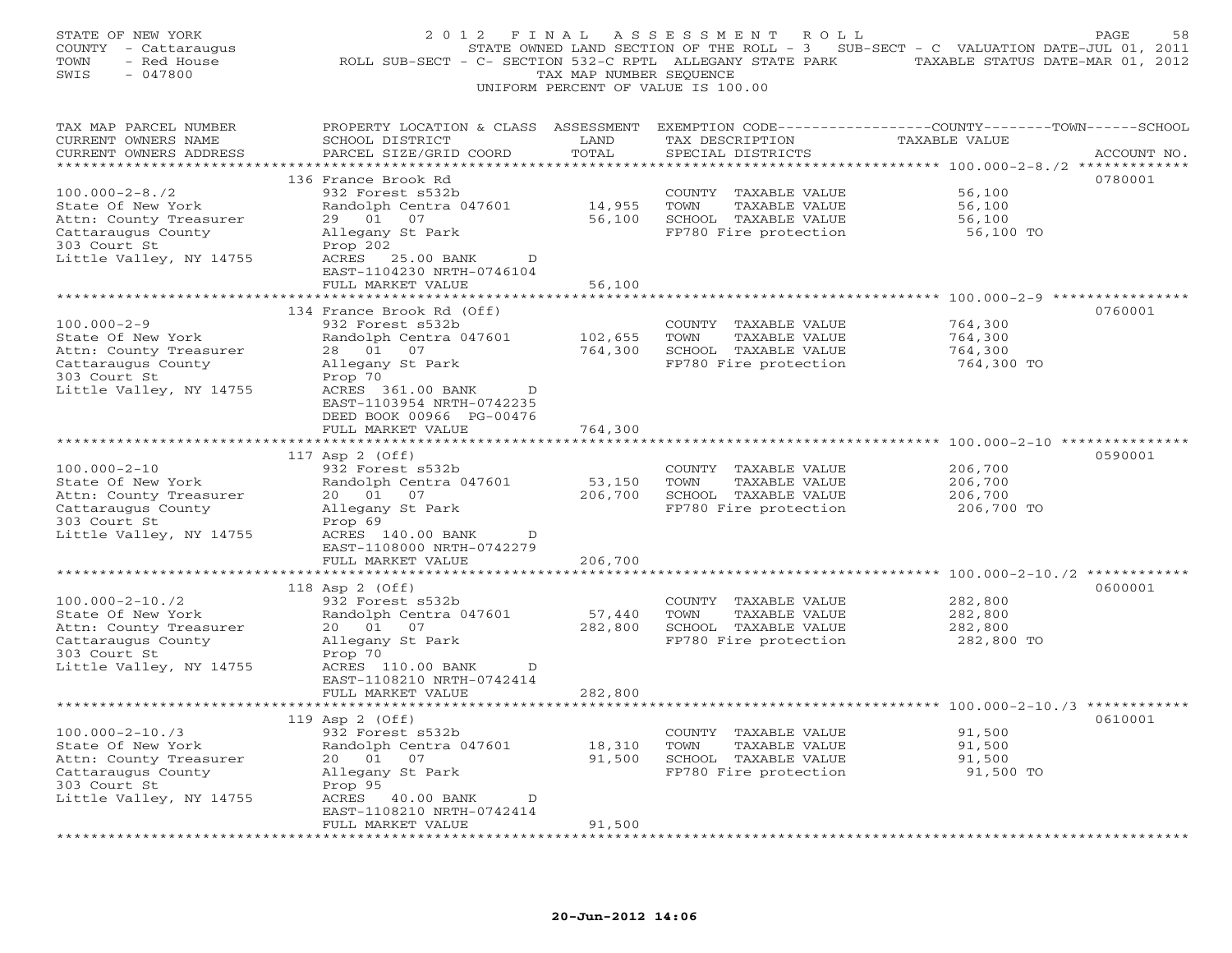STATE OF NEW YORK
COUNTY - Cattaraugus
TOWN - Red House
SWIS - 047800

# 2012 FINAL ASSESSMENT ROLL

STATE OWNED LAND SECTION OF THE ROLL - 3 SUB-SECT - C VALUATION DATE-JUL 01, 2011
ROLL SUB-SECT - C- SECTION 532-C RPTL ALLEGANY STATE PARK TAXABLE STATUS DATE-MAR 01, 2012
TAX MAP NUMBER SEQUENCE
UNIFORM PERCENT OF VALUE IS 100.00

| TAX MAP PARCEL NUMBER / CURRENT OWNERS NAME / CURRENT OWNERS ADDRESS | PROPERTY LOCATION & CLASS / SCHOOL DISTRICT / PARCEL SIZE/GRID COORD | ASSESSMENT LAND | TOTAL | EXEMPTION CODE / TAX DESCRIPTION / SPECIAL DISTRICTS | TAXABLE VALUE (COUNTY--------TOWN------SCHOOL) | ACCOUNT NO. |
|---|---|---|---|---|---|---|
| 100.000-2-8./2 | 136 France Brook Rd | | | | | 0780001 |
| 100.000-2-8./2 | 932 Forest s532b | | | COUNTY TAXABLE VALUE | 56,100 | |
| State Of New York | Randolph Centra 047601 | 14,955 | | TOWN TAXABLE VALUE | 56,100 | |
| Attn: County Treasurer | 29 01 07 | | 56,100 | SCHOOL TAXABLE VALUE | 56,100 | |
| Cattaraugus County | Allegany St Park | | | FP780 Fire protection | 56,100 TO | |
| 303 Court St | Prop 202 | | | | | |
| Little Valley, NY 14755 | ACRES 25.00 BANK D | | | | | |
| | EAST-1104230 NRTH-0746104 | | | | | |
| | FULL MARKET VALUE | | 56,100 | | | |
| 100.000-2-9 | 134 France Brook Rd (Off) | | | | | 0760001 |
| 100.000-2-9 | 932 Forest s532b | | | COUNTY TAXABLE VALUE | 764,300 | |
| State Of New York | Randolph Centra 047601 | 102,655 | | TOWN TAXABLE VALUE | 764,300 | |
| Attn: County Treasurer | 28 01 07 | | 764,300 | SCHOOL TAXABLE VALUE | 764,300 | |
| Cattaraugus County | Allegany St Park | | | FP780 Fire protection | 764,300 TO | |
| 303 Court St | Prop 70 | | | | | |
| Little Valley, NY 14755 | ACRES 361.00 BANK D | | | | | |
| | EAST-1103954 NRTH-0742235 | | | | | |
| | DEED BOOK 00966 PG-00476 | | | | | |
| | FULL MARKET VALUE | | 764,300 | | | |
| 100.000-2-10 | 117 Asp 2 (Off) | | | | | 0590001 |
| 100.000-2-10 | 932 Forest s532b | | | COUNTY TAXABLE VALUE | 206,700 | |
| State Of New York | Randolph Centra 047601 | 53,150 | | TOWN TAXABLE VALUE | 206,700 | |
| Attn: County Treasurer | 20 01 07 | | 206,700 | SCHOOL TAXABLE VALUE | 206,700 | |
| Cattaraugus County | Allegany St Park | | | FP780 Fire protection | 206,700 TO | |
| 303 Court St | Prop 69 | | | | | |
| Little Valley, NY 14755 | ACRES 140.00 BANK D | | | | | |
| | EAST-1108000 NRTH-0742279 | | | | | |
| | FULL MARKET VALUE | | 206,700 | | | |
| 100.000-2-10./2 | 118 Asp 2 (Off) | | | | | 0600001 |
| 100.000-2-10./2 | 932 Forest s532b | | | COUNTY TAXABLE VALUE | 282,800 | |
| State Of New York | Randolph Centra 047601 | 57,440 | | TOWN TAXABLE VALUE | 282,800 | |
| Attn: County Treasurer | 20 01 07 | | 282,800 | SCHOOL TAXABLE VALUE | 282,800 | |
| Cattaraugus County | Allegany St Park | | | FP780 Fire protection | 282,800 TO | |
| 303 Court St | Prop 70 | | | | | |
| Little Valley, NY 14755 | ACRES 110.00 BANK D | | | | | |
| | EAST-1108210 NRTH-0742414 | | | | | |
| | FULL MARKET VALUE | | 282,800 | | | |
| 100.000-2-10./3 | 119 Asp 2 (Off) | | | | | 0610001 |
| 100.000-2-10./3 | 932 Forest s532b | | | COUNTY TAXABLE VALUE | 91,500 | |
| State Of New York | Randolph Centra 047601 | 18,310 | | TOWN TAXABLE VALUE | 91,500 | |
| Attn: County Treasurer | 20 01 07 | | 91,500 | SCHOOL TAXABLE VALUE | 91,500 | |
| Cattaraugus County | Allegany St Park | | | FP780 Fire protection | 91,500 TO | |
| 303 Court St | Prop 95 | | | | | |
| Little Valley, NY 14755 | ACRES 40.00 BANK D | | | | | |
| | EAST-1108210 NRTH-0742414 | | | | | |
| | FULL MARKET VALUE | | 91,500 | | | |

20-Jun-2012 14:06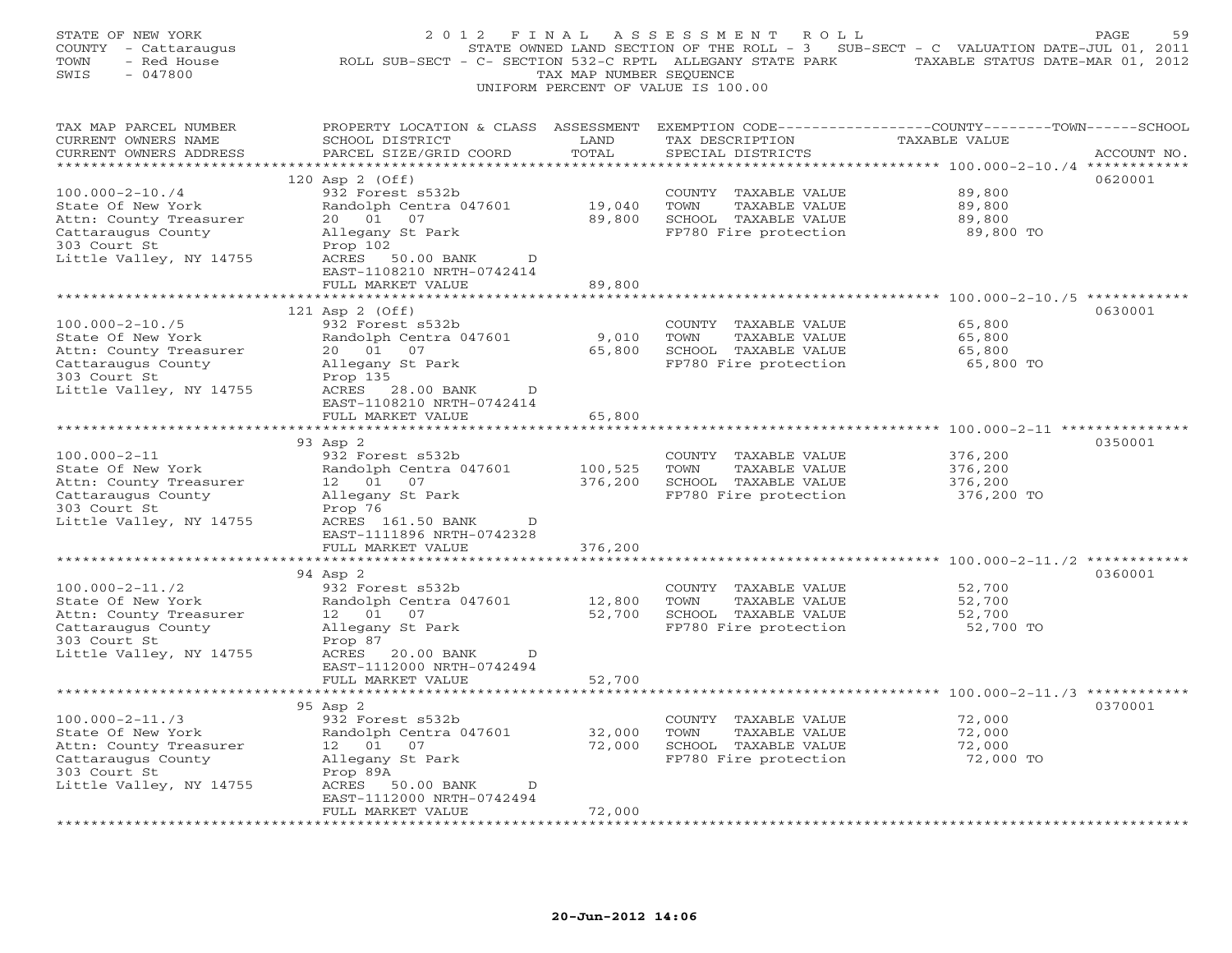STATE OF NEW YORK
COUNTY - Cattaraugus
TOWN - Red House
SWIS - 047800

2 0 1 2 F I N A L A S S E S S M E N T R O L L
STATE OWNED LAND SECTION OF THE ROLL - 3 SUB-SECT - C VALUATION DATE-JUL 01, 2011
ROLL SUB-SECT - C- SECTION 532-C RPTL ALLEGANY STATE PARK TAXABLE STATUS DATE-MAR 01, 2012
TAX MAP NUMBER SEQUENCE
UNIFORM PERCENT OF VALUE IS 100.00

| TAX MAP PARCEL NUMBER / CURRENT OWNERS NAME / CURRENT OWNERS ADDRESS | PROPERTY LOCATION & CLASS / SCHOOL DISTRICT / PARCEL SIZE/GRID COORD | ASSESSMENT LAND / TOTAL | EXEMPTION CODE / TAX DESCRIPTION / SPECIAL DISTRICTS | TAXABLE VALUE | ACCOUNT NO. |
|---|---|---|---|---|---|
| 100.000-2-10./4 | 120 Asp 2 (Off) | | | | 0620001 |
| 100.000-2-10./4 | 932 Forest s532b | | COUNTY TAXABLE VALUE | 89,800 | |
| State Of New York | Randolph Centra 047601 | 19,040 | TOWN TAXABLE VALUE | 89,800 | |
| Attn: County Treasurer | 20 01 07 | 89,800 | SCHOOL TAXABLE VALUE | 89,800 | |
| Cattaraugus County | Allegany St Park | | FP780 Fire protection | 89,800 TO | |
| 303 Court St | Prop 102 | | | | |
| Little Valley, NY 14755 | ACRES 50.00 BANK D | | | | |
| | EAST-1108210 NRTH-0742414 | | | | |
| | FULL MARKET VALUE | 89,800 | | | |
| 100.000-2-10./5 | 121 Asp 2 (Off) | | | | 0630001 |
| 100.000-2-10./5 | 932 Forest s532b | | COUNTY TAXABLE VALUE | 65,800 | |
| State Of New York | Randolph Centra 047601 | 9,010 | TOWN TAXABLE VALUE | 65,800 | |
| Attn: County Treasurer | 20 01 07 | 65,800 | SCHOOL TAXABLE VALUE | 65,800 | |
| Cattaraugus County | Allegany St Park | | FP780 Fire protection | 65,800 TO | |
| 303 Court St | Prop 135 | | | | |
| Little Valley, NY 14755 | ACRES 28.00 BANK D | | | | |
| | EAST-1108210 NRTH-0742414 | | | | |
| | FULL MARKET VALUE | 65,800 | | | |
| 100.000-2-11 | 93 Asp 2 | | | | 0350001 |
| 100.000-2-11 | 932 Forest s532b | | COUNTY TAXABLE VALUE | 376,200 | |
| State Of New York | Randolph Centra 047601 | 100,525 | TOWN TAXABLE VALUE | 376,200 | |
| Attn: County Treasurer | 12 01 07 | 376,200 | SCHOOL TAXABLE VALUE | 376,200 | |
| Cattaraugus County | Allegany St Park | | FP780 Fire protection | 376,200 TO | |
| 303 Court St | Prop 76 | | | | |
| Little Valley, NY 14755 | ACRES 161.50 BANK D | | | | |
| | EAST-1111896 NRTH-0742328 | | | | |
| | FULL MARKET VALUE | 376,200 | | | |
| 100.000-2-11./2 | 94 Asp 2 | | | | 0360001 |
| 100.000-2-11./2 | 932 Forest s532b | | COUNTY TAXABLE VALUE | 52,700 | |
| State Of New York | Randolph Centra 047601 | 12,800 | TOWN TAXABLE VALUE | 52,700 | |
| Attn: County Treasurer | 12 01 07 | 52,700 | SCHOOL TAXABLE VALUE | 52,700 | |
| Cattaraugus County | Allegany St Park | | FP780 Fire protection | 52,700 TO | |
| 303 Court St | Prop 87 | | | | |
| Little Valley, NY 14755 | ACRES 20.00 BANK D | | | | |
| | EAST-1112000 NRTH-0742494 | | | | |
| | FULL MARKET VALUE | 52,700 | | | |
| 100.000-2-11./3 | 95 Asp 2 | | | | 0370001 |
| 100.000-2-11./3 | 932 Forest s532b | | COUNTY TAXABLE VALUE | 72,000 | |
| State Of New York | Randolph Centra 047601 | 32,000 | TOWN TAXABLE VALUE | 72,000 | |
| Attn: County Treasurer | 12 01 07 | 72,000 | SCHOOL TAXABLE VALUE | 72,000 | |
| Cattaraugus County | Allegany St Park | | FP780 Fire protection | 72,000 TO | |
| 303 Court St | Prop 89A | | | | |
| Little Valley, NY 14755 | ACRES 50.00 BANK D | | | | |
| | EAST-1112000 NRTH-0742494 | | | | |
| | FULL MARKET VALUE | 72,000 | | | |

20-Jun-2012 14:06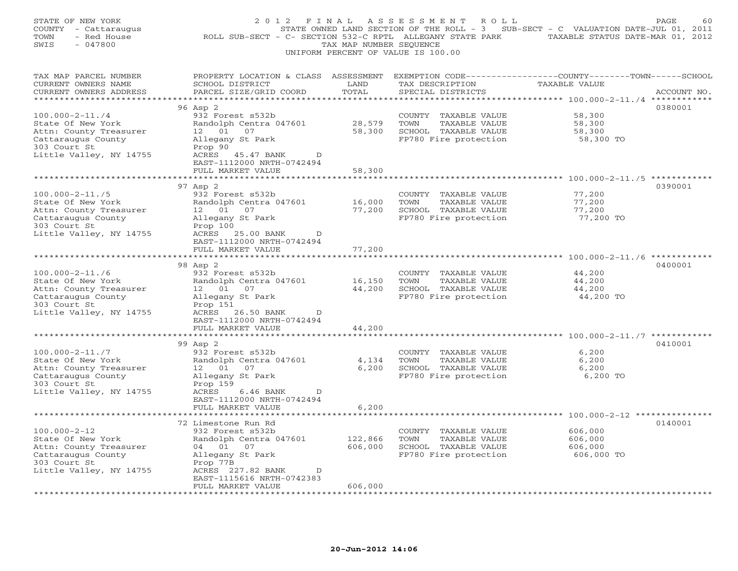STATE OF NEW YORK
COUNTY - Cattaraugus
TOWN - Red House
SWIS - 047800

# 2012 FINAL ASSESSMENT ROLL

STATE OWNED LAND SECTION OF THE ROLL - 3 SUB-SECT - C VALUATION DATE-JUL 01, 2011
ROLL SUB-SECT - C- SECTION 532-C RPTL ALLEGANY STATE PARK TAXABLE STATUS DATE-MAR 01, 2012
TAX MAP NUMBER SEQUENCE
UNIFORM PERCENT OF VALUE IS 100.00

| TAX MAP PARCEL NUMBER / CURRENT OWNERS NAME / CURRENT OWNERS ADDRESS | PROPERTY LOCATION & CLASS / SCHOOL DISTRICT / PARCEL SIZE/GRID COORD | ASSESSMENT LAND / TOTAL | EXEMPTION CODE / TAX DESCRIPTION / SPECIAL DISTRICTS | TAXABLE VALUE (COUNTY / TOWN / SCHOOL) | ACCOUNT NO. |
|---|---|---|---|---|---|
| 100.000-2-11./4 | 96 Asp 2 | | | | 0380001 |
| State Of New York | 932 Forest s532b | | COUNTY TAXABLE VALUE | 58,300 | |
| Attn: County Treasurer | Randolph Centra 047601 | 28,579 | TOWN TAXABLE VALUE | 58,300 | |
| Cattaraugus County | 12 01 07 | 58,300 | SCHOOL TAXABLE VALUE | 58,300 | |
| 303 Court St | Allegany St Park | | FP780 Fire protection | 58,300 TO | |
| Little Valley, NY 14755 | Prop 90 | | | | |
| | ACRES 45.47 BANK D | | | | |
| | EAST-1112000 NRTH-0742494 | | | | |
| | FULL MARKET VALUE | 58,300 | | | |
| 100.000-2-11./5 | 97 Asp 2 | | | | 0390001 |
| State Of New York | 932 Forest s532b | | COUNTY TAXABLE VALUE | 77,200 | |
| Attn: County Treasurer | Randolph Centra 047601 | 16,000 | TOWN TAXABLE VALUE | 77,200 | |
| Cattaraugus County | 12 01 07 | 77,200 | SCHOOL TAXABLE VALUE | 77,200 | |
| 303 Court St | Allegany St Park | | FP780 Fire protection | 77,200 TO | |
| Little Valley, NY 14755 | Prop 100 | | | | |
| | ACRES 25.00 BANK D | | | | |
| | EAST-1112000 NRTH-0742494 | | | | |
| | FULL MARKET VALUE | 77,200 | | | |
| 100.000-2-11./6 | 98 Asp 2 | | | | 0400001 |
| State Of New York | 932 Forest s532b | | COUNTY TAXABLE VALUE | 44,200 | |
| Attn: County Treasurer | Randolph Centra 047601 | 16,150 | TOWN TAXABLE VALUE | 44,200 | |
| Cattaraugus County | 12 01 07 | 44,200 | SCHOOL TAXABLE VALUE | 44,200 | |
| 303 Court St | Allegany St Park | | FP780 Fire protection | 44,200 TO | |
| Little Valley, NY 14755 | Prop 151 | | | | |
| | ACRES 26.50 BANK D | | | | |
| | EAST-1112000 NRTH-0742494 | | | | |
| | FULL MARKET VALUE | 44,200 | | | |
| 100.000-2-11./7 | 99 Asp 2 | | | | 0410001 |
| State Of New York | 932 Forest s532b | | COUNTY TAXABLE VALUE | 6,200 | |
| Attn: County Treasurer | Randolph Centra 047601 | 4,134 | TOWN TAXABLE VALUE | 6,200 | |
| Cattaraugus County | 12 01 07 | 6,200 | SCHOOL TAXABLE VALUE | 6,200 | |
| 303 Court St | Allegany St Park | | FP780 Fire protection | 6,200 TO | |
| Little Valley, NY 14755 | Prop 159 | | | | |
| | ACRES 6.46 BANK D | | | | |
| | EAST-1112000 NRTH-0742494 | | | | |
| | FULL MARKET VALUE | 6,200 | | | |
| 100.000-2-12 | 72 Limestone Run Rd | | | | 0140001 |
| State Of New York | 932 Forest s532b | | COUNTY TAXABLE VALUE | 606,000 | |
| Attn: County Treasurer | Randolph Centra 047601 | 122,866 | TOWN TAXABLE VALUE | 606,000 | |
| Cattaraugus County | 04 01 07 | 606,000 | SCHOOL TAXABLE VALUE | 606,000 | |
| 303 Court St | Allegany St Park | | FP780 Fire protection | 606,000 TO | |
| Little Valley, NY 14755 | Prop 77B | | | | |
| | ACRES 227.82 BANK D | | | | |
| | EAST-1115616 NRTH-0742383 | | | | |
| | FULL MARKET VALUE | 606,000 | | | |

20-Jun-2012 14:06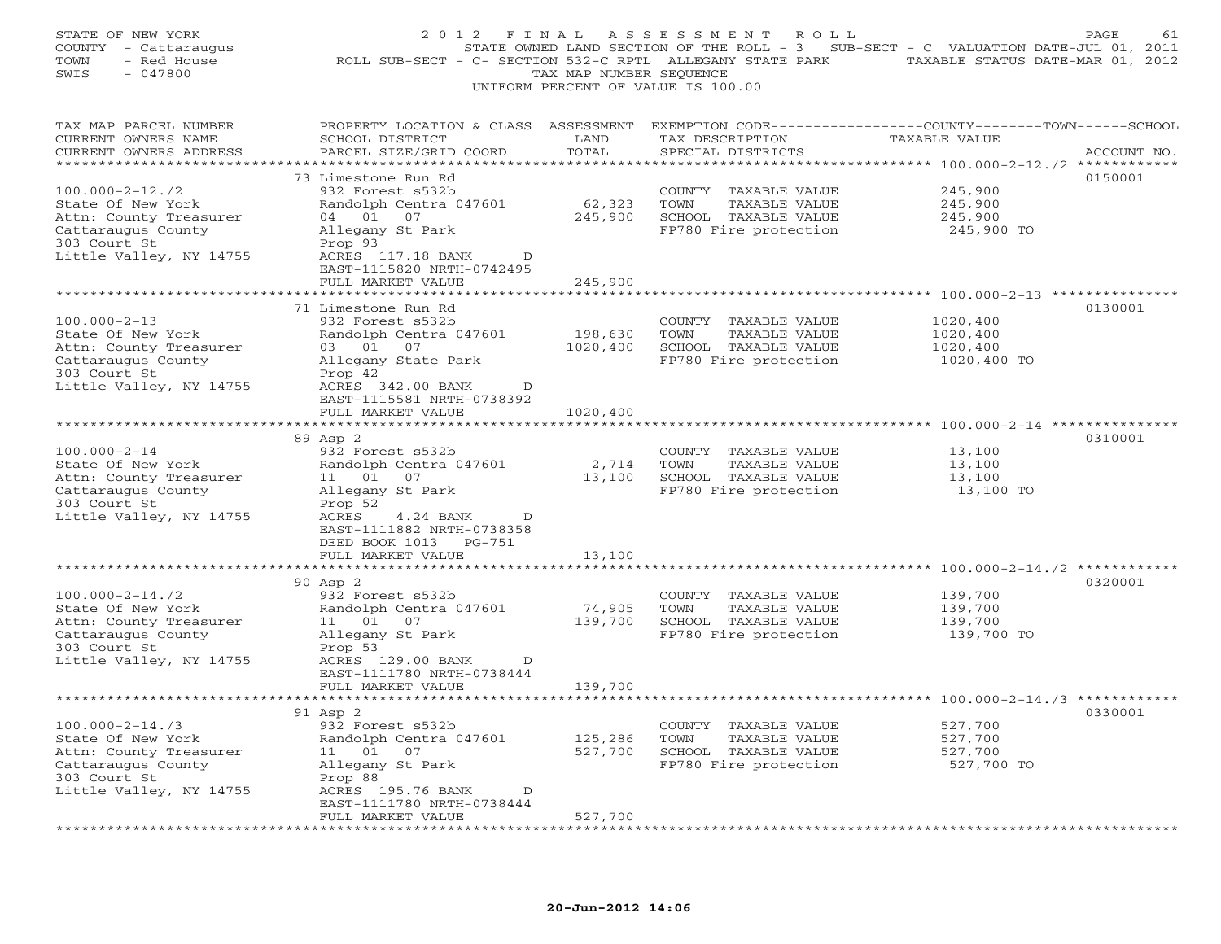STATE OF NEW YORK
COUNTY - Cattaraugus
TOWN - Red House
SWIS - 047800

# 2012 FINAL ASSESSMENT ROLL

STATE OWNED LAND SECTION OF THE ROLL - 3 SUB-SECT - C VALUATION DATE-JUL 01, 2011
ROLL SUB-SECT - C- SECTION 532-C RPTL ALLEGANY STATE PARK TAXABLE STATUS DATE-MAR 01, 2012
TAX MAP NUMBER SEQUENCE
UNIFORM PERCENT OF VALUE IS 100.00

| TAX MAP PARCEL NUMBER / CURRENT OWNERS NAME / CURRENT OWNERS ADDRESS | PROPERTY LOCATION & CLASS / SCHOOL DISTRICT / PARCEL SIZE/GRID COORD | ASSESSMENT LAND / TOTAL | EXEMPTION CODE / TAX DESCRIPTION / SPECIAL DISTRICTS | TAXABLE VALUE (COUNTY / TOWN / SCHOOL) | ACCOUNT NO. |
|---|---|---|---|---|---|
| 100.000-2-12./2 | 73 Limestone Run Rd | | | | 0150001 |
| 100.000-2-12./2 | 932 Forest s532b | | COUNTY TAXABLE VALUE | 245,900 | |
| State Of New York | Randolph Centra 047601 | 62,323 | TOWN TAXABLE VALUE | 245,900 | |
| Attn: County Treasurer | 04 01 07 | 245,900 | SCHOOL TAXABLE VALUE | 245,900 | |
| Cattaraugus County | Allegany St Park | | FP780 Fire protection | 245,900 TO | |
| 303 Court St | Prop 93 | | | | |
| Little Valley, NY 14755 | ACRES 117.18 BANK D | | | | |
| | EAST-1115820 NRTH-0742495 | | | | |
| | FULL MARKET VALUE | 245,900 | | | |
| 100.000-2-13 | 71 Limestone Run Rd | | | | 0130001 |
| 100.000-2-13 | 932 Forest s532b | | COUNTY TAXABLE VALUE | 1020,400 | |
| State Of New York | Randolph Centra 047601 | 198,630 | TOWN TAXABLE VALUE | 1020,400 | |
| Attn: County Treasurer | 03 01 07 | 1020,400 | SCHOOL TAXABLE VALUE | 1020,400 | |
| Cattaraugus County | Allegany State Park | | FP780 Fire protection | 1020,400 TO | |
| 303 Court St | Prop 42 | | | | |
| Little Valley, NY 14755 | ACRES 342.00 BANK D | | | | |
| | EAST-1115581 NRTH-0738392 | | | | |
| | FULL MARKET VALUE | 1020,400 | | | |
| 100.000-2-14 | 89 Asp 2 | | | | 0310001 |
| 100.000-2-14 | 932 Forest s532b | | COUNTY TAXABLE VALUE | 13,100 | |
| State Of New York | Randolph Centra 047601 | 2,714 | TOWN TAXABLE VALUE | 13,100 | |
| Attn: County Treasurer | 11 01 07 | 13,100 | SCHOOL TAXABLE VALUE | 13,100 | |
| Cattaraugus County | Allegany St Park | | FP780 Fire protection | 13,100 TO | |
| 303 Court St | Prop 52 | | | | |
| Little Valley, NY 14755 | ACRES 4.24 BANK D | | | | |
| | EAST-1111882 NRTH-0738358 | | | | |
| | DEED BOOK 1013 PG-751 | | | | |
| | FULL MARKET VALUE | 13,100 | | | |
| 100.000-2-14./2 | 90 Asp 2 | | | | 0320001 |
| 100.000-2-14./2 | 932 Forest s532b | | COUNTY TAXABLE VALUE | 139,700 | |
| State Of New York | Randolph Centra 047601 | 74,905 | TOWN TAXABLE VALUE | 139,700 | |
| Attn: County Treasurer | 11 01 07 | 139,700 | SCHOOL TAXABLE VALUE | 139,700 | |
| Cattaraugus County | Allegany St Park | | FP780 Fire protection | 139,700 TO | |
| 303 Court St | Prop 53 | | | | |
| Little Valley, NY 14755 | ACRES 129.00 BANK D | | | | |
| | EAST-1111780 NRTH-0738444 | | | | |
| | FULL MARKET VALUE | 139,700 | | | |
| 100.000-2-14./3 | 91 Asp 2 | | | | 0330001 |
| 100.000-2-14./3 | 932 Forest s532b | | COUNTY TAXABLE VALUE | 527,700 | |
| State Of New York | Randolph Centra 047601 | 125,286 | TOWN TAXABLE VALUE | 527,700 | |
| Attn: County Treasurer | 11 01 07 | 527,700 | SCHOOL TAXABLE VALUE | 527,700 | |
| Cattaraugus County | Allegany St Park | | FP780 Fire protection | 527,700 TO | |
| 303 Court St | Prop 88 | | | | |
| Little Valley, NY 14755 | ACRES 195.76 BANK D | | | | |
| | EAST-1111780 NRTH-0738444 | | | | |
| | FULL MARKET VALUE | 527,700 | | | |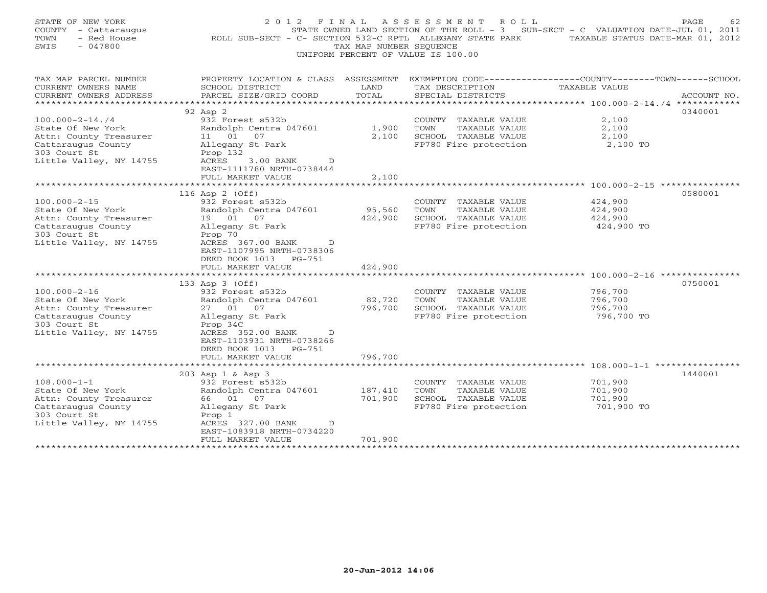STATE OF NEW YORK
COUNTY - Cattaraugus
TOWN - Red House
SWIS - 047800

2012 FINAL ASSESSMENT ROLL
STATE OWNED LAND SECTION OF THE ROLL - 3 SUB-SECT - C VALUATION DATE-JUL 01, 2011
ROLL SUB-SECT - C- SECTION 532-C RPTL ALLEGANY STATE PARK TAXABLE STATUS DATE-MAR 01, 2012
TAX MAP NUMBER SEQUENCE
UNIFORM PERCENT OF VALUE IS 100.00

| TAX MAP PARCEL NUMBER / CURRENT OWNERS NAME / CURRENT OWNERS ADDRESS | PROPERTY LOCATION & CLASS / SCHOOL DISTRICT / PARCEL SIZE/GRID COORD | ASSESSMENT LAND / TOTAL | EXEMPTION CODE / TAX DESCRIPTION / SPECIAL DISTRICTS | TAXABLE VALUE (COUNTY / TOWN / SCHOOL) | ACCOUNT NO. |
|---|---|---|---|---|---|
| 100.000-2-14./4 | 92 Asp 2 | | | | 0340001 |
| State Of New York | 932 Forest s532b | | COUNTY TAXABLE VALUE | 2,100 | |
| Attn: County Treasurer | Randolph Centra 047601 | 1,900 | TOWN TAXABLE VALUE | 2,100 | |
| Cattaraugus County | 11 01 07 | 2,100 | SCHOOL TAXABLE VALUE | 2,100 | |
| 303 Court St | Allegany St Park | | FP780 Fire protection | 2,100 TO | |
| Little Valley, NY 14755 | Prop 132 | | | | |
| | ACRES 3.00 BANK D | | | | |
| | EAST-1111780 NRTH-0738444 | | | | |
| | FULL MARKET VALUE | 2,100 | | | |
| 100.000-2-15 | 116 Asp 2 (Off) | | | | 0580001 |
| State Of New York | 932 Forest s532b | | COUNTY TAXABLE VALUE | 424,900 | |
| Attn: County Treasurer | Randolph Centra 047601 | 95,560 | TOWN TAXABLE VALUE | 424,900 | |
| Cattaraugus County | 19 01 07 | 424,900 | SCHOOL TAXABLE VALUE | 424,900 | |
| 303 Court St | Allegany St Park | | FP780 Fire protection | 424,900 TO | |
| Little Valley, NY 14755 | Prop 70 | | | | |
| | ACRES 367.00 BANK D | | | | |
| | EAST-1107995 NRTH-0738306 | | | | |
| | DEED BOOK 1013 PG-751 | | | | |
| | FULL MARKET VALUE | 424,900 | | | |
| 100.000-2-16 | 133 Asp 3 (Off) | | | | 0750001 |
| State Of New York | 932 Forest s532b | | COUNTY TAXABLE VALUE | 796,700 | |
| Attn: County Treasurer | Randolph Centra 047601 | 82,720 | TOWN TAXABLE VALUE | 796,700 | |
| Cattaraugus County | 27 01 07 | 796,700 | SCHOOL TAXABLE VALUE | 796,700 | |
| 303 Court St | Allegany St Park | | FP780 Fire protection | 796,700 TO | |
| Little Valley, NY 14755 | Prop 34C | | | | |
| | ACRES 352.00 BANK D | | | | |
| | EAST-1103931 NRTH-0738266 | | | | |
| | DEED BOOK 1013 PG-751 | | | | |
| | FULL MARKET VALUE | 796,700 | | | |
| 108.000-1-1 | 203 Asp 1 & Asp 3 | | | | 1440001 |
| State Of New York | 932 Forest s532b | | COUNTY TAXABLE VALUE | 701,900 | |
| Attn: County Treasurer | Randolph Centra 047601 | 187,410 | TOWN TAXABLE VALUE | 701,900 | |
| Cattaraugus County | 66 01 07 | 701,900 | SCHOOL TAXABLE VALUE | 701,900 | |
| 303 Court St | Allegany St Park | | FP780 Fire protection | 701,900 TO | |
| Little Valley, NY 14755 | Prop 1 | | | | |
| | ACRES 327.00 BANK D | | | | |
| | EAST-1083918 NRTH-0734220 | | | | |
| | FULL MARKET VALUE | 701,900 | | | |

20-Jun-2012 14:06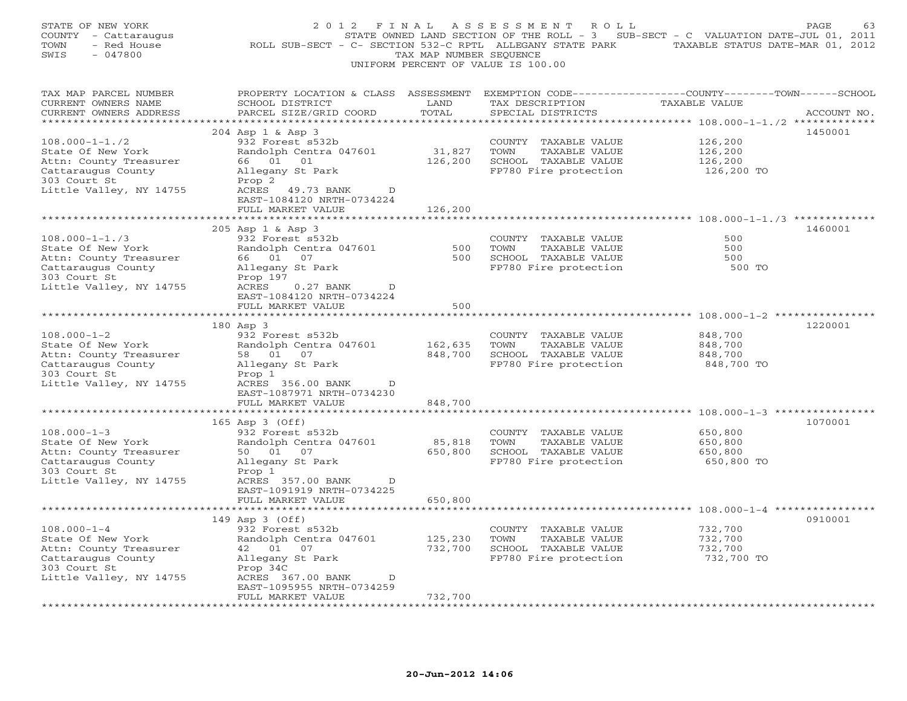STATE OF NEW YORK
COUNTY - Cattaraugus
TOWN - Red House
SWIS - 047800

# 2012 FINAL ASSESSMENT ROLL

STATE OWNED LAND SECTION OF THE ROLL - 3 SUB-SECT - C VALUATION DATE-JUL 01, 2011
ROLL SUB-SECT - C- SECTION 532-C RPTL ALLEGANY STATE PARK TAXABLE STATUS DATE-MAR 01, 2012
TAX MAP NUMBER SEQUENCE
UNIFORM PERCENT OF VALUE IS 100.00

| TAX MAP PARCEL NUMBER / CURRENT OWNERS NAME / CURRENT OWNERS ADDRESS | PROPERTY LOCATION & CLASS / SCHOOL DISTRICT / PARCEL SIZE/GRID COORD | ASSESSMENT LAND / TOTAL | EXEMPTION CODE / TAX DESCRIPTION / SPECIAL DISTRICTS | TAXABLE VALUE (COUNTY / TOWN / SCHOOL) | ACCOUNT NO. |
|---|---|---|---|---|---|
| 108.000-1-1./2 | 204 Asp 1 & Asp 3 | | | | 1450001 |
| State Of New York | 932 Forest s532b | | COUNTY TAXABLE VALUE | 126,200 | |
| Attn: County Treasurer | Randolph Centra 047601 | 31,827 | TOWN TAXABLE VALUE | 126,200 | |
| Cattaraugus County | 66 01 01 | 126,200 | SCHOOL TAXABLE VALUE | 126,200 | |
| 303 Court St | Allegany St Park | | FP780 Fire protection | 126,200 TO | |
| Little Valley, NY 14755 | Prop 2 | | | | |
| | ACRES 49.73 BANK D | | | | |
| | EAST-1084120 NRTH-0734224 | | | | |
| | FULL MARKET VALUE | 126,200 | | | |
| 108.000-1-1./3 | 205 Asp 1 & Asp 3 | | | | 1460001 |
| State Of New York | 932 Forest s532b | | COUNTY TAXABLE VALUE | 500 | |
| Attn: County Treasurer | Randolph Centra 047601 | 500 | TOWN TAXABLE VALUE | 500 | |
| Cattaraugus County | 66 01 07 | 500 | SCHOOL TAXABLE VALUE | 500 | |
| 303 Court St | Allegany St Park | | FP780 Fire protection | 500 TO | |
| Little Valley, NY 14755 | Prop 197 | | | | |
| | ACRES 0.27 BANK D | | | | |
| | EAST-1084120 NRTH-0734224 | | | | |
| | FULL MARKET VALUE | 500 | | | |
| 108.000-1-2 | 180 Asp 3 | | | | 1220001 |
| State Of New York | 932 Forest s532b | | COUNTY TAXABLE VALUE | 848,700 | |
| Attn: County Treasurer | Randolph Centra 047601 | 162,635 | TOWN TAXABLE VALUE | 848,700 | |
| Cattaraugus County | 58 01 07 | 848,700 | SCHOOL TAXABLE VALUE | 848,700 | |
| 303 Court St | Allegany St Park | | FP780 Fire protection | 848,700 TO | |
| Little Valley, NY 14755 | Prop 1 | | | | |
| | ACRES 356.00 BANK D | | | | |
| | EAST-1087971 NRTH-0734230 | | | | |
| | FULL MARKET VALUE | 848,700 | | | |
| 108.000-1-3 | 165 Asp 3 (Off) | | | | 1070001 |
| State Of New York | 932 Forest s532b | | COUNTY TAXABLE VALUE | 650,800 | |
| Attn: County Treasurer | Randolph Centra 047601 | 85,818 | TOWN TAXABLE VALUE | 650,800 | |
| Cattaraugus County | 50 01 07 | 650,800 | SCHOOL TAXABLE VALUE | 650,800 | |
| 303 Court St | Allegany St Park | | FP780 Fire protection | 650,800 TO | |
| Little Valley, NY 14755 | Prop 1 | | | | |
| | ACRES 357.00 BANK D | | | | |
| | EAST-1091919 NRTH-0734225 | | | | |
| | FULL MARKET VALUE | 650,800 | | | |
| 108.000-1-4 | 149 Asp 3 (Off) | | | | 0910001 |
| State Of New York | 932 Forest s532b | | COUNTY TAXABLE VALUE | 732,700 | |
| Attn: County Treasurer | Randolph Centra 047601 | 125,230 | TOWN TAXABLE VALUE | 732,700 | |
| Cattaraugus County | 42 01 07 | 732,700 | SCHOOL TAXABLE VALUE | 732,700 | |
| 303 Court St | Allegany St Park | | FP780 Fire protection | 732,700 TO | |
| Little Valley, NY 14755 | Prop 34C | | | | |
| | ACRES 367.00 BANK D | | | | |
| | EAST-1095955 NRTH-0734259 | | | | |
| | FULL MARKET VALUE | 732,700 | | | |

20-Jun-2012 14:06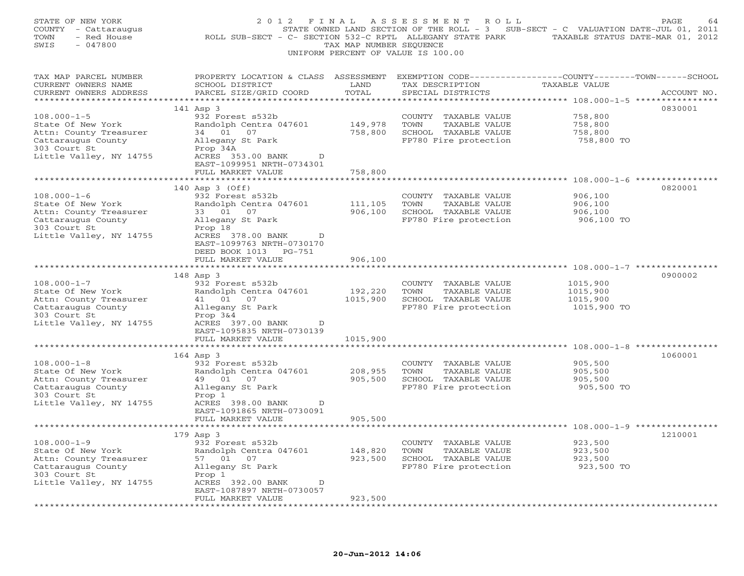STATE OF NEW YORK — 2012 FINAL ASSESSMENT ROLL
COUNTY - Cattaraugus — STATE OWNED LAND SECTION OF THE ROLL - 3 SUB-SECT - C VALUATION DATE-JUL 01, 2011
TOWN - Red House — ROLL SUB-SECT - C- SECTION 532-C RPTL ALLEGANY STATE PARK — TAXABLE STATUS DATE-MAR 01, 2012
SWIS - 047800 — TAX MAP NUMBER SEQUENCE
UNIFORM PERCENT OF VALUE IS 100.00

| TAX MAP PARCEL NUMBER / CURRENT OWNERS NAME / CURRENT OWNERS ADDRESS | PROPERTY LOCATION & CLASS / SCHOOL DISTRICT / PARCEL SIZE/GRID COORD | ASSESSMENT LAND / TOTAL | EXEMPTION CODE / TAX DESCRIPTION / SPECIAL DISTRICTS | TAXABLE VALUE (COUNTY / TOWN / SCHOOL) | ACCOUNT NO. |
|---|---|---|---|---|---|
| 108.000-1-5<br>State Of New York<br>Attn: County Treasurer<br>Cattaraugus County<br>303 Court St<br>Little Valley, NY 14755 | 141 Asp 3<br>932 Forest s532b<br>Randolph Centra 047601<br>34 01 07<br>Allegany St Park<br>Prop 34A<br>ACRES 353.00 BANK D<br>EAST-1099951 NRTH-0734301<br>FULL MARKET VALUE | 149,978<br>758,800<br><br><br><br><br><br><br>758,800 | COUNTY TAXABLE VALUE<br>TOWN TAXABLE VALUE<br>SCHOOL TAXABLE VALUE<br>FP780 Fire protection | 758,800<br>758,800<br>758,800<br>758,800 TO | 0830001 |
| 108.000-1-6<br>State Of New York<br>Attn: County Treasurer<br>Cattaraugus County<br>303 Court St<br>Little Valley, NY 14755 | 140 Asp 3 (Off)<br>932 Forest s532b<br>Randolph Centra 047601<br>33 01 07<br>Allegany St Park<br>Prop 18<br>ACRES 378.00 BANK D<br>EAST-1099763 NRTH-0730170<br>DEED BOOK 1013 PG-751<br>FULL MARKET VALUE | 111,105<br>906,100<br><br><br><br><br><br><br><br>906,100 | COUNTY TAXABLE VALUE<br>TOWN TAXABLE VALUE<br>SCHOOL TAXABLE VALUE<br>FP780 Fire protection | 906,100<br>906,100<br>906,100<br>906,100 TO | 0820001 |
| 108.000-1-7<br>State Of New York<br>Attn: County Treasurer<br>Cattaraugus County<br>303 Court St<br>Little Valley, NY 14755 | 148 Asp 3<br>932 Forest s532b<br>Randolph Centra 047601<br>41 01 07<br>Allegany St Park<br>Prop 3&4<br>ACRES 397.00 BANK D<br>EAST-1095835 NRTH-0730139<br>FULL MARKET VALUE | 192,220<br>1015,900<br><br><br><br><br><br><br>1015,900 | COUNTY TAXABLE VALUE<br>TOWN TAXABLE VALUE<br>SCHOOL TAXABLE VALUE<br>FP780 Fire protection | 1015,900<br>1015,900<br>1015,900<br>1015,900 TO | 0900002 |
| 108.000-1-8<br>State Of New York<br>Attn: County Treasurer<br>Cattaraugus County<br>303 Court St<br>Little Valley, NY 14755 | 164 Asp 3<br>932 Forest s532b<br>Randolph Centra 047601<br>49 01 07<br>Allegany St Park<br>Prop 1<br>ACRES 398.00 BANK D<br>EAST-1091865 NRTH-0730091<br>FULL MARKET VALUE | 208,955<br>905,500<br><br><br><br><br><br><br>905,500 | COUNTY TAXABLE VALUE<br>TOWN TAXABLE VALUE<br>SCHOOL TAXABLE VALUE<br>FP780 Fire protection | 905,500<br>905,500<br>905,500<br>905,500 TO | 1060001 |
| 108.000-1-9<br>State Of New York<br>Attn: County Treasurer<br>Cattaraugus County<br>303 Court St<br>Little Valley, NY 14755 | 179 Asp 3<br>932 Forest s532b<br>Randolph Centra 047601<br>57 01 07<br>Allegany St Park<br>Prop 1<br>ACRES 392.00 BANK D<br>EAST-1087897 NRTH-0730057<br>FULL MARKET VALUE | 148,820<br>923,500<br><br><br><br><br><br><br>923,500 | COUNTY TAXABLE VALUE<br>TOWN TAXABLE VALUE<br>SCHOOL TAXABLE VALUE<br>FP780 Fire protection | 923,500<br>923,500<br>923,500<br>923,500 TO | 1210001 |

20-Jun-2012 14:06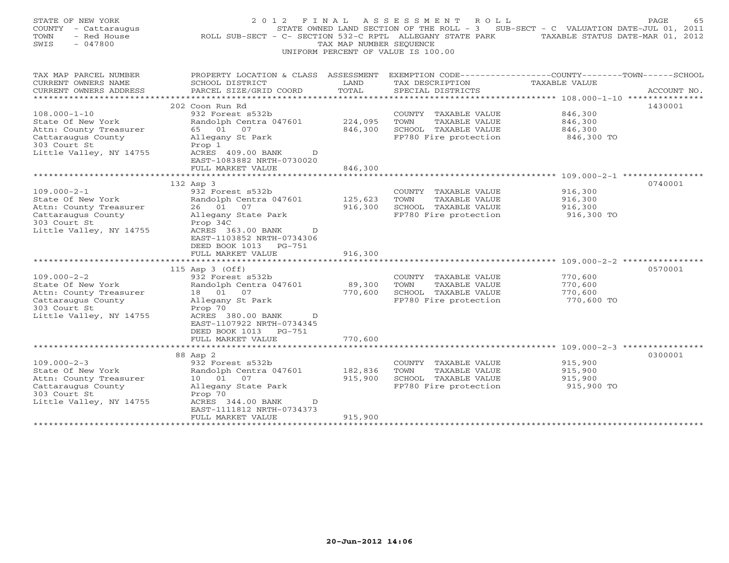STATE OF NEW YORK
COUNTY - Cattaraugus
TOWN - Red House
SWIS - 047800

# 2012 FINAL ASSESSMENT ROLL

STATE OWNED LAND SECTION OF THE ROLL - 3 SUB-SECT - C VALUATION DATE-JUL 01, 2011
ROLL SUB-SECT - C- SECTION 532-C RPTL ALLEGANY STATE PARK TAXABLE STATUS DATE-MAR 01, 2012
TAX MAP NUMBER SEQUENCE
UNIFORM PERCENT OF VALUE IS 100.00

| TAX MAP PARCEL NUMBER / CURRENT OWNERS NAME / CURRENT OWNERS ADDRESS | PROPERTY LOCATION & CLASS / SCHOOL DISTRICT / PARCEL SIZE/GRID COORD | ASSESSMENT LAND / TOTAL | EXEMPTION CODE / TAX DESCRIPTION / SPECIAL DISTRICTS | TAXABLE VALUE (COUNTY / TOWN / SCHOOL) | ACCOUNT NO. |
|---|---|---|---|---|---|
| 108.000-1-10 | 202 Coon Run Rd | | | | 1430001 |
| State Of New York | 932 Forest s532b | | COUNTY TAXABLE VALUE | 846,300 | |
| Attn: County Treasurer | Randolph Centra 047601 | 224,095 | TOWN TAXABLE VALUE | 846,300 | |
| Cattaraugus County | 65 01 07 | 846,300 | SCHOOL TAXABLE VALUE | 846,300 | |
| 303 Court St | Allegany St Park | | FP780 Fire protection | 846,300 TO | |
| Little Valley, NY 14755 | Prop 1 | | | | |
| | ACRES 409.00 BANK D | | | | |
| | EAST-1083882 NRTH-0730020 | | | | |
| | FULL MARKET VALUE | 846,300 | | | |
| 109.000-2-1 | 132 Asp 3 | | | | 0740001 |
| State Of New York | 932 Forest s532b | | COUNTY TAXABLE VALUE | 916,300 | |
| Attn: County Treasurer | Randolph Centra 047601 | 125,623 | TOWN TAXABLE VALUE | 916,300 | |
| Cattaraugus County | 26 01 07 | 916,300 | SCHOOL TAXABLE VALUE | 916,300 | |
| 303 Court St | Allegany State Park | | FP780 Fire protection | 916,300 TO | |
| Little Valley, NY 14755 | Prop 34C | | | | |
| | ACRES 363.00 BANK D | | | | |
| | EAST-1103852 NRTH-0734306 | | | | |
| | DEED BOOK 1013 PG-751 | | | | |
| | FULL MARKET VALUE | 916,300 | | | |
| 109.000-2-2 | 115 Asp 3 (Off) | | | | 0570001 |
| State Of New York | 932 Forest s532b | | COUNTY TAXABLE VALUE | 770,600 | |
| Attn: County Treasurer | Randolph Centra 047601 | 89,300 | TOWN TAXABLE VALUE | 770,600 | |
| Cattaraugus County | 18 01 07 | 770,600 | SCHOOL TAXABLE VALUE | 770,600 | |
| 303 Court St | Allegany St Park | | FP780 Fire protection | 770,600 TO | |
| Little Valley, NY 14755 | Prop 70 | | | | |
| | ACRES 380.00 BANK D | | | | |
| | EAST-1107922 NRTH-0734345 | | | | |
| | DEED BOOK 1013 PG-751 | | | | |
| | FULL MARKET VALUE | 770,600 | | | |
| 109.000-2-3 | 88 Asp 2 | | | | 0300001 |
| State Of New York | 932 Forest s532b | | COUNTY TAXABLE VALUE | 915,900 | |
| Attn: County Treasurer | Randolph Centra 047601 | 182,836 | TOWN TAXABLE VALUE | 915,900 | |
| Cattaraugus County | 10 01 07 | 915,900 | SCHOOL TAXABLE VALUE | 915,900 | |
| 303 Court St | Allegany State Park | | FP780 Fire protection | 915,900 TO | |
| Little Valley, NY 14755 | Prop 70 | | | | |
| | ACRES 344.00 BANK D | | | | |
| | EAST-1111812 NRTH-0734373 | | | | |
| | FULL MARKET VALUE | 915,900 | | | |

20-Jun-2012 14:06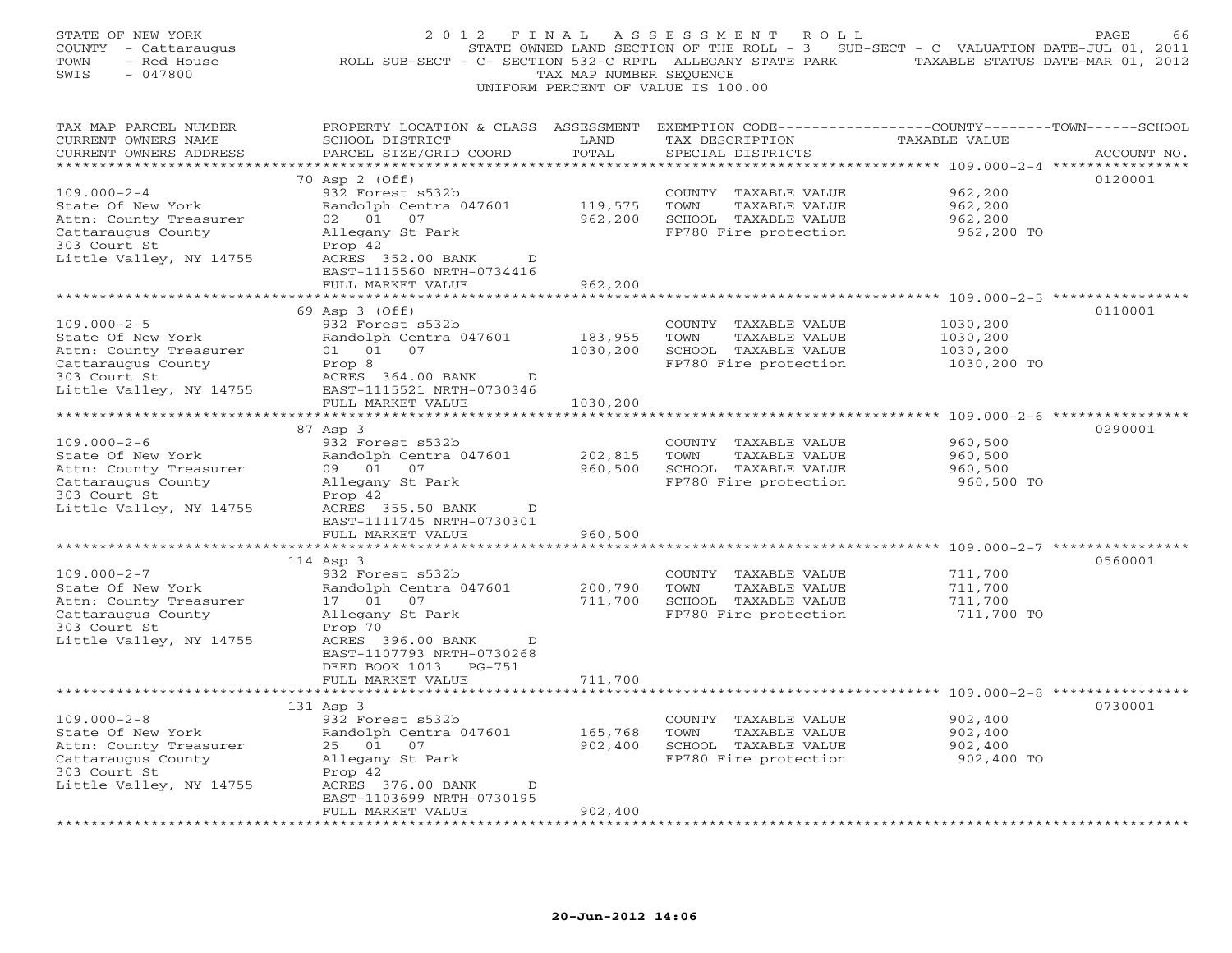STATE OF NEW YORK
COUNTY - Cattaraugus
TOWN - Red House
SWIS - 047800

2012 FINAL ASSESSMENT ROLL
STATE OWNED LAND SECTION OF THE ROLL - 3 SUB-SECT - C VALUATION DATE-JUL 01, 2011
ROLL SUB-SECT - C- SECTION 532-C RPTL ALLEGANY STATE PARK TAXABLE STATUS DATE-MAR 01, 2012
TAX MAP NUMBER SEQUENCE
UNIFORM PERCENT OF VALUE IS 100.00

| TAX MAP PARCEL NUMBER / CURRENT OWNERS NAME / CURRENT OWNERS ADDRESS | PROPERTY LOCATION & CLASS / SCHOOL DISTRICT / PARCEL SIZE/GRID COORD | ASSESSMENT LAND / TOTAL | EXEMPTION CODE / TAX DESCRIPTION / SPECIAL DISTRICTS | COUNTY--TOWN--SCHOOL TAXABLE VALUE | ACCOUNT NO. |
|---|---|---|---|---|---|
| | 70 Asp 2 (Off) | | | | 0120001 |
| 109.000-2-4 | 932 Forest s532b | | COUNTY TAXABLE VALUE | 962,200 | |
| State Of New York | Randolph Centra 047601 | 119,575 | TOWN TAXABLE VALUE | 962,200 | |
| Attn: County Treasurer | 02 01 07 | 962,200 | SCHOOL TAXABLE VALUE | 962,200 | |
| Cattaraugus County | Allegany St Park | | FP780 Fire protection | 962,200 TO | |
| 303 Court St | Prop 42 | | | | |
| Little Valley, NY 14755 | ACRES 352.00 BANK D | | | | |
| | EAST-1115560 NRTH-0734416 | | | | |
| | FULL MARKET VALUE | 962,200 | | | |
| | 69 Asp 3 (Off) | | | | 0110001 |
| 109.000-2-5 | 932 Forest s532b | | COUNTY TAXABLE VALUE | 1030,200 | |
| State Of New York | Randolph Centra 047601 | 183,955 | TOWN TAXABLE VALUE | 1030,200 | |
| Attn: County Treasurer | 01 01 07 | 1030,200 | SCHOOL TAXABLE VALUE | 1030,200 | |
| Cattaraugus County | Prop 8 | | FP780 Fire protection | 1030,200 TO | |
| 303 Court St | ACRES 364.00 BANK D | | | | |
| Little Valley, NY 14755 | EAST-1115521 NRTH-0730346 | | | | |
| | FULL MARKET VALUE | 1030,200 | | | |
| | 87 Asp 3 | | | | 0290001 |
| 109.000-2-6 | 932 Forest s532b | | COUNTY TAXABLE VALUE | 960,500 | |
| State Of New York | Randolph Centra 047601 | 202,815 | TOWN TAXABLE VALUE | 960,500 | |
| Attn: County Treasurer | 09 01 07 | 960,500 | SCHOOL TAXABLE VALUE | 960,500 | |
| Cattaraugus County | Allegany St Park | | FP780 Fire protection | 960,500 TO | |
| 303 Court St | Prop 42 | | | | |
| Little Valley, NY 14755 | ACRES 355.50 BANK D | | | | |
| | EAST-1111745 NRTH-0730301 | | | | |
| | FULL MARKET VALUE | 960,500 | | | |
| | 114 Asp 3 | | | | 0560001 |
| 109.000-2-7 | 932 Forest s532b | | COUNTY TAXABLE VALUE | 711,700 | |
| State Of New York | Randolph Centra 047601 | 200,790 | TOWN TAXABLE VALUE | 711,700 | |
| Attn: County Treasurer | 17 01 07 | 711,700 | SCHOOL TAXABLE VALUE | 711,700 | |
| Cattaraugus County | Allegany St Park | | FP780 Fire protection | 711,700 TO | |
| 303 Court St | Prop 70 | | | | |
| Little Valley, NY 14755 | ACRES 396.00 BANK D | | | | |
| | EAST-1107793 NRTH-0730268 | | | | |
| | DEED BOOK 1013 PG-751 | | | | |
| | FULL MARKET VALUE | 711,700 | | | |
| | 131 Asp 3 | | | | 0730001 |
| 109.000-2-8 | 932 Forest s532b | | COUNTY TAXABLE VALUE | 902,400 | |
| State Of New York | Randolph Centra 047601 | 165,768 | TOWN TAXABLE VALUE | 902,400 | |
| Attn: County Treasurer | 25 01 07 | 902,400 | SCHOOL TAXABLE VALUE | 902,400 | |
| Cattaraugus County | Allegany St Park | | FP780 Fire protection | 902,400 TO | |
| 303 Court St | Prop 42 | | | | |
| Little Valley, NY 14755 | ACRES 376.00 BANK D | | | | |
| | EAST-1103699 NRTH-0730195 | | | | |
| | FULL MARKET VALUE | 902,400 | | | |

20-Jun-2012 14:06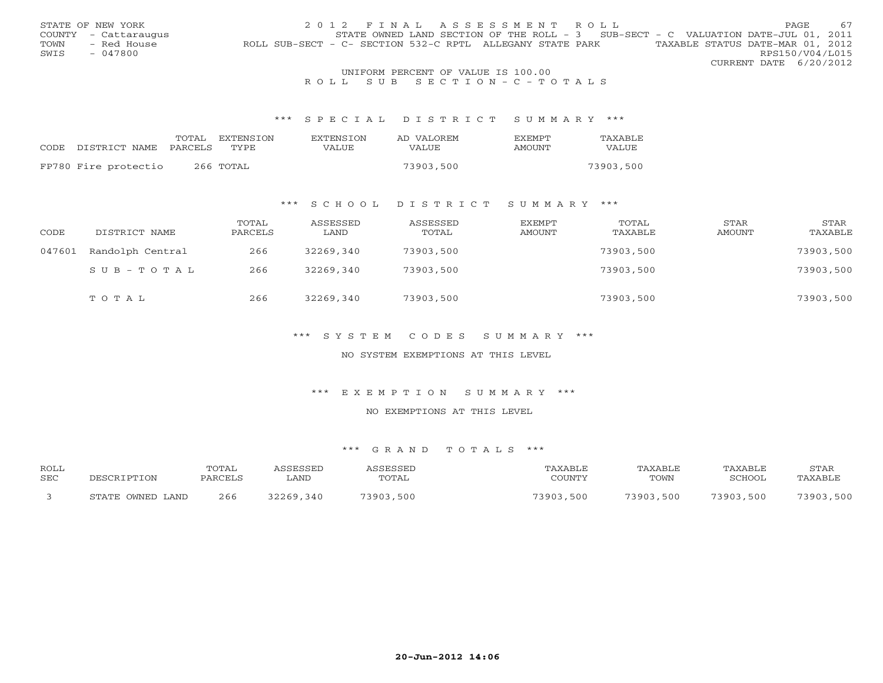STATE OF NEW YORK
COUNTY - Cattaraugus
TOWN - Red House
SWIS - 047800

2012 FINAL ASSESSMENT ROLL
STATE OWNED LAND SECTION OF THE ROLL - 3 SUB-SECT - C VALUATION DATE-JUL 01, 2011
ROLL SUB-SECT - C- SECTION 532-C RPTL ALLEGANY STATE PARK TAXABLE STATUS DATE-MAR 01, 2012
RPS150/V04/L015
CURRENT DATE 6/20/2012

UNIFORM PERCENT OF VALUE IS 100.00

ROLL SUB SECTION-C-TOTALS

## *** SPECIAL DISTRICT SUMMARY ***

| CODE | DISTRICT NAME | TOTAL PARCELS | EXTENSION TYPE | EXTENSION VALUE | AD VALOREM VALUE | EXEMPT AMOUNT | TAXABLE VALUE |
|---|---|---|---|---|---|---|---|
| FP780 | Fire protectio | 266 | TOTAL | | 73903,500 | | 73903,500 |

## *** SCHOOL DISTRICT SUMMARY ***

| CODE | DISTRICT NAME | TOTAL PARCELS | ASSESSED LAND | ASSESSED TOTAL | EXEMPT AMOUNT | TOTAL TAXABLE | STAR AMOUNT | STAR TAXABLE |
|---|---|---|---|---|---|---|---|---|
| 047601 | Randolph Central | 266 | 32269,340 | 73903,500 | | 73903,500 | | 73903,500 |
| | SUB-TOTAL | 266 | 32269,340 | 73903,500 | | 73903,500 | | 73903,500 |
| | TOTAL | 266 | 32269,340 | 73903,500 | | 73903,500 | | 73903,500 |

## *** SYSTEM CODES SUMMARY ***

NO SYSTEM EXEMPTIONS AT THIS LEVEL

## *** EXEMPTION SUMMARY ***

NO EXEMPTIONS AT THIS LEVEL

## *** GRAND TOTALS ***

| ROLL SEC | DESCRIPTION | TOTAL PARCELS | ASSESSED LAND | ASSESSED TOTAL | TAXABLE COUNTY | TAXABLE TOWN | TAXABLE SCHOOL | STAR TAXABLE |
|---|---|---|---|---|---|---|---|---|
| 3 | STATE OWNED LAND | 266 | 32269,340 | 73903,500 | 73903,500 | 73903,500 | 73903,500 | 73903,500 |

20-Jun-2012 14:06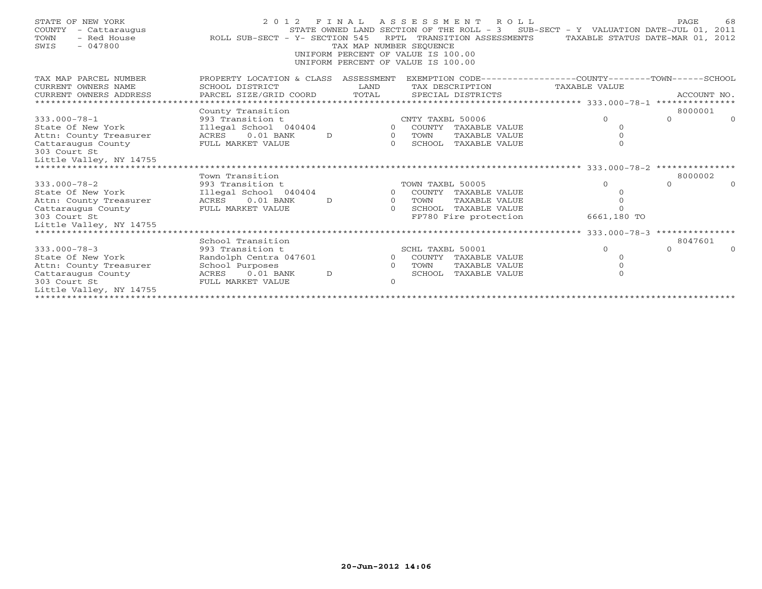STATE OF NEW YORK
COUNTY - Cattaraugus
TOWN - Red House
SWIS - 047800

2012 FINAL ASSESSMENT ROLL

STATE OWNED LAND SECTION OF THE ROLL - 3 SUB-SECT - Y VALUATION DATE-JUL 01, 2011
ROLL SUB-SECT - Y- SECTION 545 RPTL TRANSITION ASSESSMENTS TAXABLE STATUS DATE-MAR 01, 2012
TAX MAP NUMBER SEQUENCE
UNIFORM PERCENT OF VALUE IS 100.00
UNIFORM PERCENT OF VALUE IS 100.00

| TAX MAP PARCEL NUMBER / CURRENT OWNERS NAME / CURRENT OWNERS ADDRESS | PROPERTY LOCATION & CLASS / SCHOOL DISTRICT / PARCEL SIZE/GRID COORD | ASSESSMENT LAND | TOTAL | EXEMPTION CODE / TAX DESCRIPTION / SPECIAL DISTRICTS | COUNTY TAXABLE VALUE | TOWN | SCHOOL | ACCOUNT NO. |
|---|---|---|---|---|---|---|---|---|
| 333.000-78-1 | County Transition | | | | | | | 8000001 |
| State Of New York | 993 Transition t | | | CNTY TAXBL 50006 | 0 | 0 | 0 | |
| Attn: County Treasurer | Illegal School 040404 | 0 | | COUNTY TAXABLE VALUE | 0 | | | |
| Cattaraugus County | ACRES 0.01 BANK D | | 0 | TOWN TAXABLE VALUE | 0 | | | |
| 303 Court St | FULL MARKET VALUE | | 0 | SCHOOL TAXABLE VALUE | 0 | | | |
| Little Valley, NY 14755 | | | | | | | | |
| 333.000-78-2 | Town Transition | | | | | | | 8000002 |
| State Of New York | 993 Transition t | | | TOWN TAXBL 50005 | 0 | 0 | 0 | |
| Attn: County Treasurer | Illegal School 040404 | 0 | | COUNTY TAXABLE VALUE | 0 | | | |
| Cattaraugus County | ACRES 0.01 BANK D | | 0 | TOWN TAXABLE VALUE | 0 | | | |
| 303 Court St | FULL MARKET VALUE | | 0 | SCHOOL TAXABLE VALUE | 0 | | | |
| Little Valley, NY 14755 | | | | FP780 Fire protection | 6661,180 TO | | | |
| 333.000-78-3 | School Transition | | | | | | | 8047601 |
| State Of New York | 993 Transition t | | | SCHL TAXBL 50001 | 0 | 0 | 0 | |
| Attn: County Treasurer | Randolph Centra 047601 | 0 | | COUNTY TAXABLE VALUE | 0 | | | |
| Cattaraugus County | School Purposes | | 0 | TOWN TAXABLE VALUE | 0 | | | |
| 303 Court St | ACRES 0.01 BANK D | | | SCHOOL TAXABLE VALUE | 0 | | | |
| Little Valley, NY 14755 | FULL MARKET VALUE | | 0 | | | | | |

20-Jun-2012 14:06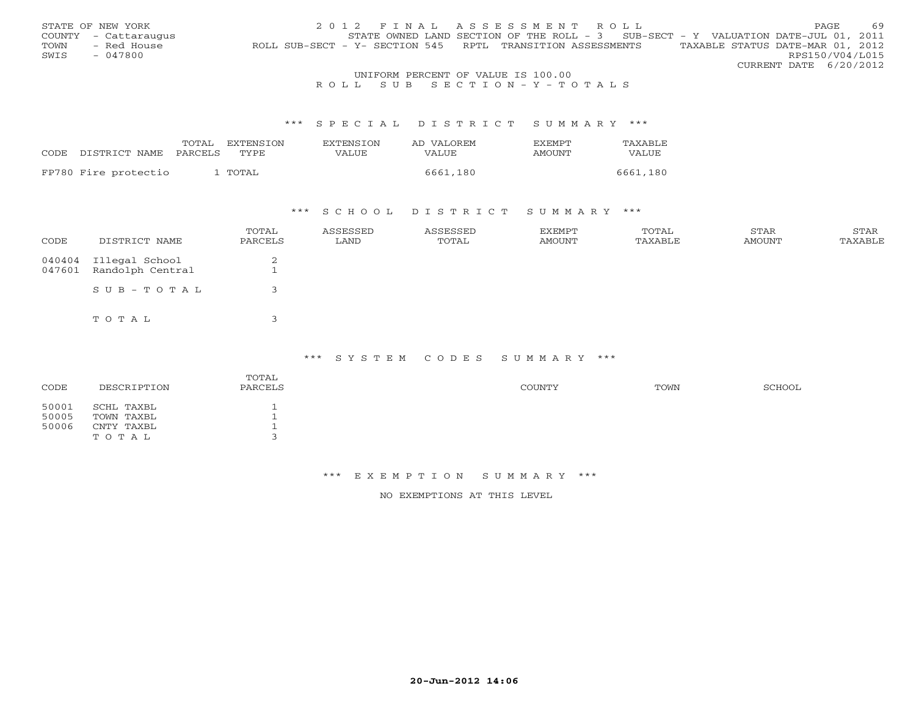STATE OF NEW YORK
COUNTY - Cattaraugus
TOWN - Red House
SWIS - 047800

2 0 1 2 F I N A L A S S E S S M E N T R O L L
STATE OWNED LAND SECTION OF THE ROLL - 3 SUB-SECT - Y VALUATION DATE-JUL 01, 2011
ROLL SUB-SECT - Y- SECTION 545 RPTL TRANSITION ASSESSMENTS TAXABLE STATUS DATE-MAR 01, 2012
RPS150/V04/L015
CURRENT DATE 6/20/2012

UNIFORM PERCENT OF VALUE IS 100.00

R O L L S U B S E C T I O N - Y - T O T A L S

## *** S P E C I A L D I S T R I C T S U M M A R Y ***

| CODE | DISTRICT NAME | TOTAL PARCELS | EXTENSION TYPE | EXTENSION VALUE | AD VALOREM VALUE | EXEMPT AMOUNT | TAXABLE VALUE |
|---|---|---|---|---|---|---|---|
| FP780 | Fire protectio | 1 | TOTAL | | 6661,180 | | 6661,180 |

## *** S C H O O L D I S T R I C T S U M M A R Y ***

| CODE | DISTRICT NAME | TOTAL PARCELS | ASSESSED LAND | ASSESSED TOTAL | EXEMPT AMOUNT | TOTAL TAXABLE | STAR AMOUNT | STAR TAXABLE |
|---|---|---|---|---|---|---|---|---|
| 040404 | Illegal School | 2 | | | | | | |
| 047601 | Randolph Central | 1 | | | | | | |
| | S U B - T O T A L | 3 | | | | | | |
| | T O T A L | 3 | | | | | | |

## *** S Y S T E M C O D E S S U M M A R Y ***

| CODE | DESCRIPTION | TOTAL PARCELS | COUNTY | TOWN | SCHOOL |
|---|---|---|---|---|---|
| 50001 | SCHL TAXBL | 1 | | | |
| 50005 | TOWN TAXBL | 1 | | | |
| 50006 | CNTY TAXBL | 1 | | | |
| | T O T A L | 3 | | | |

## *** E X E M P T I O N S U M M A R Y ***

NO EXEMPTIONS AT THIS LEVEL

20-Jun-2012 14:06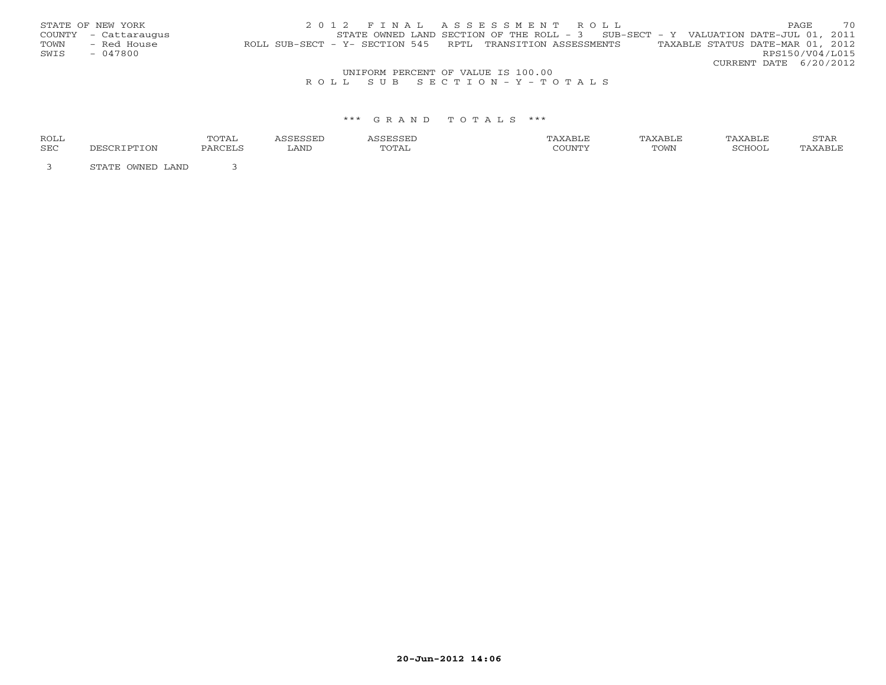STATE OF NEW YORK
COUNTY - Cattaraugus
TOWN - Red House
SWIS - 047800

2 0 1 2 F I N A L A S S E S S M E N T R O L L
STATE OWNED LAND SECTION OF THE ROLL - 3 SUB-SECT - Y VALUATION DATE-JUL 01, 2011
ROLL SUB-SECT - Y- SECTION 545 RPTL TRANSITION ASSESSMENTS TAXABLE STATUS DATE-MAR 01, 2012
RPS150/V04/L015
CURRENT DATE 6/20/2012

UNIFORM PERCENT OF VALUE IS 100.00

R O L L S U B S E C T I O N - Y - T O T A L S

\*\*\* G R A N D T O T A L S \*\*\*

| ROLL SEC | DESCRIPTION | TOTAL PARCELS | ASSESSED LAND | ASSESSED TOTAL | TAXABLE COUNTY | TAXABLE TOWN | TAXABLE SCHOOL | STAR TAXABLE |
|---|---|---|---|---|---|---|---|---|
| 3 | STATE OWNED LAND | 3 | | | | | | |

20-Jun-2012 14:06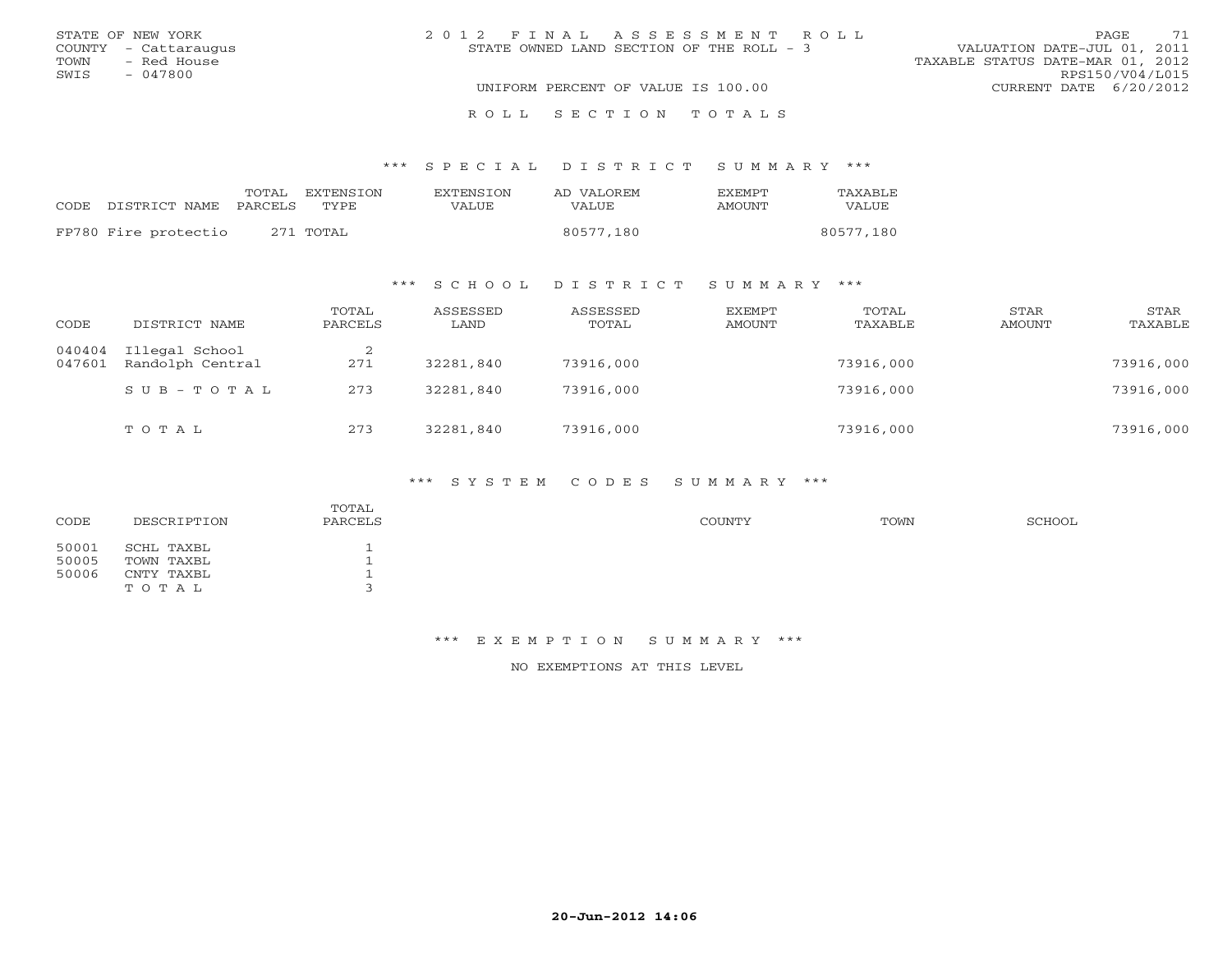STATE OF NEW YORK
COUNTY - Cattaraugus
TOWN - Red House
SWIS - 047800

# 2012 FINAL ASSESSMENT ROLL

STATE OWNED LAND SECTION OF THE ROLL - 3

UNIFORM PERCENT OF VALUE IS 100.00

VALUATION DATE-JUL 01, 2011
TAXABLE STATUS DATE-MAR 01, 2012
RPS150/V04/L015
CURRENT DATE 6/20/2012

## ROLL SECTION TOTALS

### *** SPECIAL DISTRICT SUMMARY ***

| CODE DISTRICT NAME | TOTAL PARCELS | EXTENSION TYPE | EXTENSION VALUE | AD VALOREM VALUE | EXEMPT AMOUNT | TAXABLE VALUE |
|---|---|---|---|---|---|---|
| FP780 Fire protectio | 271 | TOTAL | | 80577,180 | | 80577,180 |

### *** SCHOOL DISTRICT SUMMARY ***

| CODE | DISTRICT NAME | TOTAL PARCELS | ASSESSED LAND | ASSESSED TOTAL | EXEMPT AMOUNT | TOTAL TAXABLE | STAR AMOUNT | STAR TAXABLE |
|---|---|---|---|---|---|---|---|---|
| 040404 | Illegal School | 2 | | | | | | |
| 047601 | Randolph Central | 271 | 32281,840 | 73916,000 | | 73916,000 | | 73916,000 |
| | SUB-TOTAL | 273 | 32281,840 | 73916,000 | | 73916,000 | | 73916,000 |
| | TOTAL | 273 | 32281,840 | 73916,000 | | 73916,000 | | 73916,000 |

### *** SYSTEM CODES SUMMARY ***

| CODE | DESCRIPTION | TOTAL PARCELS | COUNTY | TOWN | SCHOOL |
|---|---|---|---|---|---|
| 50001 | SCHL TAXBL | 1 | | | |
| 50005 | TOWN TAXBL | 1 | | | |
| 50006 | CNTY TAXBL | 1 | | | |
| | TOTAL | 3 | | | |

### *** EXEMPTION SUMMARY ***

NO EXEMPTIONS AT THIS LEVEL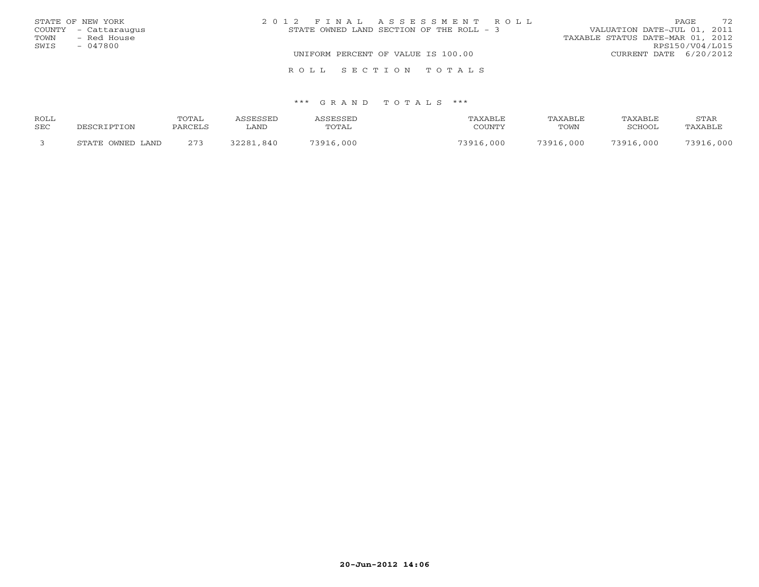STATE OF NEW YORK
COUNTY - Cattaraugus
TOWN - Red House
SWIS - 047800

2 0 1 2 F I N A L A S S E S S M E N T R O L L
STATE OWNED LAND SECTION OF THE ROLL - 3

VALUATION DATE-JUL 01, 2011
TAXABLE STATUS DATE-MAR 01, 2012
RPS150/V04/L015

UNIFORM PERCENT OF VALUE IS 100.00

CURRENT DATE 6/20/2012

R O L L S E C T I O N T O T A L S

*** G R A N D T O T A L S ***

| ROLL SEC | DESCRIPTION | TOTAL PARCELS | ASSESSED LAND | ASSESSED TOTAL | TAXABLE COUNTY | TAXABLE TOWN | TAXABLE SCHOOL | STAR TAXABLE |
|---|---|---|---|---|---|---|---|---|
| 3 | STATE OWNED LAND | 273 | 32281,840 | 73916,000 | 73916,000 | 73916,000 | 73916,000 | 73916,000 |

20-Jun-2012 14:06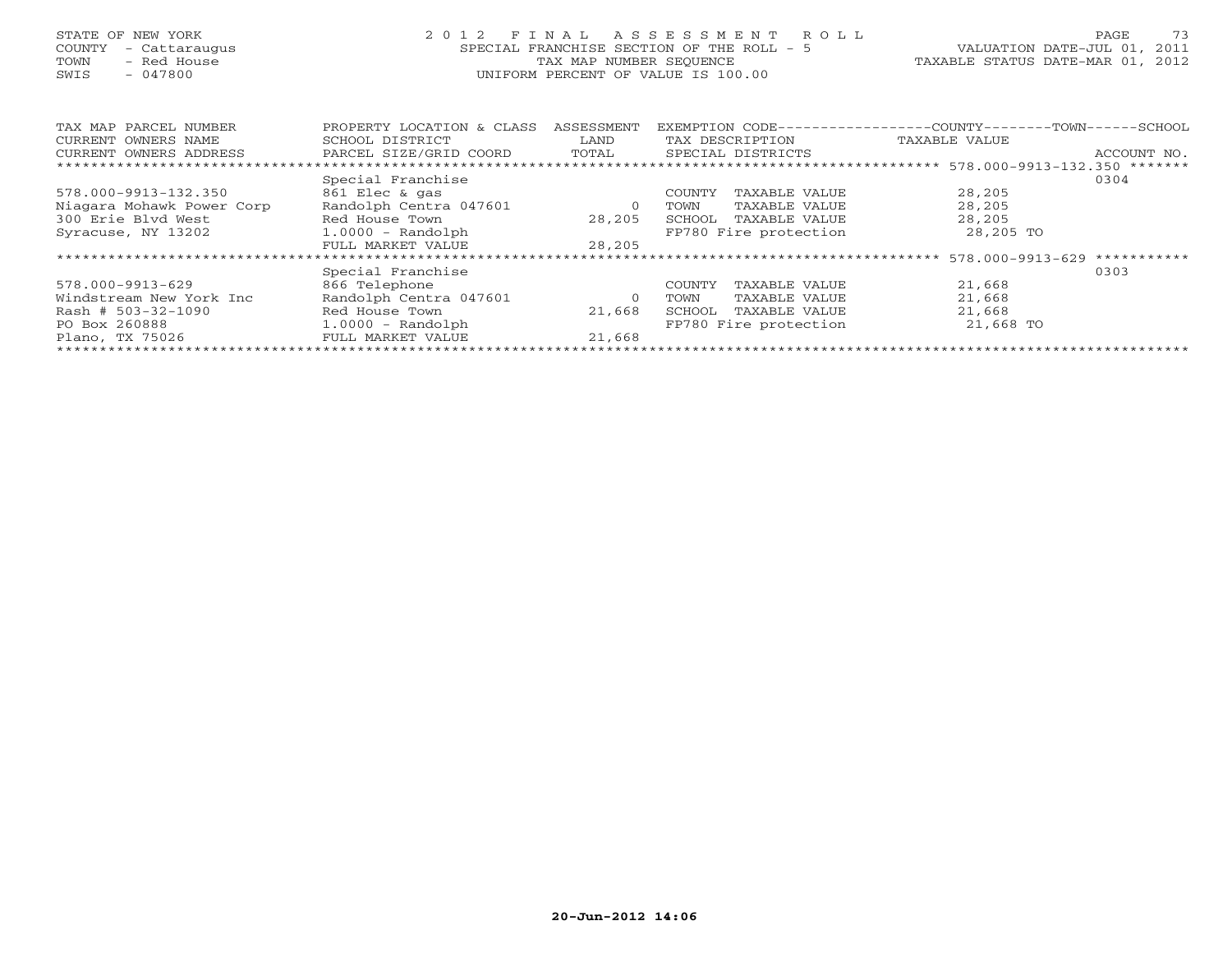STATE OF NEW YORK
COUNTY - Cattaraugus
TOWN - Red House
SWIS - 047800

# 2012 FINAL ASSESSMENT ROLL

SPECIAL FRANCHISE SECTION OF THE ROLL - 5
TAX MAP NUMBER SEQUENCE
UNIFORM PERCENT OF VALUE IS 100.00

VALUATION DATE-JUL 01, 2011
TAXABLE STATUS DATE-MAR 01, 2012

| TAX MAP PARCEL NUMBER / CURRENT OWNERS NAME / CURRENT OWNERS ADDRESS | PROPERTY LOCATION & CLASS / SCHOOL DISTRICT / PARCEL SIZE/GRID COORD | ASSESSMENT LAND / TOTAL | EXEMPTION CODE / TAX DESCRIPTION / SPECIAL DISTRICTS | COUNTY--------TOWN------SCHOOL TAXABLE VALUE | ACCOUNT NO. |
|---|---|---|---|---|---|
| 578.000-9913-132.350 | Special Franchise | | | | 0304 |
| 578.000-9913-132.350 | 861 Elec & gas | | COUNTY TAXABLE VALUE | 28,205 | |
| Niagara Mohawk Power Corp | Randolph Centra 047601 | 0 | TOWN TAXABLE VALUE | 28,205 | |
| 300 Erie Blvd West | Red House Town | 28,205 | SCHOOL TAXABLE VALUE | 28,205 | |
| Syracuse, NY 13202 | 1.0000 - Randolph | | FP780 Fire protection | 28,205 TO | |
| | FULL MARKET VALUE | 28,205 | | | |
| 578.000-9913-629 | Special Franchise | | | | 0303 |
| 578.000-9913-629 | 866 Telephone | | COUNTY TAXABLE VALUE | 21,668 | |
| Windstream New York Inc | Randolph Centra 047601 | 0 | TOWN TAXABLE VALUE | 21,668 | |
| Rash # 503-32-1090 | Red House Town | 21,668 | SCHOOL TAXABLE VALUE | 21,668 | |
| PO Box 260888 | 1.0000 - Randolph | | FP780 Fire protection | 21,668 TO | |
| Plano, TX 75026 | FULL MARKET VALUE | 21,668 | | | |

20-Jun-2012 14:06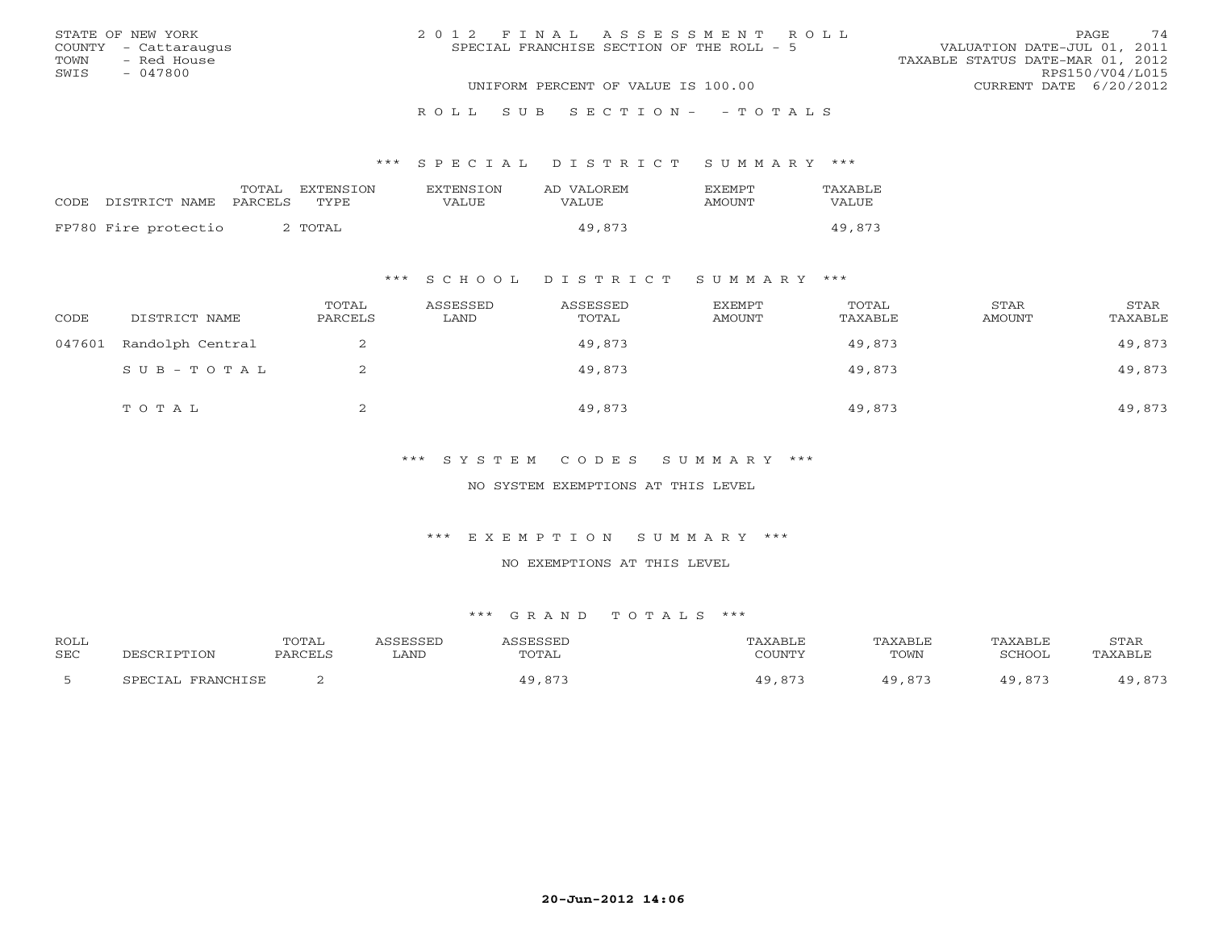STATE OF NEW YORK
COUNTY - Cattaraugus
TOWN - Red House
SWIS - 047800

2 0 1 2 F I N A L A S S E S S M E N T R O L L
SPECIAL FRANCHISE SECTION OF THE ROLL - 5

VALUATION DATE-JUL 01, 2011
TAXABLE STATUS DATE-MAR 01, 2012
RPS150/V04/L015
CURRENT DATE 6/20/2012

UNIFORM PERCENT OF VALUE IS 100.00

R O L L S U B S E C T I O N - - T O T A L S

## *** S P E C I A L D I S T R I C T S U M M A R Y ***

| CODE DISTRICT NAME | TOTAL PARCELS | EXTENSION TYPE | EXTENSION VALUE | AD VALOREM VALUE | EXEMPT AMOUNT | TAXABLE VALUE |
|---|---|---|---|---|---|---|
| FP780 Fire protectio | 2 | TOTAL | | 49,873 | | 49,873 |

## *** S C H O O L D I S T R I C T S U M M A R Y ***

| CODE | DISTRICT NAME | TOTAL PARCELS | ASSESSED LAND | ASSESSED TOTAL | EXEMPT AMOUNT | TOTAL TAXABLE | STAR AMOUNT | STAR TAXABLE |
|---|---|---|---|---|---|---|---|---|
| 047601 | Randolph Central | 2 | | 49,873 | | 49,873 | | 49,873 |
| | S U B - T O T A L | 2 | | 49,873 | | 49,873 | | 49,873 |
| | T O T A L | 2 | | 49,873 | | 49,873 | | 49,873 |

## *** S Y S T E M C O D E S S U M M A R Y ***

NO SYSTEM EXEMPTIONS AT THIS LEVEL

## *** E X E M P T I O N S U M M A R Y ***

NO EXEMPTIONS AT THIS LEVEL

## *** G R A N D T O T A L S ***

| ROLL SEC | DESCRIPTION | TOTAL PARCELS | ASSESSED LAND | ASSESSED TOTAL | TAXABLE COUNTY | TAXABLE TOWN | TAXABLE SCHOOL | STAR TAXABLE |
|---|---|---|---|---|---|---|---|---|
| 5 | SPECIAL FRANCHISE | 2 | | 49,873 | 49,873 | 49,873 | 49,873 | 49,873 |

20-Jun-2012 14:06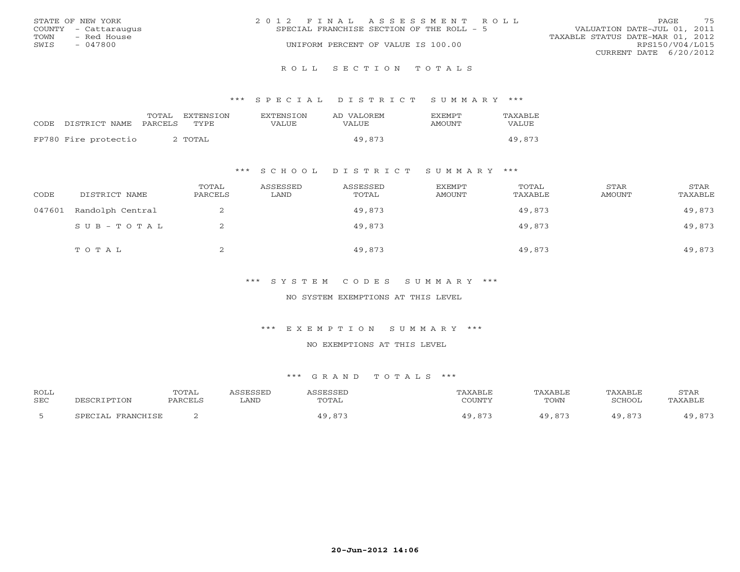STATE OF NEW YORK
COUNTY - Cattaraugus
TOWN - Red House
SWIS - 047800

2012 FINAL ASSESSMENT ROLL
SPECIAL FRANCHISE SECTION OF THE ROLL - 5
UNIFORM PERCENT OF VALUE IS 100.00

VALUATION DATE-JUL 01, 2011
TAXABLE STATUS DATE-MAR 01, 2012
RPS150/V04/L015
CURRENT DATE 6/20/2012

## ROLL SECTION TOTALS

### *** SPECIAL DISTRICT SUMMARY ***

| CODE | DISTRICT NAME | TOTAL PARCELS | EXTENSION TYPE | EXTENSION VALUE | AD VALOREM VALUE | EXEMPT AMOUNT | TAXABLE VALUE |
|---|---|---|---|---|---|---|---|
| FP780 | Fire protectio | 2 | TOTAL | | 49,873 | | 49,873 |

### *** SCHOOL DISTRICT SUMMARY ***

| CODE | DISTRICT NAME | TOTAL PARCELS | ASSESSED LAND | ASSESSED TOTAL | EXEMPT AMOUNT | TOTAL TAXABLE | STAR AMOUNT | STAR TAXABLE |
|---|---|---|---|---|---|---|---|---|
| 047601 | Randolph Central | 2 | | 49,873 | | 49,873 | | 49,873 |
| | SUB-TOTAL | 2 | | 49,873 | | 49,873 | | 49,873 |
| | TOTAL | 2 | | 49,873 | | 49,873 | | 49,873 |

### *** SYSTEM CODES SUMMARY ***

NO SYSTEM EXEMPTIONS AT THIS LEVEL

### *** EXEMPTION SUMMARY ***

NO EXEMPTIONS AT THIS LEVEL

### *** GRAND TOTALS ***

| ROLL SEC | DESCRIPTION | TOTAL PARCELS | ASSESSED LAND | ASSESSED TOTAL | TAXABLE COUNTY | TAXABLE TOWN | TAXABLE SCHOOL | STAR TAXABLE |
|---|---|---|---|---|---|---|---|---|
| 5 | SPECIAL FRANCHISE | 2 | | 49,873 | 49,873 | 49,873 | 49,873 | 49,873 |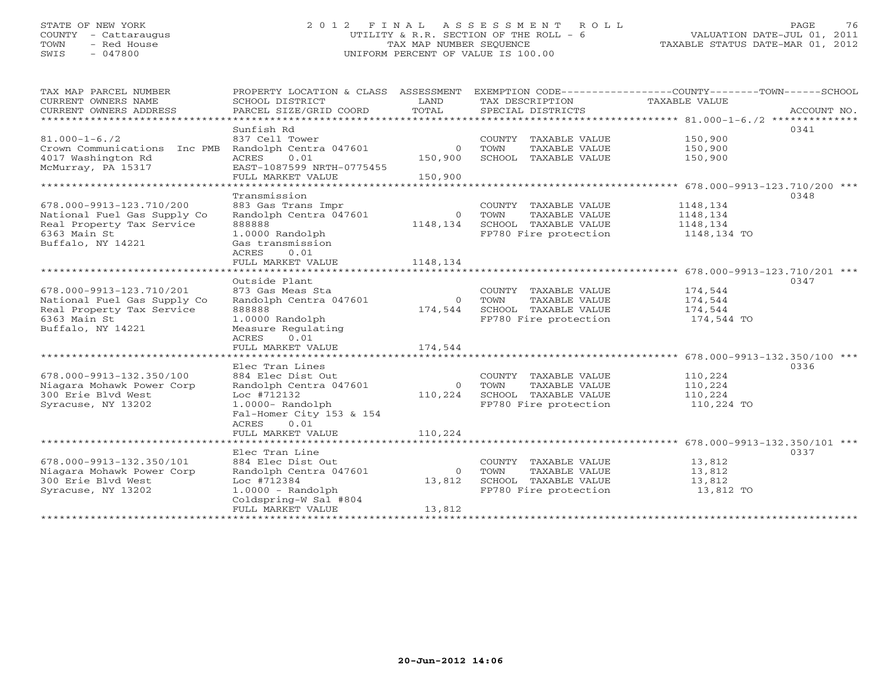STATE OF NEW YORK
COUNTY - Cattaraugus
TOWN - Red House
SWIS - 047800

# 2012 FINAL ASSESSMENT ROLL
UTILITY & R.R. SECTION OF THE ROLL - 6
TAX MAP NUMBER SEQUENCE
UNIFORM PERCENT OF VALUE IS 100.00

VALUATION DATE-JUL 01, 2011
TAXABLE STATUS DATE-MAR 01, 2012

| TAX MAP PARCEL NUMBER / CURRENT OWNERS NAME / CURRENT OWNERS ADDRESS | PROPERTY LOCATION & CLASS / SCHOOL DISTRICT / PARCEL SIZE/GRID COORD | ASSESSMENT LAND / TOTAL | EXEMPTION CODE / TAX DESCRIPTION / SPECIAL DISTRICTS | COUNTY--TOWN--SCHOOL TAXABLE VALUE | ACCOUNT NO. |
|---|---|---|---|---|---|
| 81.000-1-6./2 | Sunfish Rd | | | | 0341 |
| 81.000-1-6./2 | 837 Cell Tower | | COUNTY TAXABLE VALUE | 150,900 | |
| Crown Communications Inc PMB | Randolph Centra 047601 | 0 | TOWN TAXABLE VALUE | 150,900 | |
| 4017 Washington Rd | ACRES 0.01 | 150,900 | SCHOOL TAXABLE VALUE | 150,900 | |
| McMurray, PA 15317 | EAST-1087599 NRTH-0775455 | | | | |
| | FULL MARKET VALUE | 150,900 | | | |
| 678.000-9913-123.710/200 | Transmission | | | | 0348 |
| 678.000-9913-123.710/200 | 883 Gas Trans Impr | | COUNTY TAXABLE VALUE | 1148,134 | |
| National Fuel Gas Supply Co | Randolph Centra 047601 | 0 | TOWN TAXABLE VALUE | 1148,134 | |
| Real Property Tax Service | 888888 | 1148,134 | SCHOOL TAXABLE VALUE | 1148,134 | |
| 6363 Main St | 1.0000 Randolph | | FP780 Fire protection | 1148,134 TO | |
| Buffalo, NY 14221 | Gas transmission | | | | |
| | ACRES 0.01 | | | | |
| | FULL MARKET VALUE | 1148,134 | | | |
| 678.000-9913-123.710/201 | Outside Plant | | | | 0347 |
| 678.000-9913-123.710/201 | 873 Gas Meas Sta | | COUNTY TAXABLE VALUE | 174,544 | |
| National Fuel Gas Supply Co | Randolph Centra 047601 | 0 | TOWN TAXABLE VALUE | 174,544 | |
| Real Property Tax Service | 888888 | 174,544 | SCHOOL TAXABLE VALUE | 174,544 | |
| 6363 Main St | 1.0000 Randolph | | FP780 Fire protection | 174,544 TO | |
| Buffalo, NY 14221 | Measure Regulating | | | | |
| | ACRES 0.01 | | | | |
| | FULL MARKET VALUE | 174,544 | | | |
| 678.000-9913-132.350/100 | Elec Tran Lines | | | | 0336 |
| 678.000-9913-132.350/100 | 884 Elec Dist Out | | COUNTY TAXABLE VALUE | 110,224 | |
| Niagara Mohawk Power Corp | Randolph Centra 047601 | 0 | TOWN TAXABLE VALUE | 110,224 | |
| 300 Erie Blvd West | Loc #712132 | 110,224 | SCHOOL TAXABLE VALUE | 110,224 | |
| Syracuse, NY 13202 | 1.0000- Randolph | | FP780 Fire protection | 110,224 TO | |
| | Fal-Homer City 153 & 154 | | | | |
| | ACRES 0.01 | | | | |
| | FULL MARKET VALUE | 110,224 | | | |
| 678.000-9913-132.350/101 | Elec Tran Line | | | | 0337 |
| 678.000-9913-132.350/101 | 884 Elec Dist Out | | COUNTY TAXABLE VALUE | 13,812 | |
| Niagara Mohawk Power Corp | Randolph Centra 047601 | 0 | TOWN TAXABLE VALUE | 13,812 | |
| 300 Erie Blvd West | Loc #712384 | 13,812 | SCHOOL TAXABLE VALUE | 13,812 | |
| Syracuse, NY 13202 | 1.0000 - Randolph | | FP780 Fire protection | 13,812 TO | |
| | Coldspring-W Sal #804 | | | | |
| | FULL MARKET VALUE | 13,812 | | | |

20-Jun-2012 14:06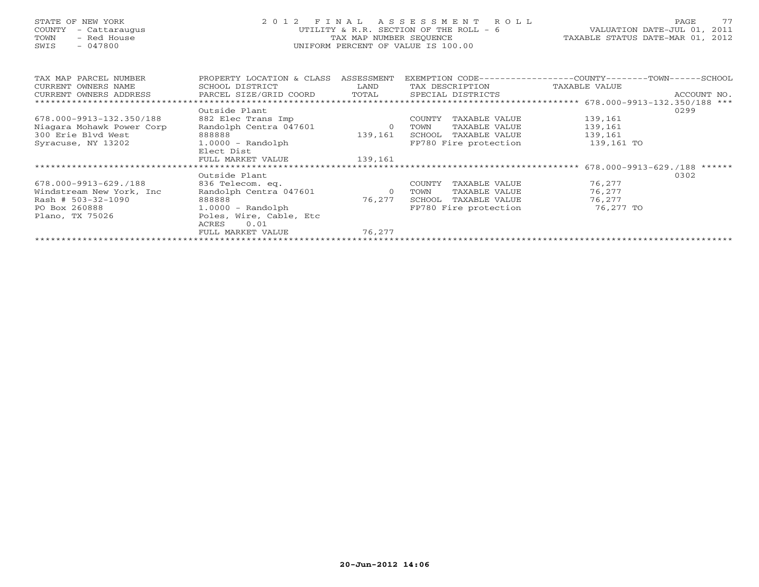STATE OF NEW YORK
COUNTY - Cattaraugus
TOWN - Red House
SWIS - 047800

# 2012 FINAL ASSESSMENT ROLL

UTILITY & R.R. SECTION OF THE ROLL - 6
TAX MAP NUMBER SEQUENCE
UNIFORM PERCENT OF VALUE IS 100.00

VALUATION DATE-JUL 01, 2011
TAXABLE STATUS DATE-MAR 01, 2012

| TAX MAP PARCEL NUMBER / CURRENT OWNERS NAME / CURRENT OWNERS ADDRESS | PROPERTY LOCATION & CLASS / SCHOOL DISTRICT / PARCEL SIZE/GRID COORD | ASSESSMENT LAND / TOTAL | EXEMPTION CODE / TAX DESCRIPTION / SPECIAL DISTRICTS | COUNTY--------TOWN------SCHOOL TAXABLE VALUE | ACCOUNT NO. |
|---|---|---|---|---|---|
| 678.000-9913-132.350/188 | Outside Plant | | | | 0299 |
| 678.000-9913-132.350/188 | 882 Elec Trans Imp | | COUNTY TAXABLE VALUE | 139,161 | |
| Niagara Mohawk Power Corp | Randolph Centra 047601 | 0 | TOWN TAXABLE VALUE | 139,161 | |
| 300 Erie Blvd West | 888888 | 139,161 | SCHOOL TAXABLE VALUE | 139,161 | |
| Syracuse, NY 13202 | 1.0000 - Randolph | | FP780 Fire protection | 139,161 TO | |
| | Elect Dist | | | | |
| | FULL MARKET VALUE | 139,161 | | | |
| 678.000-9913-629./188 | Outside Plant | | | | 0302 |
| 678.000-9913-629./188 | 836 Telecom. eq. | | COUNTY TAXABLE VALUE | 76,277 | |
| Windstream New York, Inc | Randolph Centra 047601 | 0 | TOWN TAXABLE VALUE | 76,277 | |
| Rash # 503-32-1090 | 888888 | 76,277 | SCHOOL TAXABLE VALUE | 76,277 | |
| PO Box 260888 | 1.0000 - Randolph | | FP780 Fire protection | 76,277 TO | |
| Plano, TX 75026 | Poles, Wire, Cable, Etc | | | | |
| | ACRES 0.01 | | | | |
| | FULL MARKET VALUE | 76,277 | | | |

20-Jun-2012 14:06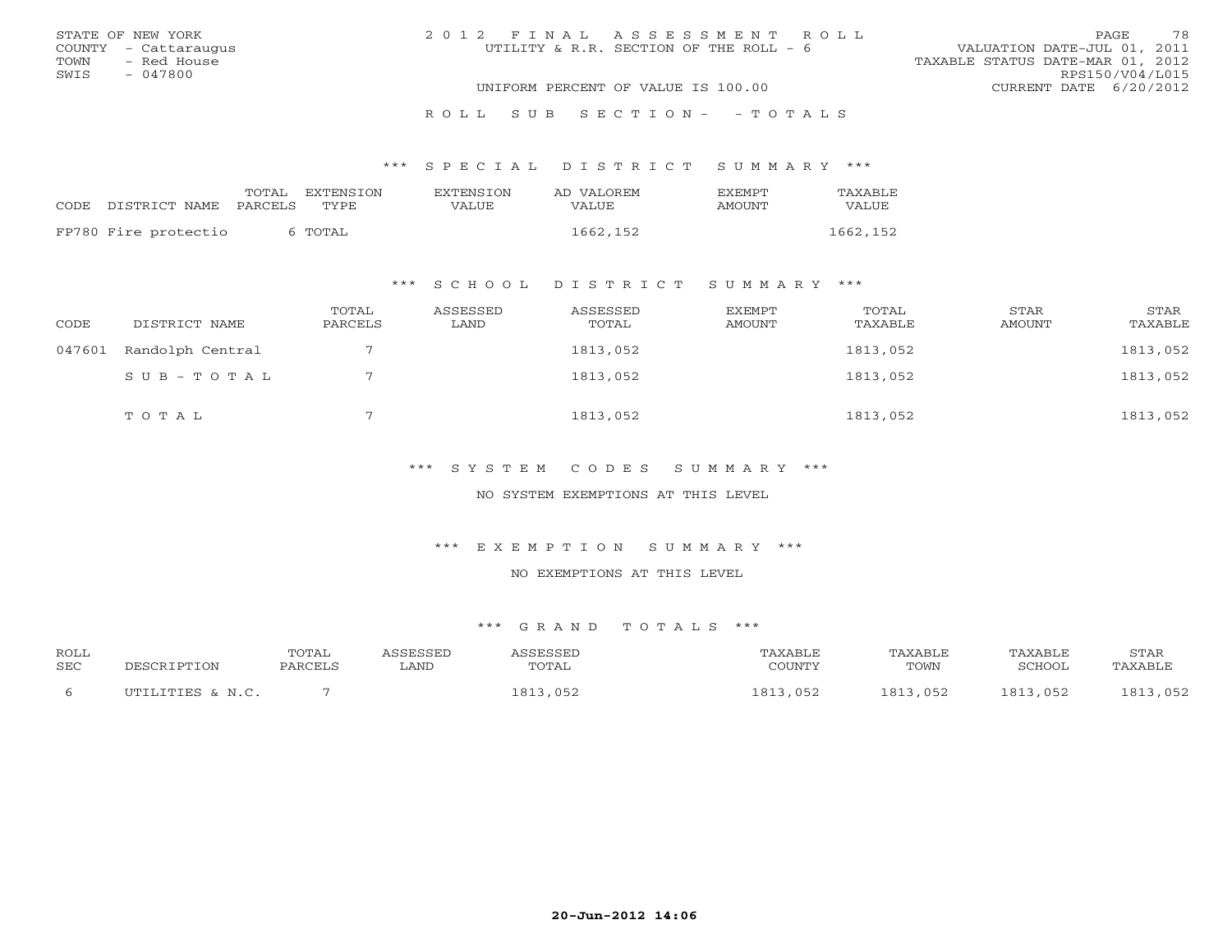STATE OF NEW YORK
COUNTY - Cattaraugus
TOWN - Red House
SWIS - 047800

2 0 1 2 F I N A L A S S E S S M E N T R O L L
UTILITY & R.R. SECTION OF THE ROLL - 6

VALUATION DATE-JUL 01, 2011
TAXABLE STATUS DATE-MAR 01, 2012
RPS150/V04/L015
CURRENT DATE 6/20/2012

UNIFORM PERCENT OF VALUE IS 100.00

R O L L S U B S E C T I O N - - T O T A L S

### *** S P E C I A L D I S T R I C T S U M M A R Y ***

| CODE DISTRICT NAME | TOTAL PARCELS | EXTENSION TYPE | EXTENSION VALUE | AD VALOREM VALUE | EXEMPT AMOUNT | TAXABLE VALUE |
|---|---|---|---|---|---|---|
| FP780 Fire protectio | 6 | TOTAL | | 1662,152 | | 1662,152 |

### *** S C H O O L D I S T R I C T S U M M A R Y ***

| CODE | DISTRICT NAME | TOTAL PARCELS | ASSESSED LAND | ASSESSED TOTAL | EXEMPT AMOUNT | TOTAL TAXABLE | STAR AMOUNT | STAR TAXABLE |
|---|---|---|---|---|---|---|---|---|
| 047601 | Randolph Central | 7 | | 1813,052 | | 1813,052 | | 1813,052 |
| | S U B - T O T A L | 7 | | 1813,052 | | 1813,052 | | 1813,052 |
| | T O T A L | 7 | | 1813,052 | | 1813,052 | | 1813,052 |

### *** S Y S T E M C O D E S S U M M A R Y ***

NO SYSTEM EXEMPTIONS AT THIS LEVEL

### *** E X E M P T I O N S U M M A R Y ***

NO EXEMPTIONS AT THIS LEVEL

### *** G R A N D T O T A L S ***

| ROLL SEC | DESCRIPTION | TOTAL PARCELS | ASSESSED LAND | ASSESSED TOTAL | TAXABLE COUNTY | TAXABLE TOWN | TAXABLE SCHOOL | STAR TAXABLE |
|---|---|---|---|---|---|---|---|---|
| 6 | UTILITIES & N.C. | 7 | | 1813,052 | 1813,052 | 1813,052 | 1813,052 | 1813,052 |

20-Jun-2012 14:06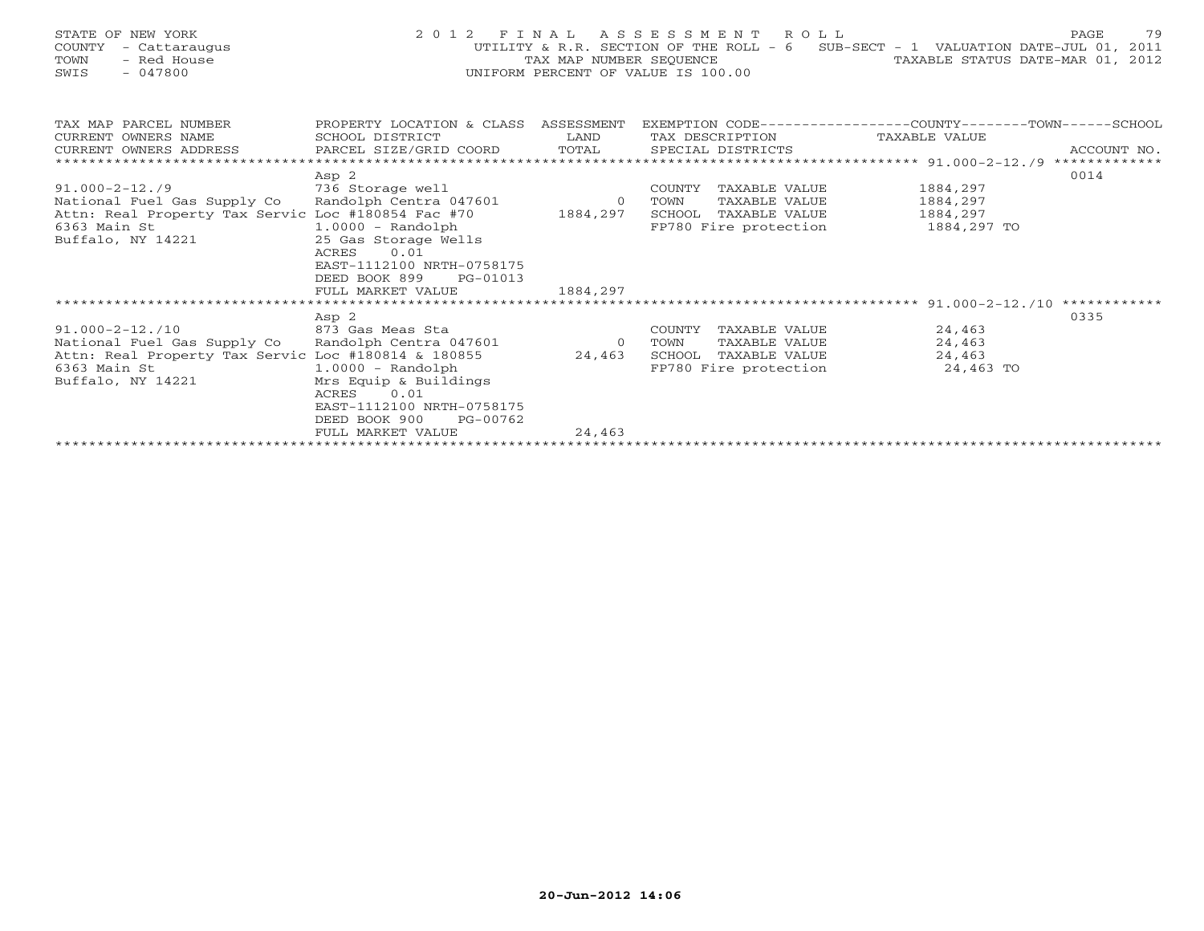STATE OF NEW YORK
COUNTY - Cattaraugus
TOWN - Red House
SWIS - 047800

2012 FINAL ASSESSMENT ROLL
UTILITY & R.R. SECTION OF THE ROLL - 6  SUB-SECT - 1  VALUATION DATE-JUL 01, 2011
TAX MAP NUMBER SEQUENCE  TAXABLE STATUS DATE-MAR 01, 2012
UNIFORM PERCENT OF VALUE IS 100.00

| TAX MAP PARCEL NUMBER<br>CURRENT OWNERS NAME<br>CURRENT OWNERS ADDRESS | PROPERTY LOCATION & CLASS<br>SCHOOL DISTRICT<br>PARCEL SIZE/GRID COORD | ASSESSMENT<br>LAND<br>TOTAL | EXEMPTION CODE<br>TAX DESCRIPTION<br>SPECIAL DISTRICTS | COUNTY--------TOWN------SCHOOL<br>TAXABLE VALUE | ACCOUNT NO. |
|---|---|---|---|---|---|
| ******** 91.000-2-12./9 ******** | | | | | |
| | Asp 2 | | | | 0014 |
| 91.000-2-12./9 | 736 Storage well | | COUNTY TAXABLE VALUE | 1884,297 | |
| National Fuel Gas Supply Co | Randolph Centra 047601 | 0 | TOWN TAXABLE VALUE | 1884,297 | |
| Attn: Real Property Tax Servic | Loc #180854 Fac #70 | 1884,297 | SCHOOL TAXABLE VALUE | 1884,297 | |
| 6363 Main St | 1.0000 - Randolph | | FP780 Fire protection | 1884,297 TO | |
| Buffalo, NY 14221 | 25 Gas Storage Wells | | | | |
| | ACRES 0.01 | | | | |
| | EAST-1112100 NRTH-0758175 | | | | |
| | DEED BOOK 899 PG-01013 | | | | |
| | FULL MARKET VALUE | 1884,297 | | | |
| ******** 91.000-2-12./10 ******** | | | | | |
| | Asp 2 | | | | 0335 |
| 91.000-2-12./10 | 873 Gas Meas Sta | | COUNTY TAXABLE VALUE | 24,463 | |
| National Fuel Gas Supply Co | Randolph Centra 047601 | 0 | TOWN TAXABLE VALUE | 24,463 | |
| Attn: Real Property Tax Servic | Loc #180814 & 180855 | 24,463 | SCHOOL TAXABLE VALUE | 24,463 | |
| 6363 Main St | 1.0000 - Randolph | | FP780 Fire protection | 24,463 TO | |
| Buffalo, NY 14221 | Mrs Equip & Buildings | | | | |
| | ACRES 0.01 | | | | |
| | EAST-1112100 NRTH-0758175 | | | | |
| | DEED BOOK 900 PG-00762 | | | | |
| | FULL MARKET VALUE | 24,463 | | | |

20-Jun-2012 14:06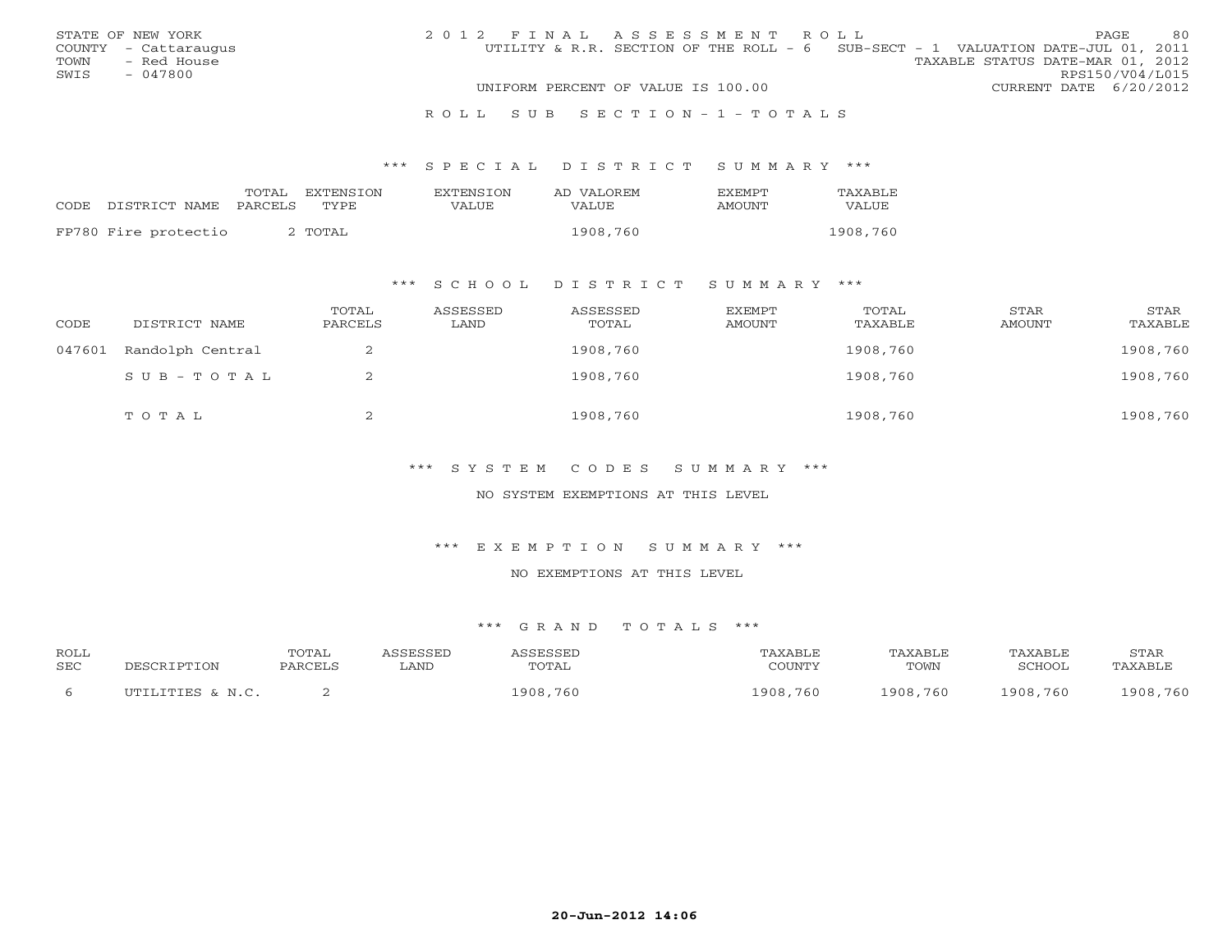STATE OF NEW YORK
COUNTY - Cattaraugus
TOWN - Red House
SWIS - 047800

2012 FINAL ASSESSMENT ROLL
UTILITY & R.R. SECTION OF THE ROLL - 6 SUB-SECT - 1 VALUATION DATE-JUL 01, 2011
TAXABLE STATUS DATE-MAR 01, 2012
RPS150/V04/L015
UNIFORM PERCENT OF VALUE IS 100.00 CURRENT DATE 6/20/2012

ROLL SUB SECTION - 1 - TOTALS

*** SPECIAL DISTRICT SUMMARY ***

| CODE | DISTRICT NAME | TOTAL PARCELS | EXTENSION TYPE | EXTENSION VALUE | AD VALOREM VALUE | EXEMPT AMOUNT | TAXABLE VALUE |
|---|---|---|---|---|---|---|---|
| FP780 | Fire protectio | 2 | TOTAL | | 1908,760 | | 1908,760 |

*** SCHOOL DISTRICT SUMMARY ***

| CODE | DISTRICT NAME | TOTAL PARCELS | ASSESSED LAND | ASSESSED TOTAL | EXEMPT AMOUNT | TOTAL TAXABLE | STAR AMOUNT | STAR TAXABLE |
|---|---|---|---|---|---|---|---|---|
| 047601 | Randolph Central | 2 | | 1908,760 | | 1908,760 | | 1908,760 |
| | SUB-TOTAL | 2 | | 1908,760 | | 1908,760 | | 1908,760 |
| | TOTAL | 2 | | 1908,760 | | 1908,760 | | 1908,760 |

*** SYSTEM CODES SUMMARY ***

NO SYSTEM EXEMPTIONS AT THIS LEVEL

*** EXEMPTION SUMMARY ***

NO EXEMPTIONS AT THIS LEVEL

*** GRAND TOTALS ***

| ROLL SEC | DESCRIPTION | TOTAL PARCELS | ASSESSED LAND | ASSESSED TOTAL | TAXABLE COUNTY | TAXABLE TOWN | TAXABLE SCHOOL | STAR TAXABLE |
|---|---|---|---|---|---|---|---|---|
| 6 | UTILITIES & N.C. | 2 | | 1908,760 | 1908,760 | 1908,760 | 1908,760 | 1908,760 |

20-Jun-2012 14:06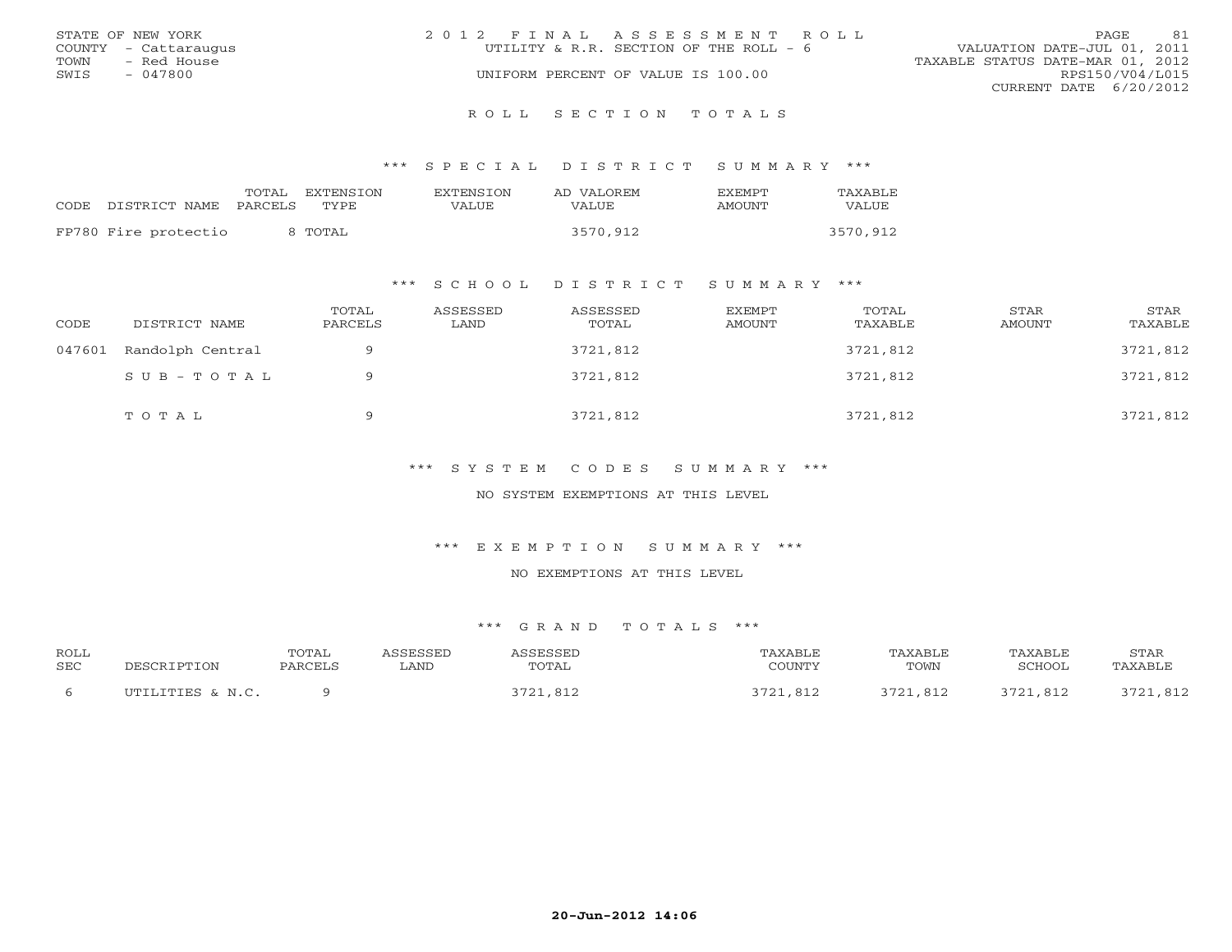STATE OF NEW YORK
COUNTY - Cattaraugus
TOWN - Red House
SWIS - 047800

2012 FINAL ASSESSMENT ROLL
UTILITY & R.R. SECTION OF THE ROLL - 6
UNIFORM PERCENT OF VALUE IS 100.00

VALUATION DATE-JUL 01, 2011
TAXABLE STATUS DATE-MAR 01, 2012
RPS150/V04/L015
CURRENT DATE 6/20/2012

## ROLL SECTION TOTALS

### *** SPECIAL DISTRICT SUMMARY ***

| CODE | DISTRICT NAME | TOTAL PARCELS | EXTENSION TYPE | EXTENSION VALUE | AD VALOREM VALUE | EXEMPT AMOUNT | TAXABLE VALUE |
|---|---|---|---|---|---|---|---|
| FP780 | Fire protectio | 8 | TOTAL | | 3570,912 | | 3570,912 |

### *** SCHOOL DISTRICT SUMMARY ***

| CODE | DISTRICT NAME | TOTAL PARCELS | ASSESSED LAND | ASSESSED TOTAL | EXEMPT AMOUNT | TOTAL TAXABLE | STAR AMOUNT | STAR TAXABLE |
|---|---|---|---|---|---|---|---|---|
| 047601 | Randolph Central | 9 | | 3721,812 | | 3721,812 | | 3721,812 |
| | SUB-TOTAL | 9 | | 3721,812 | | 3721,812 | | 3721,812 |
| | TOTAL | 9 | | 3721,812 | | 3721,812 | | 3721,812 |

### *** SYSTEM CODES SUMMARY ***

NO SYSTEM EXEMPTIONS AT THIS LEVEL

### *** EXEMPTION SUMMARY ***

NO EXEMPTIONS AT THIS LEVEL

### *** GRAND TOTALS ***

| ROLL SEC | DESCRIPTION | TOTAL PARCELS | ASSESSED LAND | ASSESSED TOTAL | TAXABLE COUNTY | TAXABLE TOWN | TAXABLE SCHOOL | STAR TAXABLE |
|---|---|---|---|---|---|---|---|---|
| 6 | UTILITIES & N.C. | 9 | | 3721,812 | 3721,812 | 3721,812 | 3721,812 | 3721,812 |

20-Jun-2012 14:06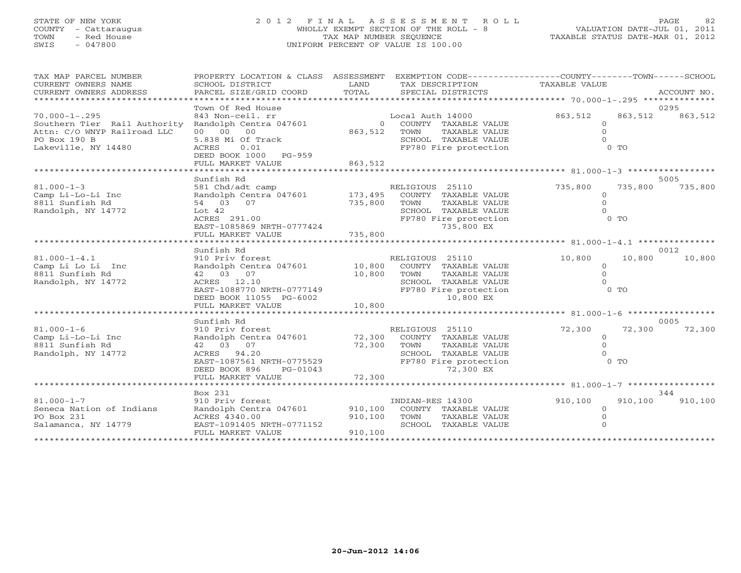STATE OF NEW YORK
COUNTY - Cattaraugus
TOWN - Red House
SWIS - 047800

# 2012 FINAL ASSESSMENT ROLL
WHOLLY EXEMPT SECTION OF THE ROLL - 8
TAX MAP NUMBER SEQUENCE
UNIFORM PERCENT OF VALUE IS 100.00

VALUATION DATE-JUL 01, 2011
TAXABLE STATUS DATE-MAR 01, 2012

| TAX MAP PARCEL NUMBER / CURRENT OWNERS NAME / CURRENT OWNERS ADDRESS | PROPERTY LOCATION & CLASS / SCHOOL DISTRICT / PARCEL SIZE/GRID COORD | ASSESSMENT LAND | TOTAL | EXEMPTION CODE / TAX DESCRIPTION / SPECIAL DISTRICTS | COUNTY TAXABLE VALUE | TOWN | SCHOOL / ACCOUNT NO. |
|---|---|---|---|---|---|---|---|
| **70.000-1-.295** | Town Of Red House | | | | | | 0295 |
| 70.000-1-.295 | 843 Non-ceil. rr | | | Local Auth 14000 | 863,512 | 863,512 | 863,512 |
| Southern Tier Rail Authority | Randolph Centra 047601 | 0 | | COUNTY TAXABLE VALUE | 0 | | |
| Attn: C/O WNYP Railroad LLC | 00 00 00 | | 863,512 | TOWN TAXABLE VALUE | 0 | | |
| PO Box 190 B | 5.838 Mi Of Track | | | SCHOOL TAXABLE VALUE | 0 | | |
| Lakeville, NY 14480 | ACRES 0.01 | | | FP780 Fire protection | 0 TO | | |
| | DEED BOOK 1000 PG-959 | | | | | | |
| | FULL MARKET VALUE | | 863,512 | | | | |
| **81.000-1-3** | Sunfish Rd | | | | | | 5005 |
| 81.000-1-3 | 581 Chd/adt camp | | | RELIGIOUS 25110 | 735,800 | 735,800 | 735,800 |
| Camp Li-Lo-Li Inc | Randolph Centra 047601 | 173,495 | | COUNTY TAXABLE VALUE | 0 | | |
| 8811 Sunfish Rd | 54 03 07 | | 735,800 | TOWN TAXABLE VALUE | 0 | | |
| Randolph, NY 14772 | Lot 42 | | | SCHOOL TAXABLE VALUE | 0 | | |
| | ACRES 291.00 | | | FP780 Fire protection | 0 TO | | |
| | EAST-1085869 NRTH-0777424 | | | 735,800 EX | | | |
| | FULL MARKET VALUE | | 735,800 | | | | |
| **81.000-1-4.1** | Sunfish Rd | | | | | | 0012 |
| 81.000-1-4.1 | 910 Priv forest | | | RELIGIOUS 25110 | 10,800 | 10,800 | 10,800 |
| Camp Li Lo Li Inc | Randolph Centra 047601 | 10,800 | | COUNTY TAXABLE VALUE | 0 | | |
| 8811 Sunfish Rd | 42 03 07 | | 10,800 | TOWN TAXABLE VALUE | 0 | | |
| Randolph, NY 14772 | ACRES 12.10 | | | SCHOOL TAXABLE VALUE | 0 | | |
| | EAST-1088770 NRTH-0777149 | | | FP780 Fire protection | 0 TO | | |
| | DEED BOOK 11055 PG-6002 | | | 10,800 EX | | | |
| | FULL MARKET VALUE | | 10,800 | | | | |
| **81.000-1-6** | Sunfish Rd | | | | | | 0005 |
| 81.000-1-6 | 910 Priv forest | | | RELIGIOUS 25110 | 72,300 | 72,300 | 72,300 |
| Camp Li-Lo-Li Inc | Randolph Centra 047601 | 72,300 | | COUNTY TAXABLE VALUE | 0 | | |
| 8811 Sunfish Rd | 42 03 07 | | 72,300 | TOWN TAXABLE VALUE | 0 | | |
| Randolph, NY 14772 | ACRES 94.20 | | | SCHOOL TAXABLE VALUE | 0 | | |
| | EAST-1087561 NRTH-0775529 | | | FP780 Fire protection | 0 TO | | |
| | DEED BOOK 896 PG-01043 | | | 72,300 EX | | | |
| | FULL MARKET VALUE | | 72,300 | | | | |
| **81.000-1-7** | Box 231 | | | | | | 344 |
| 81.000-1-7 | 910 Priv forest | | | INDIAN-RES 14300 | 910,100 | 910,100 | 910,100 |
| Seneca Nation of Indians | Randolph Centra 047601 | 910,100 | | COUNTY TAXABLE VALUE | 0 | | |
| PO Box 231 | ACRES 4340.00 | | 910,100 | TOWN TAXABLE VALUE | 0 | | |
| Salamanca, NY 14779 | EAST-1091405 NRTH-0771152 | | | SCHOOL TAXABLE VALUE | 0 | | |
| | FULL MARKET VALUE | | 910,100 | | | | |

20-Jun-2012 14:06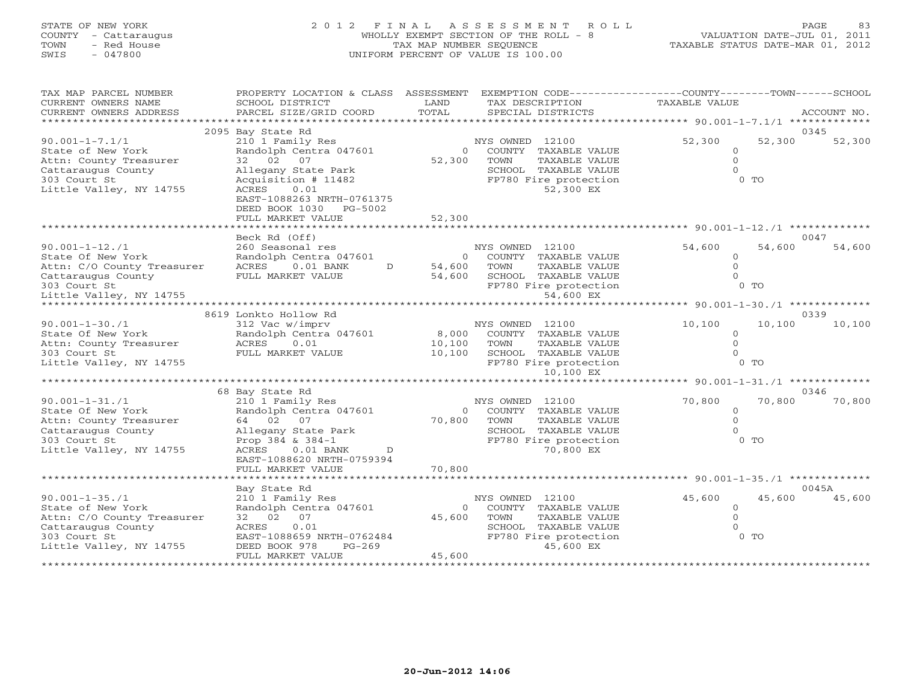STATE OF NEW YORK
COUNTY - Cattaraugus
TOWN - Red House
SWIS - 047800

# 2012 FINAL ASSESSMENT ROLL

WHOLLY EXEMPT SECTION OF THE ROLL - 8
TAX MAP NUMBER SEQUENCE
UNIFORM PERCENT OF VALUE IS 100.00

VALUATION DATE-JUL 01, 2011
TAXABLE STATUS DATE-MAR 01, 2012

| TAX MAP PARCEL NUMBER / CURRENT OWNERS NAME / CURRENT OWNERS ADDRESS | PROPERTY LOCATION & CLASS / SCHOOL DISTRICT / PARCEL SIZE/GRID COORD | ASSESSMENT LAND / TOTAL | EXEMPTION CODE / TAX DESCRIPTION / SPECIAL DISTRICTS | COUNTY TAXABLE VALUE | TOWN | SCHOOL / ACCOUNT NO. |
|---|---|---|---|---|---|---|
| **90.001-1-7.1/1** | 2095 Bay State Rd | | | | | 0345 |
| 90.001-1-7.1/1 | 210 1 Family Res | | NYS OWNED 12100 | 52,300 | 52,300 | 52,300 |
| State of New York | Randolph Centra 047601 | 0 | COUNTY TAXABLE VALUE | 0 | | |
| Attn: County Treasurer | 32 02 07 | 52,300 | TOWN TAXABLE VALUE | 0 | | |
| Cattaraugus County | Allegany State Park | | SCHOOL TAXABLE VALUE | 0 | | |
| 303 Court St | Acquisition # 11482 | | FP780 Fire protection | 0 TO | | |
| Little Valley, NY 14755 | ACRES 0.01 | | 52,300 EX | | | |
| | EAST-1088263 NRTH-0761375 | | | | | |
| | DEED BOOK 1030 PG-5002 | | | | | |
| | FULL MARKET VALUE | 52,300 | | | | |
| **90.001-1-12./1** | Beck Rd (Off) | | | | | 0047 |
| 90.001-1-12./1 | 260 Seasonal res | | NYS OWNED 12100 | 54,600 | 54,600 | 54,600 |
| State Of New York | Randolph Centra 047601 | 0 | COUNTY TAXABLE VALUE | 0 | | |
| Attn: C/O County Treasurer | ACRES 0.01 BANK D | 54,600 | TOWN TAXABLE VALUE | 0 | | |
| Cattaraugus County | FULL MARKET VALUE | 54,600 | SCHOOL TAXABLE VALUE | 0 | | |
| 303 Court St | | | FP780 Fire protection | 0 TO | | |
| Little Valley, NY 14755 | | | 54,600 EX | | | |
| **90.001-1-30./1** | 8619 Lonkto Hollow Rd | | | | | 0339 |
| 90.001-1-30./1 | 312 Vac w/imprv | | NYS OWNED 12100 | 10,100 | 10,100 | 10,100 |
| State Of New York | Randolph Centra 047601 | 8,000 | COUNTY TAXABLE VALUE | 0 | | |
| Attn: County Treasurer | ACRES 0.01 | 10,100 | TOWN TAXABLE VALUE | 0 | | |
| 303 Court St | FULL MARKET VALUE | 10,100 | SCHOOL TAXABLE VALUE | 0 | | |
| Little Valley, NY 14755 | | | FP780 Fire protection | 0 TO | | |
| | | | 10,100 EX | | | |
| **90.001-1-31./1** | 68 Bay State Rd | | | | | 0346 |
| 90.001-1-31./1 | 210 1 Family Res | | NYS OWNED 12100 | 70,800 | 70,800 | 70,800 |
| State Of New York | Randolph Centra 047601 | 0 | COUNTY TAXABLE VALUE | 0 | | |
| Attn: County Treasurer | 64 02 07 | 70,800 | TOWN TAXABLE VALUE | 0 | | |
| Cattaraugus County | Allegany State Park | | SCHOOL TAXABLE VALUE | 0 | | |
| 303 Court St | Prop 384 & 384-1 | | FP780 Fire protection | 0 TO | | |
| Little Valley, NY 14755 | ACRES 0.01 BANK D | | 70,800 EX | | | |
| | EAST-1088620 NRTH-0759394 | | | | | |
| | FULL MARKET VALUE | 70,800 | | | | |
| **90.001-1-35./1** | Bay State Rd | | | | | 0045A |
| 90.001-1-35./1 | 210 1 Family Res | | NYS OWNED 12100 | 45,600 | 45,600 | 45,600 |
| State of New York | Randolph Centra 047601 | 0 | COUNTY TAXABLE VALUE | 0 | | |
| Attn: C/O County Treasurer | 32 02 07 | 45,600 | TOWN TAXABLE VALUE | 0 | | |
| Cattaraugus County | ACRES 0.01 | | SCHOOL TAXABLE VALUE | 0 | | |
| 303 Court St | EAST-1088659 NRTH-0762484 | | FP780 Fire protection | 0 TO | | |
| Little Valley, NY 14755 | DEED BOOK 978 PG-269 | | 45,600 EX | | | |
| | FULL MARKET VALUE | 45,600 | | | | |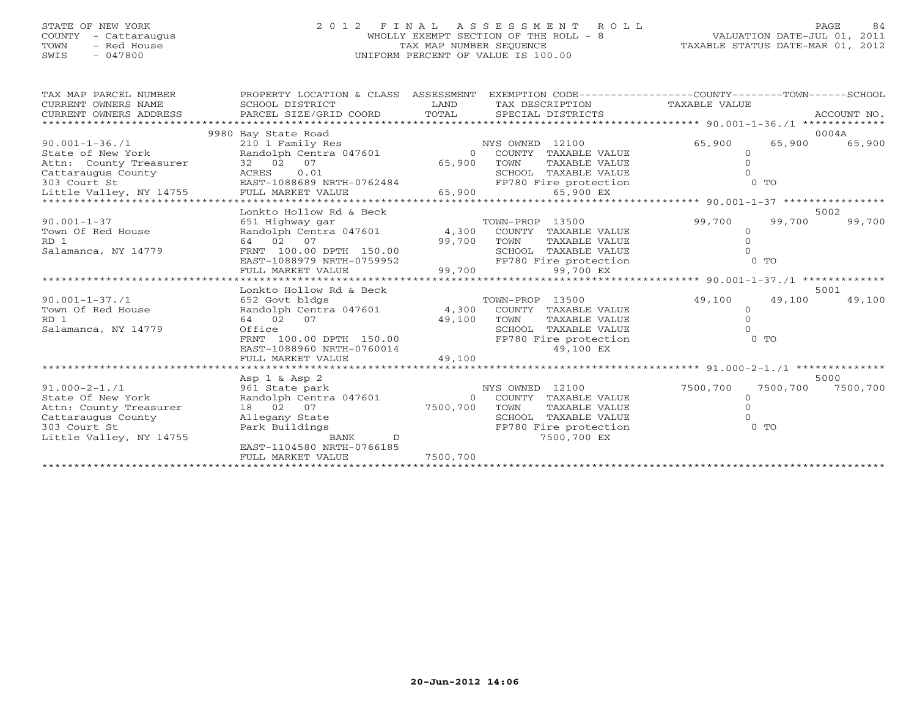STATE OF NEW YORK
COUNTY - Cattaraugus
TOWN - Red House
SWIS - 047800

# 2012 FINAL ASSESSMENT ROLL

WHOLLY EXEMPT SECTION OF THE ROLL - 8
TAX MAP NUMBER SEQUENCE
UNIFORM PERCENT OF VALUE IS 100.00

VALUATION DATE-JUL 01, 2011
TAXABLE STATUS DATE-MAR 01, 2012

| TAX MAP PARCEL NUMBER / CURRENT OWNERS NAME / CURRENT OWNERS ADDRESS | PROPERTY LOCATION & CLASS / SCHOOL DISTRICT / PARCEL SIZE/GRID COORD | ASSESSMENT LAND / TOTAL | EXEMPTION CODE / TAX DESCRIPTION / SPECIAL DISTRICTS | COUNTY | TOWN | SCHOOL / ACCOUNT NO. |
|---|---|---|---|---|---|---|
| **90.001-1-36./1** | 9980 Bay State Road | | | | | 0004A |
| | 210 1 Family Res | | NYS OWNED 12100 | 65,900 | 65,900 | 65,900 |
| State of New York | Randolph Centra 047601 | 0 | COUNTY TAXABLE VALUE | 0 | | |
| Attn: County Treasurer | 32 02 07 | 65,900 | TOWN TAXABLE VALUE | | 0 | |
| Cattaraugus County | ACRES 0.01 | | SCHOOL TAXABLE VALUE | | | 0 |
| 303 Court St | EAST-1088689 NRTH-0762484 | | FP780 Fire protection | 0 TO | | |
| Little Valley, NY 14755 | FULL MARKET VALUE | 65,900 | 65,900 EX | | | |
| **90.001-1-37** | Lonkto Hollow Rd & Beck | | | | | 5002 |
| | 651 Highway gar | | TOWN-PROP 13500 | 99,700 | 99,700 | 99,700 |
| Town Of Red House | Randolph Centra 047601 | 4,300 | COUNTY TAXABLE VALUE | 0 | | |
| RD 1 | 64 02 07 | 99,700 | TOWN TAXABLE VALUE | | 0 | |
| Salamanca, NY 14779 | FRNT 100.00 DPTH 150.00 | | SCHOOL TAXABLE VALUE | | | 0 |
| | EAST-1088979 NRTH-0759952 | | FP780 Fire protection | 0 TO | | |
| | FULL MARKET VALUE | 99,700 | 99,700 EX | | | |
| **90.001-1-37./1** | Lonkto Hollow Rd & Beck | | | | | 5001 |
| | 652 Govt bldgs | | TOWN-PROP 13500 | 49,100 | 49,100 | 49,100 |
| Town Of Red House | Randolph Centra 047601 | 4,300 | COUNTY TAXABLE VALUE | 0 | | |
| RD 1 | 64 02 07 | 49,100 | TOWN TAXABLE VALUE | | 0 | |
| Salamanca, NY 14779 | Office | | SCHOOL TAXABLE VALUE | | | 0 |
| | FRNT 100.00 DPTH 150.00 | | FP780 Fire protection | 0 TO | | |
| | EAST-1088960 NRTH-0760014 | | 49,100 EX | | | |
| | FULL MARKET VALUE | 49,100 | | | | |
| **91.000-2-1./1** | Asp 1 & Asp 2 | | | | | 5000 |
| | 961 State park | | NYS OWNED 12100 | 7500,700 | 7500,700 | 7500,700 |
| State Of New York | Randolph Centra 047601 | 0 | COUNTY TAXABLE VALUE | 0 | | |
| Attn: County Treasurer | 18 02 07 | 7500,700 | TOWN TAXABLE VALUE | | 0 | |
| Cattaraugus County | Allegany State | | SCHOOL TAXABLE VALUE | | | 0 |
| 303 Court St | Park Buildings | | FP780 Fire protection | 0 TO | | |
| Little Valley, NY 14755 | BANK D | | 7500,700 EX | | | |
| | EAST-1104580 NRTH-0766185 | | | | | |
| | FULL MARKET VALUE | 7500,700 | | | | |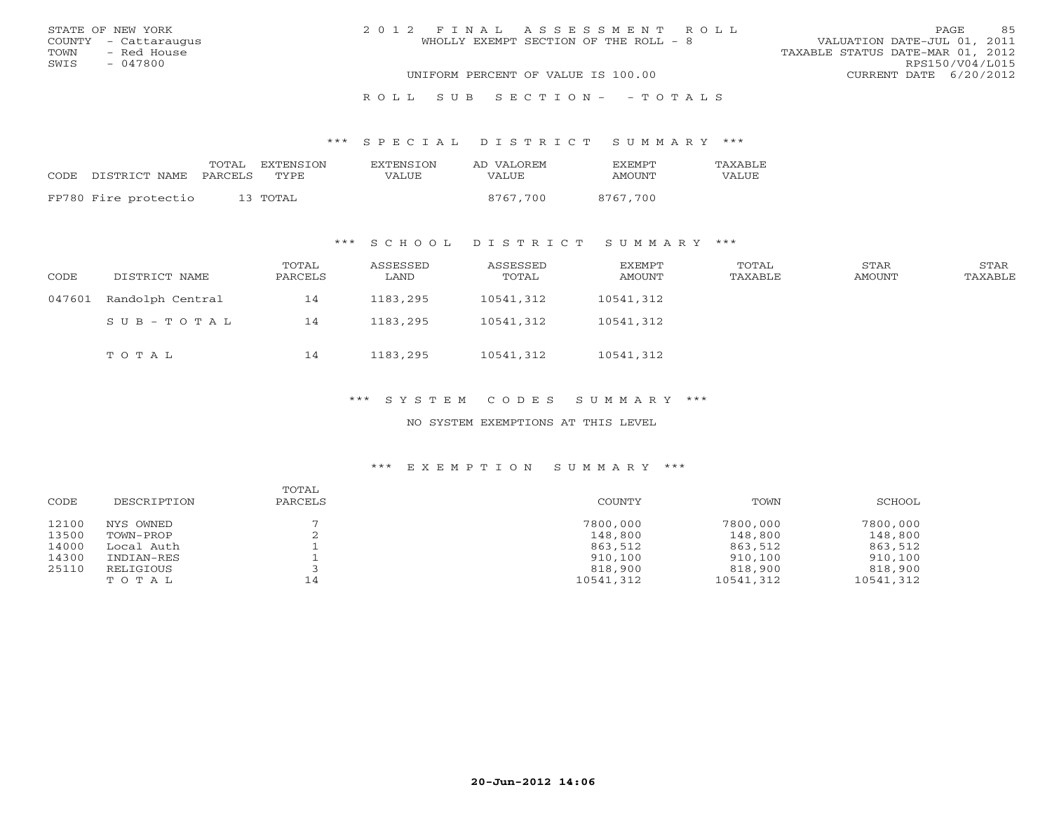STATE OF NEW YORK
COUNTY - Cattaraugus
TOWN - Red House
SWIS - 047800

2012 FINAL ASSESSMENT ROLL
WHOLLY EXEMPT SECTION OF THE ROLL - 8

UNIFORM PERCENT OF VALUE IS 100.00

VALUATION DATE-JUL 01, 2011
TAXABLE STATUS DATE-MAR 01, 2012
RPS150/V04/L015
CURRENT DATE 6/20/2012

ROLL SUB SECTION- - TOTALS

### *** SPECIAL DISTRICT SUMMARY ***

| CODE DISTRICT NAME | TOTAL PARCELS | EXTENSION TYPE | EXTENSION VALUE | AD VALOREM VALUE | EXEMPT AMOUNT | TAXABLE VALUE |
|---|---|---|---|---|---|---|
| FP780 Fire protectio | 13 | TOTAL | | 8767,700 | 8767,700 | |

### *** SCHOOL DISTRICT SUMMARY ***

| CODE | DISTRICT NAME | TOTAL PARCELS | ASSESSED LAND | ASSESSED TOTAL | EXEMPT AMOUNT | TOTAL TAXABLE | STAR AMOUNT | STAR TAXABLE |
|---|---|---|---|---|---|---|---|---|
| 047601 | Randolph Central | 14 | 1183,295 | 10541,312 | 10541,312 | | | |
| | SUB-TOTAL | 14 | 1183,295 | 10541,312 | 10541,312 | | | |
| | TOTAL | 14 | 1183,295 | 10541,312 | 10541,312 | | | |

### *** SYSTEM CODES SUMMARY ***

NO SYSTEM EXEMPTIONS AT THIS LEVEL

### *** EXEMPTION SUMMARY ***

| CODE | DESCRIPTION | TOTAL PARCELS | COUNTY | TOWN | SCHOOL |
|---|---|---|---|---|---|
| 12100 | NYS OWNED | 7 | 7800,000 | 7800,000 | 7800,000 |
| 13500 | TOWN-PROP | 2 | 148,800 | 148,800 | 148,800 |
| 14000 | Local Auth | 1 | 863,512 | 863,512 | 863,512 |
| 14300 | INDIAN-RES | 1 | 910,100 | 910,100 | 910,100 |
| 25110 | RELIGIOUS | 3 | 818,900 | 818,900 | 818,900 |
| | TOTAL | 14 | 10541,312 | 10541,312 | 10541,312 |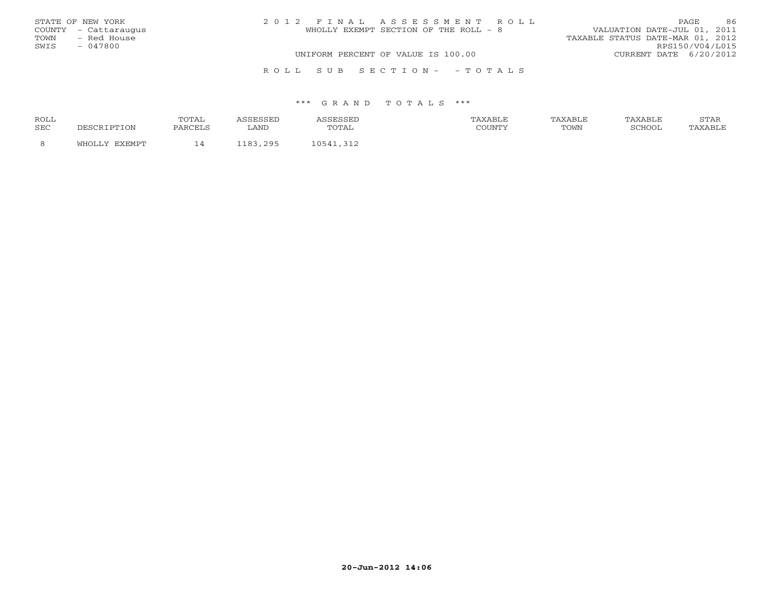STATE OF NEW YORK
COUNTY - Cattaraugus
TOWN - Red House
SWIS - 047800

2012 FINAL ASSESSMENT ROLL
WHOLLY EXEMPT SECTION OF THE ROLL - 8

VALUATION DATE-JUL 01, 2011
TAXABLE STATUS DATE-MAR 01, 2012
RPS150/V04/L015
CURRENT DATE 6/20/2012

UNIFORM PERCENT OF VALUE IS 100.00

ROLL SUB SECTION- - TOTALS

*** GRAND TOTALS ***

| ROLL SEC | DESCRIPTION | TOTAL PARCELS | ASSESSED LAND | ASSESSED TOTAL | TAXABLE COUNTY | TAXABLE TOWN | TAXABLE SCHOOL | STAR TAXABLE |
|---|---|---|---|---|---|---|---|---|
| 8 | WHOLLY EXEMPT | 14 | 1183,295 | 10541,312 | | | | |

20-Jun-2012 14:06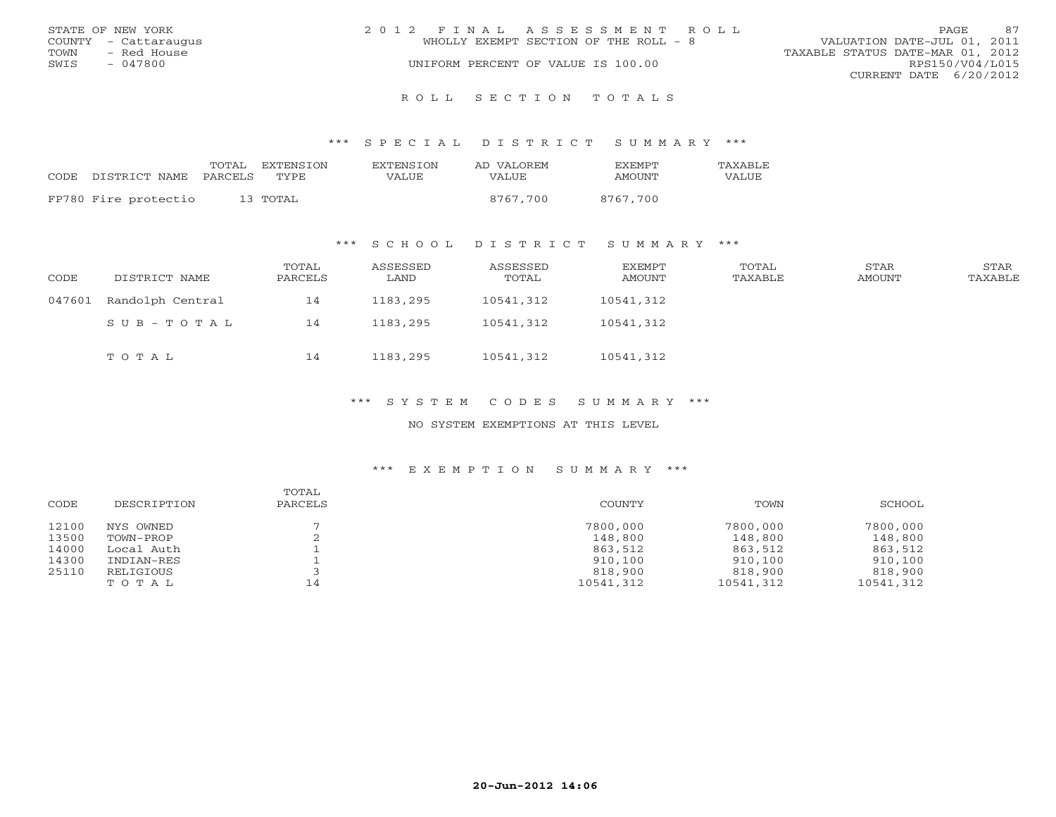STATE OF NEW YORK
COUNTY - Cattaraugus
TOWN - Red House
SWIS - 047800

2012 FINAL ASSESSMENT ROLL
WHOLLY EXEMPT SECTION OF THE ROLL - 8
UNIFORM PERCENT OF VALUE IS 100.00

VALUATION DATE-JUL 01, 2011
TAXABLE STATUS DATE-MAR 01, 2012
RPS150/V04/L015
CURRENT DATE 6/20/2012

## ROLL SECTION TOTALS

### *** SPECIAL DISTRICT SUMMARY ***

| CODE | DISTRICT NAME | TOTAL PARCELS | EXTENSION TYPE | EXTENSION VALUE | AD VALOREM VALUE | EXEMPT AMOUNT | TAXABLE VALUE |
|---|---|---|---|---|---|---|---|
| FP780 | Fire protectio | 13 | TOTAL | | 8767,700 | 8767,700 | |

### *** SCHOOL DISTRICT SUMMARY ***

| CODE | DISTRICT NAME | TOTAL PARCELS | ASSESSED LAND | ASSESSED TOTAL | EXEMPT AMOUNT | TOTAL TAXABLE | STAR AMOUNT | STAR TAXABLE |
|---|---|---|---|---|---|---|---|---|
| 047601 | Randolph Central | 14 | 1183,295 | 10541,312 | 10541,312 | | | |
| | SUB-TOTAL | 14 | 1183,295 | 10541,312 | 10541,312 | | | |
| | TOTAL | 14 | 1183,295 | 10541,312 | 10541,312 | | | |

### *** SYSTEM CODES SUMMARY ***

NO SYSTEM EXEMPTIONS AT THIS LEVEL

### *** EXEMPTION SUMMARY ***

| CODE | DESCRIPTION | TOTAL PARCELS | COUNTY | TOWN | SCHOOL |
|---|---|---|---|---|---|
| 12100 | NYS OWNED | 7 | 7800,000 | 7800,000 | 7800,000 |
| 13500 | TOWN-PROP | 2 | 148,800 | 148,800 | 148,800 |
| 14000 | Local Auth | 1 | 863,512 | 863,512 | 863,512 |
| 14300 | INDIAN-RES | 1 | 910,100 | 910,100 | 910,100 |
| 25110 | RELIGIOUS | 3 | 818,900 | 818,900 | 818,900 |
| | TOTAL | 14 | 10541,312 | 10541,312 | 10541,312 |

20-Jun-2012 14:06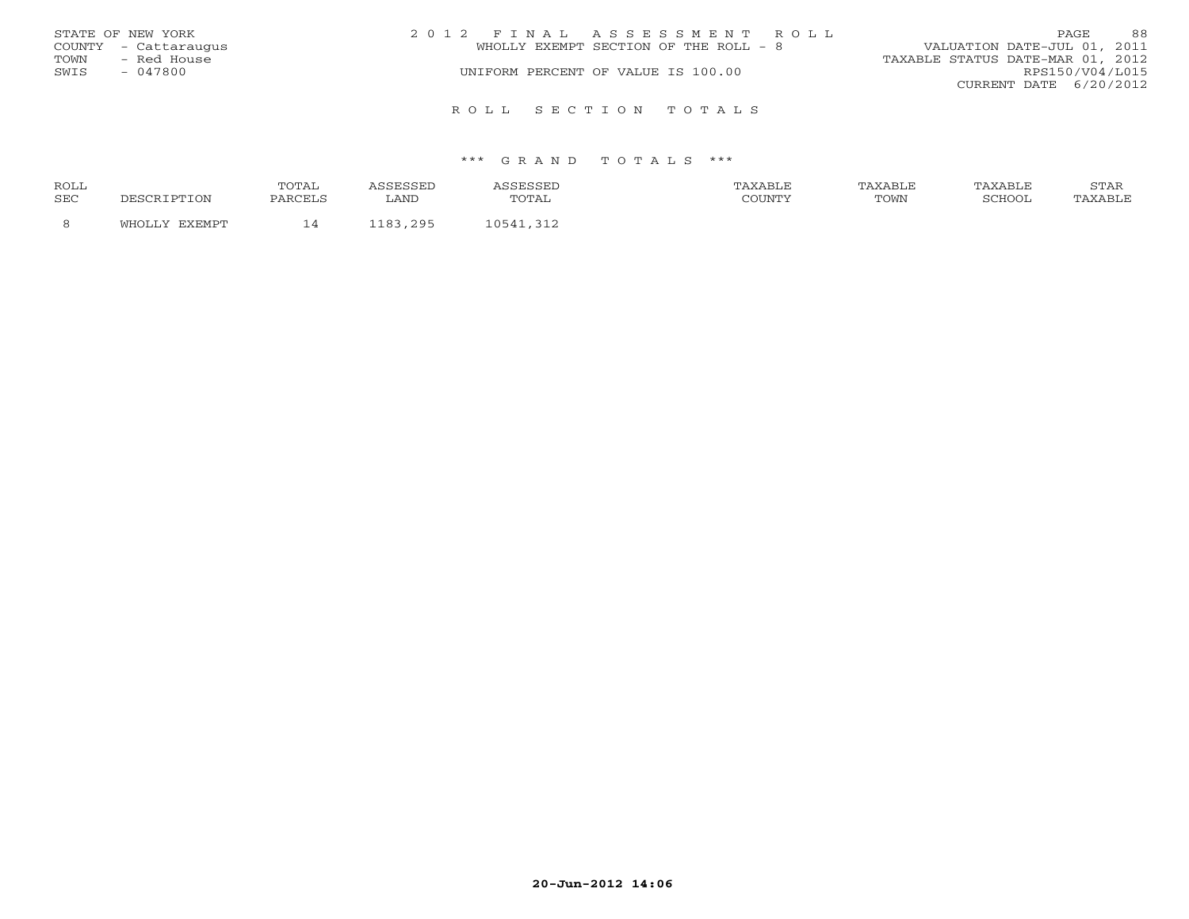STATE OF NEW YORK
COUNTY - Cattaraugus
TOWN - Red House
SWIS - 047800

2 0 1 2 F I N A L A S S E S S M E N T R O L L
WHOLLY EXEMPT SECTION OF THE ROLL - 8
UNIFORM PERCENT OF VALUE IS 100.00

VALUATION DATE-JUL 01, 2011
TAXABLE STATUS DATE-MAR 01, 2012
RPS150/V04/L015
CURRENT DATE 6/20/2012

R O L L S E C T I O N T O T A L S

\*\*\* G R A N D T O T A L S \*\*\*

| ROLL SEC | DESCRIPTION | TOTAL PARCELS | ASSESSED LAND | ASSESSED TOTAL | TAXABLE COUNTY | TAXABLE TOWN | TAXABLE SCHOOL | STAR TAXABLE |
|---|---|---|---|---|---|---|---|---|
| 8 | WHOLLY EXEMPT | 14 | 1183,295 | 10541,312 | | | | |

20-Jun-2012 14:06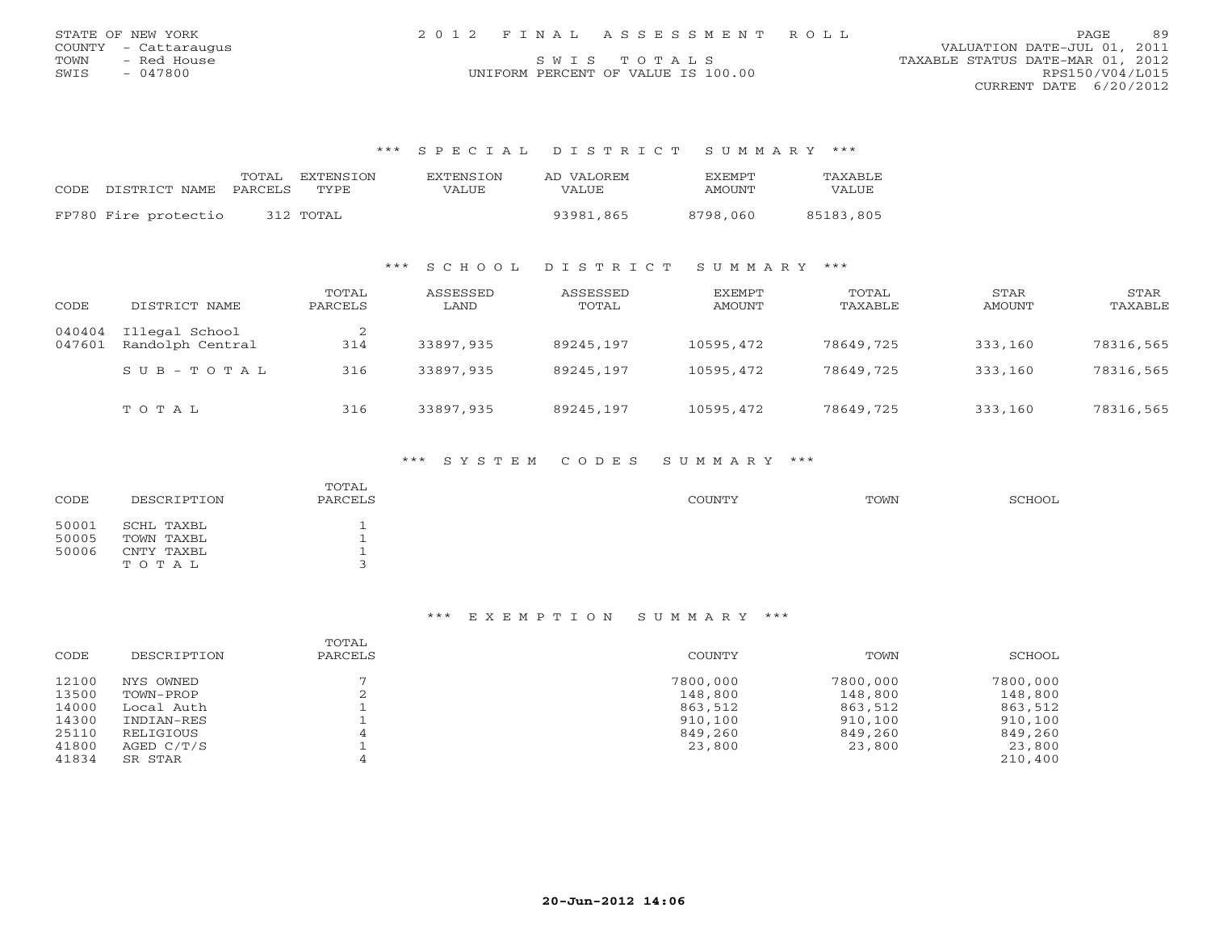STATE OF NEW YORK
COUNTY - Cattaraugus
TOWN - Red House
SWIS - 047800

2012 FINAL ASSESSMENT ROLL
SWIS TOTALS
UNIFORM PERCENT OF VALUE IS 100.00

VALUATION DATE-JUL 01, 2011
TAXABLE STATUS DATE-MAR 01, 2012
RPS150/V04/L015
CURRENT DATE 6/20/2012

### *** SPECIAL DISTRICT SUMMARY ***

| CODE | DISTRICT NAME | TOTAL PARCELS | EXTENSION TYPE | EXTENSION VALUE | AD VALOREM VALUE | EXEMPT AMOUNT | TAXABLE VALUE |
|---|---|---|---|---|---|---|---|
| FP780 | Fire protectio | 312 | TOTAL | | 93981,865 | 8798,060 | 85183,805 |

### *** SCHOOL DISTRICT SUMMARY ***

| CODE | DISTRICT NAME | TOTAL PARCELS | ASSESSED LAND | ASSESSED TOTAL | EXEMPT AMOUNT | TOTAL TAXABLE | STAR AMOUNT | STAR TAXABLE |
|---|---|---|---|---|---|---|---|---|
| 040404 | Illegal School | 2 | | | | | | |
| 047601 | Randolph Central | 314 | 33897,935 | 89245,197 | 10595,472 | 78649,725 | 333,160 | 78316,565 |
| | SUB-TOTAL | 316 | 33897,935 | 89245,197 | 10595,472 | 78649,725 | 333,160 | 78316,565 |
| | TOTAL | 316 | 33897,935 | 89245,197 | 10595,472 | 78649,725 | 333,160 | 78316,565 |

### *** SYSTEM CODES SUMMARY ***

| CODE | DESCRIPTION | TOTAL PARCELS | COUNTY | TOWN | SCHOOL |
|---|---|---|---|---|---|
| 50001 | SCHL TAXBL | 1 | | | |
| 50005 | TOWN TAXBL | 1 | | | |
| 50006 | CNTY TAXBL | 1 | | | |
| | TOTAL | 3 | | | |

### *** EXEMPTION SUMMARY ***

| CODE | DESCRIPTION | TOTAL PARCELS | COUNTY | TOWN | SCHOOL |
|---|---|---|---|---|---|
| 12100 | NYS OWNED | 7 | 7800,000 | 7800,000 | 7800,000 |
| 13500 | TOWN-PROP | 2 | 148,800 | 148,800 | 148,800 |
| 14000 | Local Auth | 1 | 863,512 | 863,512 | 863,512 |
| 14300 | INDIAN-RES | 1 | 910,100 | 910,100 | 910,100 |
| 25110 | RELIGIOUS | 4 | 849,260 | 849,260 | 849,260 |
| 41800 | AGED C/T/S | 1 | 23,800 | 23,800 | 23,800 |
| 41834 | SR STAR | 4 | | | 210,400 |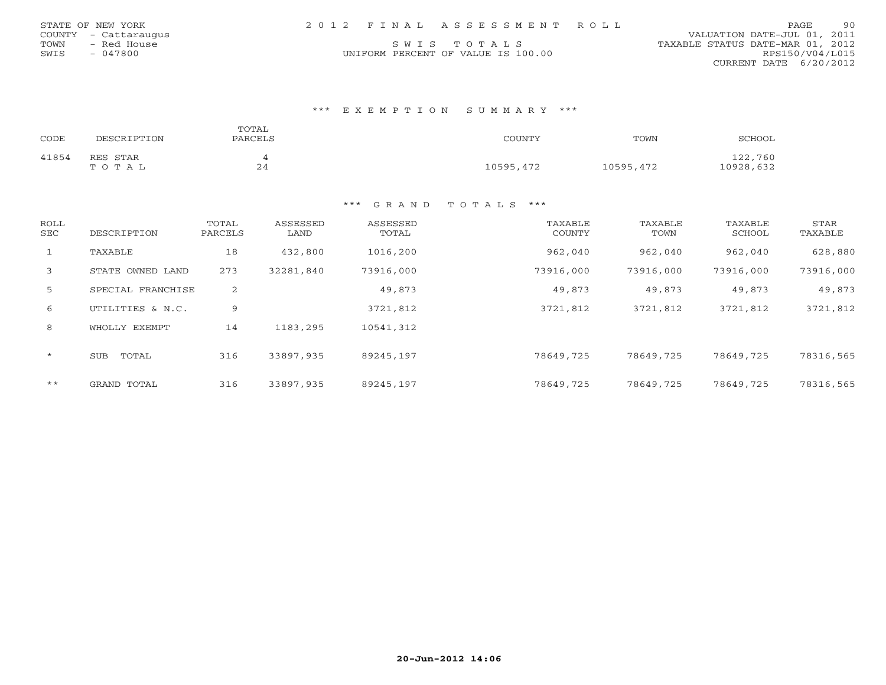STATE OF NEW YORK
COUNTY - Cattaraugus
TOWN - Red House
SWIS - 047800

2012 FINAL ASSESSMENT ROLL
SWIS TOTALS
UNIFORM PERCENT OF VALUE IS 100.00

VALUATION DATE-JUL 01, 2011
TAXABLE STATUS DATE-MAR 01, 2012
RPS150/V04/L015
CURRENT DATE 6/20/2012

### *** EXEMPTION SUMMARY ***

| CODE | DESCRIPTION | TOTAL PARCELS | COUNTY | TOWN | SCHOOL |
|---|---|---|---|---|---|
| 41854 | RES STAR | 4 | | | 122,760 |
| | TOTAL | 24 | 10595,472 | 10595,472 | 10928,632 |

### *** GRAND TOTALS ***

| ROLL SEC | DESCRIPTION | TOTAL PARCELS | ASSESSED LAND | ASSESSED TOTAL | TAXABLE COUNTY | TAXABLE TOWN | TAXABLE SCHOOL | STAR TAXABLE |
|---|---|---|---|---|---|---|---|---|
| 1 | TAXABLE | 18 | 432,800 | 1016,200 | 962,040 | 962,040 | 962,040 | 628,880 |
| 3 | STATE OWNED LAND | 273 | 32281,840 | 73916,000 | 73916,000 | 73916,000 | 73916,000 | 73916,000 |
| 5 | SPECIAL FRANCHISE | 2 | | 49,873 | 49,873 | 49,873 | 49,873 | 49,873 |
| 6 | UTILITIES & N.C. | 9 | | 3721,812 | 3721,812 | 3721,812 | 3721,812 | 3721,812 |
| 8 | WHOLLY EXEMPT | 14 | 1183,295 | 10541,312 | | | | |
| * | SUB TOTAL | 316 | 33897,935 | 89245,197 | 78649,725 | 78649,725 | 78649,725 | 78316,565 |
| ** | GRAND TOTAL | 316 | 33897,935 | 89245,197 | 78649,725 | 78649,725 | 78649,725 | 78316,565 |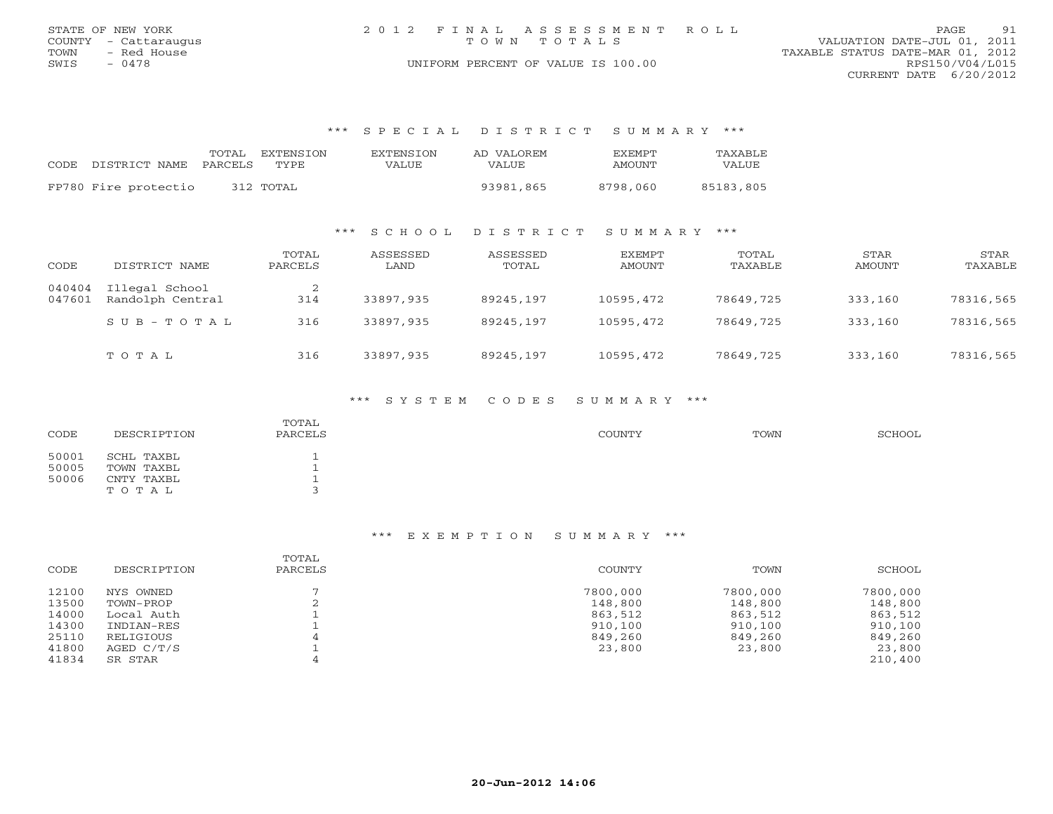STATE OF NEW YORK
COUNTY - Cattaraugus
TOWN - Red House
SWIS - 0478

# 2012 FINAL ASSESSMENT ROLL
TOWN TOTALS
UNIFORM PERCENT OF VALUE IS 100.00

VALUATION DATE-JUL 01, 2011
TAXABLE STATUS DATE-MAR 01, 2012
RPS150/V04/L015
CURRENT DATE 6/20/2012

## *** SPECIAL DISTRICT SUMMARY ***

| CODE | DISTRICT NAME | TOTAL PARCELS | EXTENSION TYPE | EXTENSION VALUE | AD VALOREM VALUE | EXEMPT AMOUNT | TAXABLE VALUE |
|---|---|---|---|---|---|---|---|
| FP780 | Fire protectio | 312 | TOTAL | | 93981,865 | 8798,060 | 85183,805 |

## *** SCHOOL DISTRICT SUMMARY ***

| CODE | DISTRICT NAME | TOTAL PARCELS | ASSESSED LAND | ASSESSED TOTAL | EXEMPT AMOUNT | TOTAL TAXABLE | STAR AMOUNT | STAR TAXABLE |
|---|---|---|---|---|---|---|---|---|
| 040404 | Illegal School | 2 | | | | | | |
| 047601 | Randolph Central | 314 | 33897,935 | 89245,197 | 10595,472 | 78649,725 | 333,160 | 78316,565 |
| | SUB-TOTAL | 316 | 33897,935 | 89245,197 | 10595,472 | 78649,725 | 333,160 | 78316,565 |
| | TOTAL | 316 | 33897,935 | 89245,197 | 10595,472 | 78649,725 | 333,160 | 78316,565 |

## *** SYSTEM CODES SUMMARY ***

| CODE | DESCRIPTION | TOTAL PARCELS | COUNTY | TOWN | SCHOOL |
|---|---|---|---|---|---|
| 50001 | SCHL TAXBL | 1 | | | |
| 50005 | TOWN TAXBL | 1 | | | |
| 50006 | CNTY TAXBL | 1 | | | |
| | TOTAL | 3 | | | |

## *** EXEMPTION SUMMARY ***

| CODE | DESCRIPTION | TOTAL PARCELS | COUNTY | TOWN | SCHOOL |
|---|---|---|---|---|---|
| 12100 | NYS OWNED | 7 | 7800,000 | 7800,000 | 7800,000 |
| 13500 | TOWN-PROP | 2 | 148,800 | 148,800 | 148,800 |
| 14000 | Local Auth | 1 | 863,512 | 863,512 | 863,512 |
| 14300 | INDIAN-RES | 1 | 910,100 | 910,100 | 910,100 |
| 25110 | RELIGIOUS | 4 | 849,260 | 849,260 | 849,260 |
| 41800 | AGED C/T/S | 1 | 23,800 | 23,800 | 23,800 |
| 41834 | SR STAR | 4 | | | 210,400 |

20-Jun-2012 14:06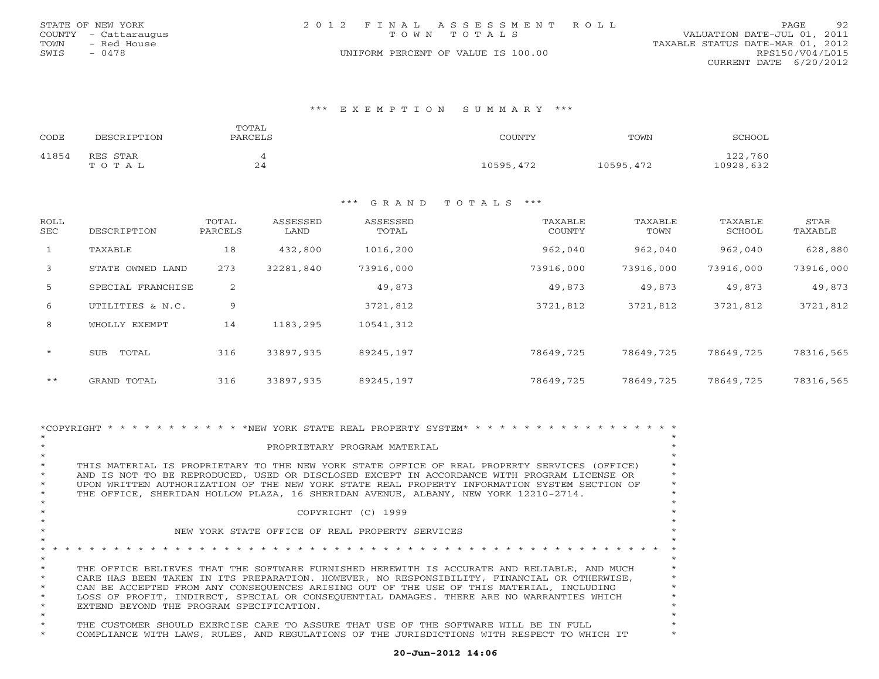STATE OF NEW YORK
COUNTY - Cattaraugus
TOWN - Red House
SWIS - 0478

2 0 1 2 F I N A L A S S E S S M E N T R O L L
T O W N T O T A L S
UNIFORM PERCENT OF VALUE IS 100.00

VALUATION DATE-JUL 01, 2011
TAXABLE STATUS DATE-MAR 01, 2012
RPS150/V04/L015
CURRENT DATE 6/20/2012

### *** E X E M P T I O N S U M M A R Y ***

| CODE | DESCRIPTION | TOTAL PARCELS | COUNTY | TOWN | SCHOOL |
|---|---|---|---|---|---|
| 41854 | RES STAR | 4 | | | 122,760 |
| | T O T A L | 24 | 10595,472 | 10595,472 | 10928,632 |

### *** G R A N D T O T A L S ***

| ROLL SEC | DESCRIPTION | TOTAL PARCELS | ASSESSED LAND | ASSESSED TOTAL | TAXABLE COUNTY | TAXABLE TOWN | TAXABLE SCHOOL | STAR TAXABLE |
|---|---|---|---|---|---|---|---|---|
| 1 | TAXABLE | 18 | 432,800 | 1016,200 | 962,040 | 962,040 | 962,040 | 628,880 |
| 3 | STATE OWNED LAND | 273 | 32281,840 | 73916,000 | 73916,000 | 73916,000 | 73916,000 | 73916,000 |
| 5 | SPECIAL FRANCHISE | 2 | | 49,873 | 49,873 | 49,873 | 49,873 | 49,873 |
| 6 | UTILITIES & N.C. | 9 | | 3721,812 | 3721,812 | 3721,812 | 3721,812 | 3721,812 |
| 8 | WHOLLY EXEMPT | 14 | 1183,295 | 10541,312 | | | | |
| * | SUB TOTAL | 316 | 33897,935 | 89245,197 | 78649,725 | 78649,725 | 78649,725 | 78316,565 |
| ** | GRAND TOTAL | 316 | 33897,935 | 89245,197 | 78649,725 | 78649,725 | 78649,725 | 78316,565 |

*COPYRIGHT * * * * * * * * * * * * NEW YORK STATE REAL PROPERTY SYSTEM* * * * * * * * * * * * * * * * * * *

PROPRIETARY PROGRAM MATERIAL

THIS MATERIAL IS PROPRIETARY TO THE NEW YORK STATE OFFICE OF REAL PROPERTY SERVICES (OFFICE) AND IS NOT TO BE REPRODUCED, USED OR DISCLOSED EXCEPT IN ACCORDANCE WITH PROGRAM LICENSE OR UPON WRITTEN AUTHORIZATION OF THE NEW YORK STATE REAL PROPERTY INFORMATION SYSTEM SECTION OF THE OFFICE, SHERIDAN HOLLOW PLAZA, 16 SHERIDAN AVENUE, ALBANY, NEW YORK 12210-2714.

COPYRIGHT (C) 1999

NEW YORK STATE OFFICE OF REAL PROPERTY SERVICES

THE OFFICE BELIEVES THAT THE SOFTWARE FURNISHED HEREWITH IS ACCURATE AND RELIABLE, AND MUCH CARE HAS BEEN TAKEN IN ITS PREPARATION. HOWEVER, NO RESPONSIBILITY, FINANCIAL OR OTHERWISE, CAN BE ACCEPTED FROM ANY CONSEQUENCES ARISING OUT OF THE USE OF THIS MATERIAL, INCLUDING LOSS OF PROFIT, INDIRECT, SPECIAL OR CONSEQUENTIAL DAMAGES. THERE ARE NO WARRANTIES WHICH EXTEND BEYOND THE PROGRAM SPECIFICATION.

THE CUSTOMER SHOULD EXERCISE CARE TO ASSURE THAT USE OF THE SOFTWARE WILL BE IN FULL COMPLIANCE WITH LAWS, RULES, AND REGULATIONS OF THE JURISDICTIONS WITH RESPECT TO WHICH IT

**20-Jun-2012 14:06**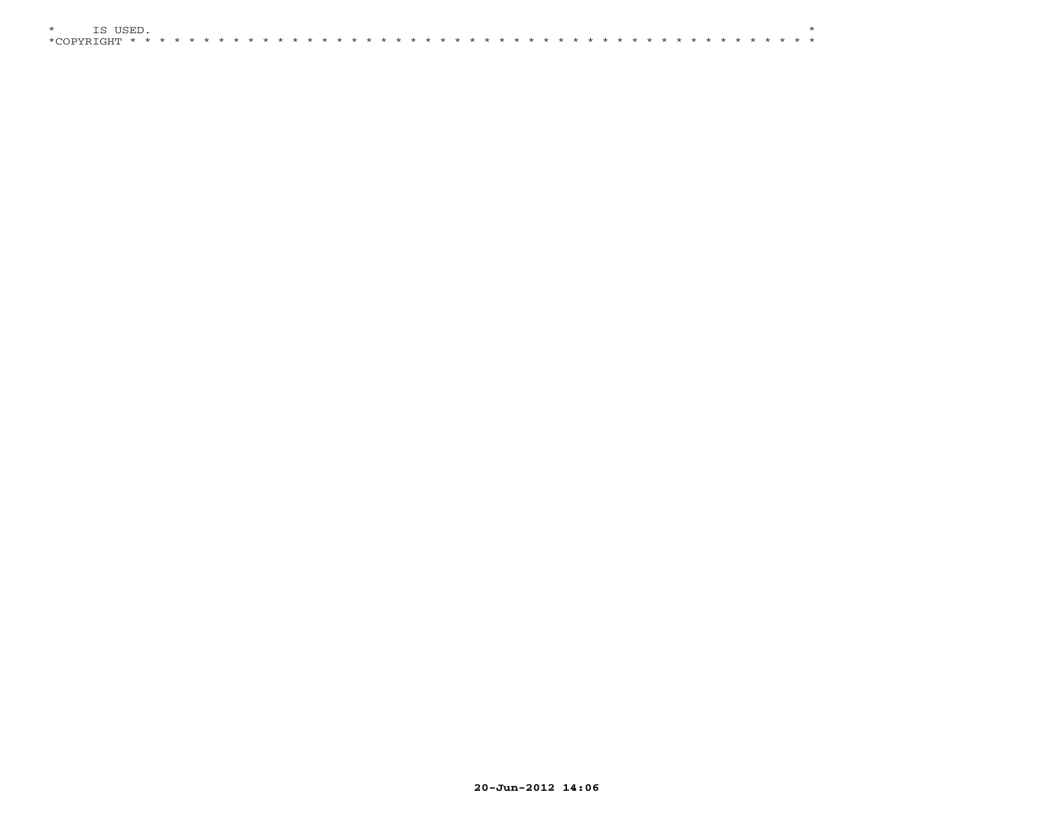```
*     IS USED.                                                                                    *
*COPYRIGHT * * * * * * * * * * * * * * * * * * * * * * * * * * * * * * * * * * * * * * * * * * * * *
```

20-Jun-2012 14:06